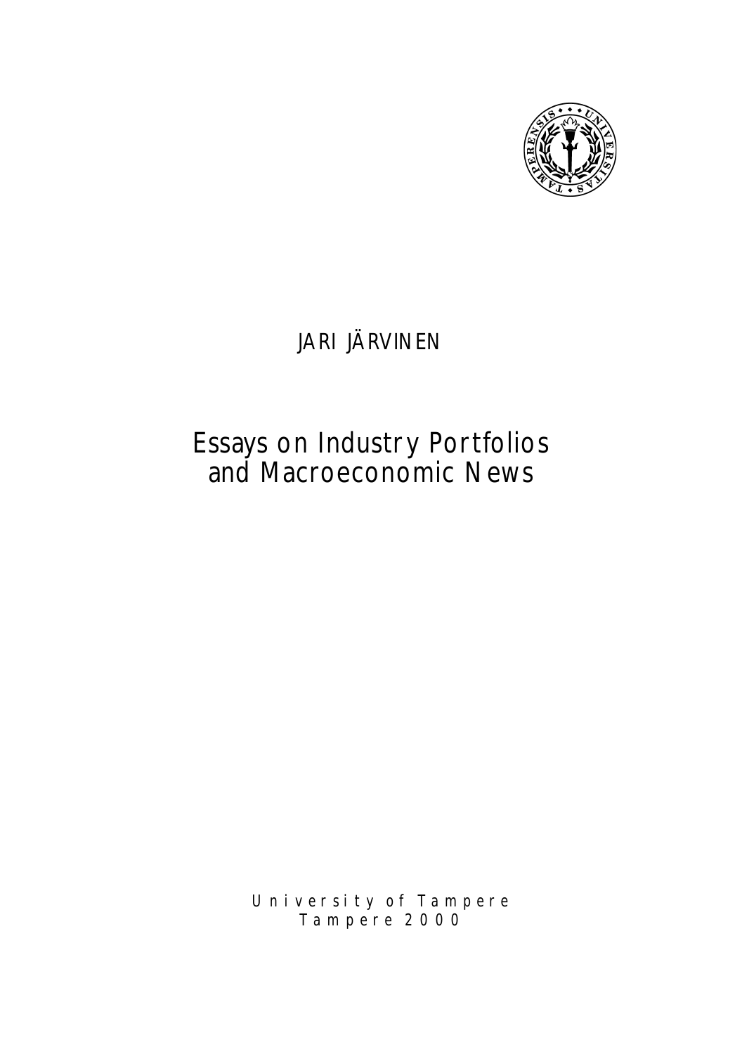JARI JÄRVINEN

# Essays on Industry Portfolios and Macroeconomic News

University of Tampere
Tampere 2000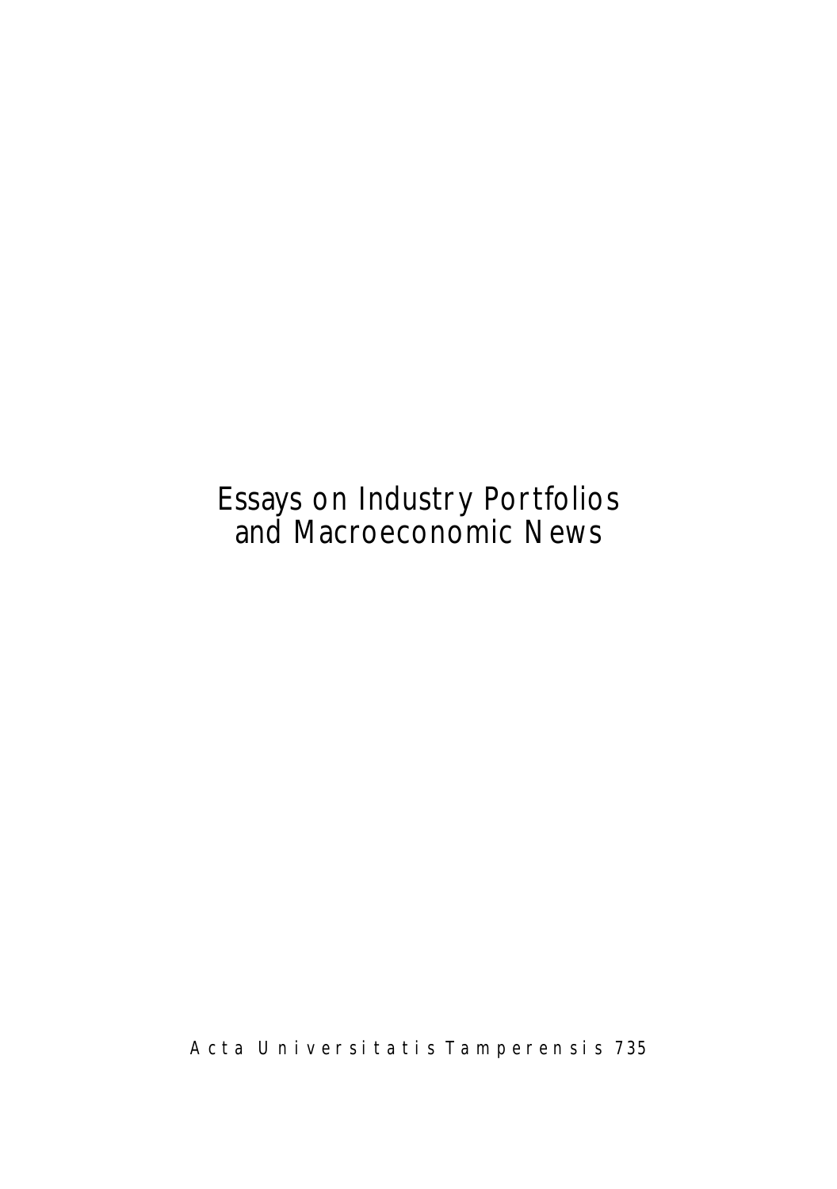# Essays on Industry Portfolios and Macroeconomic News

Acta Universitatis Tamperensis 735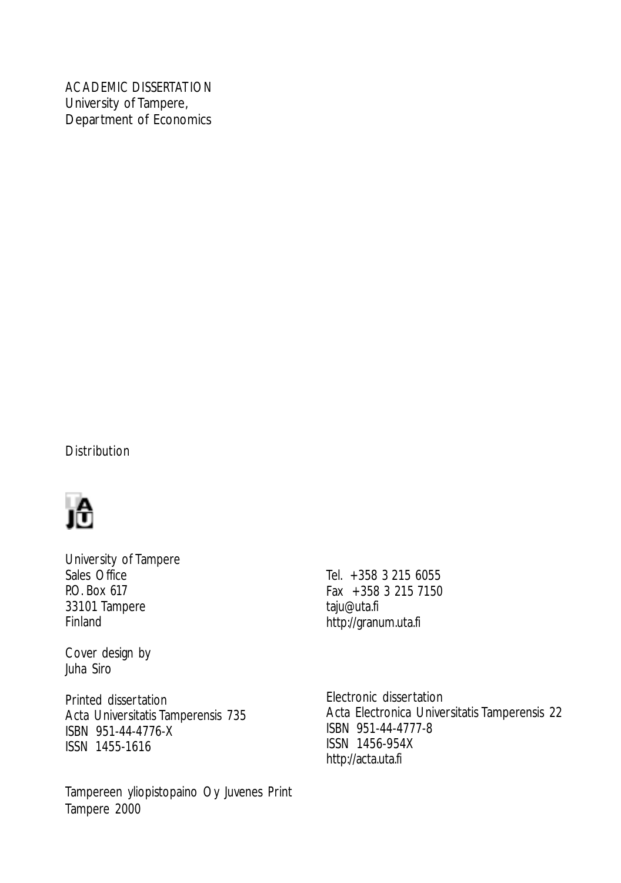ACADEMIC DISSERTATION
University of Tampere,
Department of Economics

Distribution

University of Tampere
Sales Office
P.O. Box 617
33101 Tampere
Finland

Tel. +358 3 215 6055
Fax +358 3 215 7150
taju@uta.fi
http://granum.uta.fi

Cover design by
Juha Siro

Printed dissertation
Acta Universitatis Tamperensis 735
ISBN 951-44-4776-X
ISSN 1455-1616

Electronic dissertation
Acta Electronica Universitatis Tamperensis 22
ISBN 951-44-4777-8
ISSN 1456-954X
http://acta.uta.fi

Tampereen yliopistopaino Oy Juvenes Print
Tampere 2000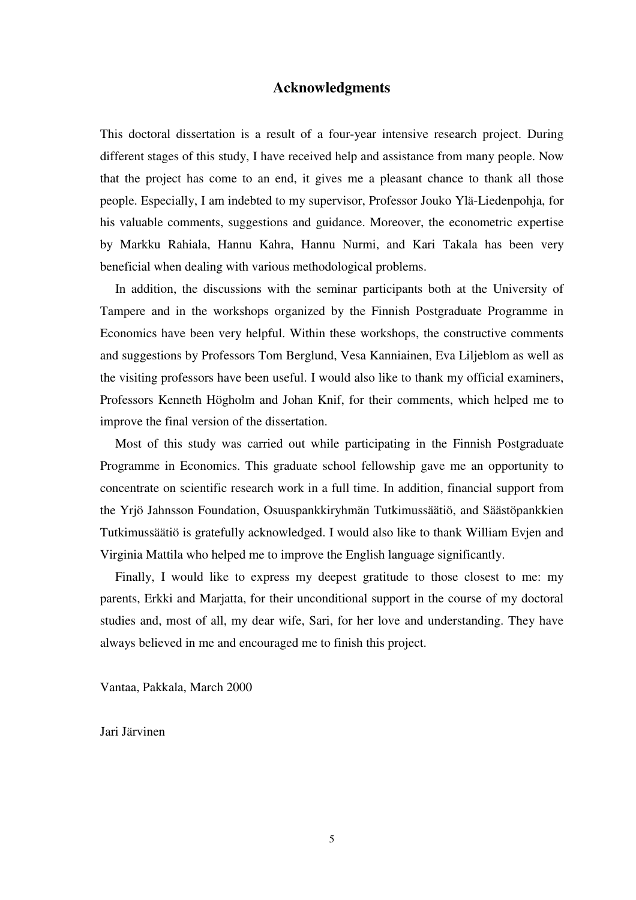# Acknowledgments

This doctoral dissertation is a result of a four-year intensive research project. During different stages of this study, I have received help and assistance from many people. Now that the project has come to an end, it gives me a pleasant chance to thank all those people. Especially, I am indebted to my supervisor, Professor Jouko Ylä-Liedenpohja, for his valuable comments, suggestions and guidance. Moreover, the econometric expertise by Markku Rahiala, Hannu Kahra, Hannu Nurmi, and Kari Takala has been very beneficial when dealing with various methodological problems.

In addition, the discussions with the seminar participants both at the University of Tampere and in the workshops organized by the Finnish Postgraduate Programme in Economics have been very helpful. Within these workshops, the constructive comments and suggestions by Professors Tom Berglund, Vesa Kanniainen, Eva Liljeblom as well as the visiting professors have been useful. I would also like to thank my official examiners, Professors Kenneth Högholm and Johan Knif, for their comments, which helped me to improve the final version of the dissertation.

Most of this study was carried out while participating in the Finnish Postgraduate Programme in Economics. This graduate school fellowship gave me an opportunity to concentrate on scientific research work in a full time. In addition, financial support from the Yrjö Jahnsson Foundation, Osuuspankkiryhmän Tutkimussäätiö, and Säästöpankkien Tutkimussäätiö is gratefully acknowledged. I would also like to thank William Evjen and Virginia Mattila who helped me to improve the English language significantly.

Finally, I would like to express my deepest gratitude to those closest to me: my parents, Erkki and Marjatta, for their unconditional support in the course of my doctoral studies and, most of all, my dear wife, Sari, for her love and understanding. They have always believed in me and encouraged me to finish this project.

Vantaa, Pakkala, March 2000

Jari Järvinen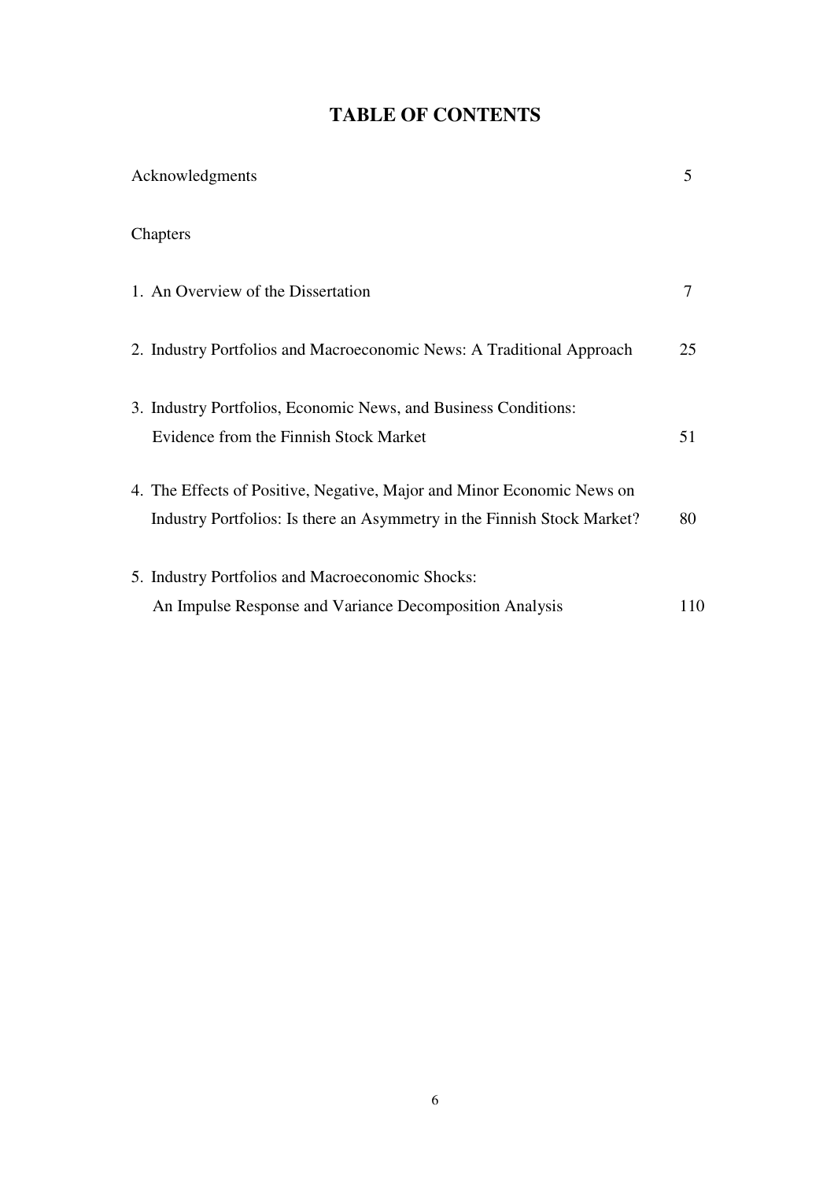# TABLE OF CONTENTS

| | |
|---|---|
| Acknowledgments | 5 |
| Chapters | |
| 1. An Overview of the Dissertation | 7 |
| 2. Industry Portfolios and Macroeconomic News: A Traditional Approach | 25 |
| 3. Industry Portfolios, Economic News, and Business Conditions: Evidence from the Finnish Stock Market | 51 |
| 4. The Effects of Positive, Negative, Major and Minor Economic News on Industry Portfolios: Is there an Asymmetry in the Finnish Stock Market? | 80 |
| 5. Industry Portfolios and Macroeconomic Shocks: An Impulse Response and Variance Decomposition Analysis | 110 |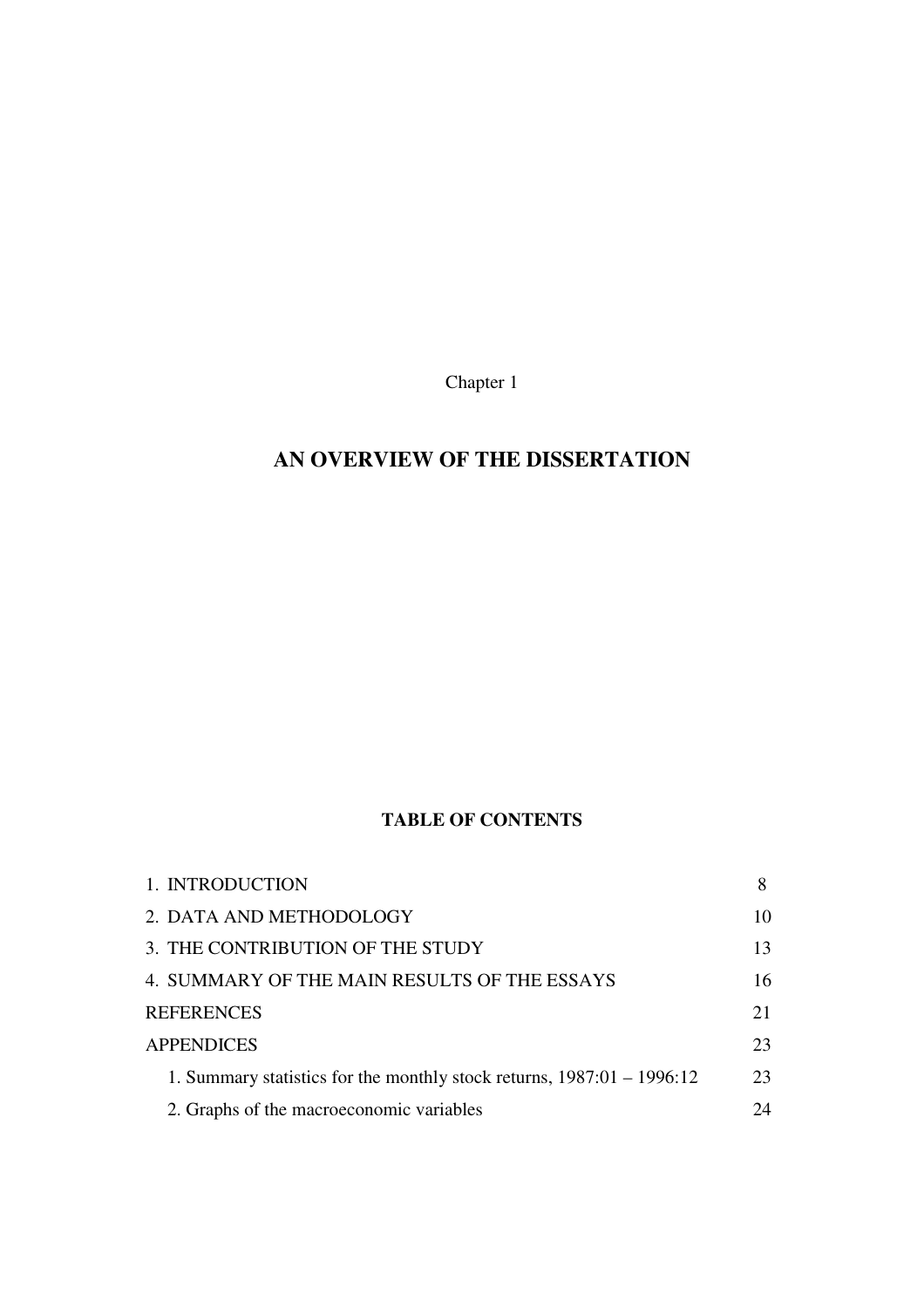Chapter 1

# AN OVERVIEW OF THE DISSERTATION

## TABLE OF CONTENTS

| | |
|---|---|
| 1. INTRODUCTION | 8 |
| 2. DATA AND METHODOLOGY | 10 |
| 3. THE CONTRIBUTION OF THE STUDY | 13 |
| 4. SUMMARY OF THE MAIN RESULTS OF THE ESSAYS | 16 |
| REFERENCES | 21 |
| APPENDICES | 23 |
| 1. Summary statistics for the monthly stock returns, 1987:01 – 1996:12 | 23 |
| 2. Graphs of the macroeconomic variables | 24 |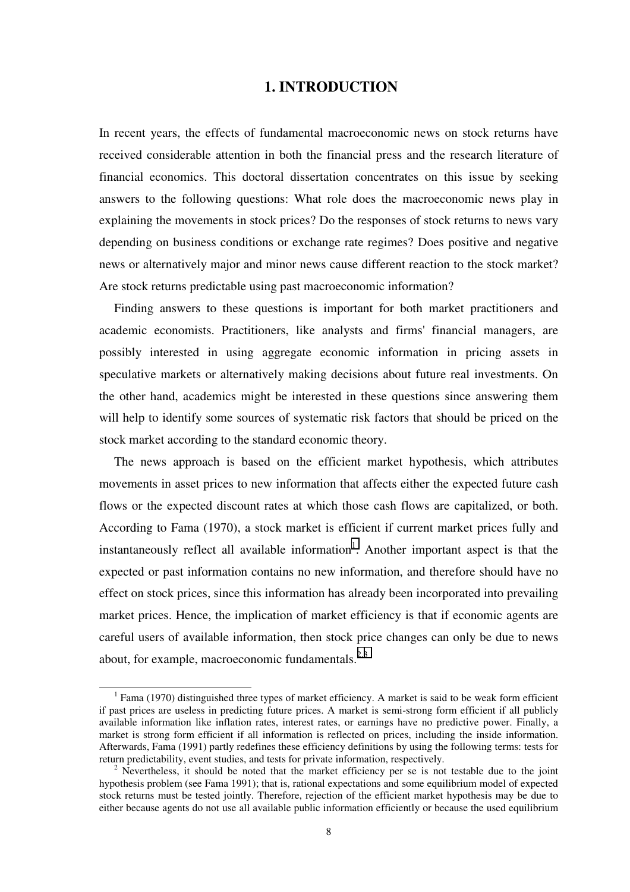# 1. INTRODUCTION

In recent years, the effects of fundamental macroeconomic news on stock returns have received considerable attention in both the financial press and the research literature of financial economics. This doctoral dissertation concentrates on this issue by seeking answers to the following questions: What role does the macroeconomic news play in explaining the movements in stock prices? Do the responses of stock returns to news vary depending on business conditions or exchange rate regimes? Does positive and negative news or alternatively major and minor news cause different reaction to the stock market? Are stock returns predictable using past macroeconomic information?

Finding answers to these questions is important for both market practitioners and academic economists. Practitioners, like analysts and firms' financial managers, are possibly interested in using aggregate economic information in pricing assets in speculative markets or alternatively making decisions about future real investments. On the other hand, academics might be interested in these questions since answering them will help to identify some sources of systematic risk factors that should be priced on the stock market according to the standard economic theory.

The news approach is based on the efficient market hypothesis, which attributes movements in asset prices to new information that affects either the expected future cash flows or the expected discount rates at which those cash flows are capitalized, or both. According to Fama (1970), a stock market is efficient if current market prices fully and instantaneously reflect all available information[1]. Another important aspect is that the expected or past information contains no new information, and therefore should have no effect on stock prices, since this information has already been incorporated into prevailing market prices. Hence, the implication of market efficiency is that if economic agents are careful users of available information, then stock price changes can only be due to news about, for example, macroeconomic fundamentals.[2,3]

---

[1] Fama (1970) distinguished three types of market efficiency. A market is said to be weak form efficient if past prices are useless in predicting future prices. A market is semi-strong form efficient if all publicly available information like inflation rates, interest rates, or earnings have no predictive power. Finally, a market is strong form efficient if all information is reflected on prices, including the inside information. Afterwards, Fama (1991) partly redefines these efficiency definitions by using the following terms: tests for return predictability, event studies, and tests for private information, respectively.

[2] Nevertheless, it should be noted that the market efficiency per se is not testable due to the joint hypothesis problem (see Fama 1991); that is, rational expectations and some equilibrium model of expected stock returns must be tested jointly. Therefore, rejection of the efficient market hypothesis may be due to either because agents do not use all available public information efficiently or because the used equilibrium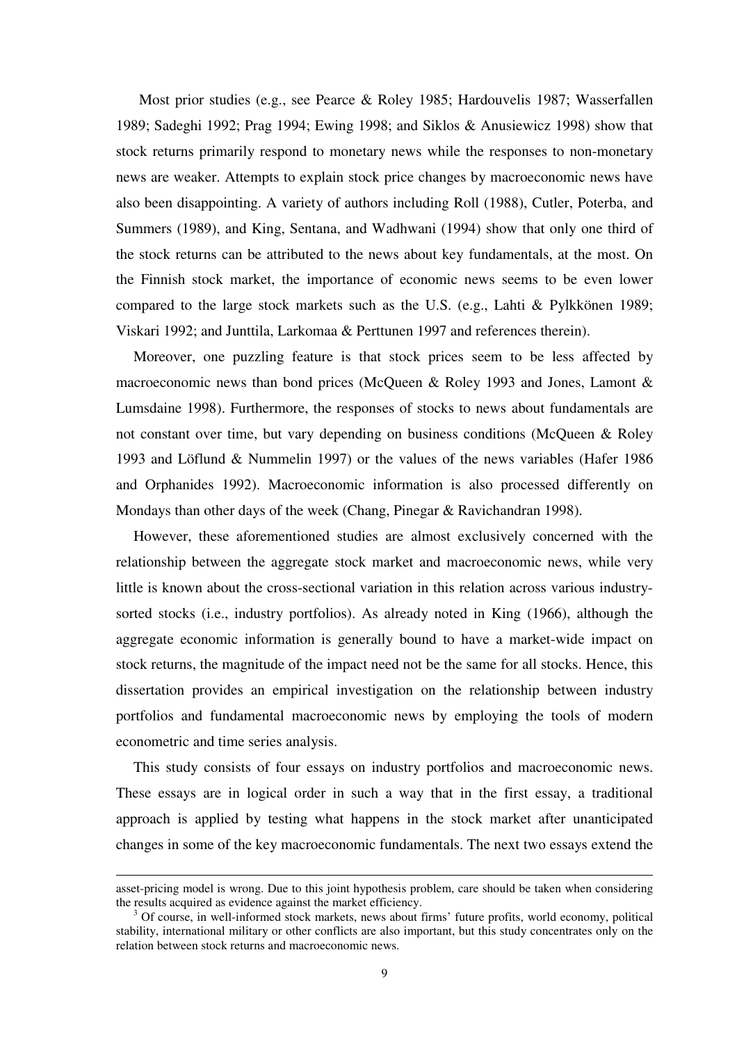Most prior studies (e.g., see Pearce & Roley 1985; Hardouvelis 1987; Wasserfallen 1989; Sadeghi 1992; Prag 1994; Ewing 1998; and Siklos & Anusiewicz 1998) show that stock returns primarily respond to monetary news while the responses to non-monetary news are weaker. Attempts to explain stock price changes by macroeconomic news have also been disappointing. A variety of authors including Roll (1988), Cutler, Poterba, and Summers (1989), and King, Sentana, and Wadhwani (1994) show that only one third of the stock returns can be attributed to the news about key fundamentals, at the most. On the Finnish stock market, the importance of economic news seems to be even lower compared to the large stock markets such as the U.S. (e.g., Lahti & Pylkkönen 1989; Viskari 1992; and Junttila, Larkomaa & Perttunen 1997 and references therein).

Moreover, one puzzling feature is that stock prices seem to be less affected by macroeconomic news than bond prices (McQueen & Roley 1993 and Jones, Lamont & Lumsdaine 1998). Furthermore, the responses of stocks to news about fundamentals are not constant over time, but vary depending on business conditions (McQueen & Roley 1993 and Löflund & Nummelin 1997) or the values of the news variables (Hafer 1986 and Orphanides 1992). Macroeconomic information is also processed differently on Mondays than other days of the week (Chang, Pinegar & Ravichandran 1998).

However, these aforementioned studies are almost exclusively concerned with the relationship between the aggregate stock market and macroeconomic news, while very little is known about the cross-sectional variation in this relation across various industry-sorted stocks (i.e., industry portfolios). As already noted in King (1966), although the aggregate economic information is generally bound to have a market-wide impact on stock returns, the magnitude of the impact need not be the same for all stocks. Hence, this dissertation provides an empirical investigation on the relationship between industry portfolios and fundamental macroeconomic news by employing the tools of modern econometric and time series analysis.

This study consists of four essays on industry portfolios and macroeconomic news. These essays are in logical order in such a way that in the first essay, a traditional approach is applied by testing what happens in the stock market after unanticipated changes in some of the key macroeconomic fundamentals. The next two essays extend the

---

asset-pricing model is wrong. Due to this joint hypothesis problem, care should be taken when considering the results acquired as evidence against the market efficiency.

[3] Of course, in well-informed stock markets, news about firms' future profits, world economy, political stability, international military or other conflicts are also important, but this study concentrates only on the relation between stock returns and macroeconomic news.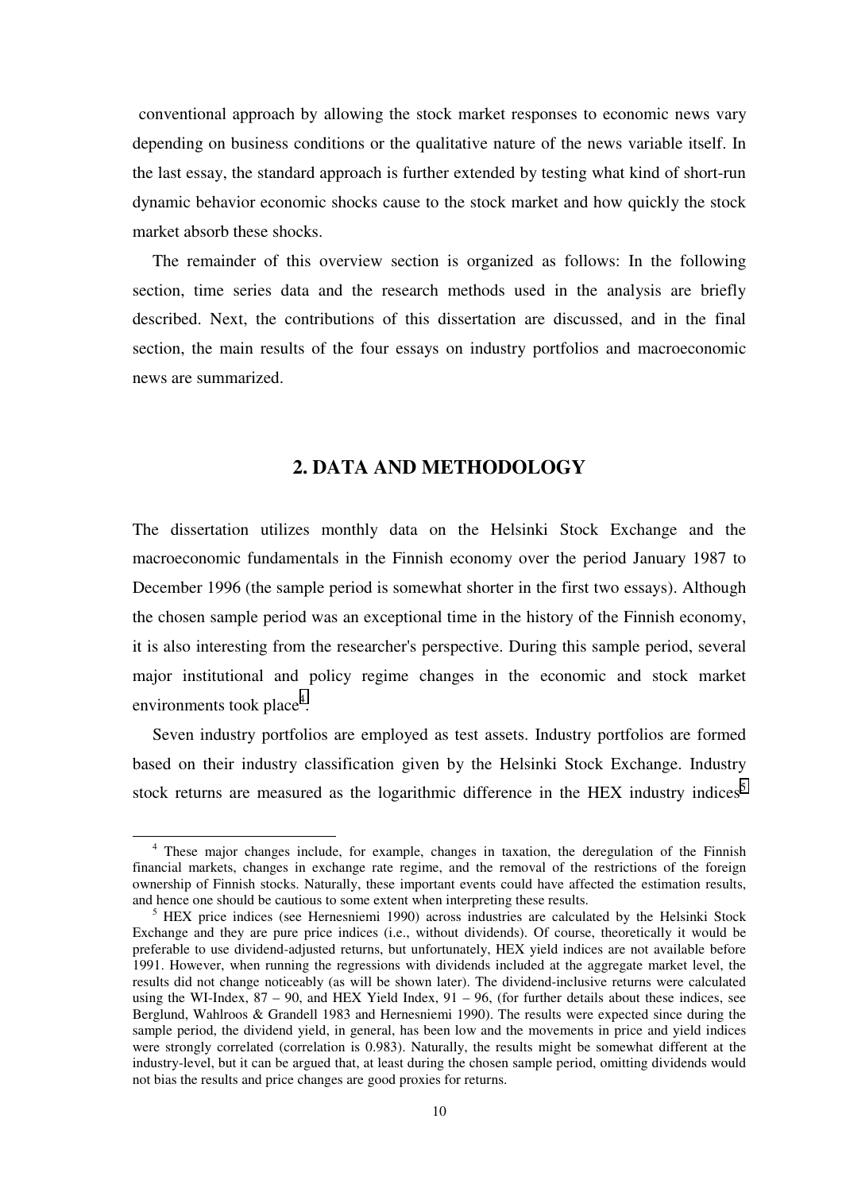conventional approach by allowing the stock market responses to economic news vary depending on business conditions or the qualitative nature of the news variable itself. In the last essay, the standard approach is further extended by testing what kind of short-run dynamic behavior economic shocks cause to the stock market and how quickly the stock market absorb these shocks.

The remainder of this overview section is organized as follows: In the following section, time series data and the research methods used in the analysis are briefly described. Next, the contributions of this dissertation are discussed, and in the final section, the main results of the four essays on industry portfolios and macroeconomic news are summarized.

## 2. DATA AND METHODOLOGY

The dissertation utilizes monthly data on the Helsinki Stock Exchange and the macroeconomic fundamentals in the Finnish economy over the period January 1987 to December 1996 (the sample period is somewhat shorter in the first two essays). Although the chosen sample period was an exceptional time in the history of the Finnish economy, it is also interesting from the researcher's perspective. During this sample period, several major institutional and policy regime changes in the economic and stock market environments took place[4].

Seven industry portfolios are employed as test assets. Industry portfolios are formed based on their industry classification given by the Helsinki Stock Exchange. Industry stock returns are measured as the logarithmic difference in the HEX industry indices[5]

[4] These major changes include, for example, changes in taxation, the deregulation of the Finnish financial markets, changes in exchange rate regime, and the removal of the restrictions of the foreign ownership of Finnish stocks. Naturally, these important events could have affected the estimation results, and hence one should be cautious to some extent when interpreting these results.

[5] HEX price indices (see Hernesniemi 1990) across industries are calculated by the Helsinki Stock Exchange and they are pure price indices (i.e., without dividends). Of course, theoretically it would be preferable to use dividend-adjusted returns, but unfortunately, HEX yield indices are not available before 1991. However, when running the regressions with dividends included at the aggregate market level, the results did not change noticeably (as will be shown later). The dividend-inclusive returns were calculated using the WI-Index, 87 – 90, and HEX Yield Index, 91 – 96, (for further details about these indices, see Berglund, Wahlroos & Grandell 1983 and Hernesniemi 1990). The results were expected since during the sample period, the dividend yield, in general, has been low and the movements in price and yield indices were strongly correlated (correlation is 0.983). Naturally, the results might be somewhat different at the industry-level, but it can be argued that, at least during the chosen sample period, omitting dividends would not bias the results and price changes are good proxies for returns.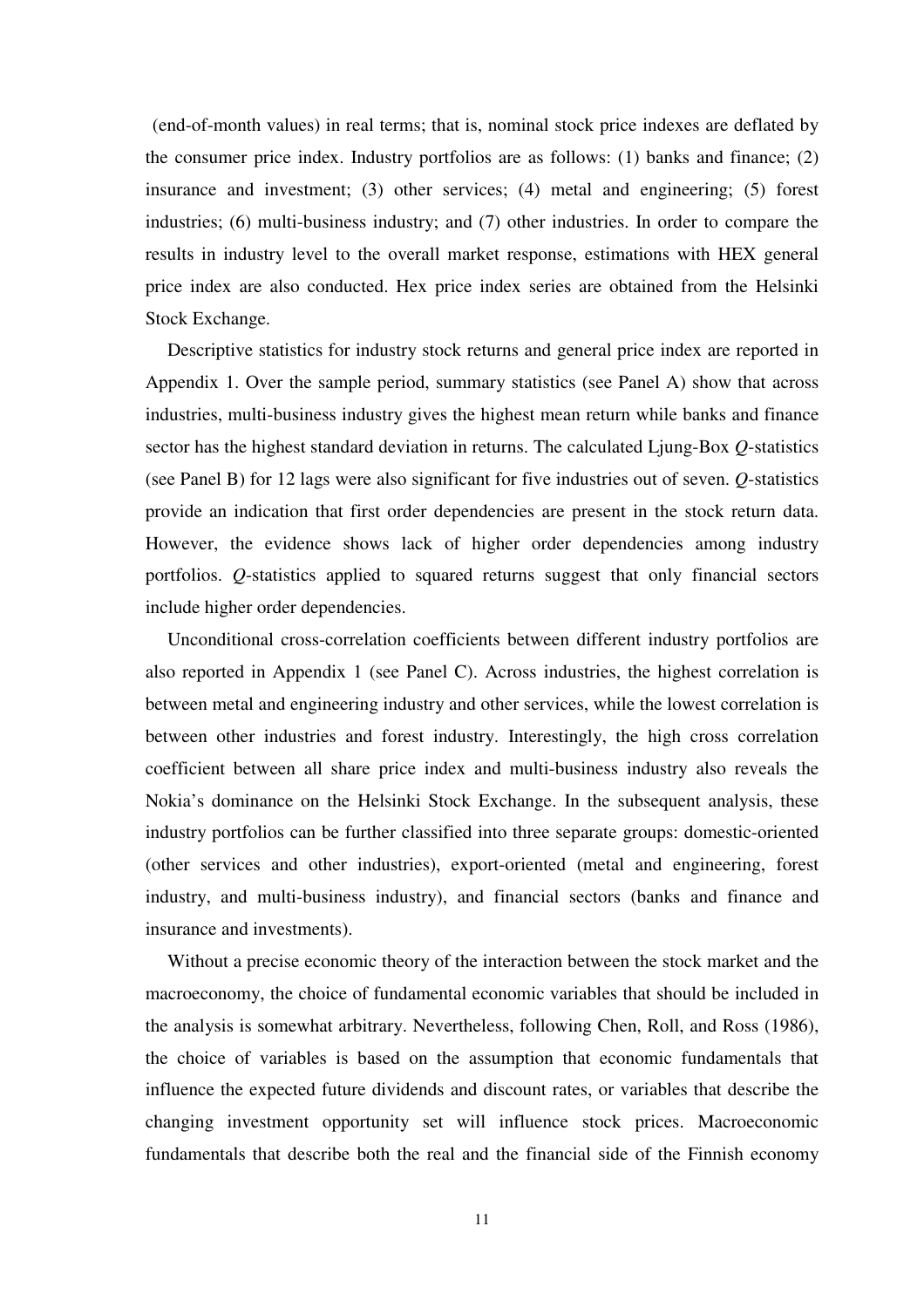(end-of-month values) in real terms; that is, nominal stock price indexes are deflated by the consumer price index. Industry portfolios are as follows: (1) banks and finance; (2) insurance and investment; (3) other services; (4) metal and engineering; (5) forest industries; (6) multi-business industry; and (7) other industries. In order to compare the results in industry level to the overall market response, estimations with HEX general price index are also conducted. Hex price index series are obtained from the Helsinki Stock Exchange.

Descriptive statistics for industry stock returns and general price index are reported in Appendix 1. Over the sample period, summary statistics (see Panel A) show that across industries, multi-business industry gives the highest mean return while banks and finance sector has the highest standard deviation in returns. The calculated Ljung-Box *Q*-statistics (see Panel B) for 12 lags were also significant for five industries out of seven. *Q*-statistics provide an indication that first order dependencies are present in the stock return data. However, the evidence shows lack of higher order dependencies among industry portfolios. *Q*-statistics applied to squared returns suggest that only financial sectors include higher order dependencies.

Unconditional cross-correlation coefficients between different industry portfolios are also reported in Appendix 1 (see Panel C). Across industries, the highest correlation is between metal and engineering industry and other services, while the lowest correlation is between other industries and forest industry. Interestingly, the high cross correlation coefficient between all share price index and multi-business industry also reveals the Nokia's dominance on the Helsinki Stock Exchange. In the subsequent analysis, these industry portfolios can be further classified into three separate groups: domestic-oriented (other services and other industries), export-oriented (metal and engineering, forest industry, and multi-business industry), and financial sectors (banks and finance and insurance and investments).

Without a precise economic theory of the interaction between the stock market and the macroeconomy, the choice of fundamental economic variables that should be included in the analysis is somewhat arbitrary. Nevertheless, following Chen, Roll, and Ross (1986), the choice of variables is based on the assumption that economic fundamentals that influence the expected future dividends and discount rates, or variables that describe the changing investment opportunity set will influence stock prices. Macroeconomic fundamentals that describe both the real and the financial side of the Finnish economy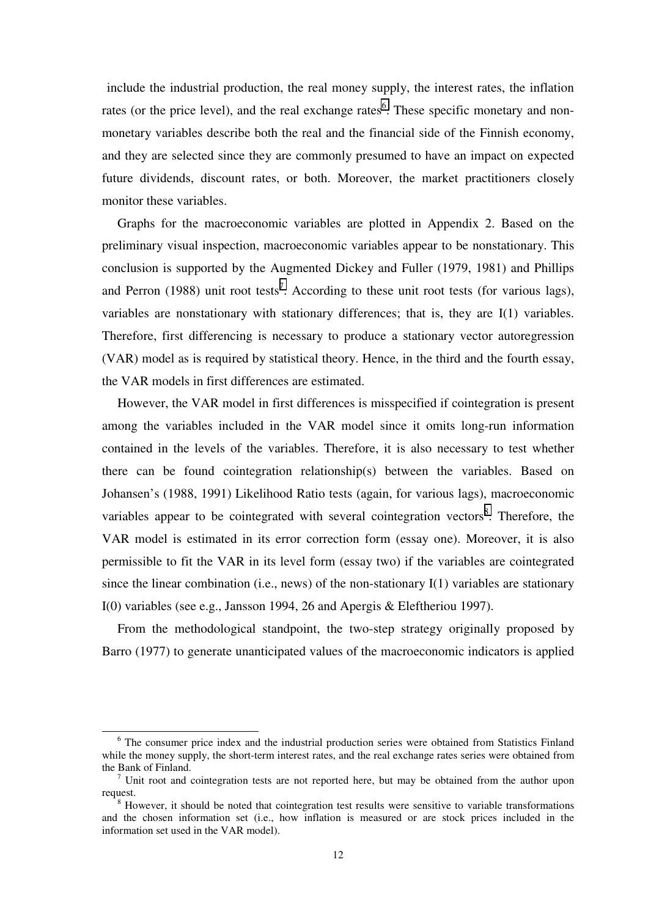include the industrial production, the real money supply, the interest rates, the inflation rates (or the price level), and the real exchange rates[6]. These specific monetary and non-monetary variables describe both the real and the financial side of the Finnish economy, and they are selected since they are commonly presumed to have an impact on expected future dividends, discount rates, or both. Moreover, the market practitioners closely monitor these variables.

Graphs for the macroeconomic variables are plotted in Appendix 2. Based on the preliminary visual inspection, macroeconomic variables appear to be nonstationary. This conclusion is supported by the Augmented Dickey and Fuller (1979, 1981) and Phillips and Perron (1988) unit root tests[7]. According to these unit root tests (for various lags), variables are nonstationary with stationary differences; that is, they are I(1) variables. Therefore, first differencing is necessary to produce a stationary vector autoregression (VAR) model as is required by statistical theory. Hence, in the third and the fourth essay, the VAR models in first differences are estimated.

However, the VAR model in first differences is misspecified if cointegration is present among the variables included in the VAR model since it omits long-run information contained in the levels of the variables. Therefore, it is also necessary to test whether there can be found cointegration relationship(s) between the variables. Based on Johansen's (1988, 1991) Likelihood Ratio tests (again, for various lags), macroeconomic variables appear to be cointegrated with several cointegration vectors[8]. Therefore, the VAR model is estimated in its error correction form (essay one). Moreover, it is also permissible to fit the VAR in its level form (essay two) if the variables are cointegrated since the linear combination (i.e., news) of the non-stationary I(1) variables are stationary I(0) variables (see e.g., Jansson 1994, 26 and Apergis & Eleftheriou 1997).

From the methodological standpoint, the two-step strategy originally proposed by Barro (1977) to generate unanticipated values of the macroeconomic indicators is applied

---

[6] The consumer price index and the industrial production series were obtained from Statistics Finland while the money supply, the short-term interest rates, and the real exchange rates series were obtained from the Bank of Finland.

[7] Unit root and cointegration tests are not reported here, but may be obtained from the author upon request.

[8] However, it should be noted that cointegration test results were sensitive to variable transformations and the chosen information set (i.e., how inflation is measured or are stock prices included in the information set used in the VAR model).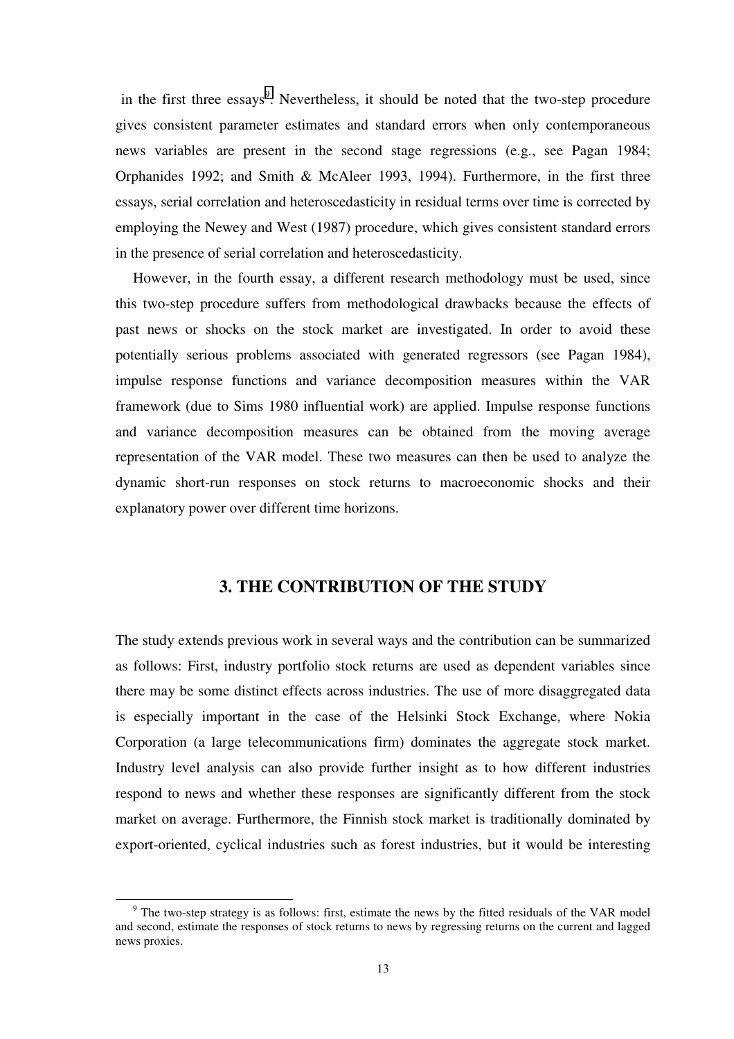in the first three essays[9]. Nevertheless, it should be noted that the two-step procedure gives consistent parameter estimates and standard errors when only contemporaneous news variables are present in the second stage regressions (e.g., see Pagan 1984; Orphanides 1992; and Smith & McAleer 1993, 1994). Furthermore, in the first three essays, serial correlation and heteroscedasticity in residual terms over time is corrected by employing the Newey and West (1987) procedure, which gives consistent standard errors in the presence of serial correlation and heteroscedasticity.

However, in the fourth essay, a different research methodology must be used, since this two-step procedure suffers from methodological drawbacks because the effects of past news or shocks on the stock market are investigated. In order to avoid these potentially serious problems associated with generated regressors (see Pagan 1984), impulse response functions and variance decomposition measures within the VAR framework (due to Sims 1980 influential work) are applied. Impulse response functions and variance decomposition measures can be obtained from the moving average representation of the VAR model. These two measures can then be used to analyze the dynamic short-run responses on stock returns to macroeconomic shocks and their explanatory power over different time horizons.

## 3. THE CONTRIBUTION OF THE STUDY

The study extends previous work in several ways and the contribution can be summarized as follows: First, industry portfolio stock returns are used as dependent variables since there may be some distinct effects across industries. The use of more disaggregated data is especially important in the case of the Helsinki Stock Exchange, where Nokia Corporation (a large telecommunications firm) dominates the aggregate stock market. Industry level analysis can also provide further insight as to how different industries respond to news and whether these responses are significantly different from the stock market on average. Furthermore, the Finnish stock market is traditionally dominated by export-oriented, cyclical industries such as forest industries, but it would be interesting

[9] The two-step strategy is as follows: first, estimate the news by the fitted residuals of the VAR model and second, estimate the responses of stock returns to news by regressing returns on the current and lagged news proxies.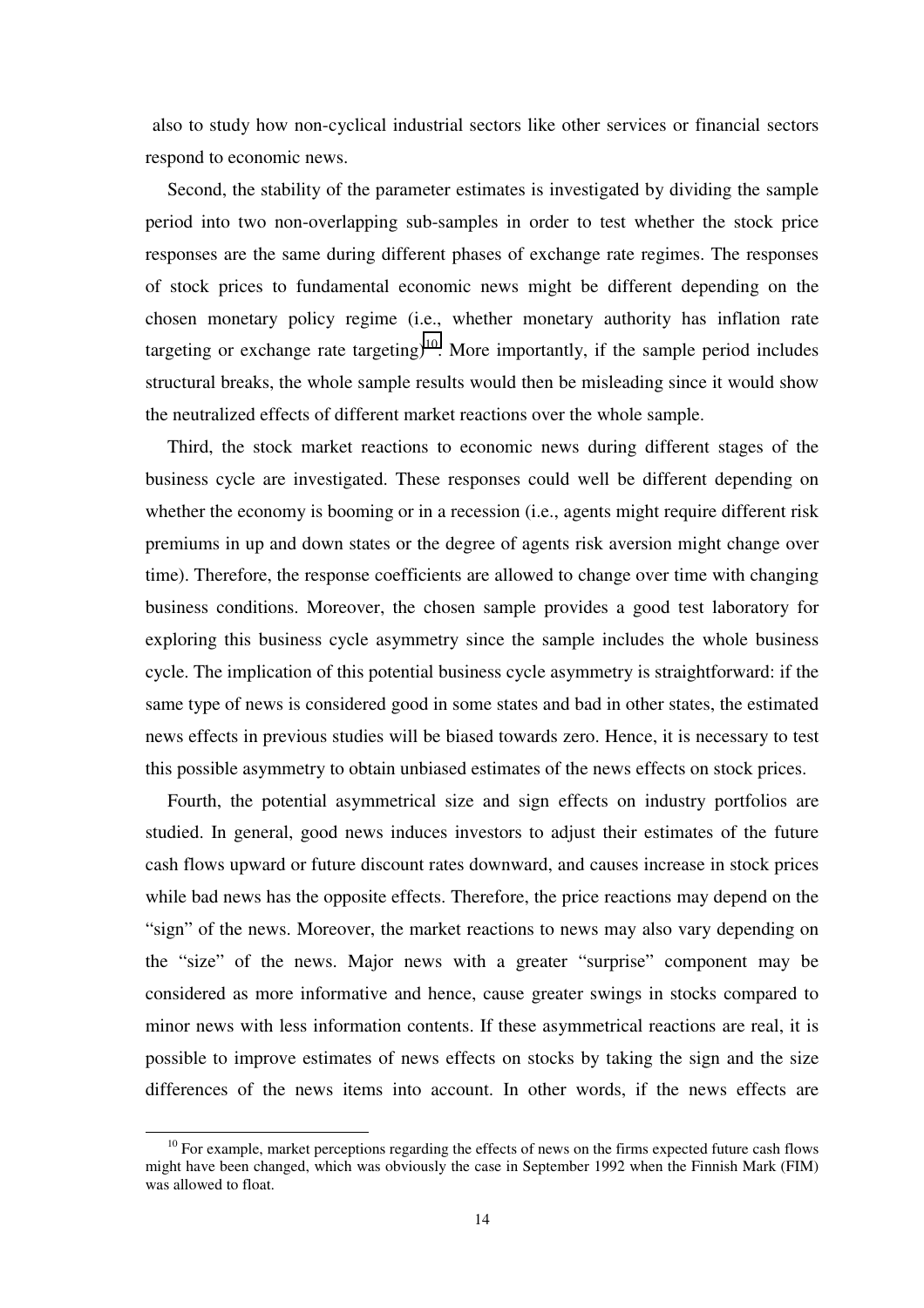also to study how non-cyclical industrial sectors like other services or financial sectors respond to economic news.

Second, the stability of the parameter estimates is investigated by dividing the sample period into two non-overlapping sub-samples in order to test whether the stock price responses are the same during different phases of exchange rate regimes. The responses of stock prices to fundamental economic news might be different depending on the chosen monetary policy regime (i.e., whether monetary authority has inflation rate targeting or exchange rate targeting)[10]. More importantly, if the sample period includes structural breaks, the whole sample results would then be misleading since it would show the neutralized effects of different market reactions over the whole sample.

Third, the stock market reactions to economic news during different stages of the business cycle are investigated. These responses could well be different depending on whether the economy is booming or in a recession (i.e., agents might require different risk premiums in up and down states or the degree of agents risk aversion might change over time). Therefore, the response coefficients are allowed to change over time with changing business conditions. Moreover, the chosen sample provides a good test laboratory for exploring this business cycle asymmetry since the sample includes the whole business cycle. The implication of this potential business cycle asymmetry is straightforward: if the same type of news is considered good in some states and bad in other states, the estimated news effects in previous studies will be biased towards zero. Hence, it is necessary to test this possible asymmetry to obtain unbiased estimates of the news effects on stock prices.

Fourth, the potential asymmetrical size and sign effects on industry portfolios are studied. In general, good news induces investors to adjust their estimates of the future cash flows upward or future discount rates downward, and causes increase in stock prices while bad news has the opposite effects. Therefore, the price reactions may depend on the "sign" of the news. Moreover, the market reactions to news may also vary depending on the "size" of the news. Major news with a greater "surprise" component may be considered as more informative and hence, cause greater swings in stocks compared to minor news with less information contents. If these asymmetrical reactions are real, it is possible to improve estimates of news effects on stocks by taking the sign and the size differences of the news items into account. In other words, if the news effects are

---

[10] For example, market perceptions regarding the effects of news on the firms expected future cash flows might have been changed, which was obviously the case in September 1992 when the Finnish Mark (FIM) was allowed to float.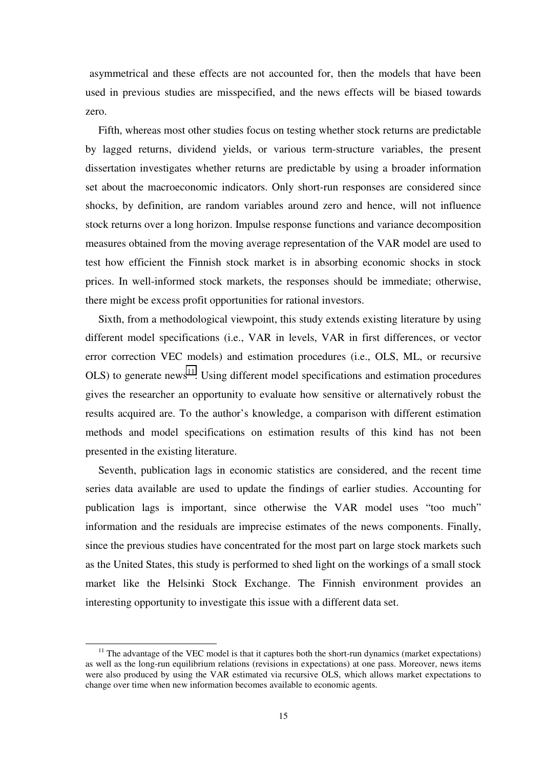asymmetrical and these effects are not accounted for, then the models that have been used in previous studies are misspecified, and the news effects will be biased towards zero.

Fifth, whereas most other studies focus on testing whether stock returns are predictable by lagged returns, dividend yields, or various term-structure variables, the present dissertation investigates whether returns are predictable by using a broader information set about the macroeconomic indicators. Only short-run responses are considered since shocks, by definition, are random variables around zero and hence, will not influence stock returns over a long horizon. Impulse response functions and variance decomposition measures obtained from the moving average representation of the VAR model are used to test how efficient the Finnish stock market is in absorbing economic shocks in stock prices. In well-informed stock markets, the responses should be immediate; otherwise, there might be excess profit opportunities for rational investors.

Sixth, from a methodological viewpoint, this study extends existing literature by using different model specifications (i.e., VAR in levels, VAR in first differences, or vector error correction VEC models) and estimation procedures (i.e., OLS, ML, or recursive OLS) to generate news[11]. Using different model specifications and estimation procedures gives the researcher an opportunity to evaluate how sensitive or alternatively robust the results acquired are. To the author's knowledge, a comparison with different estimation methods and model specifications on estimation results of this kind has not been presented in the existing literature.

Seventh, publication lags in economic statistics are considered, and the recent time series data available are used to update the findings of earlier studies. Accounting for publication lags is important, since otherwise the VAR model uses "too much" information and the residuals are imprecise estimates of the news components. Finally, since the previous studies have concentrated for the most part on large stock markets such as the United States, this study is performed to shed light on the workings of a small stock market like the Helsinki Stock Exchange. The Finnish environment provides an interesting opportunity to investigate this issue with a different data set.

[11] The advantage of the VEC model is that it captures both the short-run dynamics (market expectations) as well as the long-run equilibrium relations (revisions in expectations) at one pass. Moreover, news items were also produced by using the VAR estimated via recursive OLS, which allows market expectations to change over time when new information becomes available to economic agents.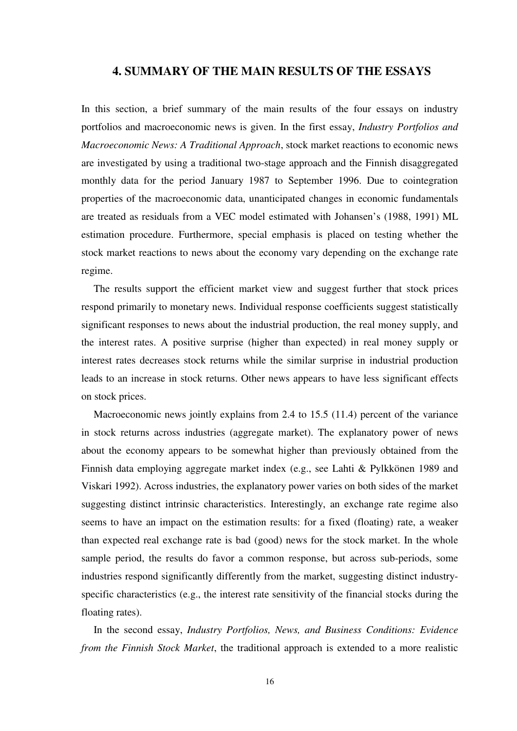## 4. SUMMARY OF THE MAIN RESULTS OF THE ESSAYS

In this section, a brief summary of the main results of the four essays on industry portfolios and macroeconomic news is given. In the first essay, *Industry Portfolios and Macroeconomic News: A Traditional Approach*, stock market reactions to economic news are investigated by using a traditional two-stage approach and the Finnish disaggregated monthly data for the period January 1987 to September 1996. Due to cointegration properties of the macroeconomic data, unanticipated changes in economic fundamentals are treated as residuals from a VEC model estimated with Johansen's (1988, 1991) ML estimation procedure. Furthermore, special emphasis is placed on testing whether the stock market reactions to news about the economy vary depending on the exchange rate regime.

The results support the efficient market view and suggest further that stock prices respond primarily to monetary news. Individual response coefficients suggest statistically significant responses to news about the industrial production, the real money supply, and the interest rates. A positive surprise (higher than expected) in real money supply or interest rates decreases stock returns while the similar surprise in industrial production leads to an increase in stock returns. Other news appears to have less significant effects on stock prices.

Macroeconomic news jointly explains from 2.4 to 15.5 (11.4) percent of the variance in stock returns across industries (aggregate market). The explanatory power of news about the economy appears to be somewhat higher than previously obtained from the Finnish data employing aggregate market index (e.g., see Lahti & Pylkkönen 1989 and Viskari 1992). Across industries, the explanatory power varies on both sides of the market suggesting distinct intrinsic characteristics. Interestingly, an exchange rate regime also seems to have an impact on the estimation results: for a fixed (floating) rate, a weaker than expected real exchange rate is bad (good) news for the stock market. In the whole sample period, the results do favor a common response, but across sub-periods, some industries respond significantly differently from the market, suggesting distinct industry-specific characteristics (e.g., the interest rate sensitivity of the financial stocks during the floating rates).

In the second essay, *Industry Portfolios, News, and Business Conditions: Evidence from the Finnish Stock Market*, the traditional approach is extended to a more realistic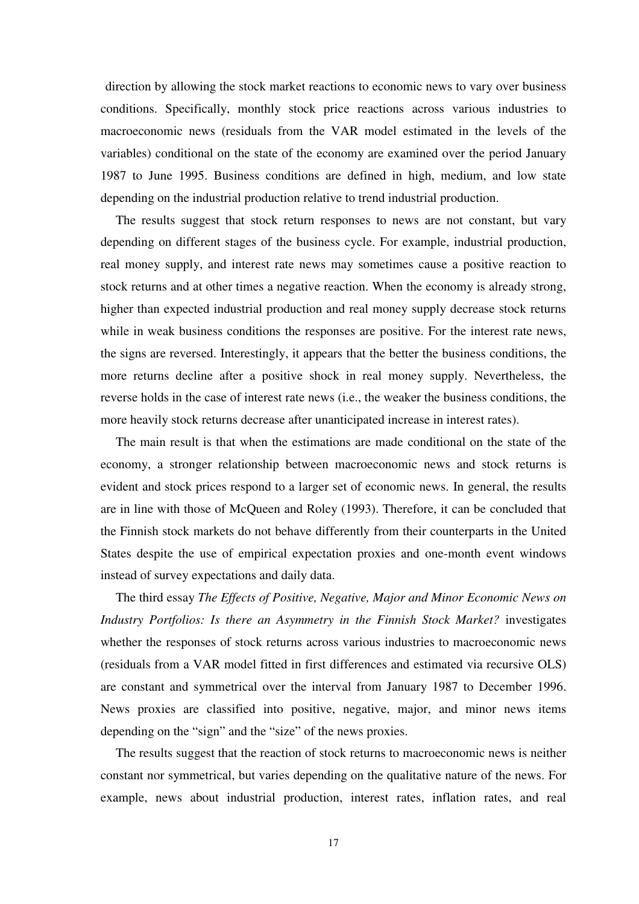direction by allowing the stock market reactions to economic news to vary over business conditions. Specifically, monthly stock price reactions across various industries to macroeconomic news (residuals from the VAR model estimated in the levels of the variables) conditional on the state of the economy are examined over the period January 1987 to June 1995. Business conditions are defined in high, medium, and low state depending on the industrial production relative to trend industrial production.

The results suggest that stock return responses to news are not constant, but vary depending on different stages of the business cycle. For example, industrial production, real money supply, and interest rate news may sometimes cause a positive reaction to stock returns and at other times a negative reaction. When the economy is already strong, higher than expected industrial production and real money supply decrease stock returns while in weak business conditions the responses are positive. For the interest rate news, the signs are reversed. Interestingly, it appears that the better the business conditions, the more returns decline after a positive shock in real money supply. Nevertheless, the reverse holds in the case of interest rate news (i.e., the weaker the business conditions, the more heavily stock returns decrease after unanticipated increase in interest rates).

The main result is that when the estimations are made conditional on the state of the economy, a stronger relationship between macroeconomic news and stock returns is evident and stock prices respond to a larger set of economic news. In general, the results are in line with those of McQueen and Roley (1993). Therefore, it can be concluded that the Finnish stock markets do not behave differently from their counterparts in the United States despite the use of empirical expectation proxies and one-month event windows instead of survey expectations and daily data.

The third essay *The Effects of Positive, Negative, Major and Minor Economic News on Industry Portfolios: Is there an Asymmetry in the Finnish Stock Market?* investigates whether the responses of stock returns across various industries to macroeconomic news (residuals from a VAR model fitted in first differences and estimated via recursive OLS) are constant and symmetrical over the interval from January 1987 to December 1996. News proxies are classified into positive, negative, major, and minor news items depending on the "sign" and the "size" of the news proxies.

The results suggest that the reaction of stock returns to macroeconomic news is neither constant nor symmetrical, but varies depending on the qualitative nature of the news. For example, news about industrial production, interest rates, inflation rates, and real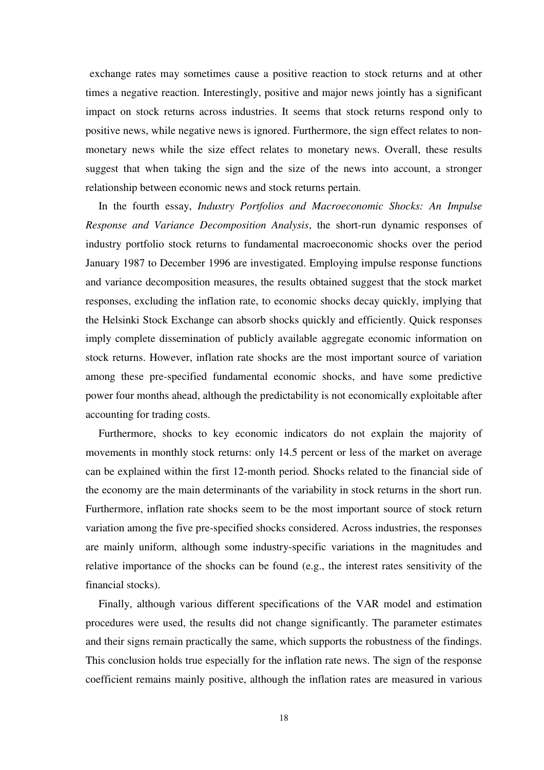exchange rates may sometimes cause a positive reaction to stock returns and at other times a negative reaction. Interestingly, positive and major news jointly has a significant impact on stock returns across industries. It seems that stock returns respond only to positive news, while negative news is ignored. Furthermore, the sign effect relates to non-monetary news while the size effect relates to monetary news. Overall, these results suggest that when taking the sign and the size of the news into account, a stronger relationship between economic news and stock returns pertain.

In the fourth essay, *Industry Portfolios and Macroeconomic Shocks: An Impulse Response and Variance Decomposition Analysis*, the short-run dynamic responses of industry portfolio stock returns to fundamental macroeconomic shocks over the period January 1987 to December 1996 are investigated. Employing impulse response functions and variance decomposition measures, the results obtained suggest that the stock market responses, excluding the inflation rate, to economic shocks decay quickly, implying that the Helsinki Stock Exchange can absorb shocks quickly and efficiently. Quick responses imply complete dissemination of publicly available aggregate economic information on stock returns. However, inflation rate shocks are the most important source of variation among these pre-specified fundamental economic shocks, and have some predictive power four months ahead, although the predictability is not economically exploitable after accounting for trading costs.

Furthermore, shocks to key economic indicators do not explain the majority of movements in monthly stock returns: only 14.5 percent or less of the market on average can be explained within the first 12-month period. Shocks related to the financial side of the economy are the main determinants of the variability in stock returns in the short run. Furthermore, inflation rate shocks seem to be the most important source of stock return variation among the five pre-specified shocks considered. Across industries, the responses are mainly uniform, although some industry-specific variations in the magnitudes and relative importance of the shocks can be found (e.g., the interest rates sensitivity of the financial stocks).

Finally, although various different specifications of the VAR model and estimation procedures were used, the results did not change significantly. The parameter estimates and their signs remain practically the same, which supports the robustness of the findings. This conclusion holds true especially for the inflation rate news. The sign of the response coefficient remains mainly positive, although the inflation rates are measured in various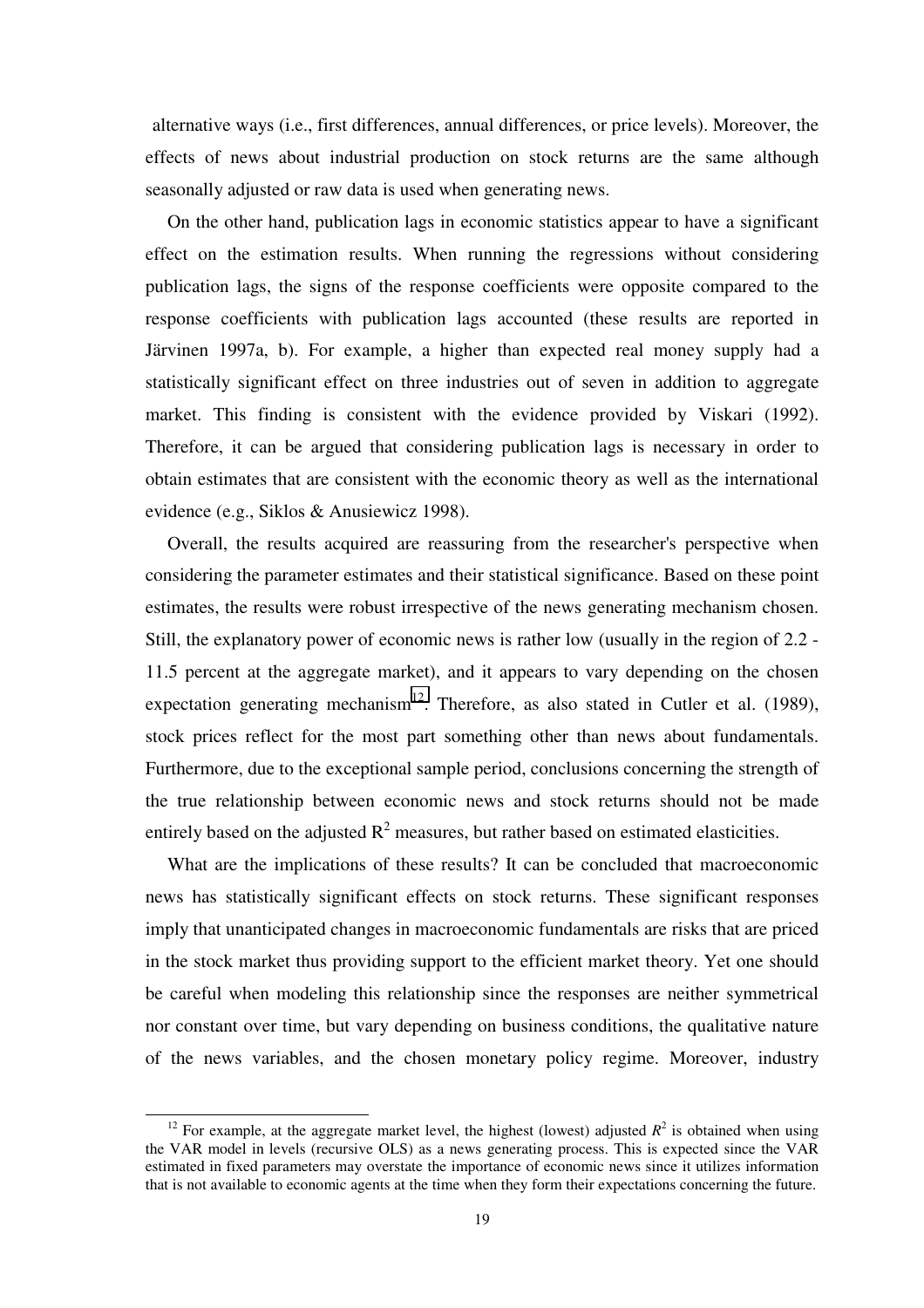alternative ways (i.e., first differences, annual differences, or price levels). Moreover, the effects of news about industrial production on stock returns are the same although seasonally adjusted or raw data is used when generating news.

On the other hand, publication lags in economic statistics appear to have a significant effect on the estimation results. When running the regressions without considering publication lags, the signs of the response coefficients were opposite compared to the response coefficients with publication lags accounted (these results are reported in Järvinen 1997a, b). For example, a higher than expected real money supply had a statistically significant effect on three industries out of seven in addition to aggregate market. This finding is consistent with the evidence provided by Viskari (1992). Therefore, it can be argued that considering publication lags is necessary in order to obtain estimates that are consistent with the economic theory as well as the international evidence (e.g., Siklos & Anusiewicz 1998).

Overall, the results acquired are reassuring from the researcher's perspective when considering the parameter estimates and their statistical significance. Based on these point estimates, the results were robust irrespective of the news generating mechanism chosen. Still, the explanatory power of economic news is rather low (usually in the region of 2.2 - 11.5 percent at the aggregate market), and it appears to vary depending on the chosen expectation generating mechanism[12]. Therefore, as also stated in Cutler et al. (1989), stock prices reflect for the most part something other than news about fundamentals. Furthermore, due to the exceptional sample period, conclusions concerning the strength of the true relationship between economic news and stock returns should not be made entirely based on the adjusted $R^2$ measures, but rather based on estimated elasticities.

What are the implications of these results? It can be concluded that macroeconomic news has statistically significant effects on stock returns. These significant responses imply that unanticipated changes in macroeconomic fundamentals are risks that are priced in the stock market thus providing support to the efficient market theory. Yet one should be careful when modeling this relationship since the responses are neither symmetrical nor constant over time, but vary depending on business conditions, the qualitative nature of the news variables, and the chosen monetary policy regime. Moreover, industry

---

[12] For example, at the aggregate market level, the highest (lowest) adjusted $R^2$ is obtained when using the VAR model in levels (recursive OLS) as a news generating process. This is expected since the VAR estimated in fixed parameters may overstate the importance of economic news since it utilizes information that is not available to economic agents at the time when they form their expectations concerning the future.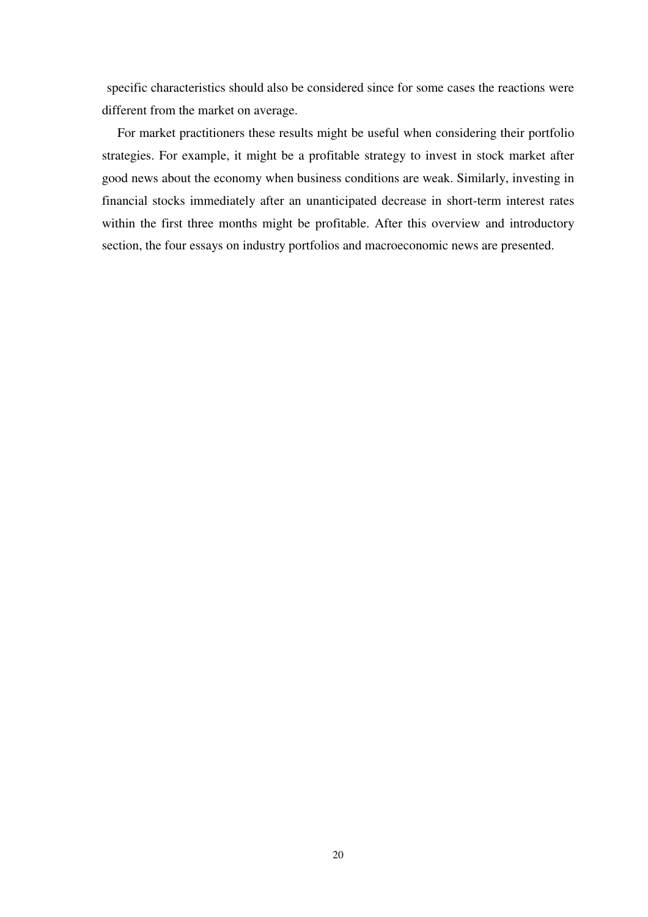specific characteristics should also be considered since for some cases the reactions were different from the market on average.

For market practitioners these results might be useful when considering their portfolio strategies. For example, it might be a profitable strategy to invest in stock market after good news about the economy when business conditions are weak. Similarly, investing in financial stocks immediately after an unanticipated decrease in short-term interest rates within the first three months might be profitable. After this overview and introductory section, the four essays on industry portfolios and macroeconomic news are presented.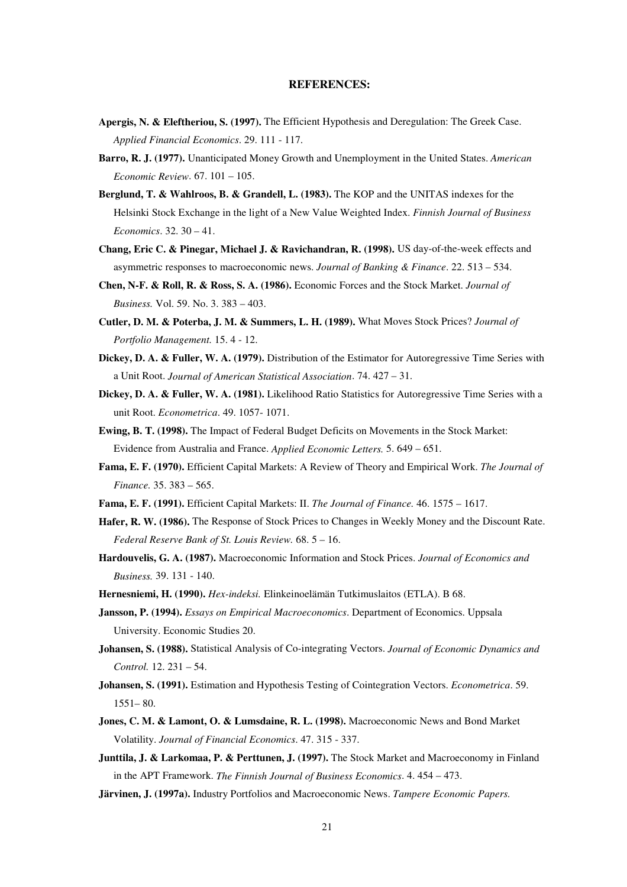## REFERENCES:

**Apergis, N. & Eleftheriou, S. (1997).** The Efficient Hypothesis and Deregulation: The Greek Case. *Applied Financial Economics*. 29. 111 - 117.

**Barro, R. J. (1977).** Unanticipated Money Growth and Unemployment in the United States. *American Economic Review*. 67. 101 – 105.

**Berglund, T. & Wahlroos, B. & Grandell, L. (1983).** The KOP and the UNITAS indexes for the Helsinki Stock Exchange in the light of a New Value Weighted Index. *Finnish Journal of Business Economics*. 32. 30 – 41.

**Chang, Eric C. & Pinegar, Michael J. & Ravichandran, R. (1998).** US day-of-the-week effects and asymmetric responses to macroeconomic news. *Journal of Banking & Finance*. 22. 513 – 534.

**Chen, N-F. & Roll, R. & Ross, S. A. (1986).** Economic Forces and the Stock Market. *Journal of Business.* Vol. 59. No. 3. 383 – 403.

**Cutler, D. M. & Poterba, J. M. & Summers, L. H. (1989).** What Moves Stock Prices? *Journal of Portfolio Management.* 15. 4 - 12.

**Dickey, D. A. & Fuller, W. A. (1979).** Distribution of the Estimator for Autoregressive Time Series with a Unit Root. *Journal of American Statistical Association*. 74. 427 – 31.

**Dickey, D. A. & Fuller, W. A. (1981).** Likelihood Ratio Statistics for Autoregressive Time Series with a unit Root. *Econometrica*. 49. 1057- 1071.

**Ewing, B. T. (1998).** The Impact of Federal Budget Deficits on Movements in the Stock Market: Evidence from Australia and France. *Applied Economic Letters.* 5. 649 – 651.

**Fama, E. F. (1970).** Efficient Capital Markets: A Review of Theory and Empirical Work. *The Journal of Finance.* 35. 383 – 565.

**Fama, E. F. (1991).** Efficient Capital Markets: II. *The Journal of Finance.* 46. 1575 – 1617.

**Hafer, R. W. (1986).** The Response of Stock Prices to Changes in Weekly Money and the Discount Rate. *Federal Reserve Bank of St. Louis Review.* 68. 5 – 16.

**Hardouvelis, G. A. (1987).** Macroeconomic Information and Stock Prices. *Journal of Economics and Business.* 39. 131 - 140.

**Hernesniemi, H. (1990).** *Hex-indeksi.* Elinkeinoelämän Tutkimuslaitos (ETLA). B 68.

**Jansson, P. (1994).** *Essays on Empirical Macroeconomics*. Department of Economics. Uppsala University. Economic Studies 20.

**Johansen, S. (1988).** Statistical Analysis of Co-integrating Vectors. *Journal of Economic Dynamics and Control.* 12. 231 – 54.

**Johansen, S. (1991).** Estimation and Hypothesis Testing of Cointegration Vectors. *Econometrica*. 59. 1551– 80.

**Jones, C. M. & Lamont, O. & Lumsdaine, R. L. (1998).** Macroeconomic News and Bond Market Volatility. *Journal of Financial Economics*. 47. 315 - 337.

**Junttila, J. & Larkomaa, P. & Perttunen, J. (1997).** The Stock Market and Macroeconomy in Finland in the APT Framework. *The Finnish Journal of Business Economics*. 4. 454 – 473.

**Järvinen, J. (1997a).** Industry Portfolios and Macroeconomic News. *Tampere Economic Papers.*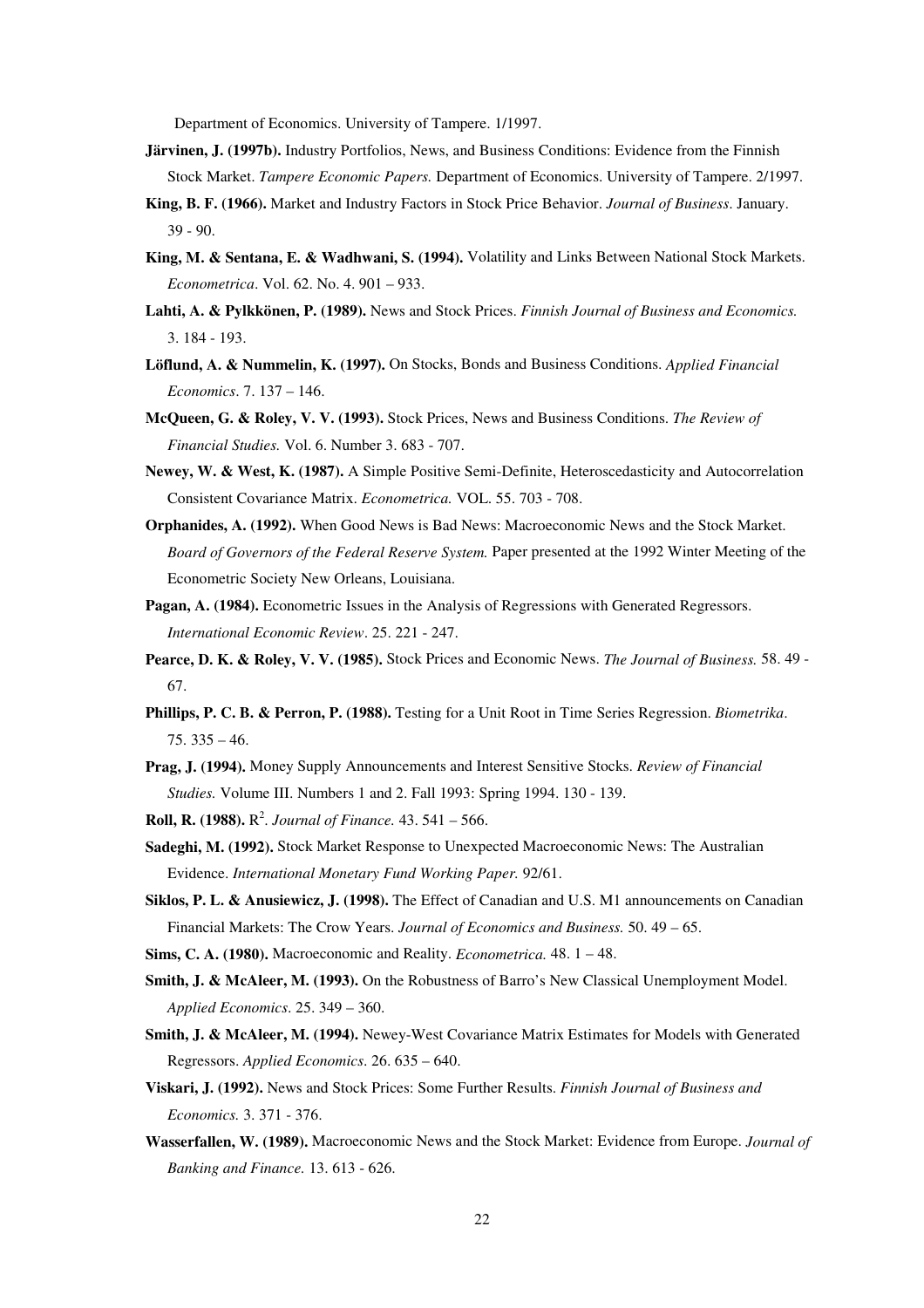Department of Economics. University of Tampere. 1/1997.

**Järvinen, J. (1997b).** Industry Portfolios, News, and Business Conditions: Evidence from the Finnish Stock Market. *Tampere Economic Papers.* Department of Economics. University of Tampere. 2/1997.

**King, B. F. (1966).** Market and Industry Factors in Stock Price Behavior. *Journal of Business*. January. 39 - 90.

**King, M. & Sentana, E. & Wadhwani, S. (1994).** Volatility and Links Between National Stock Markets. *Econometrica*. Vol. 62. No. 4. 901 – 933.

**Lahti, A. & Pylkkönen, P. (1989).** News and Stock Prices. *Finnish Journal of Business and Economics.* 3. 184 - 193.

**Löflund, A. & Nummelin, K. (1997).** On Stocks, Bonds and Business Conditions. *Applied Financial Economics*. 7. 137 – 146.

**McQueen, G. & Roley, V. V. (1993).** Stock Prices, News and Business Conditions. *The Review of Financial Studies.* Vol. 6. Number 3. 683 - 707.

**Newey, W. & West, K. (1987).** A Simple Positive Semi-Definite, Heteroscedasticity and Autocorrelation Consistent Covariance Matrix. *Econometrica.* VOL. 55. 703 - 708.

**Orphanides, A. (1992).** When Good News is Bad News: Macroeconomic News and the Stock Market. *Board of Governors of the Federal Reserve System.* Paper presented at the 1992 Winter Meeting of the Econometric Society New Orleans, Louisiana.

**Pagan, A. (1984).** Econometric Issues in the Analysis of Regressions with Generated Regressors. *International Economic Review*. 25. 221 - 247.

**Pearce, D. K. & Roley, V. V. (1985).** Stock Prices and Economic News. *The Journal of Business.* 58. 49 - 67.

**Phillips, P. C. B. & Perron, P. (1988).** Testing for a Unit Root in Time Series Regression. *Biometrika*. 75. 335 – 46.

**Prag, J. (1994).** Money Supply Announcements and Interest Sensitive Stocks. *Review of Financial Studies.* Volume III. Numbers 1 and 2. Fall 1993: Spring 1994. 130 - 139.

**Roll, R. (1988).** $R^2$. *Journal of Finance.* 43. 541 – 566.

**Sadeghi, M. (1992).** Stock Market Response to Unexpected Macroeconomic News: The Australian Evidence. *International Monetary Fund Working Paper.* 92/61.

**Siklos, P. L. & Anusiewicz, J. (1998).** The Effect of Canadian and U.S. M1 announcements on Canadian Financial Markets: The Crow Years. *Journal of Economics and Business.* 50. 49 – 65.

**Sims, C. A. (1980).** Macroeconomic and Reality. *Econometrica.* 48. 1 – 48.

**Smith, J. & McAleer, M. (1993).** On the Robustness of Barro's New Classical Unemployment Model. *Applied Economics*. 25. 349 – 360.

**Smith, J. & McAleer, M. (1994).** Newey-West Covariance Matrix Estimates for Models with Generated Regressors. *Applied Economics*. 26. 635 – 640.

**Viskari, J. (1992).** News and Stock Prices: Some Further Results. *Finnish Journal of Business and Economics.* 3. 371 - 376.

**Wasserfallen, W. (1989).** Macroeconomic News and the Stock Market: Evidence from Europe. *Journal of Banking and Finance.* 13. 613 - 626.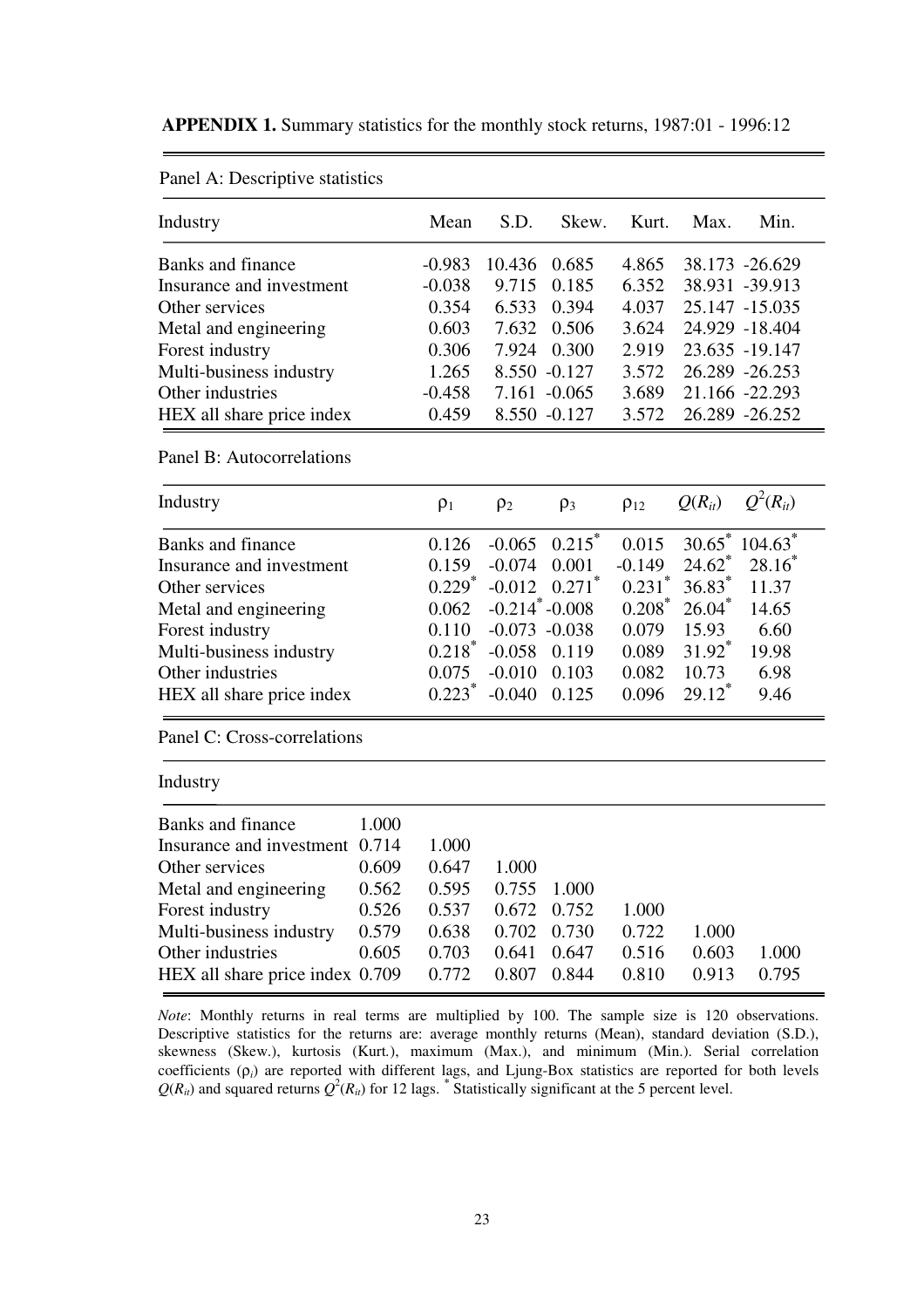**APPENDIX 1.** Summary statistics for the monthly stock returns, 1987:01 - 1996:12

Panel A: Descriptive statistics

| Industry | Mean | S.D. | Skew. | Kurt. | Max. | Min. |
|---|---|---|---|---|---|---|
| Banks and finance | -0.983 | 10.436 | 0.685 | 4.865 | 38.173 | -26.629 |
| Insurance and investment | -0.038 | 9.715 | 0.185 | 6.352 | 38.931 | -39.913 |
| Other services | 0.354 | 6.533 | 0.394 | 4.037 | 25.147 | -15.035 |
| Metal and engineering | 0.603 | 7.632 | 0.506 | 3.624 | 24.929 | -18.404 |
| Forest industry | 0.306 | 7.924 | 0.300 | 2.919 | 23.635 | -19.147 |
| Multi-business industry | 1.265 | 8.550 | -0.127 | 3.572 | 26.289 | -26.253 |
| Other industries | -0.458 | 7.161 | -0.065 | 3.689 | 21.166 | -22.293 |
| HEX all share price index | 0.459 | 8.550 | -0.127 | 3.572 | 26.289 | -26.252 |

Panel B: Autocorrelations

| Industry | $\rho_1$ | $\rho_2$ | $\rho_3$ | $\rho_{12}$ | $Q(R_{it})$ | $Q^2(R_{it})$ |
|---|---|---|---|---|---|---|
| Banks and finance | 0.126 | -0.065 | 0.215* | 0.015 | 30.65* | 104.63* |
| Insurance and investment | 0.159 | -0.074 | 0.001 | -0.149 | 24.62* | 28.16* |
| Other services | 0.229* | -0.012 | 0.271* | 0.231* | 36.83* | 11.37 |
| Metal and engineering | 0.062 | -0.214* | -0.008 | 0.208* | 26.04* | 14.65 |
| Forest industry | 0.110 | -0.073 | -0.038 | 0.079 | 15.93 | 6.60 |
| Multi-business industry | 0.218* | -0.058 | 0.119 | 0.089 | 31.92* | 19.98 |
| Other industries | 0.075 | -0.010 | 0.103 | 0.082 | 10.73 | 6.98 |
| HEX all share price index | 0.223* | -0.040 | 0.125 | 0.096 | 29.12* | 9.46 |

Panel C: Cross-correlations

| Industry | | | | | | | |
|---|---|---|---|---|---|---|---|
| Banks and finance | 1.000 | | | | | | |
| Insurance and investment | 0.714 | 1.000 | | | | | |
| Other services | 0.609 | 0.647 | 1.000 | | | | |
| Metal and engineering | 0.562 | 0.595 | 0.755 | 1.000 | | | |
| Forest industry | 0.526 | 0.537 | 0.672 | 0.752 | 1.000 | | |
| Multi-business industry | 0.579 | 0.638 | 0.702 | 0.730 | 0.722 | 1.000 | |
| Other industries | 0.605 | 0.703 | 0.641 | 0.647 | 0.516 | 0.603 | 1.000 |
| HEX all share price index | 0.709 | 0.772 | 0.807 | 0.844 | 0.810 | 0.913 | 0.795 |

*Note*: Monthly returns in real terms are multiplied by 100. The sample size is 120 observations. Descriptive statistics for the returns are: average monthly returns (Mean), standard deviation (S.D.), skewness (Skew.), kurtosis (Kurt.), maximum (Max.), and minimum (Min.). Serial correlation coefficients ($\rho_i$) are reported with different lags, and Ljung-Box statistics are reported for both levels $Q(R_{it})$ and squared returns $Q^2(R_{it})$ for 12 lags. * Statistically significant at the 5 percent level.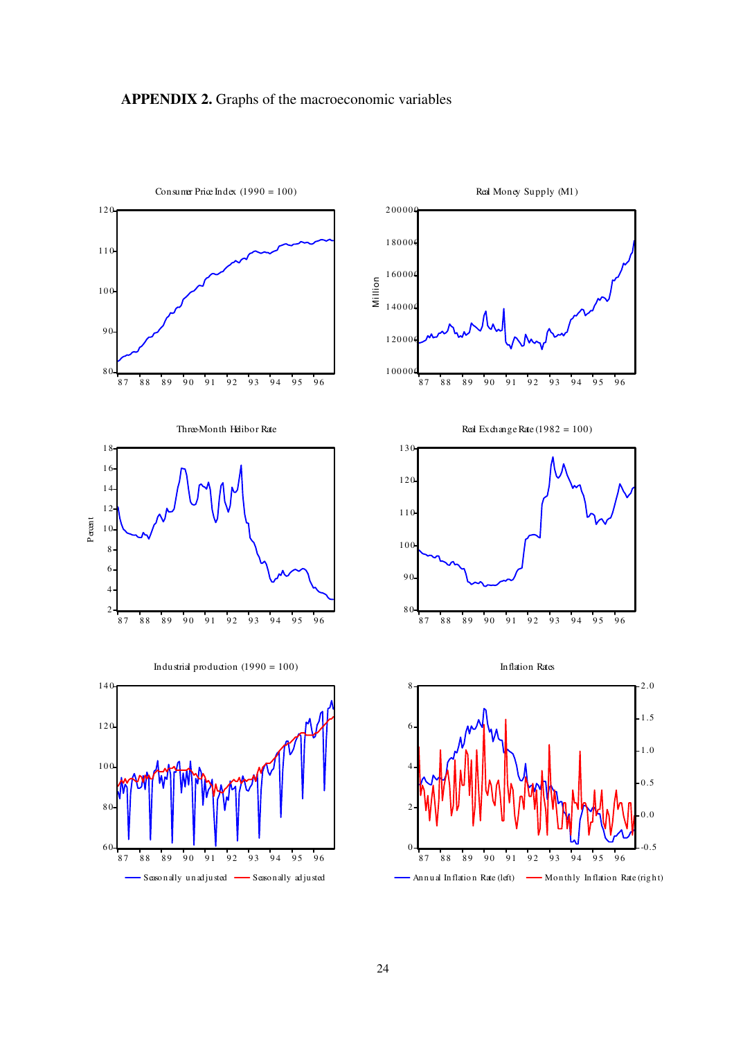**APPENDIX 2.** Graphs of the macroeconomic variables

Consumer Price Index (1990 = 100)

Real Money Supply (M1)

Three-Month Helibor Rate

Real Exchange Rate (1982 = 100)

Industrial production (1990 = 100)

Inflation Rates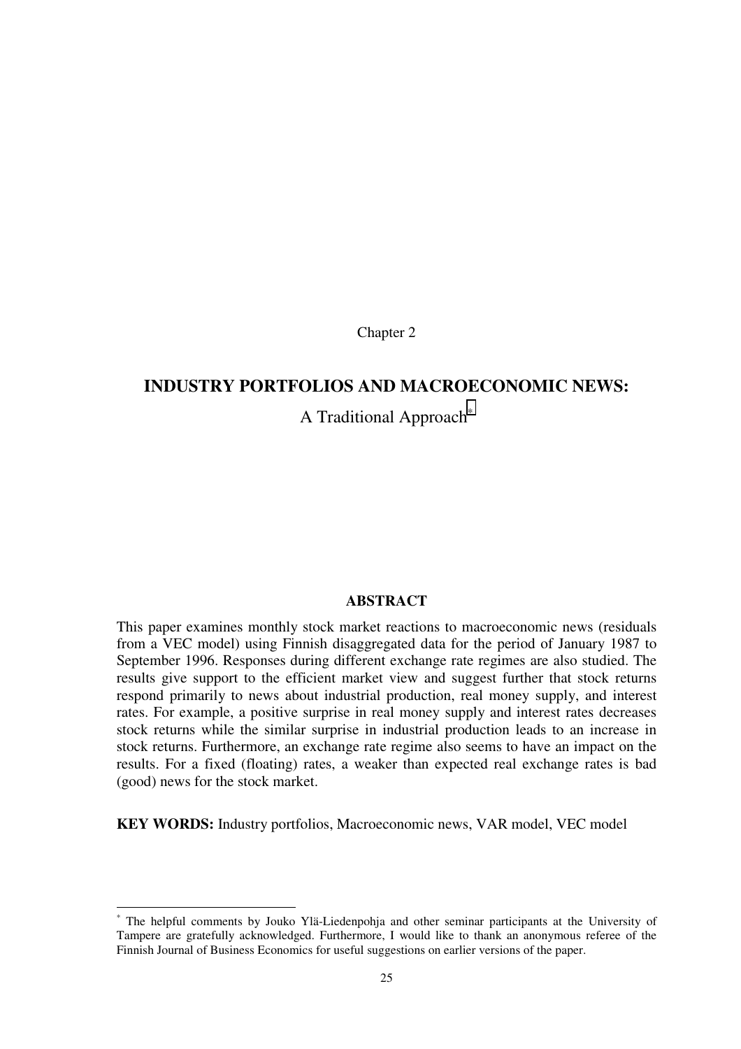Chapter 2

# INDUSTRY PORTFOLIOS AND MACROECONOMIC NEWS:

A Traditional Approach*

## ABSTRACT

This paper examines monthly stock market reactions to macroeconomic news (residuals from a VEC model) using Finnish disaggregated data for the period of January 1987 to September 1996. Responses during different exchange rate regimes are also studied. The results give support to the efficient market view and suggest further that stock returns respond primarily to news about industrial production, real money supply, and interest rates. For example, a positive surprise in real money supply and interest rates decreases stock returns while the similar surprise in industrial production leads to an increase in stock returns. Furthermore, an exchange rate regime also seems to have an impact on the results. For a fixed (floating) rates, a weaker than expected real exchange rates is bad (good) news for the stock market.

**KEY WORDS:** Industry portfolios, Macroeconomic news, VAR model, VEC model

---

* The helpful comments by Jouko Ylä-Liedenpohja and other seminar participants at the University of Tampere are gratefully acknowledged. Furthermore, I would like to thank an anonymous referee of the Finnish Journal of Business Economics for useful suggestions on earlier versions of the paper.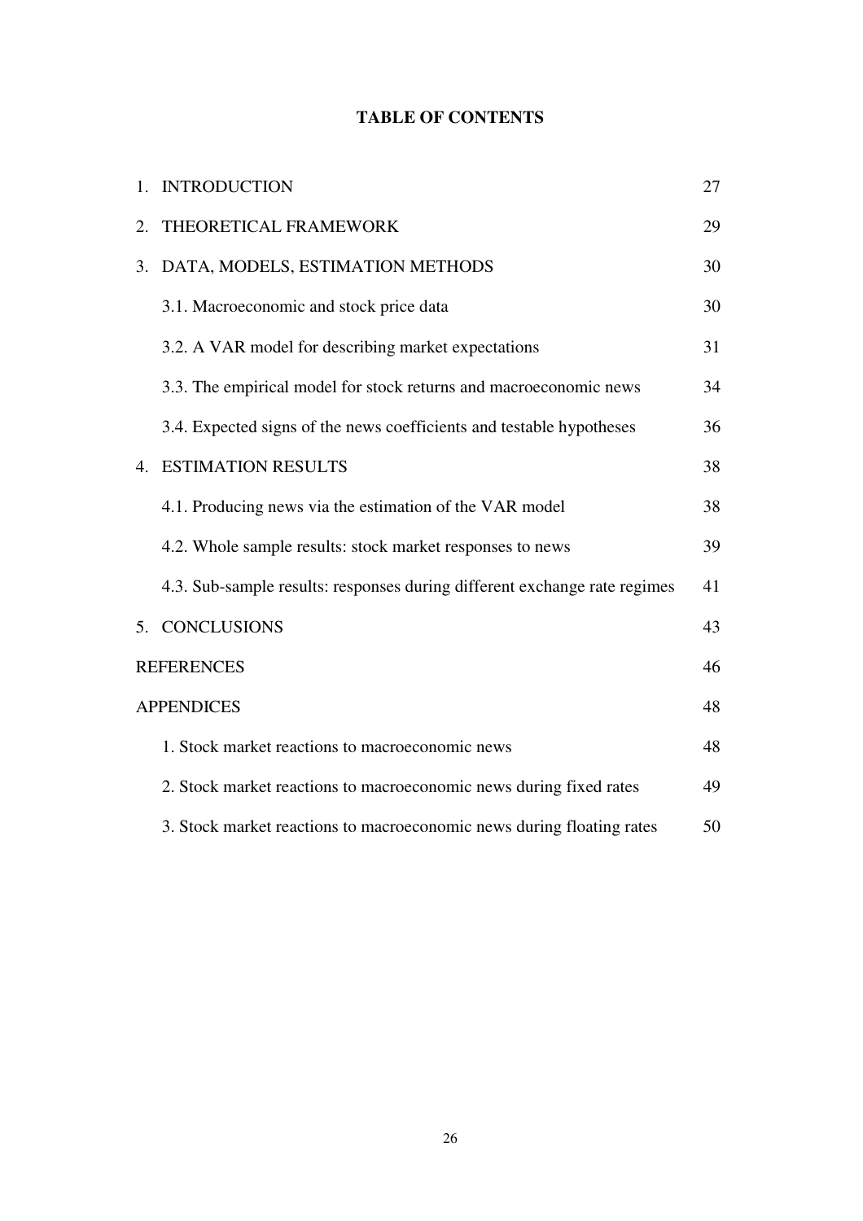## TABLE OF CONTENTS

| | |
|---|---|
| 1. INTRODUCTION | 27 |
| 2. THEORETICAL FRAMEWORK | 29 |
| 3. DATA, MODELS, ESTIMATION METHODS | 30 |
| 3.1. Macroeconomic and stock price data | 30 |
| 3.2. A VAR model for describing market expectations | 31 |
| 3.3. The empirical model for stock returns and macroeconomic news | 34 |
| 3.4. Expected signs of the news coefficients and testable hypotheses | 36 |
| 4. ESTIMATION RESULTS | 38 |
| 4.1. Producing news via the estimation of the VAR model | 38 |
| 4.2. Whole sample results: stock market responses to news | 39 |
| 4.3. Sub-sample results: responses during different exchange rate regimes | 41 |
| 5. CONCLUSIONS | 43 |
| REFERENCES | 46 |
| APPENDICES | 48 |
| 1. Stock market reactions to macroeconomic news | 48 |
| 2. Stock market reactions to macroeconomic news during fixed rates | 49 |
| 3. Stock market reactions to macroeconomic news during floating rates | 50 |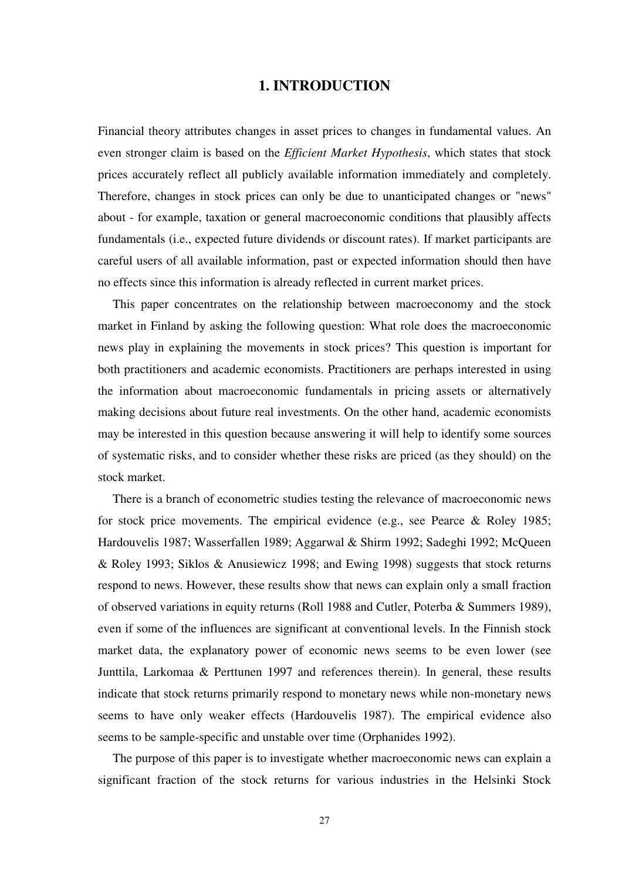# 1. INTRODUCTION

Financial theory attributes changes in asset prices to changes in fundamental values. An even stronger claim is based on the *Efficient Market Hypothesis*, which states that stock prices accurately reflect all publicly available information immediately and completely. Therefore, changes in stock prices can only be due to unanticipated changes or "news" about - for example, taxation or general macroeconomic conditions that plausibly affects fundamentals (i.e., expected future dividends or discount rates). If market participants are careful users of all available information, past or expected information should then have no effects since this information is already reflected in current market prices.

This paper concentrates on the relationship between macroeconomy and the stock market in Finland by asking the following question: What role does the macroeconomic news play in explaining the movements in stock prices? This question is important for both practitioners and academic economists. Practitioners are perhaps interested in using the information about macroeconomic fundamentals in pricing assets or alternatively making decisions about future real investments. On the other hand, academic economists may be interested in this question because answering it will help to identify some sources of systematic risks, and to consider whether these risks are priced (as they should) on the stock market.

There is a branch of econometric studies testing the relevance of macroeconomic news for stock price movements. The empirical evidence (e.g., see Pearce & Roley 1985; Hardouvelis 1987; Wasserfallen 1989; Aggarwal & Shirm 1992; Sadeghi 1992; McQueen & Roley 1993; Siklos & Anusiewicz 1998; and Ewing 1998) suggests that stock returns respond to news. However, these results show that news can explain only a small fraction of observed variations in equity returns (Roll 1988 and Cutler, Poterba & Summers 1989), even if some of the influences are significant at conventional levels. In the Finnish stock market data, the explanatory power of economic news seems to be even lower (see Junttila, Larkomaa & Perttunen 1997 and references therein). In general, these results indicate that stock returns primarily respond to monetary news while non-monetary news seems to have only weaker effects (Hardouvelis 1987). The empirical evidence also seems to be sample-specific and unstable over time (Orphanides 1992).

The purpose of this paper is to investigate whether macroeconomic news can explain a significant fraction of the stock returns for various industries in the Helsinki Stock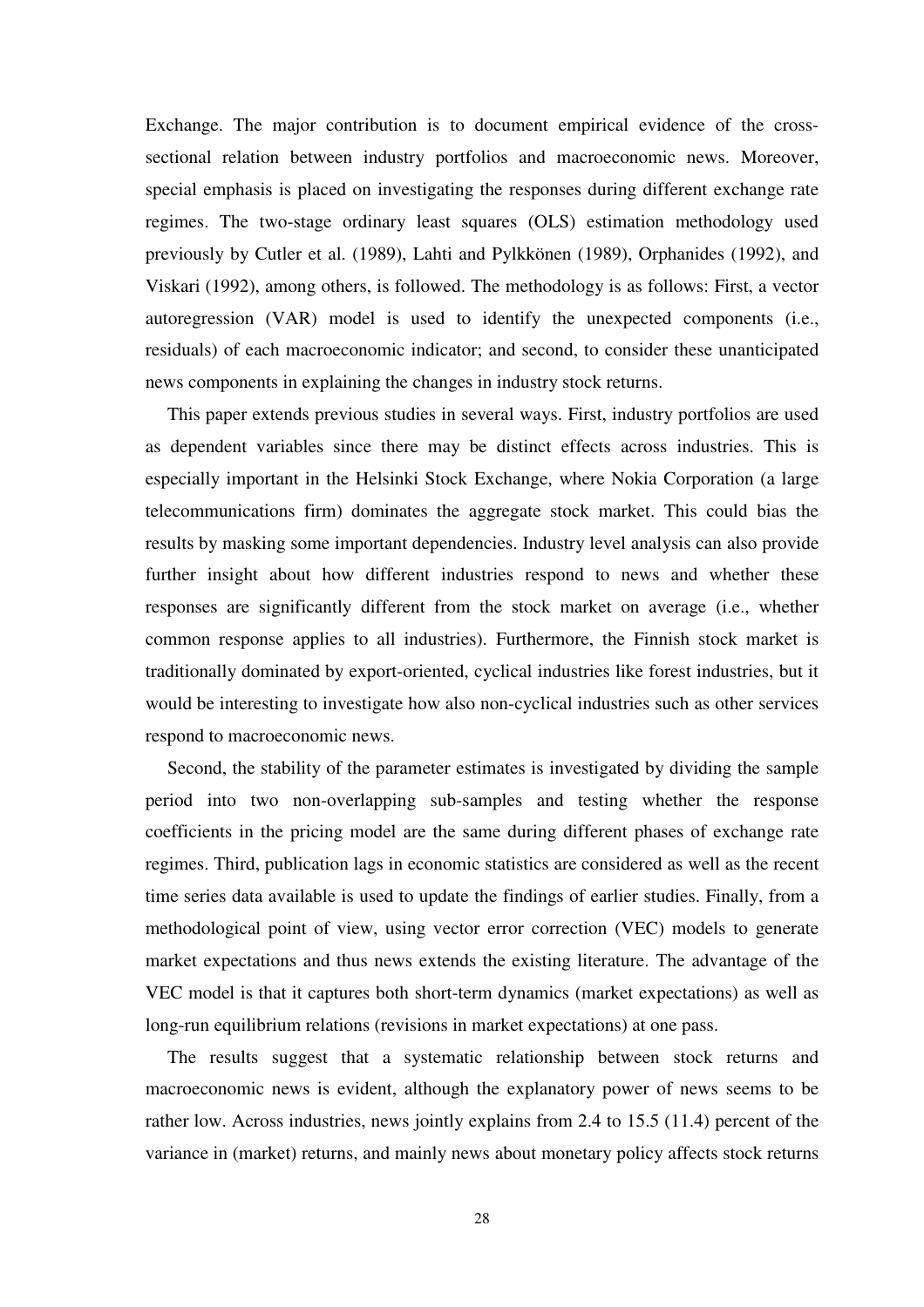Exchange. The major contribution is to document empirical evidence of the cross-sectional relation between industry portfolios and macroeconomic news. Moreover, special emphasis is placed on investigating the responses during different exchange rate regimes. The two-stage ordinary least squares (OLS) estimation methodology used previously by Cutler et al. (1989), Lahti and Pylkkönen (1989), Orphanides (1992), and Viskari (1992), among others, is followed. The methodology is as follows: First, a vector autoregression (VAR) model is used to identify the unexpected components (i.e., residuals) of each macroeconomic indicator; and second, to consider these unanticipated news components in explaining the changes in industry stock returns.

This paper extends previous studies in several ways. First, industry portfolios are used as dependent variables since there may be distinct effects across industries. This is especially important in the Helsinki Stock Exchange, where Nokia Corporation (a large telecommunications firm) dominates the aggregate stock market. This could bias the results by masking some important dependencies. Industry level analysis can also provide further insight about how different industries respond to news and whether these responses are significantly different from the stock market on average (i.e., whether common response applies to all industries). Furthermore, the Finnish stock market is traditionally dominated by export-oriented, cyclical industries like forest industries, but it would be interesting to investigate how also non-cyclical industries such as other services respond to macroeconomic news.

Second, the stability of the parameter estimates is investigated by dividing the sample period into two non-overlapping sub-samples and testing whether the response coefficients in the pricing model are the same during different phases of exchange rate regimes. Third, publication lags in economic statistics are considered as well as the recent time series data available is used to update the findings of earlier studies. Finally, from a methodological point of view, using vector error correction (VEC) models to generate market expectations and thus news extends the existing literature. The advantage of the VEC model is that it captures both short-term dynamics (market expectations) as well as long-run equilibrium relations (revisions in market expectations) at one pass.

The results suggest that a systematic relationship between stock returns and macroeconomic news is evident, although the explanatory power of news seems to be rather low. Across industries, news jointly explains from 2.4 to 15.5 (11.4) percent of the variance in (market) returns, and mainly news about monetary policy affects stock returns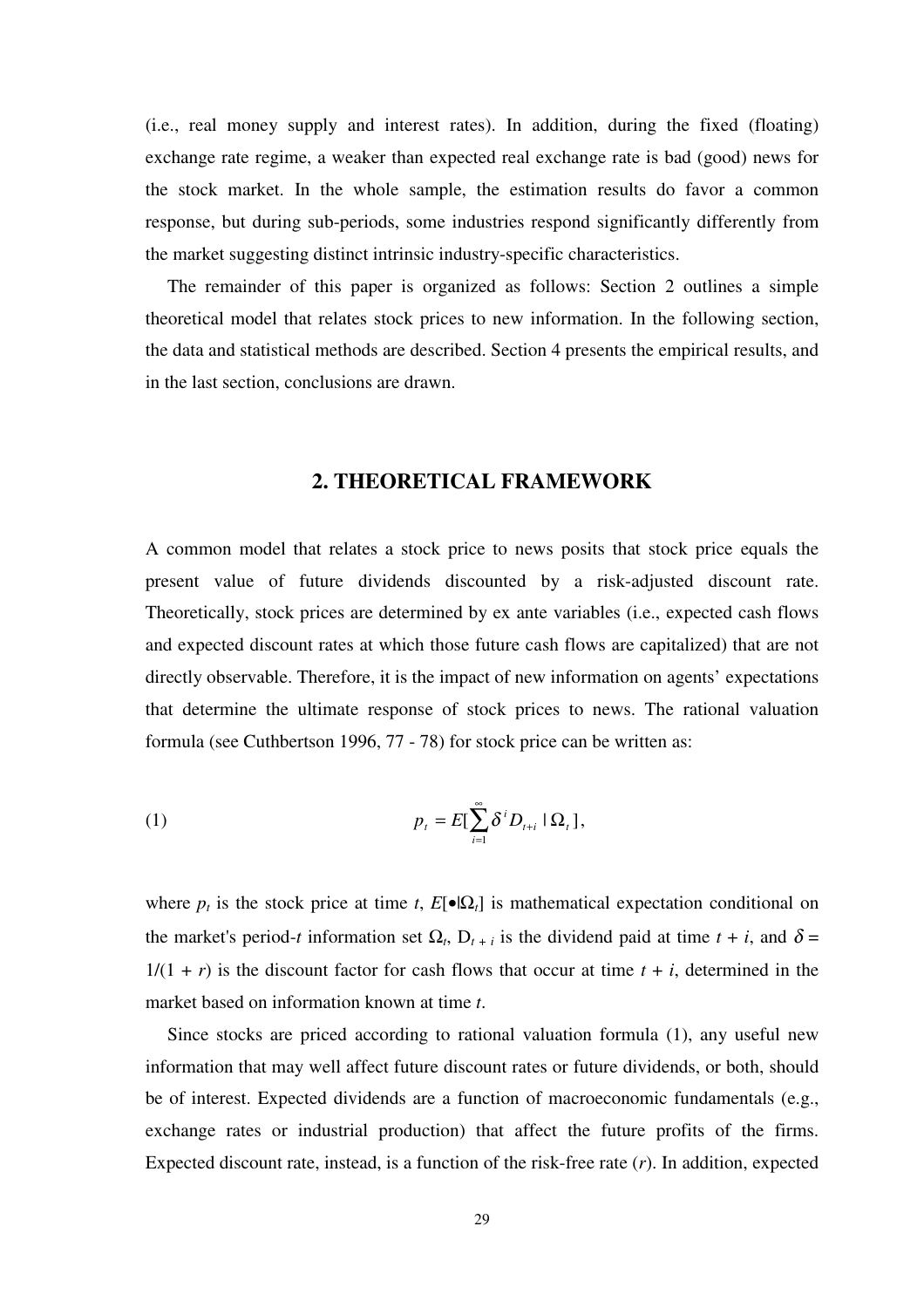(i.e., real money supply and interest rates). In addition, during the fixed (floating) exchange rate regime, a weaker than expected real exchange rate is bad (good) news for the stock market. In the whole sample, the estimation results do favor a common response, but during sub-periods, some industries respond significantly differently from the market suggesting distinct intrinsic industry-specific characteristics.

The remainder of this paper is organized as follows: Section 2 outlines a simple theoretical model that relates stock prices to new information. In the following section, the data and statistical methods are described. Section 4 presents the empirical results, and in the last section, conclusions are drawn.

## 2. THEORETICAL FRAMEWORK

A common model that relates a stock price to news posits that stock price equals the present value of future dividends discounted by a risk-adjusted discount rate. Theoretically, stock prices are determined by ex ante variables (i.e., expected cash flows and expected discount rates at which those future cash flows are capitalized) that are not directly observable. Therefore, it is the impact of new information on agents' expectations that determine the ultimate response of stock prices to news. The rational valuation formula (see Cuthbertson 1996, 77 - 78) for stock price can be written as:

$$p_t = E[\sum_{i=1}^{\infty} \delta^i D_{t+i} \mid \Omega_t], \tag{1}$$

where $p_t$ is the stock price at time $t$, $E[\bullet|\Omega_t]$ is mathematical expectation conditional on the market's period-$t$ information set $\Omega_t$, $D_{t+i}$ is the dividend paid at time $t + i$, and $\delta = 1/(1 + r)$ is the discount factor for cash flows that occur at time $t + i$, determined in the market based on information known at time $t$.

Since stocks are priced according to rational valuation formula (1), any useful new information that may well affect future discount rates or future dividends, or both, should be of interest. Expected dividends are a function of macroeconomic fundamentals (e.g., exchange rates or industrial production) that affect the future profits of the firms. Expected discount rate, instead, is a function of the risk-free rate ($r$). In addition, expected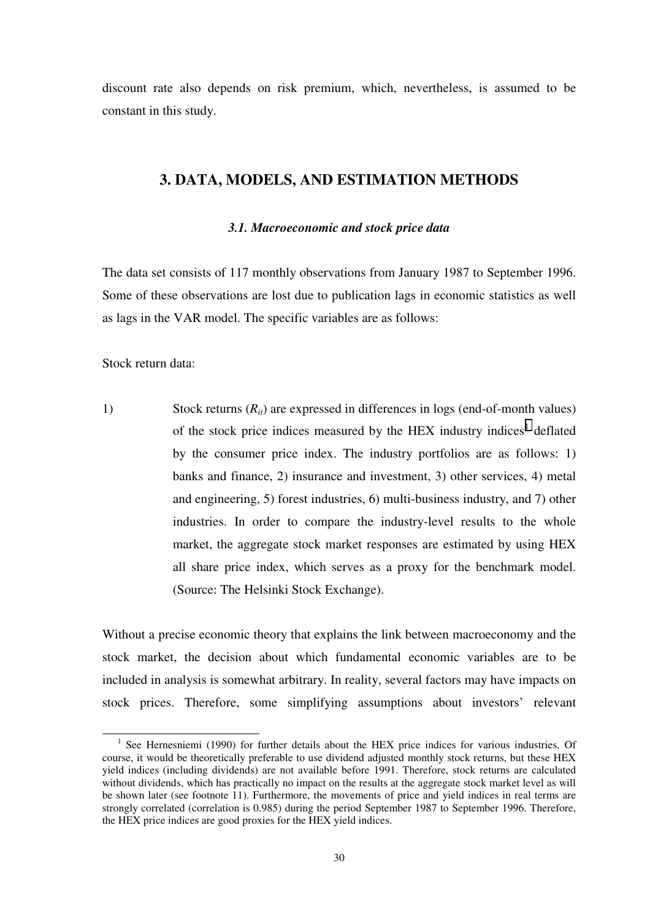discount rate also depends on risk premium, which, nevertheless, is assumed to be constant in this study.

# 3. DATA, MODELS, AND ESTIMATION METHODS

### *3.1. Macroeconomic and stock price data*

The data set consists of 117 monthly observations from January 1987 to September 1996. Some of these observations are lost due to publication lags in economic statistics as well as lags in the VAR model. The specific variables are as follows:

Stock return data:

1) Stock returns ($R_{it}$) are expressed in differences in logs (end-of-month values) of the stock price indices measured by the HEX industry indices[1] deflated by the consumer price index. The industry portfolios are as follows: 1) banks and finance, 2) insurance and investment, 3) other services, 4) metal and engineering, 5) forest industries, 6) multi-business industry, and 7) other industries. In order to compare the industry-level results to the whole market, the aggregate stock market responses are estimated by using HEX all share price index, which serves as a proxy for the benchmark model. (Source: The Helsinki Stock Exchange).

Without a precise economic theory that explains the link between macroeconomy and the stock market, the decision about which fundamental economic variables are to be included in analysis is somewhat arbitrary. In reality, several factors may have impacts on stock prices. Therefore, some simplifying assumptions about investors' relevant

[1] See Hernesniemi (1990) for further details about the HEX price indices for various industries. Of course, it would be theoretically preferable to use dividend adjusted monthly stock returns, but these HEX yield indices (including dividends) are not available before 1991. Therefore, stock returns are calculated without dividends, which has practically no impact on the results at the aggregate stock market level as will be shown later (see footnote 11). Furthermore, the movements of price and yield indices in real terms are strongly correlated (correlation is 0.985) during the period September 1987 to September 1996. Therefore, the HEX price indices are good proxies for the HEX yield indices.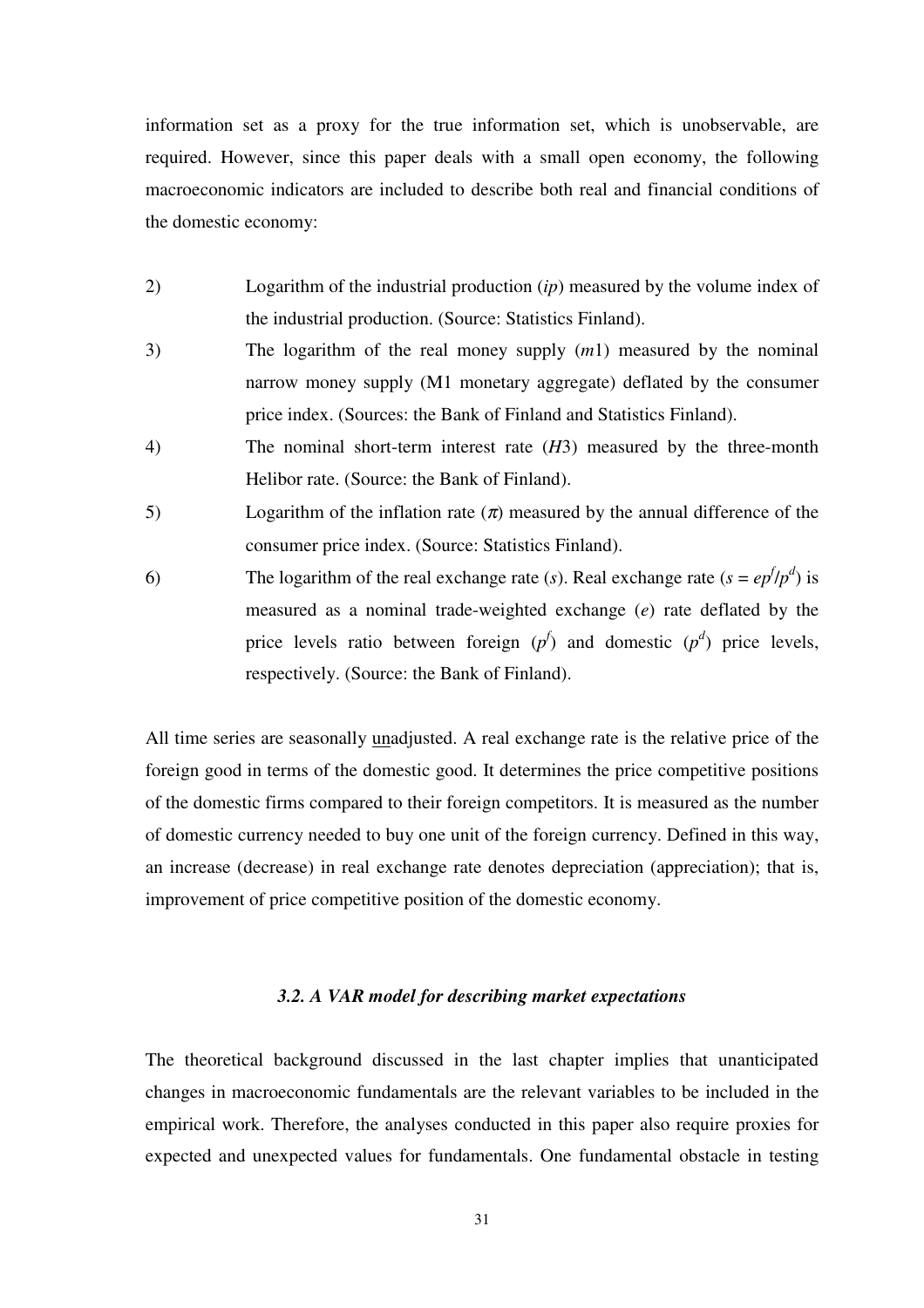information set as a proxy for the true information set, which is unobservable, are required. However, since this paper deals with a small open economy, the following macroeconomic indicators are included to describe both real and financial conditions of the domestic economy:

2) Logarithm of the industrial production (*ip*) measured by the volume index of the industrial production. (Source: Statistics Finland).

3) The logarithm of the real money supply ($m1$) measured by the nominal narrow money supply (M1 monetary aggregate) deflated by the consumer price index. (Sources: the Bank of Finland and Statistics Finland).

4) The nominal short-term interest rate ($H3$) measured by the three-month Helibor rate. (Source: the Bank of Finland).

5) Logarithm of the inflation rate ($\pi$) measured by the annual difference of the consumer price index. (Source: Statistics Finland).

6) The logarithm of the real exchange rate ($s$). Real exchange rate ($s = ep^f/p^d$) is measured as a nominal trade-weighted exchange ($e$) rate deflated by the price levels ratio between foreign ($p^f$) and domestic ($p^d$) price levels, respectively. (Source: the Bank of Finland).

All time series are seasonally unadjusted. A real exchange rate is the relative price of the foreign good in terms of the domestic good. It determines the price competitive positions of the domestic firms compared to their foreign competitors. It is measured as the number of domestic currency needed to buy one unit of the foreign currency. Defined in this way, an increase (decrease) in real exchange rate denotes depreciation (appreciation); that is, improvement of price competitive position of the domestic economy.

### *3.2. A VAR model for describing market expectations*

The theoretical background discussed in the last chapter implies that unanticipated changes in macroeconomic fundamentals are the relevant variables to be included in the empirical work. Therefore, the analyses conducted in this paper also require proxies for expected and unexpected values for fundamentals. One fundamental obstacle in testing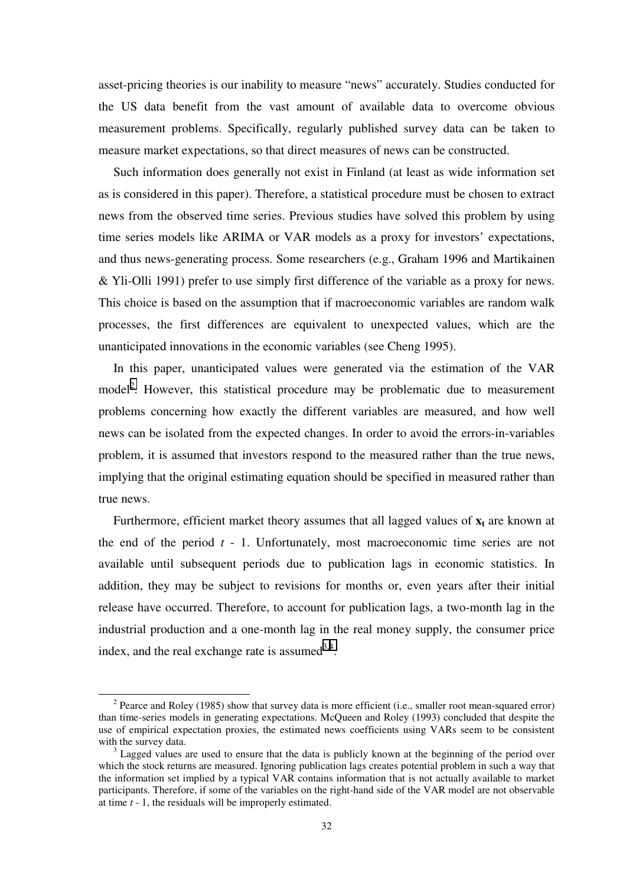asset-pricing theories is our inability to measure "news" accurately. Studies conducted for the US data benefit from the vast amount of available data to overcome obvious measurement problems. Specifically, regularly published survey data can be taken to measure market expectations, so that direct measures of news can be constructed.

Such information does generally not exist in Finland (at least as wide information set as is considered in this paper). Therefore, a statistical procedure must be chosen to extract news from the observed time series. Previous studies have solved this problem by using time series models like ARIMA or VAR models as a proxy for investors' expectations, and thus news-generating process. Some researchers (e.g., Graham 1996 and Martikainen & Yli-Olli 1991) prefer to use simply first difference of the variable as a proxy for news. This choice is based on the assumption that if macroeconomic variables are random walk processes, the first differences are equivalent to unexpected values, which are the unanticipated innovations in the economic variables (see Cheng 1995).

In this paper, unanticipated values were generated via the estimation of the VAR model[2]. However, this statistical procedure may be problematic due to measurement problems concerning how exactly the different variables are measured, and how well news can be isolated from the expected changes. In order to avoid the errors-in-variables problem, it is assumed that investors respond to the measured rather than the true news, implying that the original estimating equation should be specified in measured rather than true news.

Furthermore, efficient market theory assumes that all lagged values of $\mathbf{x_t}$ are known at the end of the period $t$ - 1. Unfortunately, most macroeconomic time series are not available until subsequent periods due to publication lags in economic statistics. In addition, they may be subject to revisions for months or, even years after their initial release have occurred. Therefore, to account for publication lags, a two-month lag in the industrial production and a one-month lag in the real money supply, the consumer price index, and the real exchange rate is assumed[3,4].

---

[2] Pearce and Roley (1985) show that survey data is more efficient (i.e., smaller root mean-squared error) than time-series models in generating expectations. McQueen and Roley (1993) concluded that despite the use of empirical expectation proxies, the estimated news coefficients using VARs seem to be consistent with the survey data.

[3] Lagged values are used to ensure that the data is publicly known at the beginning of the period over which the stock returns are measured. Ignoring publication lags creates potential problem in such a way that the information set implied by a typical VAR contains information that is not actually available to market participants. Therefore, if some of the variables on the right-hand side of the VAR model are not observable at time $t$ - 1, the residuals will be improperly estimated.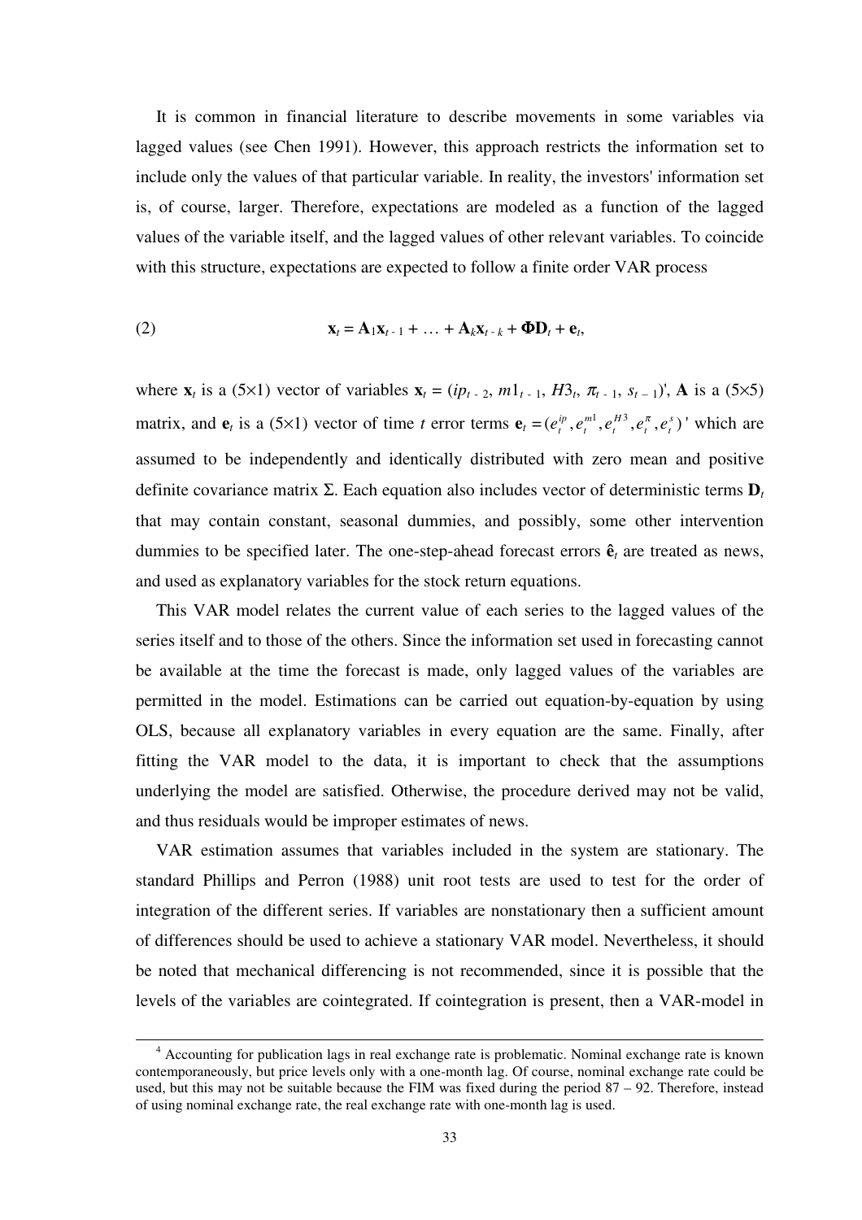It is common in financial literature to describe movements in some variables via lagged values (see Chen 1991). However, this approach restricts the information set to include only the values of that particular variable. In reality, the investors' information set is, of course, larger. Therefore, expectations are modeled as a function of the lagged values of the variable itself, and the lagged values of other relevant variables. To coincide with this structure, expectations are expected to follow a finite order VAR process

$$\mathbf{x}_t = \mathbf{A}_1\mathbf{x}_{t-1} + \ldots + \mathbf{A}_k\mathbf{x}_{t-k} + \mathbf{\Phi}\mathbf{D}_t + \mathbf{e}_t, \tag{2}$$

where $\mathbf{x}_t$ is a (5×1) vector of variables $\mathbf{x}_t = (ip_{t-2}, m1_{t-1}, H3_t, \pi_{t-1}, s_{t-1})'$, $\mathbf{A}$ is a (5×5) matrix, and $\mathbf{e}_t$ is a (5×1) vector of time $t$ error terms $\mathbf{e}_t = (e_t^{ip}, e_t^{m1}, e_t^{H3}, e_t^{\pi}, e_t^{s})'$ which are assumed to be independently and identically distributed with zero mean and positive definite covariance matrix Σ. Each equation also includes vector of deterministic terms $\mathbf{D}_t$ that may contain constant, seasonal dummies, and possibly, some other intervention dummies to be specified later. The one-step-ahead forecast errors $\hat{\mathbf{e}}_t$ are treated as news, and used as explanatory variables for the stock return equations.

This VAR model relates the current value of each series to the lagged values of the series itself and to those of the others. Since the information set used in forecasting cannot be available at the time the forecast is made, only lagged values of the variables are permitted in the model. Estimations can be carried out equation-by-equation by using OLS, because all explanatory variables in every equation are the same. Finally, after fitting the VAR model to the data, it is important to check that the assumptions underlying the model are satisfied. Otherwise, the procedure derived may not be valid, and thus residuals would be improper estimates of news.

VAR estimation assumes that variables included in the system are stationary. The standard Phillips and Perron (1988) unit root tests are used to test for the order of integration of the different series. If variables are nonstationary then a sufficient amount of differences should be used to achieve a stationary VAR model. Nevertheless, it should be noted that mechanical differencing is not recommended, since it is possible that the levels of the variables are cointegrated. If cointegration is present, then a VAR-model in

---

[4] Accounting for publication lags in real exchange rate is problematic. Nominal exchange rate is known contemporaneously, but price levels only with a one-month lag. Of course, nominal exchange rate could be used, but this may not be suitable because the FIM was fixed during the period 87 – 92. Therefore, instead of using nominal exchange rate, the real exchange rate with one-month lag is used.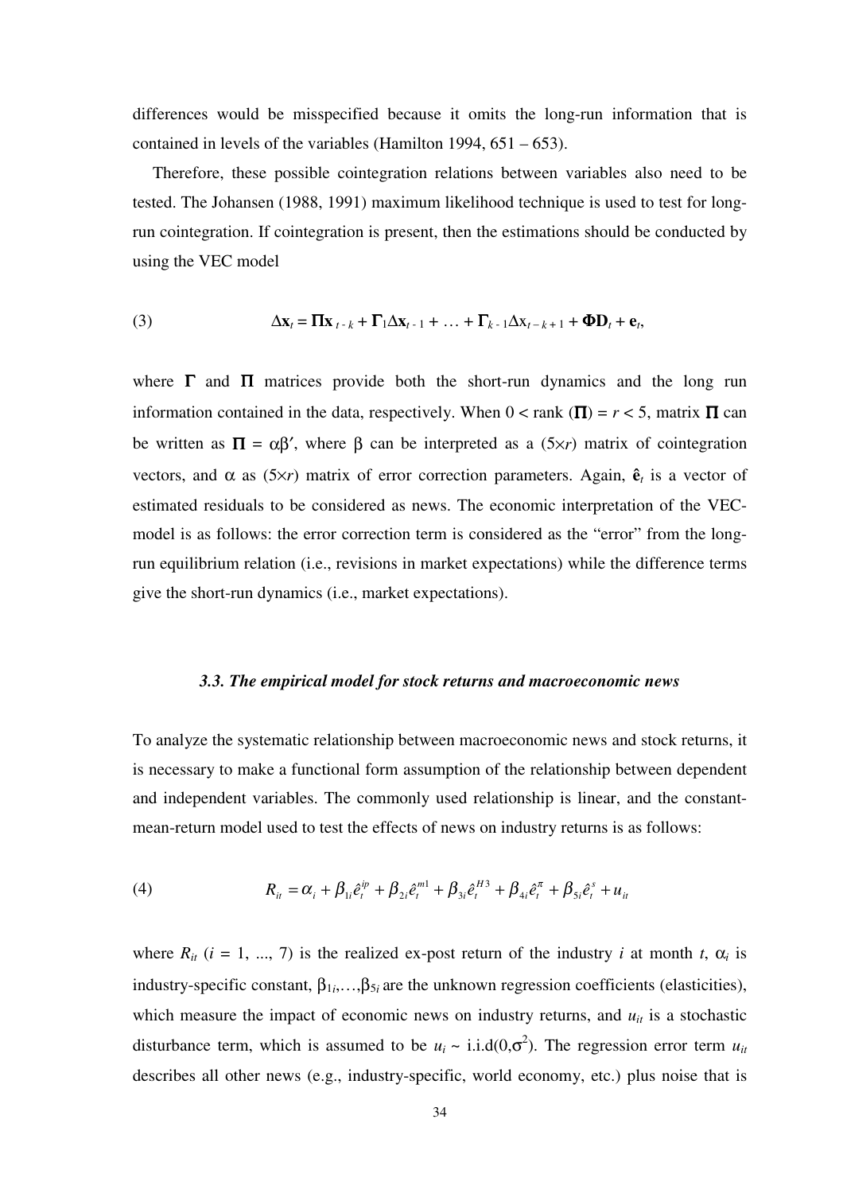differences would be misspecified because it omits the long-run information that is contained in levels of the variables (Hamilton 1994, 651 – 653).

Therefore, these possible cointegration relations between variables also need to be tested. The Johansen (1988, 1991) maximum likelihood technique is used to test for long-run cointegration. If cointegration is present, then the estimations should be conducted by using the VEC model

$$\Delta \mathbf{x}_t = \mathbf{\Pi x}_{t-k} + \mathbf{\Gamma}_1 \Delta \mathbf{x}_{t-1} + \ldots + \mathbf{\Gamma}_{k-1} \Delta \mathrm{x}_{t-k+1} + \mathbf{\Phi D}_t + \mathbf{e}_t, \tag{3}$$

where $\mathbf{\Gamma}$ and $\mathbf{\Pi}$ matrices provide both the short-run dynamics and the long run information contained in the data, respectively. When $0 < \text{rank}(\mathbf{\Pi}) = r < 5$, matrix $\mathbf{\Pi}$ can be written as $\mathbf{\Pi} = \alpha\beta'$, where $\beta$ can be interpreted as a $(5\times r)$ matrix of cointegration vectors, and $\alpha$ as $(5\times r)$ matrix of error correction parameters. Again, $\hat{\mathbf{e}}_t$ is a vector of estimated residuals to be considered as news. The economic interpretation of the VEC-model is as follows: the error correction term is considered as the "error" from the long-run equilibrium relation (i.e., revisions in market expectations) while the difference terms give the short-run dynamics (i.e., market expectations).

### *3.3. The empirical model for stock returns and macroeconomic news*

To analyze the systematic relationship between macroeconomic news and stock returns, it is necessary to make a functional form assumption of the relationship between dependent and independent variables. The commonly used relationship is linear, and the constant-mean-return model used to test the effects of news on industry returns is as follows:

$$R_{it} = \alpha_i + \beta_{1i}\hat{e}_t^{ip} + \beta_{2i}\hat{e}_t^{m1} + \beta_{3i}\hat{e}_t^{H3} + \beta_{4i}\hat{e}_t^{\pi} + \beta_{5i}\hat{e}_t^{s} + u_{it} \tag{4}$$

where $R_{it}$ ($i$ = 1, ..., 7) is the realized ex-post return of the industry $i$ at month $t$, $\alpha_i$ is industry-specific constant, $\beta_{1i},\ldots,\beta_{5i}$ are the unknown regression coefficients (elasticities), which measure the impact of economic news on industry returns, and $u_{it}$ is a stochastic disturbance term, which is assumed to be $u_i \sim \text{i.i.d}(0,\sigma^2)$. The regression error term $u_{it}$ describes all other news (e.g., industry-specific, world economy, etc.) plus noise that is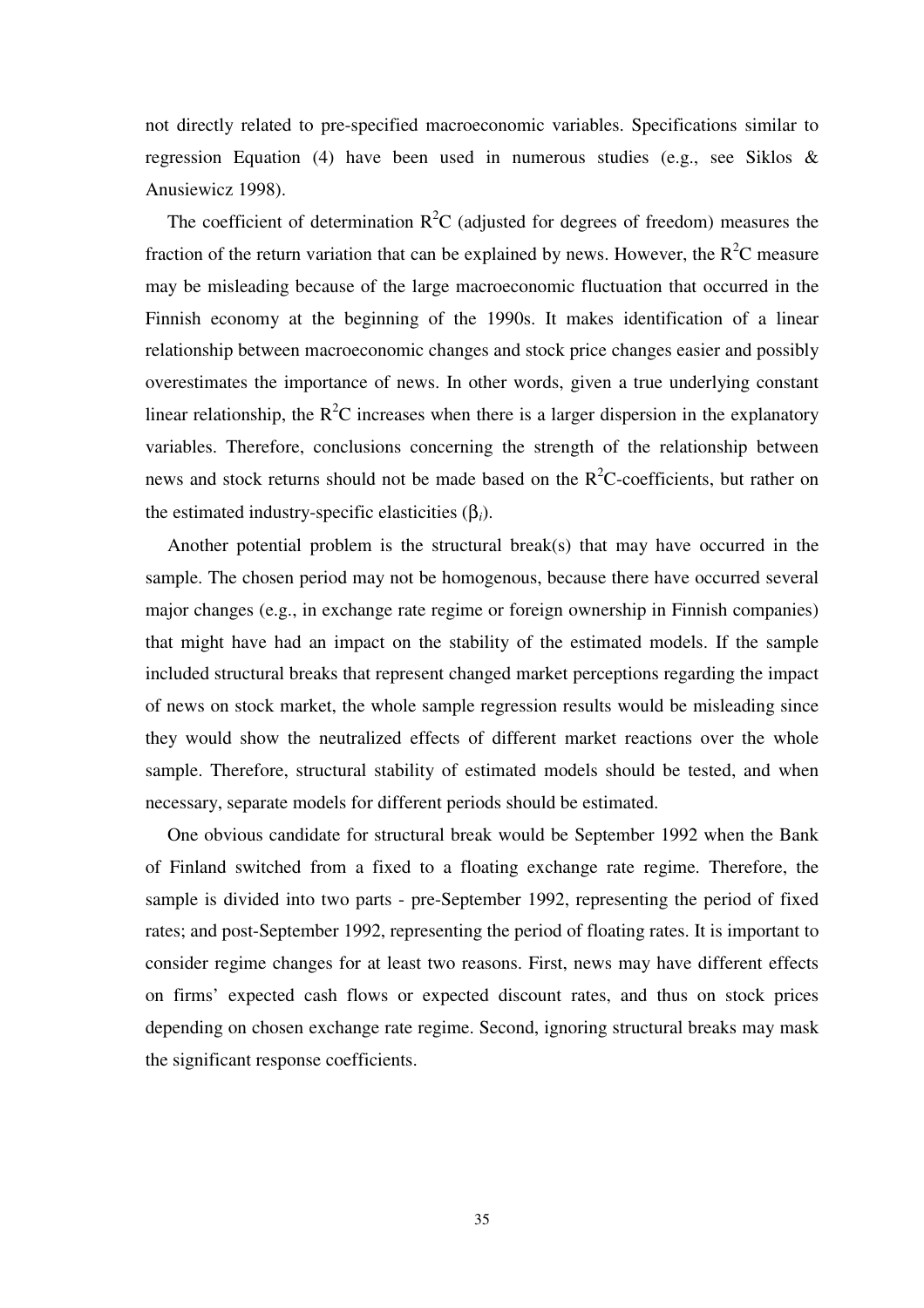not directly related to pre-specified macroeconomic variables. Specifications similar to regression Equation (4) have been used in numerous studies (e.g., see Siklos & Anusiewicz 1998).

The coefficient of determination $R^2C$ (adjusted for degrees of freedom) measures the fraction of the return variation that can be explained by news. However, the $R^2C$ measure may be misleading because of the large macroeconomic fluctuation that occurred in the Finnish economy at the beginning of the 1990s. It makes identification of a linear relationship between macroeconomic changes and stock price changes easier and possibly overestimates the importance of news. In other words, given a true underlying constant linear relationship, the $R^2C$ increases when there is a larger dispersion in the explanatory variables. Therefore, conclusions concerning the strength of the relationship between news and stock returns should not be made based on the $R^2C$-coefficients, but rather on the estimated industry-specific elasticities ($\beta_i$).

Another potential problem is the structural break(s) that may have occurred in the sample. The chosen period may not be homogenous, because there have occurred several major changes (e.g., in exchange rate regime or foreign ownership in Finnish companies) that might have had an impact on the stability of the estimated models. If the sample included structural breaks that represent changed market perceptions regarding the impact of news on stock market, the whole sample regression results would be misleading since they would show the neutralized effects of different market reactions over the whole sample. Therefore, structural stability of estimated models should be tested, and when necessary, separate models for different periods should be estimated.

One obvious candidate for structural break would be September 1992 when the Bank of Finland switched from a fixed to a floating exchange rate regime. Therefore, the sample is divided into two parts - pre-September 1992, representing the period of fixed rates; and post-September 1992, representing the period of floating rates. It is important to consider regime changes for at least two reasons. First, news may have different effects on firms' expected cash flows or expected discount rates, and thus on stock prices depending on chosen exchange rate regime. Second, ignoring structural breaks may mask the significant response coefficients.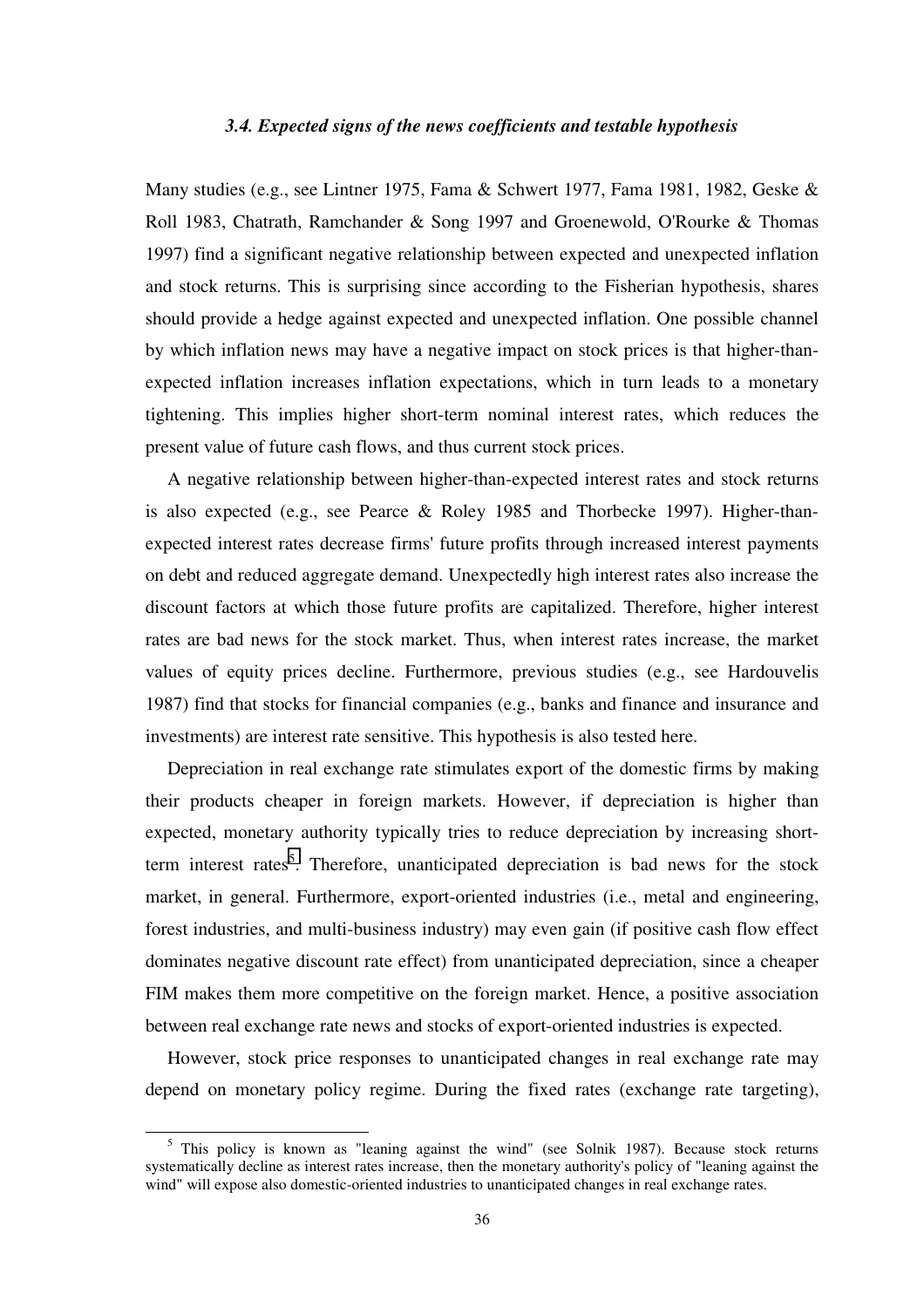### *3.4. Expected signs of the news coefficients and testable hypothesis*

Many studies (e.g., see Lintner 1975, Fama & Schwert 1977, Fama 1981, 1982, Geske & Roll 1983, Chatrath, Ramchander & Song 1997 and Groenewold, O'Rourke & Thomas 1997) find a significant negative relationship between expected and unexpected inflation and stock returns. This is surprising since according to the Fisherian hypothesis, shares should provide a hedge against expected and unexpected inflation. One possible channel by which inflation news may have a negative impact on stock prices is that higher-than-expected inflation increases inflation expectations, which in turn leads to a monetary tightening. This implies higher short-term nominal interest rates, which reduces the present value of future cash flows, and thus current stock prices.

A negative relationship between higher-than-expected interest rates and stock returns is also expected (e.g., see Pearce & Roley 1985 and Thorbecke 1997). Higher-than-expected interest rates decrease firms' future profits through increased interest payments on debt and reduced aggregate demand. Unexpectedly high interest rates also increase the discount factors at which those future profits are capitalized. Therefore, higher interest rates are bad news for the stock market. Thus, when interest rates increase, the market values of equity prices decline. Furthermore, previous studies (e.g., see Hardouvelis 1987) find that stocks for financial companies (e.g., banks and finance and insurance and investments) are interest rate sensitive. This hypothesis is also tested here.

Depreciation in real exchange rate stimulates export of the domestic firms by making their products cheaper in foreign markets. However, if depreciation is higher than expected, monetary authority typically tries to reduce depreciation by increasing short-term interest rates[5]. Therefore, unanticipated depreciation is bad news for the stock market, in general. Furthermore, export-oriented industries (i.e., metal and engineering, forest industries, and multi-business industry) may even gain (if positive cash flow effect dominates negative discount rate effect) from unanticipated depreciation, since a cheaper FIM makes them more competitive on the foreign market. Hence, a positive association between real exchange rate news and stocks of export-oriented industries is expected.

However, stock price responses to unanticipated changes in real exchange rate may depend on monetary policy regime. During the fixed rates (exchange rate targeting),

[5] This policy is known as "leaning against the wind" (see Solnik 1987). Because stock returns systematically decline as interest rates increase, then the monetary authority's policy of "leaning against the wind" will expose also domestic-oriented industries to unanticipated changes in real exchange rates.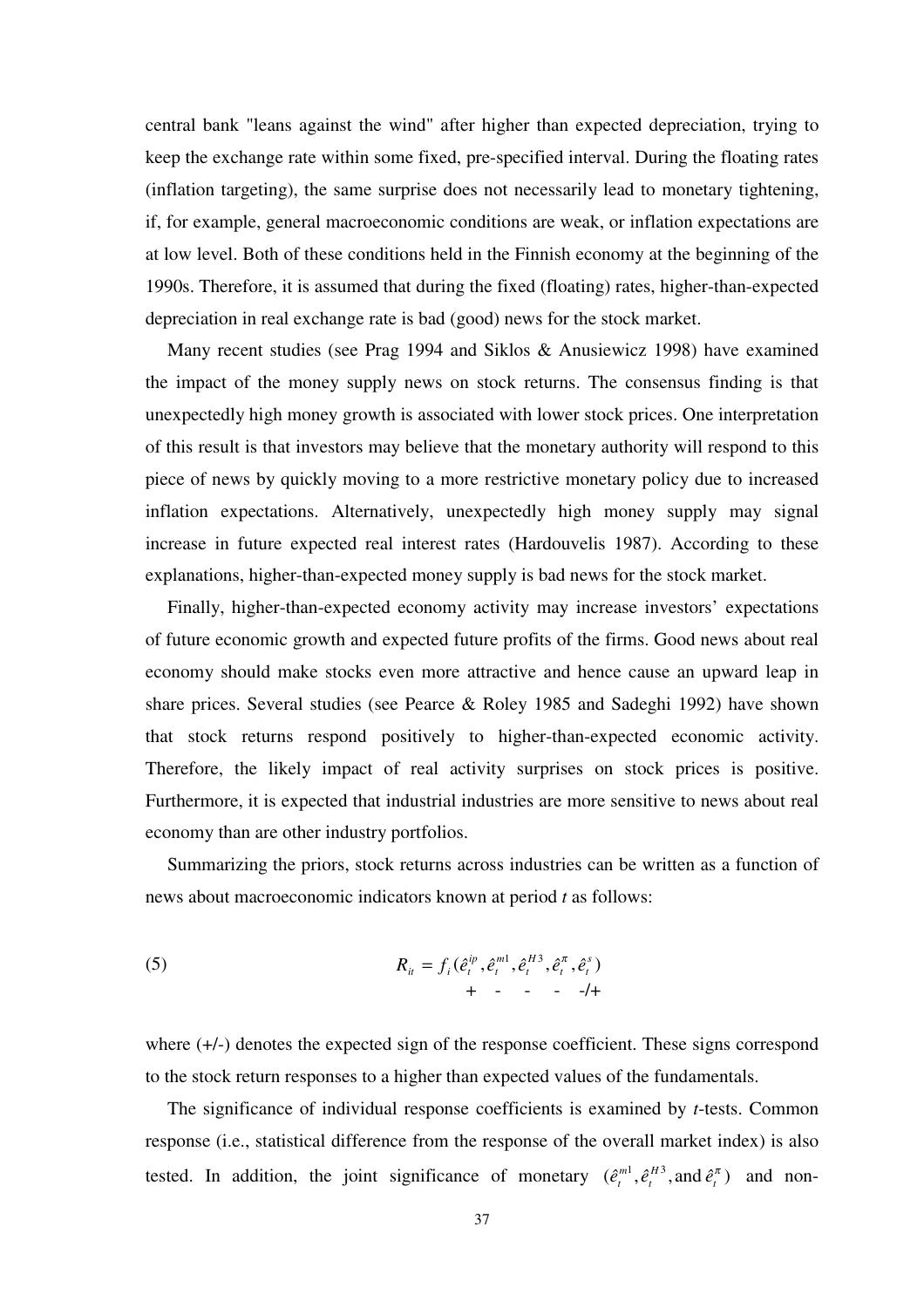central bank "leans against the wind" after higher than expected depreciation, trying to keep the exchange rate within some fixed, pre-specified interval. During the floating rates (inflation targeting), the same surprise does not necessarily lead to monetary tightening, if, for example, general macroeconomic conditions are weak, or inflation expectations are at low level. Both of these conditions held in the Finnish economy at the beginning of the 1990s. Therefore, it is assumed that during the fixed (floating) rates, higher-than-expected depreciation in real exchange rate is bad (good) news for the stock market.

Many recent studies (see Prag 1994 and Siklos & Anusiewicz 1998) have examined the impact of the money supply news on stock returns. The consensus finding is that unexpectedly high money growth is associated with lower stock prices. One interpretation of this result is that investors may believe that the monetary authority will respond to this piece of news by quickly moving to a more restrictive monetary policy due to increased inflation expectations. Alternatively, unexpectedly high money supply may signal increase in future expected real interest rates (Hardouvelis 1987). According to these explanations, higher-than-expected money supply is bad news for the stock market.

Finally, higher-than-expected economy activity may increase investors' expectations of future economic growth and expected future profits of the firms. Good news about real economy should make stocks even more attractive and hence cause an upward leap in share prices. Several studies (see Pearce & Roley 1985 and Sadeghi 1992) have shown that stock returns respond positively to higher-than-expected economic activity. Therefore, the likely impact of real activity surprises on stock prices is positive. Furthermore, it is expected that industrial industries are more sensitive to news about real economy than are other industry portfolios.

Summarizing the priors, stock returns across industries can be written as a function of news about macroeconomic indicators known at period *t* as follows:

$$R_{it} = f_i(\underset{+}{\hat{e}_t^{ip}}, \underset{-}{\hat{e}_t^{m1}}, \underset{-}{\hat{e}_t^{H3}}, \underset{-}{\hat{e}_t^{\pi}}, \underset{-/+}{\hat{e}_t^{s}}) \tag{5}$$

where (+/-) denotes the expected sign of the response coefficient. These signs correspond to the stock return responses to a higher than expected values of the fundamentals.

The significance of individual response coefficients is examined by *t*-tests. Common response (i.e., statistical difference from the response of the overall market index) is also tested. In addition, the joint significance of monetary $(\hat{e}_t^{m1}, \hat{e}_t^{H3}, \text{and}\, \hat{e}_t^{\pi})$ and non-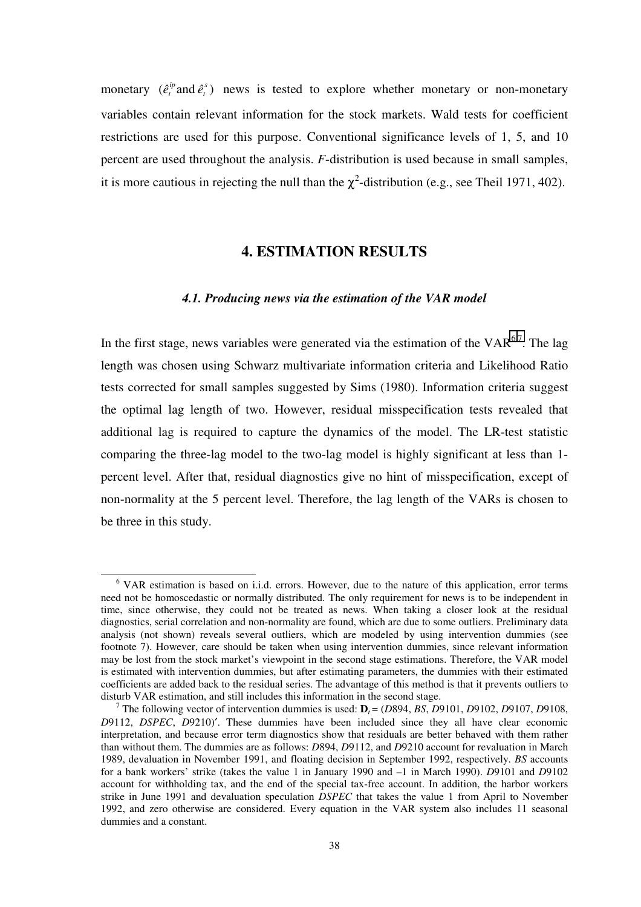monetary ($\hat{e}_t^{ip}$ and $\hat{e}_t^{s}$) news is tested to explore whether monetary or non-monetary variables contain relevant information for the stock markets. Wald tests for coefficient restrictions are used for this purpose. Conventional significance levels of 1, 5, and 10 percent are used throughout the analysis. *F*-distribution is used because in small samples, it is more cautious in rejecting the null than the $\chi^2$-distribution (e.g., see Theil 1971, 402).

## 4. ESTIMATION RESULTS

### *4.1. Producing news via the estimation of the VAR model*

In the first stage, news variables were generated via the estimation of the VAR[6,7]. The lag length was chosen using Schwarz multivariate information criteria and Likelihood Ratio tests corrected for small samples suggested by Sims (1980). Information criteria suggest the optimal lag length of two. However, residual misspecification tests revealed that additional lag is required to capture the dynamics of the model. The LR-test statistic comparing the three-lag model to the two-lag model is highly significant at less than 1-percent level. After that, residual diagnostics give no hint of misspecification, except of non-normality at the 5 percent level. Therefore, the lag length of the VARs is chosen to be three in this study.

---

[6] VAR estimation is based on i.i.d. errors. However, due to the nature of this application, error terms need not be homoscedastic or normally distributed. The only requirement for news is to be independent in time, since otherwise, they could not be treated as news. When taking a closer look at the residual diagnostics, serial correlation and non-normality are found, which are due to some outliers. Preliminary data analysis (not shown) reveals several outliers, which are modeled by using intervention dummies (see footnote 7). However, care should be taken when using intervention dummies, since relevant information may be lost from the stock market's viewpoint in the second stage estimations. Therefore, the VAR model is estimated with intervention dummies, but after estimating parameters, the dummies with their estimated coefficients are added back to the residual series. The advantage of this method is that it prevents outliers to disturb VAR estimation, and still includes this information in the second stage.

[7] The following vector of intervention dummies is used: $\mathbf{D}_t = (D894, BS, D9101, D9102, D9107, D9108, D9112, DSPEC, D9210)'$. These dummies have been included since they all have clear economic interpretation, and because error term diagnostics show that residuals are better behaved with them rather than without them. The dummies are as follows: *D*894, *D*9112, and *D*9210 account for revaluation in March 1989, devaluation in November 1991, and floating decision in September 1992, respectively. *BS* accounts for a bank workers' strike (takes the value 1 in January 1990 and –1 in March 1990). *D*9101 and *D*9102 account for withholding tax, and the end of the special tax-free account. In addition, the harbor workers strike in June 1991 and devaluation speculation *DSPEC* that takes the value 1 from April to November 1992, and zero otherwise are considered. Every equation in the VAR system also includes 11 seasonal dummies and a constant.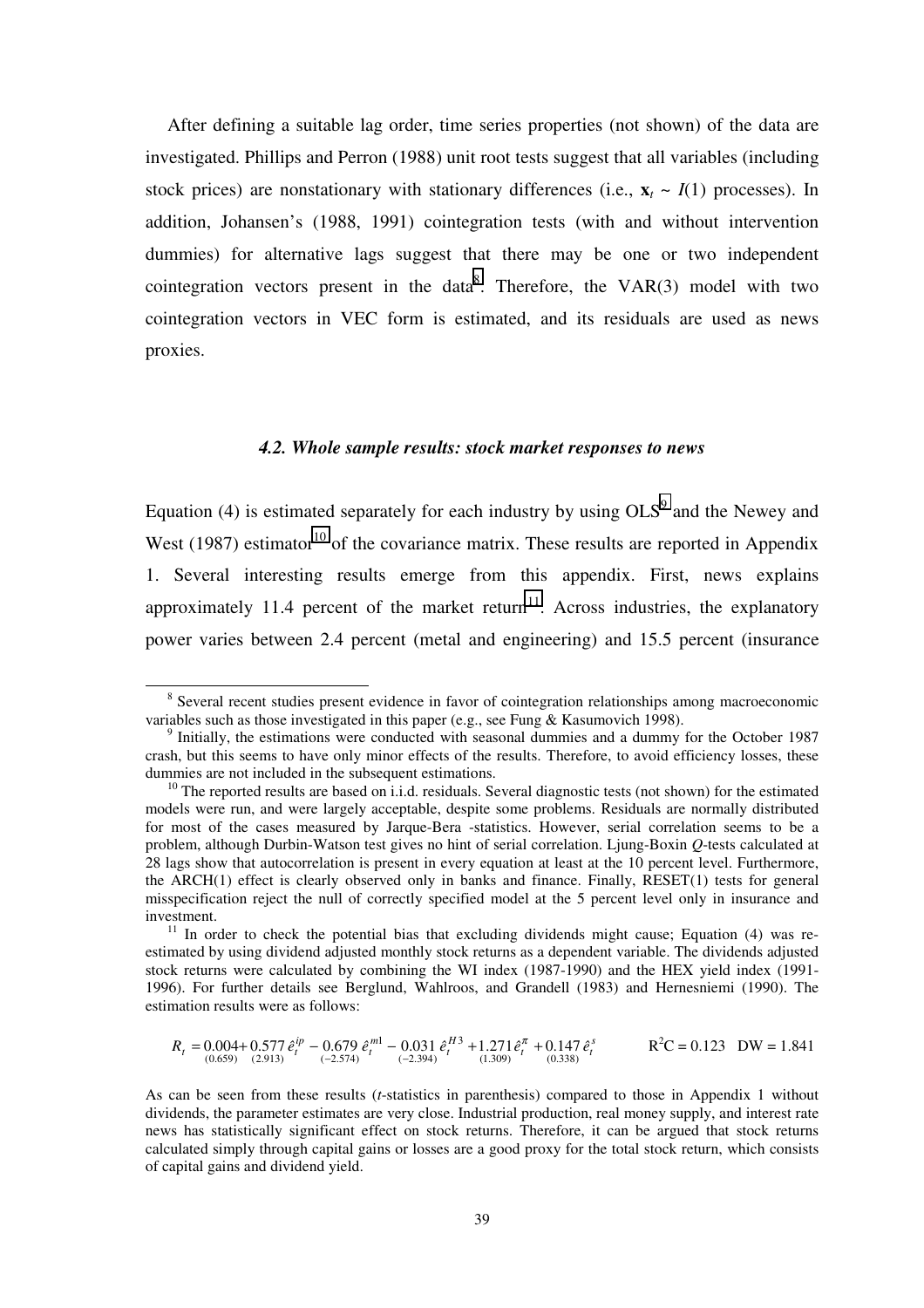After defining a suitable lag order, time series properties (not shown) of the data are investigated. Phillips and Perron (1988) unit root tests suggest that all variables (including stock prices) are nonstationary with stationary differences (i.e., $\mathbf{x}_t \sim I(1)$ processes). In addition, Johansen's (1988, 1991) cointegration tests (with and without intervention dummies) for alternative lags suggest that there may be one or two independent cointegration vectors present in the data[8]. Therefore, the VAR(3) model with two cointegration vectors in VEC form is estimated, and its residuals are used as news proxies.

#### *4.2. Whole sample results: stock market responses to news*

Equation (4) is estimated separately for each industry by using OLS[9] and the Newey and West (1987) estimator[10] of the covariance matrix. These results are reported in Appendix 1. Several interesting results emerge from this appendix. First, news explains approximately 11.4 percent of the market return[11]. Across industries, the explanatory power varies between 2.4 percent (metal and engineering) and 15.5 percent (insurance

---

[8] Several recent studies present evidence in favor of cointegration relationships among macroeconomic variables such as those investigated in this paper (e.g., see Fung & Kasumovich 1998).

[9] Initially, the estimations were conducted with seasonal dummies and a dummy for the October 1987 crash, but this seems to have only minor effects of the results. Therefore, to avoid efficiency losses, these dummies are not included in the subsequent estimations.

[10] The reported results are based on i.i.d. residuals. Several diagnostic tests (not shown) for the estimated models were run, and were largely acceptable, despite some problems. Residuals are normally distributed for most of the cases measured by Jarque-Bera -statistics. However, serial correlation seems to be a problem, although Durbin-Watson test gives no hint of serial correlation. Ljung-Boxin *Q*-tests calculated at 28 lags show that autocorrelation is present in every equation at least at the 10 percent level. Furthermore, the ARCH(1) effect is clearly observed only in banks and finance. Finally, RESET(1) tests for general misspecification reject the null of correctly specified model at the 5 percent level only in insurance and investment.

[11] In order to check the potential bias that excluding dividends might cause; Equation (4) was re-estimated by using dividend adjusted monthly stock returns as a dependent variable. The dividends adjusted stock returns were calculated by combining the WI index (1987-1990) and the HEX yield index (1991-1996). For further details see Berglund, Wahlroos, and Grandell (1983) and Hernesniemi (1990). The estimation results were as follows:

$$R_t = \underset{(0.659)}{0.004} + \underset{(2.913)}{0.577}\,\hat{e}_t^{ip} - \underset{(-2.574)}{0.679}\,\hat{e}_t^{m1} - \underset{(-2.394)}{0.031}\,\hat{e}_t^{H3} + \underset{(1.309)}{1.271}\,\hat{e}_t^{\pi} + \underset{(0.338)}{0.147}\,\hat{e}_t^{s} \qquad R^2C = 0.123 \quad DW = 1.841$$

As can be seen from these results (*t*-statistics in parenthesis) compared to those in Appendix 1 without dividends, the parameter estimates are very close. Industrial production, real money supply, and interest rate news has statistically significant effect on stock returns. Therefore, it can be argued that stock returns calculated simply through capital gains or losses are a good proxy for the total stock return, which consists of capital gains and dividend yield.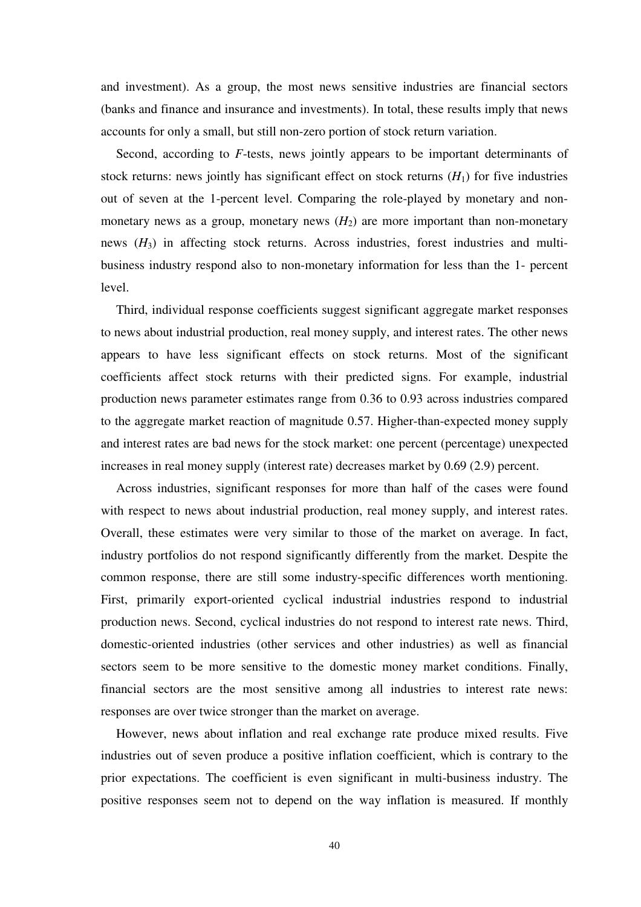and investment). As a group, the most news sensitive industries are financial sectors (banks and finance and insurance and investments). In total, these results imply that news accounts for only a small, but still non-zero portion of stock return variation.

Second, according to *F*-tests, news jointly appears to be important determinants of stock returns: news jointly has significant effect on stock returns ($H_1$) for five industries out of seven at the 1-percent level. Comparing the role-played by monetary and non-monetary news as a group, monetary news ($H_2$) are more important than non-monetary news ($H_3$) in affecting stock returns. Across industries, forest industries and multi-business industry respond also to non-monetary information for less than the 1- percent level.

Third, individual response coefficients suggest significant aggregate market responses to news about industrial production, real money supply, and interest rates. The other news appears to have less significant effects on stock returns. Most of the significant coefficients affect stock returns with their predicted signs. For example, industrial production news parameter estimates range from 0.36 to 0.93 across industries compared to the aggregate market reaction of magnitude 0.57. Higher-than-expected money supply and interest rates are bad news for the stock market: one percent (percentage) unexpected increases in real money supply (interest rate) decreases market by 0.69 (2.9) percent.

Across industries, significant responses for more than half of the cases were found with respect to news about industrial production, real money supply, and interest rates. Overall, these estimates were very similar to those of the market on average. In fact, industry portfolios do not respond significantly differently from the market. Despite the common response, there are still some industry-specific differences worth mentioning. First, primarily export-oriented cyclical industrial industries respond to industrial production news. Second, cyclical industries do not respond to interest rate news. Third, domestic-oriented industries (other services and other industries) as well as financial sectors seem to be more sensitive to the domestic money market conditions. Finally, financial sectors are the most sensitive among all industries to interest rate news: responses are over twice stronger than the market on average.

However, news about inflation and real exchange rate produce mixed results. Five industries out of seven produce a positive inflation coefficient, which is contrary to the prior expectations. The coefficient is even significant in multi-business industry. The positive responses seem not to depend on the way inflation is measured. If monthly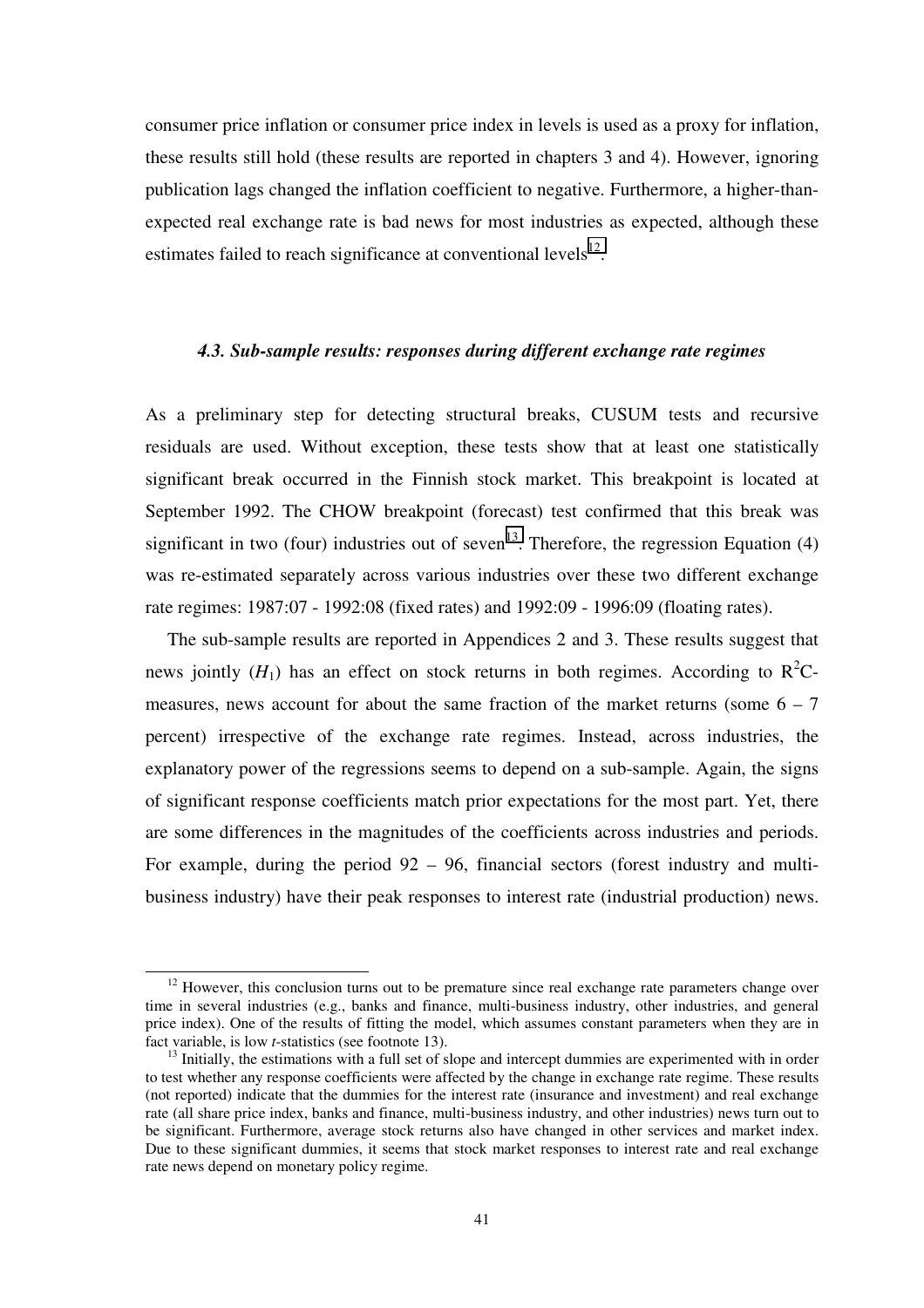consumer price inflation or consumer price index in levels is used as a proxy for inflation, these results still hold (these results are reported in chapters 3 and 4). However, ignoring publication lags changed the inflation coefficient to negative. Furthermore, a higher-than-expected real exchange rate is bad news for most industries as expected, although these estimates failed to reach significance at conventional levels[12].

### *4.3. Sub-sample results: responses during different exchange rate regimes*

As a preliminary step for detecting structural breaks, CUSUM tests and recursive residuals are used. Without exception, these tests show that at least one statistically significant break occurred in the Finnish stock market. This breakpoint is located at September 1992. The CHOW breakpoint (forecast) test confirmed that this break was significant in two (four) industries out of seven[13]. Therefore, the regression Equation (4) was re-estimated separately across various industries over these two different exchange rate regimes: 1987:07 - 1992:08 (fixed rates) and 1992:09 - 1996:09 (floating rates).

The sub-sample results are reported in Appendices 2 and 3. These results suggest that news jointly ($H_1$) has an effect on stock returns in both regimes. According to $R^2C$-measures, news account for about the same fraction of the market returns (some 6 – 7 percent) irrespective of the exchange rate regimes. Instead, across industries, the explanatory power of the regressions seems to depend on a sub-sample. Again, the signs of significant response coefficients match prior expectations for the most part. Yet, there are some differences in the magnitudes of the coefficients across industries and periods. For example, during the period 92 – 96, financial sectors (forest industry and multi-business industry) have their peak responses to interest rate (industrial production) news.

---

[12] However, this conclusion turns out to be premature since real exchange rate parameters change over time in several industries (e.g., banks and finance, multi-business industry, other industries, and general price index). One of the results of fitting the model, which assumes constant parameters when they are in fact variable, is low *t*-statistics (see footnote 13).

[13] Initially, the estimations with a full set of slope and intercept dummies are experimented with in order to test whether any response coefficients were affected by the change in exchange rate regime. These results (not reported) indicate that the dummies for the interest rate (insurance and investment) and real exchange rate (all share price index, banks and finance, multi-business industry, and other industries) news turn out to be significant. Furthermore, average stock returns also have changed in other services and market index. Due to these significant dummies, it seems that stock market responses to interest rate and real exchange rate news depend on monetary policy regime.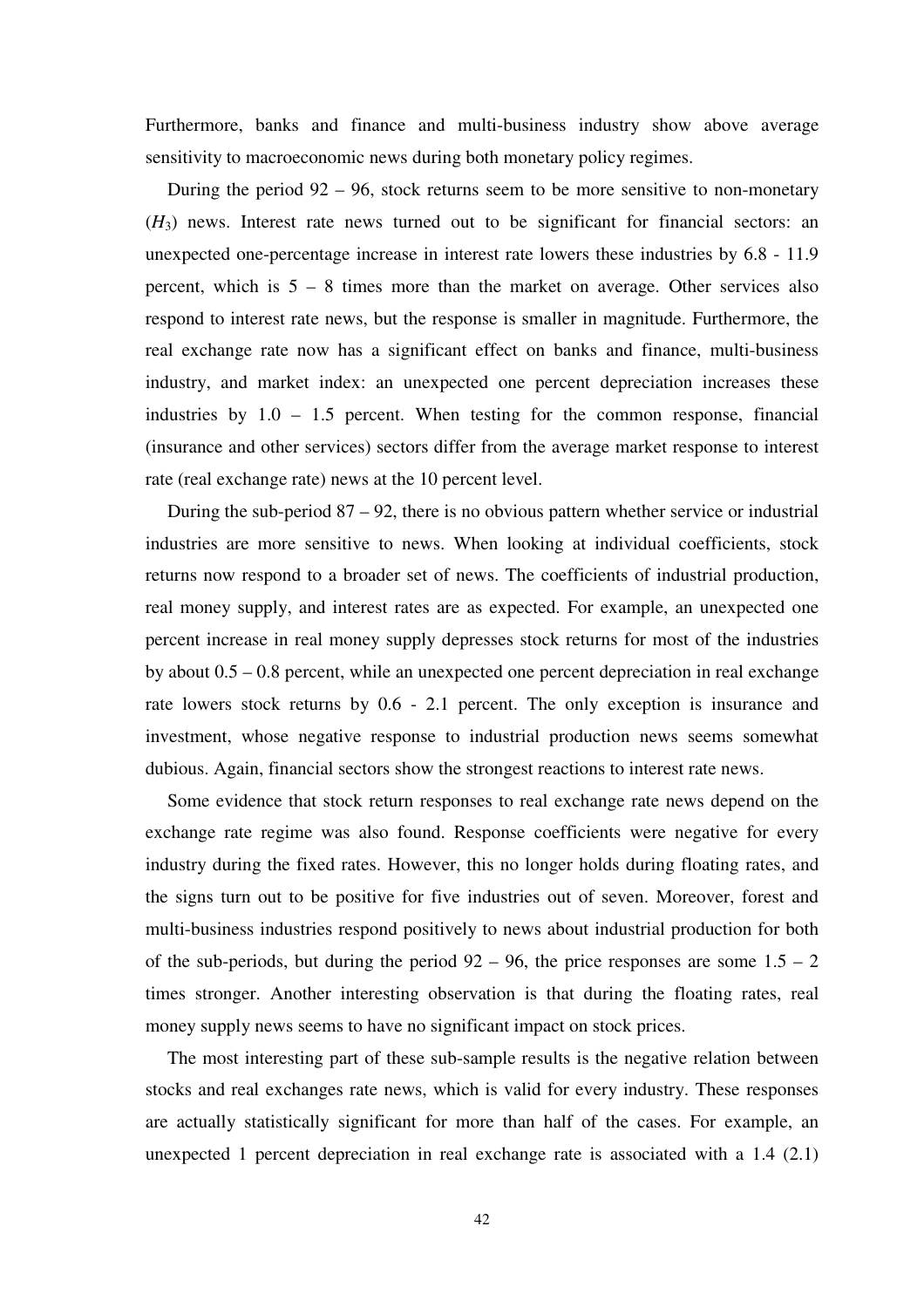Furthermore, banks and finance and multi-business industry show above average sensitivity to macroeconomic news during both monetary policy regimes.

During the period 92 – 96, stock returns seem to be more sensitive to non-monetary ($H_3$) news. Interest rate news turned out to be significant for financial sectors: an unexpected one-percentage increase in interest rate lowers these industries by 6.8 - 11.9 percent, which is 5 – 8 times more than the market on average. Other services also respond to interest rate news, but the response is smaller in magnitude. Furthermore, the real exchange rate now has a significant effect on banks and finance, multi-business industry, and market index: an unexpected one percent depreciation increases these industries by 1.0 – 1.5 percent. When testing for the common response, financial (insurance and other services) sectors differ from the average market response to interest rate (real exchange rate) news at the 10 percent level.

During the sub-period 87 – 92, there is no obvious pattern whether service or industrial industries are more sensitive to news. When looking at individual coefficients, stock returns now respond to a broader set of news. The coefficients of industrial production, real money supply, and interest rates are as expected. For example, an unexpected one percent increase in real money supply depresses stock returns for most of the industries by about 0.5 – 0.8 percent, while an unexpected one percent depreciation in real exchange rate lowers stock returns by 0.6 - 2.1 percent. The only exception is insurance and investment, whose negative response to industrial production news seems somewhat dubious. Again, financial sectors show the strongest reactions to interest rate news.

Some evidence that stock return responses to real exchange rate news depend on the exchange rate regime was also found. Response coefficients were negative for every industry during the fixed rates. However, this no longer holds during floating rates, and the signs turn out to be positive for five industries out of seven. Moreover, forest and multi-business industries respond positively to news about industrial production for both of the sub-periods, but during the period 92 – 96, the price responses are some 1.5 – 2 times stronger. Another interesting observation is that during the floating rates, real money supply news seems to have no significant impact on stock prices.

The most interesting part of these sub-sample results is the negative relation between stocks and real exchanges rate news, which is valid for every industry. These responses are actually statistically significant for more than half of the cases. For example, an unexpected 1 percent depreciation in real exchange rate is associated with a 1.4 (2.1)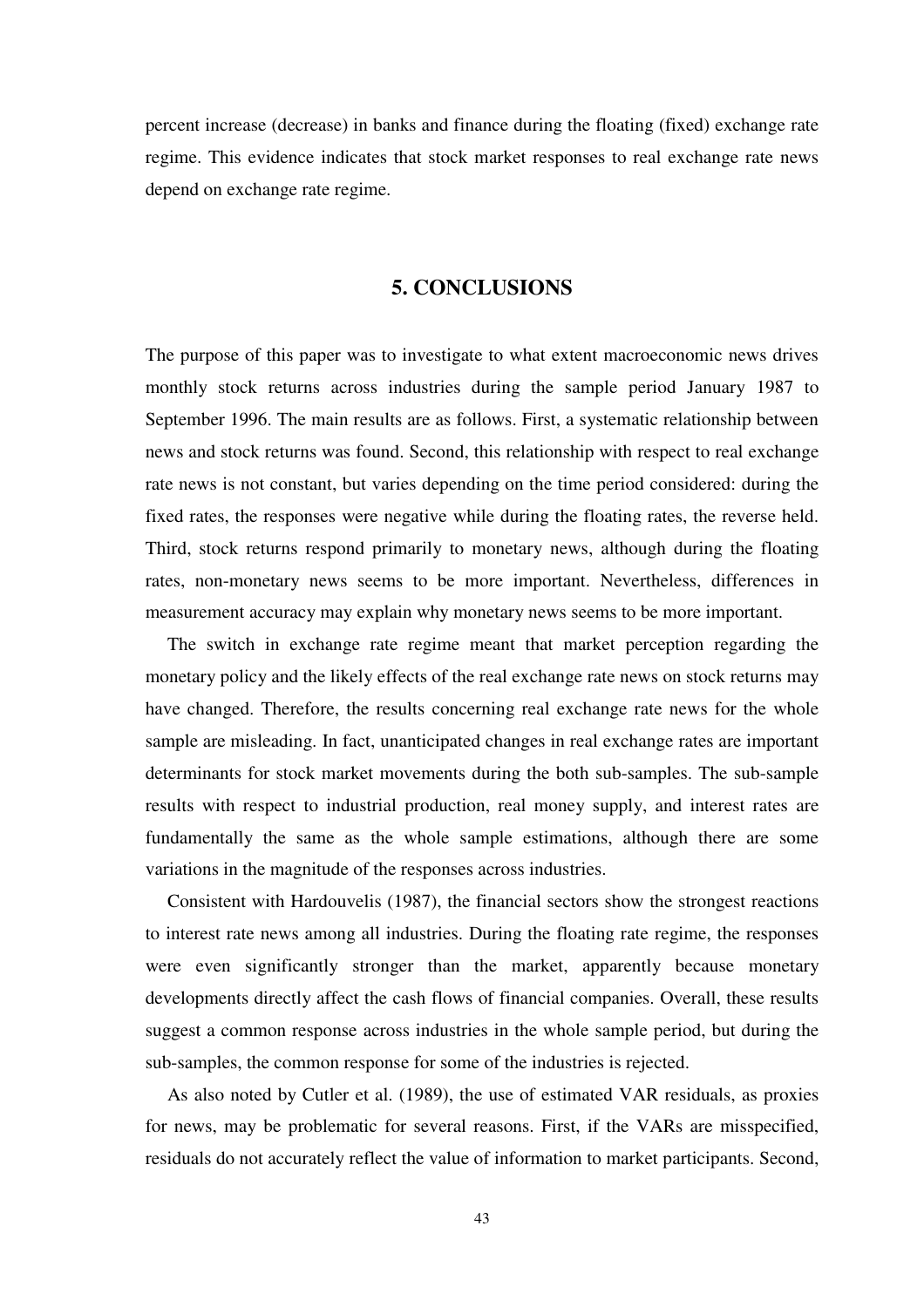percent increase (decrease) in banks and finance during the floating (fixed) exchange rate regime. This evidence indicates that stock market responses to real exchange rate news depend on exchange rate regime.

## 5. CONCLUSIONS

The purpose of this paper was to investigate to what extent macroeconomic news drives monthly stock returns across industries during the sample period January 1987 to September 1996. The main results are as follows. First, a systematic relationship between news and stock returns was found. Second, this relationship with respect to real exchange rate news is not constant, but varies depending on the time period considered: during the fixed rates, the responses were negative while during the floating rates, the reverse held. Third, stock returns respond primarily to monetary news, although during the floating rates, non-monetary news seems to be more important. Nevertheless, differences in measurement accuracy may explain why monetary news seems to be more important.

The switch in exchange rate regime meant that market perception regarding the monetary policy and the likely effects of the real exchange rate news on stock returns may have changed. Therefore, the results concerning real exchange rate news for the whole sample are misleading. In fact, unanticipated changes in real exchange rates are important determinants for stock market movements during the both sub-samples. The sub-sample results with respect to industrial production, real money supply, and interest rates are fundamentally the same as the whole sample estimations, although there are some variations in the magnitude of the responses across industries.

Consistent with Hardouvelis (1987), the financial sectors show the strongest reactions to interest rate news among all industries. During the floating rate regime, the responses were even significantly stronger than the market, apparently because monetary developments directly affect the cash flows of financial companies. Overall, these results suggest a common response across industries in the whole sample period, but during the sub-samples, the common response for some of the industries is rejected.

As also noted by Cutler et al. (1989), the use of estimated VAR residuals, as proxies for news, may be problematic for several reasons. First, if the VARs are misspecified, residuals do not accurately reflect the value of information to market participants. Second,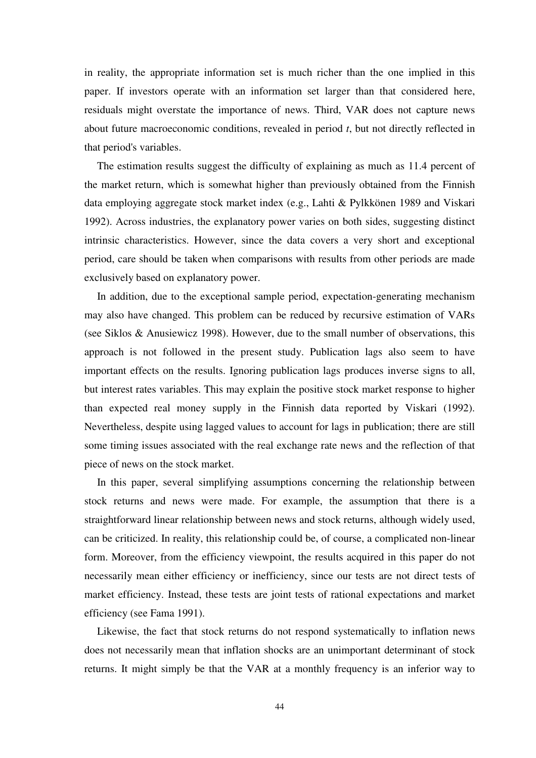in reality, the appropriate information set is much richer than the one implied in this paper. If investors operate with an information set larger than that considered here, residuals might overstate the importance of news. Third, VAR does not capture news about future macroeconomic conditions, revealed in period *t*, but not directly reflected in that period's variables.

The estimation results suggest the difficulty of explaining as much as 11.4 percent of the market return, which is somewhat higher than previously obtained from the Finnish data employing aggregate stock market index (e.g., Lahti & Pylkkönen 1989 and Viskari 1992). Across industries, the explanatory power varies on both sides, suggesting distinct intrinsic characteristics. However, since the data covers a very short and exceptional period, care should be taken when comparisons with results from other periods are made exclusively based on explanatory power.

In addition, due to the exceptional sample period, expectation-generating mechanism may also have changed. This problem can be reduced by recursive estimation of VARs (see Siklos & Anusiewicz 1998). However, due to the small number of observations, this approach is not followed in the present study. Publication lags also seem to have important effects on the results. Ignoring publication lags produces inverse signs to all, but interest rates variables. This may explain the positive stock market response to higher than expected real money supply in the Finnish data reported by Viskari (1992). Nevertheless, despite using lagged values to account for lags in publication; there are still some timing issues associated with the real exchange rate news and the reflection of that piece of news on the stock market.

In this paper, several simplifying assumptions concerning the relationship between stock returns and news were made. For example, the assumption that there is a straightforward linear relationship between news and stock returns, although widely used, can be criticized. In reality, this relationship could be, of course, a complicated non-linear form. Moreover, from the efficiency viewpoint, the results acquired in this paper do not necessarily mean either efficiency or inefficiency, since our tests are not direct tests of market efficiency. Instead, these tests are joint tests of rational expectations and market efficiency (see Fama 1991).

Likewise, the fact that stock returns do not respond systematically to inflation news does not necessarily mean that inflation shocks are an unimportant determinant of stock returns. It might simply be that the VAR at a monthly frequency is an inferior way to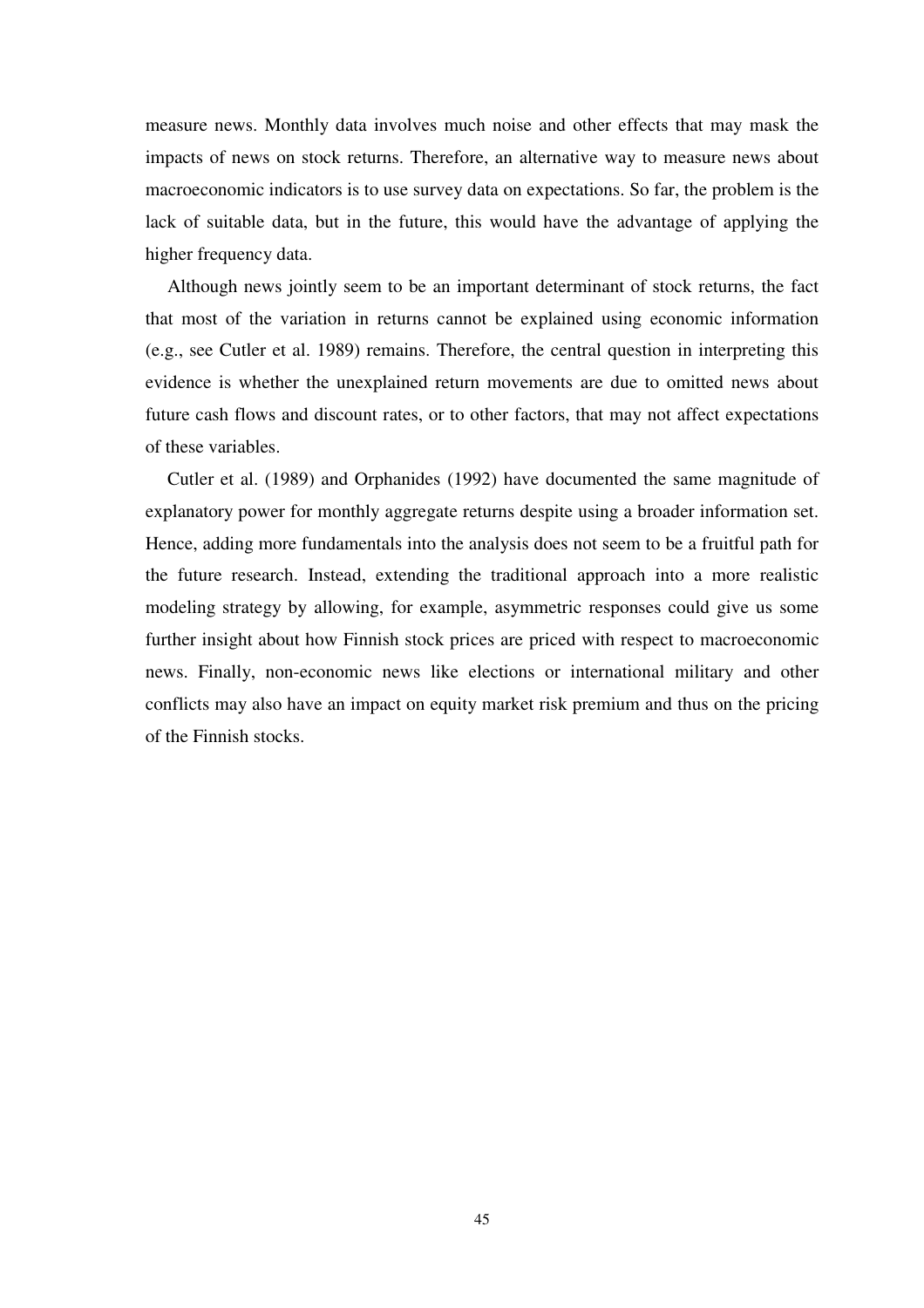measure news. Monthly data involves much noise and other effects that may mask the impacts of news on stock returns. Therefore, an alternative way to measure news about macroeconomic indicators is to use survey data on expectations. So far, the problem is the lack of suitable data, but in the future, this would have the advantage of applying the higher frequency data.

Although news jointly seem to be an important determinant of stock returns, the fact that most of the variation in returns cannot be explained using economic information (e.g., see Cutler et al. 1989) remains. Therefore, the central question in interpreting this evidence is whether the unexplained return movements are due to omitted news about future cash flows and discount rates, or to other factors, that may not affect expectations of these variables.

Cutler et al. (1989) and Orphanides (1992) have documented the same magnitude of explanatory power for monthly aggregate returns despite using a broader information set. Hence, adding more fundamentals into the analysis does not seem to be a fruitful path for the future research. Instead, extending the traditional approach into a more realistic modeling strategy by allowing, for example, asymmetric responses could give us some further insight about how Finnish stock prices are priced with respect to macroeconomic news. Finally, non-economic news like elections or international military and other conflicts may also have an impact on equity market risk premium and thus on the pricing of the Finnish stocks.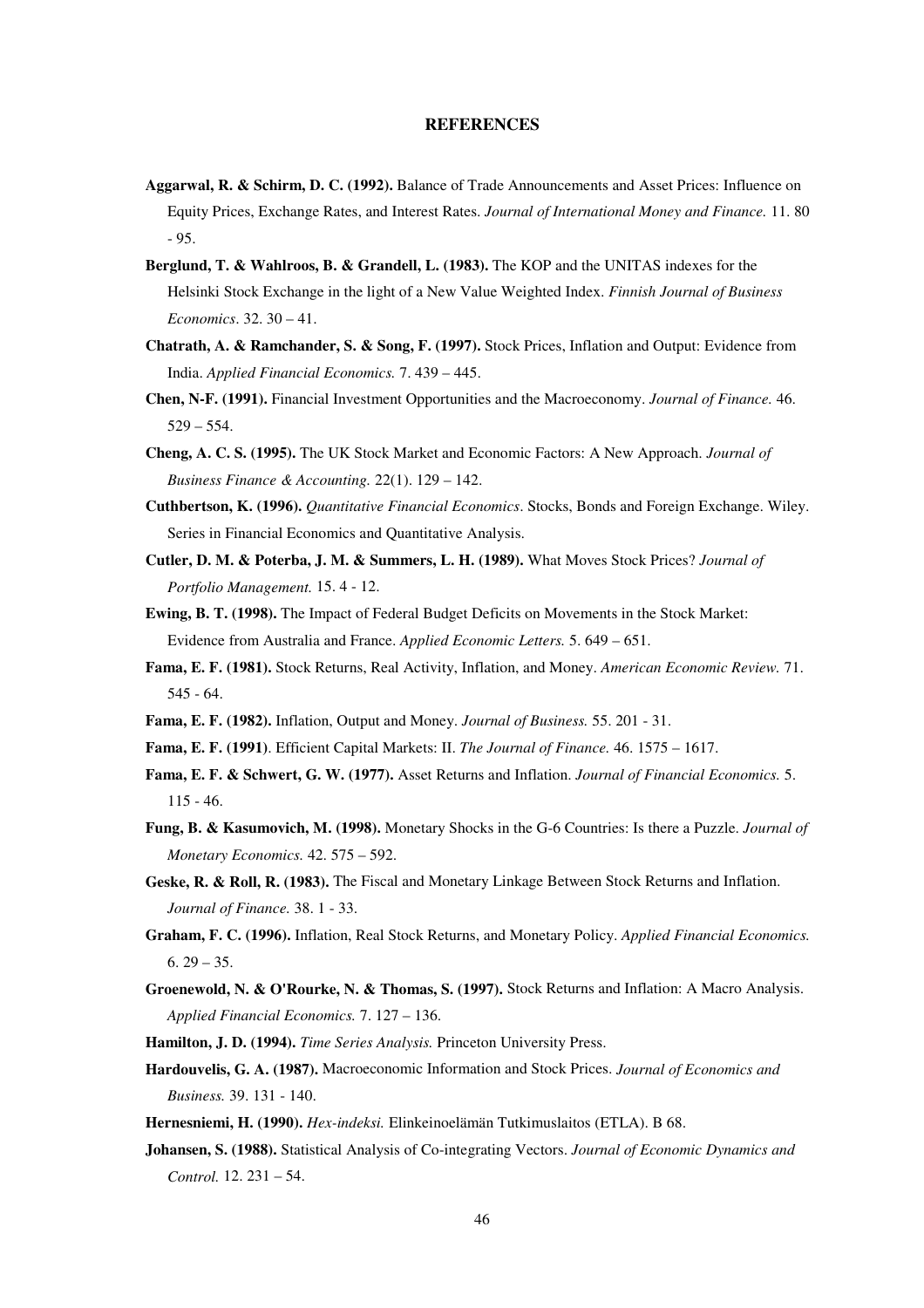# REFERENCES

**Aggarwal, R. & Schirm, D. C. (1992).** Balance of Trade Announcements and Asset Prices: Influence on Equity Prices, Exchange Rates, and Interest Rates. *Journal of International Money and Finance.* 11. 80 - 95.

**Berglund, T. & Wahlroos, B. & Grandell, L. (1983).** The KOP and the UNITAS indexes for the Helsinki Stock Exchange in the light of a New Value Weighted Index. *Finnish Journal of Business Economics*. 32. 30 – 41.

**Chatrath, A. & Ramchander, S. & Song, F. (1997).** Stock Prices, Inflation and Output: Evidence from India. *Applied Financial Economics.* 7. 439 – 445.

**Chen, N-F. (1991).** Financial Investment Opportunities and the Macroeconomy. *Journal of Finance.* 46. 529 – 554.

**Cheng, A. C. S. (1995).** The UK Stock Market and Economic Factors: A New Approach. *Journal of Business Finance & Accounting.* 22(1). 129 – 142.

**Cuthbertson, K. (1996).** *Quantitative Financial Economics*. Stocks, Bonds and Foreign Exchange. Wiley. Series in Financial Economics and Quantitative Analysis.

**Cutler, D. M. & Poterba, J. M. & Summers, L. H. (1989).** What Moves Stock Prices? *Journal of Portfolio Management.* 15. 4 - 12.

**Ewing, B. T. (1998).** The Impact of Federal Budget Deficits on Movements in the Stock Market: Evidence from Australia and France. *Applied Economic Letters.* 5. 649 – 651.

**Fama, E. F. (1981).** Stock Returns, Real Activity, Inflation, and Money. *American Economic Review.* 71. 545 - 64.

**Fama, E. F. (1982).** Inflation, Output and Money. *Journal of Business.* 55. 201 - 31.

**Fama, E. F. (1991)**. Efficient Capital Markets: II. *The Journal of Finance.* 46. 1575 – 1617.

**Fama, E. F. & Schwert, G. W. (1977).** Asset Returns and Inflation. *Journal of Financial Economics.* 5. 115 - 46.

**Fung, B. & Kasumovich, M. (1998).** Monetary Shocks in the G-6 Countries: Is there a Puzzle. *Journal of Monetary Economics.* 42. 575 – 592.

**Geske, R. & Roll, R. (1983).** The Fiscal and Monetary Linkage Between Stock Returns and Inflation. *Journal of Finance.* 38. 1 - 33.

**Graham, F. C. (1996).** Inflation, Real Stock Returns, and Monetary Policy. *Applied Financial Economics.* 6. 29 – 35.

**Groenewold, N. & O'Rourke, N. & Thomas, S. (1997).** Stock Returns and Inflation: A Macro Analysis. *Applied Financial Economics.* 7. 127 – 136.

**Hamilton, J. D. (1994).** *Time Series Analysis.* Princeton University Press.

**Hardouvelis, G. A. (1987).** Macroeconomic Information and Stock Prices. *Journal of Economics and Business.* 39. 131 - 140.

**Hernesniemi, H. (1990).** *Hex-indeksi.* Elinkeinoelämän Tutkimuslaitos (ETLA). B 68.

**Johansen, S. (1988).** Statistical Analysis of Co-integrating Vectors. *Journal of Economic Dynamics and Control.* 12. 231 – 54.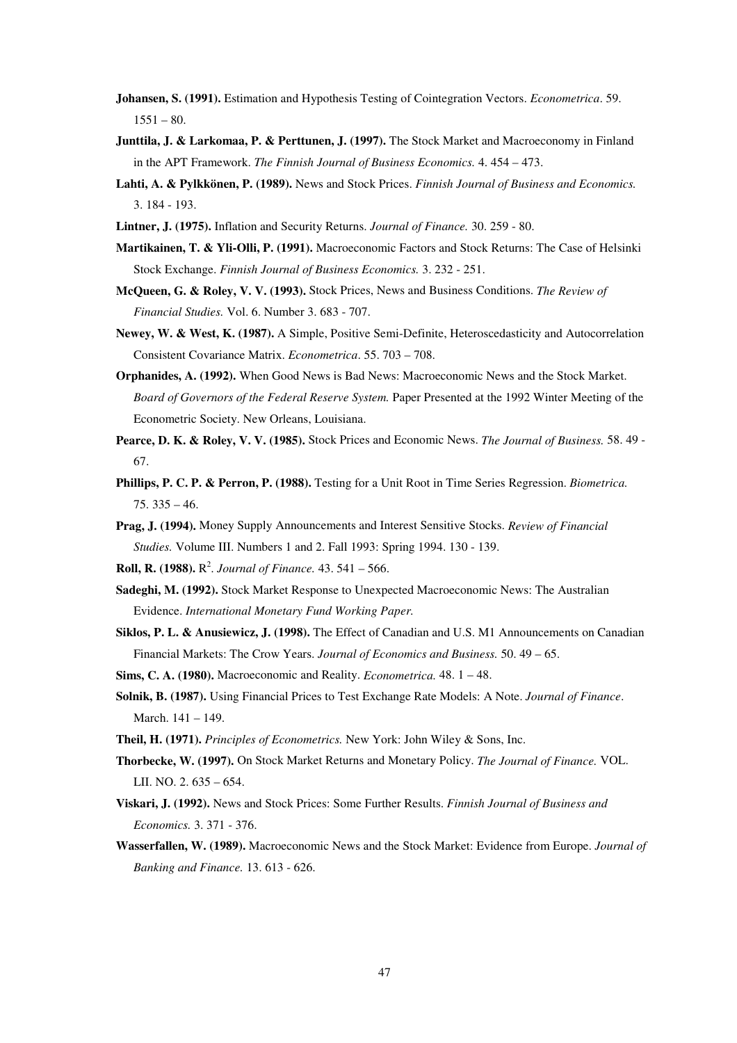**Johansen, S. (1991).** Estimation and Hypothesis Testing of Cointegration Vectors. *Econometrica*. 59. 1551 – 80.

**Junttila, J. & Larkomaa, P. & Perttunen, J. (1997).** The Stock Market and Macroeconomy in Finland in the APT Framework. *The Finnish Journal of Business Economics.* 4. 454 – 473.

**Lahti, A. & Pylkkönen, P. (1989).** News and Stock Prices. *Finnish Journal of Business and Economics.* 3. 184 - 193.

**Lintner, J. (1975).** Inflation and Security Returns. *Journal of Finance.* 30. 259 - 80.

**Martikainen, T. & Yli-Olli, P. (1991).** Macroeconomic Factors and Stock Returns: The Case of Helsinki Stock Exchange. *Finnish Journal of Business Economics.* 3. 232 - 251.

**McQueen, G. & Roley, V. V. (1993).** Stock Prices, News and Business Conditions. *The Review of Financial Studies.* Vol. 6. Number 3. 683 - 707.

**Newey, W. & West, K. (1987).** A Simple, Positive Semi-Definite, Heteroscedasticity and Autocorrelation Consistent Covariance Matrix. *Econometrica*. 55. 703 – 708.

**Orphanides, A. (1992).** When Good News is Bad News: Macroeconomic News and the Stock Market. *Board of Governors of the Federal Reserve System.* Paper Presented at the 1992 Winter Meeting of the Econometric Society. New Orleans, Louisiana.

**Pearce, D. K. & Roley, V. V. (1985).** Stock Prices and Economic News. *The Journal of Business.* 58. 49 - 67.

**Phillips, P. C. P. & Perron, P. (1988).** Testing for a Unit Root in Time Series Regression. *Biometrica.* 75. 335 – 46.

**Prag, J. (1994).** Money Supply Announcements and Interest Sensitive Stocks. *Review of Financial Studies.* Volume III. Numbers 1 and 2. Fall 1993: Spring 1994. 130 - 139.

**Roll, R. (1988).** $R^2$. *Journal of Finance.* 43. 541 – 566.

**Sadeghi, M. (1992).** Stock Market Response to Unexpected Macroeconomic News: The Australian Evidence. *International Monetary Fund Working Paper.*

**Siklos, P. L. & Anusiewicz, J. (1998).** The Effect of Canadian and U.S. M1 Announcements on Canadian Financial Markets: The Crow Years. *Journal of Economics and Business.* 50. 49 – 65.

**Sims, C. A. (1980).** Macroeconomic and Reality. *Econometrica.* 48. 1 – 48.

**Solnik, B. (1987).** Using Financial Prices to Test Exchange Rate Models: A Note. *Journal of Finance*. March. 141 – 149.

**Theil, H. (1971).** *Principles of Econometrics.* New York: John Wiley & Sons, Inc.

**Thorbecke, W. (1997).** On Stock Market Returns and Monetary Policy. *The Journal of Finance.* VOL. LII. NO. 2. 635 – 654.

**Viskari, J. (1992).** News and Stock Prices: Some Further Results. *Finnish Journal of Business and Economics.* 3. 371 - 376.

**Wasserfallen, W. (1989).** Macroeconomic News and the Stock Market: Evidence from Europe. *Journal of Banking and Finance.* 13. 613 - 626.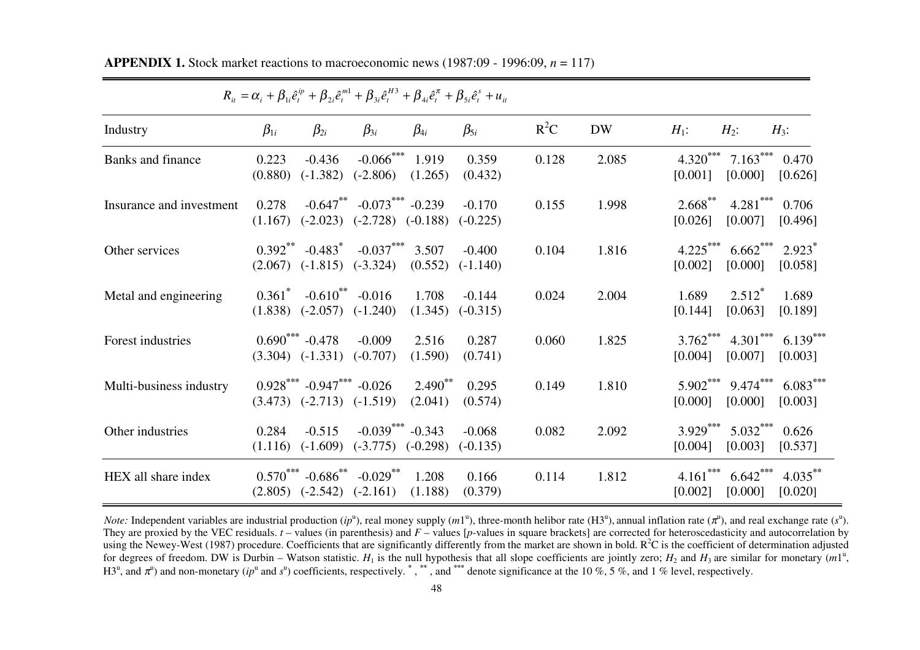**APPENDIX 1.** Stock market reactions to macroeconomic news (1987:09 - 1996:09, $n$ = 117)

$$R_{it} = \alpha_i + \beta_{1i}\hat{e}_t^{ip} + \beta_{2i}\hat{e}_t^{m1} + \beta_{3i}\hat{e}_t^{H3} + \beta_{4i}\hat{e}_t^{\pi} + \beta_{5i}\hat{e}_t^{s} + u_{it}$$

| Industry | $\beta_{1i}$ | $\beta_{2i}$ | $\beta_{3i}$ | $\beta_{4i}$ | $\beta_{5i}$ | $R^2C$ | DW | $H_1$: | $H_2$: | $H_3$: |
|---|---|---|---|---|---|---|---|---|---|---|
| Banks and finance | 0.223 | -0.436 | -0.066*** | 1.919 | 0.359 | 0.128 | 2.085 | 4.320*** | 7.163*** | 0.470 |
| | (0.880) | (-1.382) | (-2.806) | (1.265) | (0.432) | | | [0.001] | [0.000] | [0.626] |
| Insurance and investment | 0.278 | -0.647** | -0.073*** | -0.239 | -0.170 | 0.155 | 1.998 | 2.668** | 4.281*** | 0.706 |
| | (1.167) | (-2.023) | (-2.728) | (-0.188) | (-0.225) | | | [0.026] | [0.007] | [0.496] |
| Other services | 0.392** | -0.483* | -0.037*** | 3.507 | -0.400 | 0.104 | 1.816 | 4.225*** | 6.662*** | 2.923* |
| | (2.067) | (-1.815) | (-3.324) | (0.552) | (-1.140) | | | [0.002] | [0.000] | [0.058] |
| Metal and engineering | 0.361* | -0.610** | -0.016 | 1.708 | -0.144 | 0.024 | 2.004 | 1.689 | 2.512* | 1.689 |
| | (1.838) | (-2.057) | (-1.240) | (1.345) | (-0.315) | | | [0.144] | [0.063] | [0.189] |
| Forest industries | 0.690*** | -0.478 | -0.009 | 2.516 | 0.287 | 0.060 | 1.825 | 3.762*** | 4.301*** | 6.139*** |
| | (3.304) | (-1.331) | (-0.707) | (1.590) | (0.741) | | | [0.004] | [0.007] | [0.003] |
| Multi-business industry | 0.928*** | -0.947*** | -0.026 | 2.490** | 0.295 | 0.149 | 1.810 | 5.902*** | 9.474*** | 6.083*** |
| | (3.473) | (-2.713) | (-1.519) | (2.041) | (0.574) | | | [0.000] | [0.000] | [0.003] |
| Other industries | 0.284 | -0.515 | -0.039*** | -0.343 | -0.068 | 0.082 | 2.092 | 3.929*** | 5.032*** | 0.626 |
| | (1.116) | (-1.609) | (-3.775) | (-0.298) | (-0.135) | | | [0.004] | [0.003] | [0.537] |
| HEX all share index | 0.570*** | -0.686** | -0.029** | 1.208 | 0.166 | 0.114 | 1.812 | 4.161*** | 6.642*** | 4.035** |
| | (2.805) | (-2.542) | (-2.161) | (1.188) | (0.379) | | | [0.002] | [0.000] | [0.020] |

*Note:* Independent variables are industrial production ($ip^u$), real money supply ($m1^u$), three-month helibor rate ($H3^u$), annual inflation rate ($\pi^u$), and real exchange rate ($s^u$). They are proxied by the VEC residuals. $t$ – values (in parenthesis) and $F$ – values [$p$-values in square brackets] are corrected for heteroscedasticity and autocorrelation by using the Newey-West (1987) procedure. Coefficients that are significantly differently from the market are shown in bold. $R^2C$ is the coefficient of determination adjusted for degrees of freedom. DW is Durbin – Watson statistic. $H_1$ is the null hypothesis that all slope coefficients are jointly zero; $H_2$ and $H_3$ are similar for monetary ($m1^u$, $H3^u$, and $\pi^u$) and non-monetary ($ip^u$ and $s^u$) coefficients, respectively. *, **, and *** denote significance at the 10 %, 5 %, and 1 % level, respectively.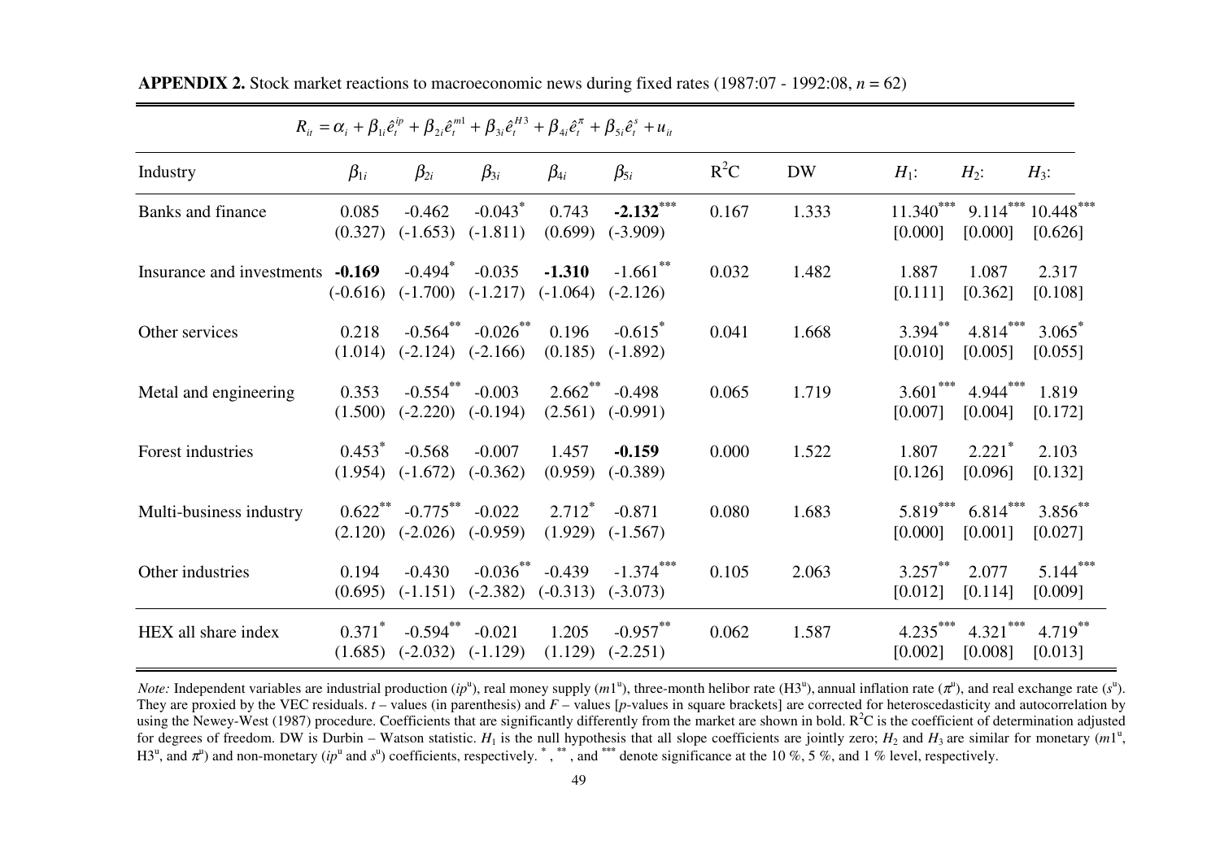**APPENDIX 2.** Stock market reactions to macroeconomic news during fixed rates (1987:07 - 1992:08, $n$ = 62)

$$R_{it} = \alpha_i + \beta_{1i}\hat{e}_t^{ip} + \beta_{2i}\hat{e}_t^{m1} + \beta_{3i}\hat{e}_t^{H3} + \beta_{4i}\hat{e}_t^{\pi} + \beta_{5i}\hat{e}_t^{s} + u_{it}$$

| Industry | $\beta_{1i}$ | $\beta_{2i}$ | $\beta_{3i}$ | $\beta_{4i}$ | $\beta_{5i}$ | $R^2C$ | DW | $H_1$: | $H_2$: | $H_3$: |
|---|---|---|---|---|---|---|---|---|---|---|
| Banks and finance | 0.085 | -0.462 | -0.043* | 0.743 | **-2.132*** ** | 0.167 | 1.333 | 11.340*** | 9.114*** | 10.448*** |
| | (0.327) | (-1.653) | (-1.811) | (0.699) | (-3.909) | | | [0.000] | [0.000] | [0.626] |
| Insurance and investments | **-0.169** | -0.494* | -0.035 | **-1.310** | -1.661** | 0.032 | 1.482 | 1.887 | 1.087 | 2.317 |
| | (-0.616) | (-1.700) | (-1.217) | (-1.064) | (-2.126) | | | [0.111] | [0.362] | [0.108] |
| Other services | 0.218 | -0.564** | -0.026** | 0.196 | -0.615* | 0.041 | 1.668 | 3.394** | 4.814*** | 3.065* |
| | (1.014) | (-2.124) | (-2.166) | (0.185) | (-1.892) | | | [0.010] | [0.005] | [0.055] |
| Metal and engineering | 0.353 | -0.554** | -0.003 | 2.662** | -0.498 | 0.065 | 1.719 | 3.601*** | 4.944*** | 1.819 |
| | (1.500) | (-2.220) | (-0.194) | (2.561) | (-0.991) | | | [0.007] | [0.004] | [0.172] |
| Forest industries | 0.453* | -0.568 | -0.007 | 1.457 | **-0.159** | 0.000 | 1.522 | 1.807 | 2.221* | 2.103 |
| | (1.954) | (-1.672) | (-0.362) | (0.959) | (-0.389) | | | [0.126] | [0.096] | [0.132] |
| Multi-business industry | 0.622** | -0.775** | -0.022 | 2.712* | -0.871 | 0.080 | 1.683 | 5.819*** | 6.814*** | 3.856** |
| | (2.120) | (-2.026) | (-0.959) | (1.929) | (-1.567) | | | [0.000] | [0.001] | [0.027] |
| Other industries | 0.194 | -0.430 | -0.036** | -0.439 | -1.374*** | 0.105 | 2.063 | 3.257** | 2.077 | 5.144*** |
| | (0.695) | (-1.151) | (-2.382) | (-0.313) | (-3.073) | | | [0.012] | [0.114] | [0.009] |
| HEX all share index | 0.371* | -0.594** | -0.021 | 1.205 | -0.957** | 0.062 | 1.587 | 4.235*** | 4.321*** | 4.719** |
| | (1.685) | (-2.032) | (-1.129) | (1.129) | (-2.251) | | | [0.002] | [0.008] | [0.013] |

*Note:* Independent variables are industrial production ($ip^u$), real money supply ($m1^u$), three-month helibor rate ($H3^u$), annual inflation rate ($\pi^u$), and real exchange rate ($s^u$). They are proxied by the VEC residuals. $t$ – values (in parenthesis) and $F$ – values [$p$-values in square brackets] are corrected for heteroscedasticity and autocorrelation by using the Newey-West (1987) procedure. Coefficients that are significantly differently from the market are shown in bold. $R^2C$ is the coefficient of determination adjusted for degrees of freedom. DW is Durbin – Watson statistic. $H_1$ is the null hypothesis that all slope coefficients are jointly zero; $H_2$ and $H_3$ are similar for monetary ($m1^u$, $H3^u$, and $\pi^u$) and non-monetary ($ip^u$ and $s^u$) coefficients, respectively. *, **, and *** denote significance at the 10 %, 5 %, and 1 % level, respectively.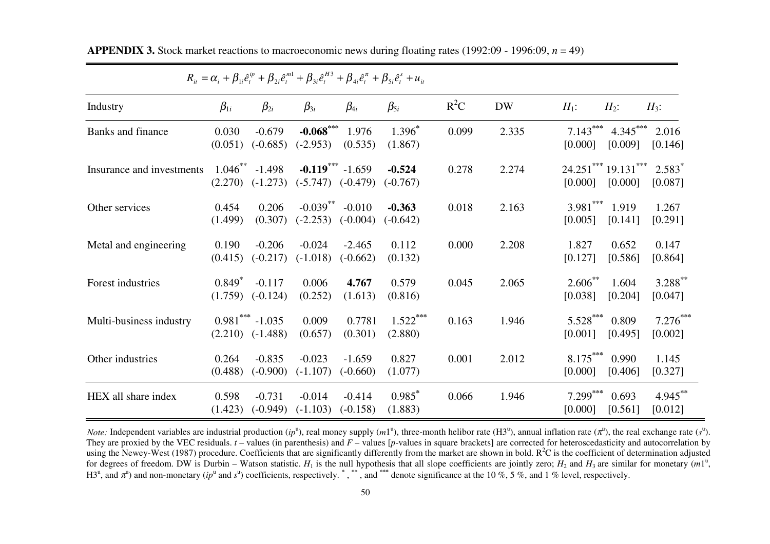**APPENDIX 3.** Stock market reactions to macroeconomic news during floating rates (1992:09 - 1996:09, $n$ = 49)

$$R_{it} = \alpha_i + \beta_{1i}\hat{e}_t^{ip} + \beta_{2i}\hat{e}_t^{m1} + \beta_{3i}\hat{e}_t^{H3} + \beta_{4i}\hat{e}_t^{\pi} + \beta_{5i}\hat{e}_t^{s} + u_{it}$$

| Industry | $\beta_{1i}$ | $\beta_{2i}$ | $\beta_{3i}$ | $\beta_{4i}$ | $\beta_{5i}$ | $R^2C$ | DW | $H_1$: | $H_2$: | $H_3$: |
|---|---|---|---|---|---|---|---|---|---|---|
| Banks and finance | 0.030<br>(0.051) | -0.679<br>(-0.685) | **-0.068**\*\*\*<br>(-2.953) | 1.976<br>(0.535) | 1.396\*<br>(1.867) | 0.099 | 2.335 | 7.143\*\*\*<br>[0.000] | 4.345\*\*\*<br>[0.009] | 2.016<br>[0.146] |
| Insurance and investments | 1.046\*\*<br>(2.270) | -1.498<br>(-1.273) | **-0.119**\*\*\*<br>(-5.747) | -1.659<br>(-0.479) | **-0.524**<br>(-0.767) | 0.278 | 2.274 | 24.251\*\*\*<br>[0.000] | 19.131\*\*\*<br>[0.000] | 2.583\*<br>[0.087] |
| Other services | 0.454<br>(1.499) | 0.206<br>(0.307) | -0.039\*\*<br>(-2.253) | -0.010<br>(-0.004) | **-0.363**<br>(-0.642) | 0.018 | 2.163 | 3.981\*\*\*<br>[0.005] | 1.919<br>[0.141] | 1.267<br>[0.291] |
| Metal and engineering | 0.190<br>(0.415) | -0.206<br>(-0.217) | -0.024<br>(-1.018) | -2.465<br>(-0.662) | 0.112<br>(0.132) | 0.000 | 2.208 | 1.827<br>[0.127] | 0.652<br>[0.586] | 0.147<br>[0.864] |
| Forest industries | 0.849\*<br>(1.759) | -0.117<br>(-0.124) | 0.006<br>(0.252) | **4.767**<br>(1.613) | 0.579<br>(0.816) | 0.045 | 2.065 | 2.606\*\*<br>[0.038] | 1.604<br>[0.204] | 3.288\*\*<br>[0.047] |
| Multi-business industry | 0.981\*\*\*<br>(2.210) | -1.035<br>(-1.488) | 0.009<br>(0.657) | 0.7781<br>(0.301) | 1.522\*\*\*<br>(2.880) | 0.163 | 1.946 | 5.528\*\*\*<br>[0.001] | 0.809<br>[0.495] | 7.276\*\*\*<br>[0.002] |
| Other industries | 0.264<br>(0.488) | -0.835<br>(-0.900) | -0.023<br>(-1.107) | -1.659<br>(-0.660) | 0.827<br>(1.077) | 0.001 | 2.012 | 8.175\*\*\*<br>[0.000] | 0.990<br>[0.406] | 1.145<br>[0.327] |
| HEX all share index | 0.598<br>(1.423) | -0.731<br>(-0.949) | -0.014<br>(-1.103) | -0.414<br>(-0.158) | 0.985\*<br>(1.883) | 0.066 | 1.946 | 7.299\*\*\*<br>[0.000] | 0.693<br>[0.561] | 4.945\*\*<br>[0.012] |

*Note:* Independent variables are industrial production ($ip^u$), real money supply ($m1^u$), three-month helibor rate ($H3^u$), annual inflation rate ($\pi^u$), the real exchange rate ($s^u$). They are proxied by the VEC residuals. $t$ – values (in parenthesis) and $F$ – values [$p$-values in square brackets] are corrected for heteroscedasticity and autocorrelation by using the Newey-West (1987) procedure. Coefficients that are significantly differently from the market are shown in bold. $R^2C$ is the coefficient of determination adjusted for degrees of freedom. DW is Durbin – Watson statistic. $H_1$ is the null hypothesis that all slope coefficients are jointly zero; $H_2$ and $H_3$ are similar for monetary ($m1^u$, $H3^u$, and $\pi^u$) and non-monetary ($ip^u$ and $s^u$) coefficients, respectively. \*, \*\*, and \*\*\* denote significance at the 10 %, 5 %, and 1 % level, respectively.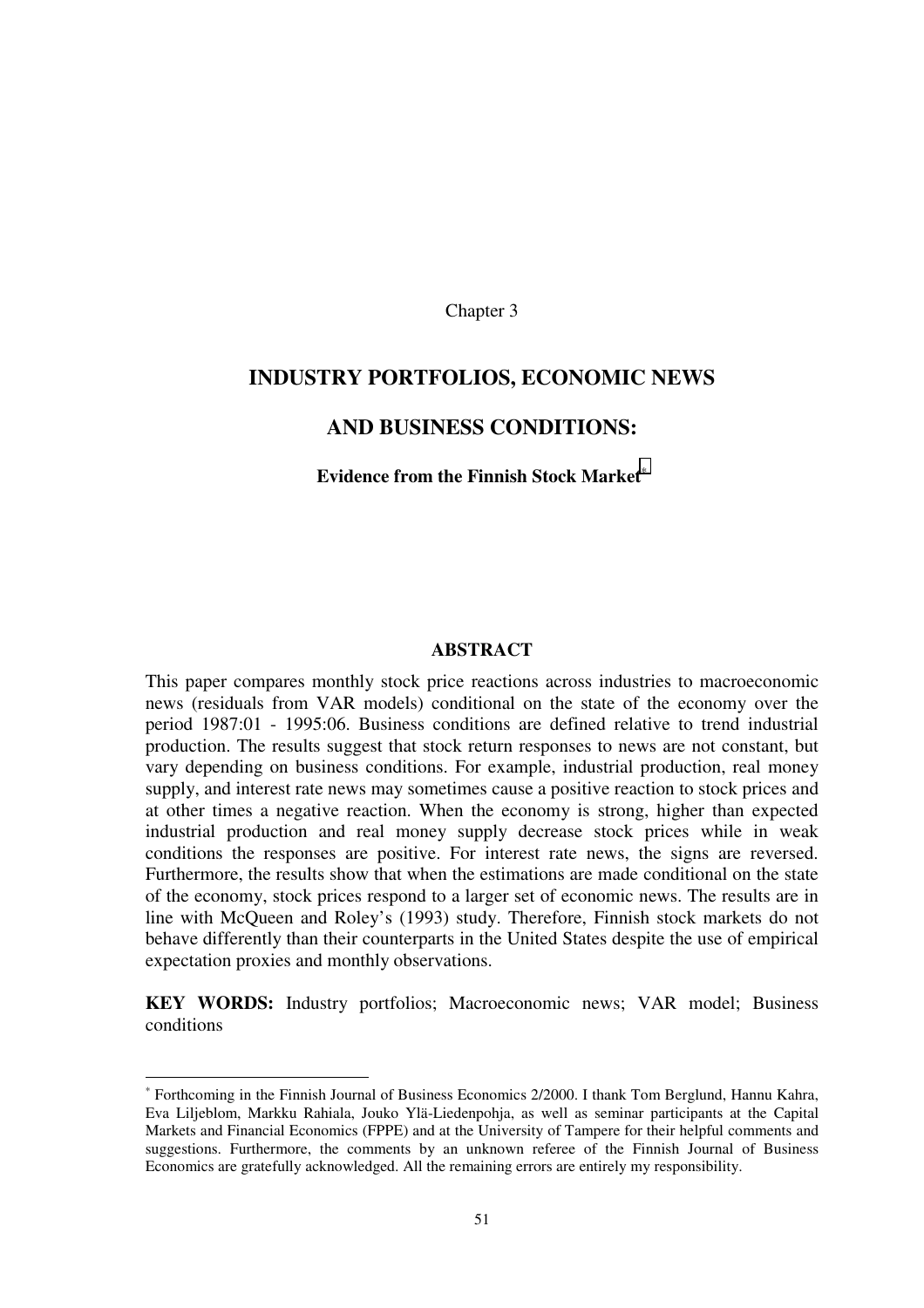Chapter 3

# INDUSTRY PORTFOLIOS, ECONOMIC NEWS AND BUSINESS CONDITIONS:

### Evidence from the Finnish Stock Market[*]

## ABSTRACT

This paper compares monthly stock price reactions across industries to macroeconomic news (residuals from VAR models) conditional on the state of the economy over the period 1987:01 - 1995:06. Business conditions are defined relative to trend industrial production. The results suggest that stock return responses to news are not constant, but vary depending on business conditions. For example, industrial production, real money supply, and interest rate news may sometimes cause a positive reaction to stock prices and at other times a negative reaction. When the economy is strong, higher than expected industrial production and real money supply decrease stock prices while in weak conditions the responses are positive. For interest rate news, the signs are reversed. Furthermore, the results show that when the estimations are made conditional on the state of the economy, stock prices respond to a larger set of economic news. The results are in line with McQueen and Roley's (1993) study. Therefore, Finnish stock markets do not behave differently than their counterparts in the United States despite the use of empirical expectation proxies and monthly observations.

**KEY WORDS:** Industry portfolios; Macroeconomic news; VAR model; Business conditions

---

[*] Forthcoming in the Finnish Journal of Business Economics 2/2000. I thank Tom Berglund, Hannu Kahra, Eva Liljeblom, Markku Rahiala, Jouko Ylä-Liedenpohja, as well as seminar participants at the Capital Markets and Financial Economics (FPPE) and at the University of Tampere for their helpful comments and suggestions. Furthermore, the comments by an unknown referee of the Finnish Journal of Business Economics are gratefully acknowledged. All the remaining errors are entirely my responsibility.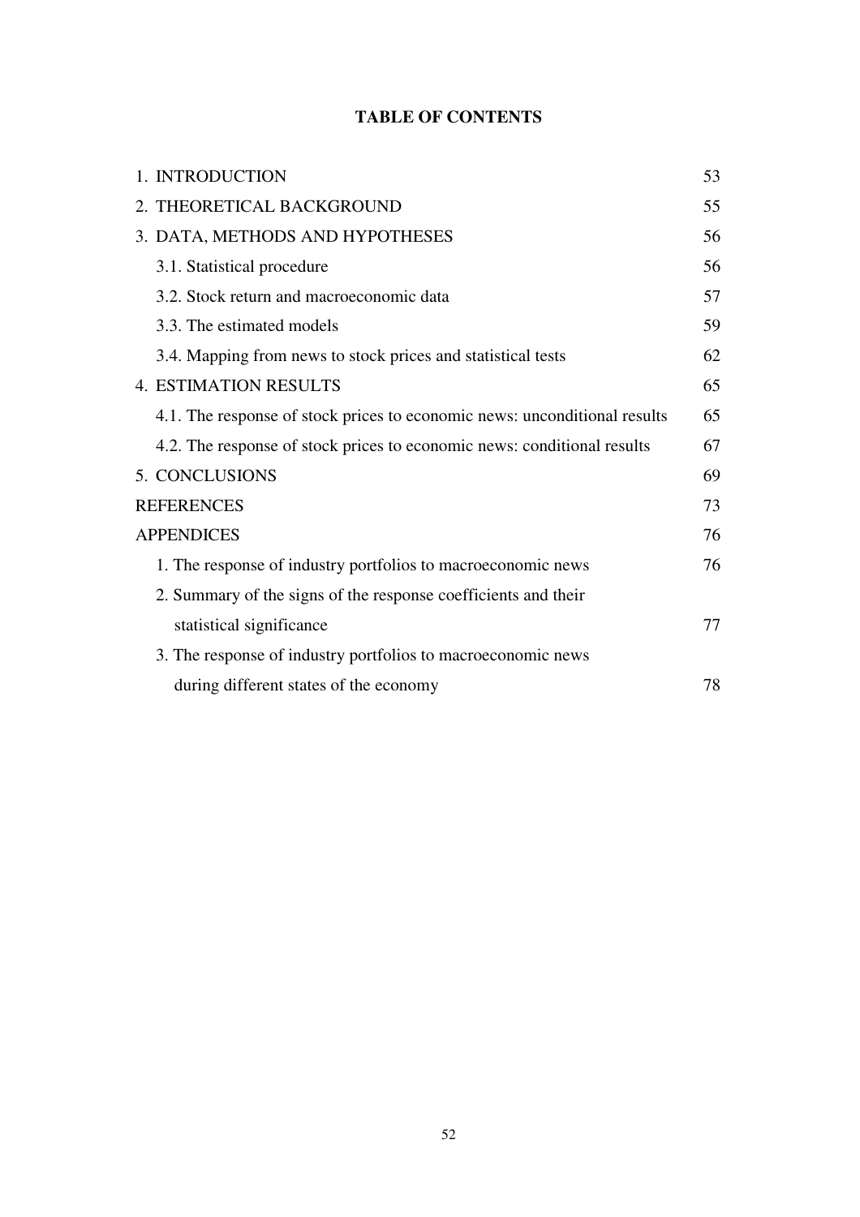**TABLE OF CONTENTS**

| | |
|---|---|
| 1. INTRODUCTION | 53 |
| 2. THEORETICAL BACKGROUND | 55 |
| 3. DATA, METHODS AND HYPOTHESES | 56 |
| 3.1. Statistical procedure | 56 |
| 3.2. Stock return and macroeconomic data | 57 |
| 3.3. The estimated models | 59 |
| 3.4. Mapping from news to stock prices and statistical tests | 62 |
| 4. ESTIMATION RESULTS | 65 |
| 4.1. The response of stock prices to economic news: unconditional results | 65 |
| 4.2. The response of stock prices to economic news: conditional results | 67 |
| 5. CONCLUSIONS | 69 |
| REFERENCES | 73 |
| APPENDICES | 76 |
| 1. The response of industry portfolios to macroeconomic news | 76 |
| 2. Summary of the signs of the response coefficients and their statistical significance | 77 |
| 3. The response of industry portfolios to macroeconomic news during different states of the economy | 78 |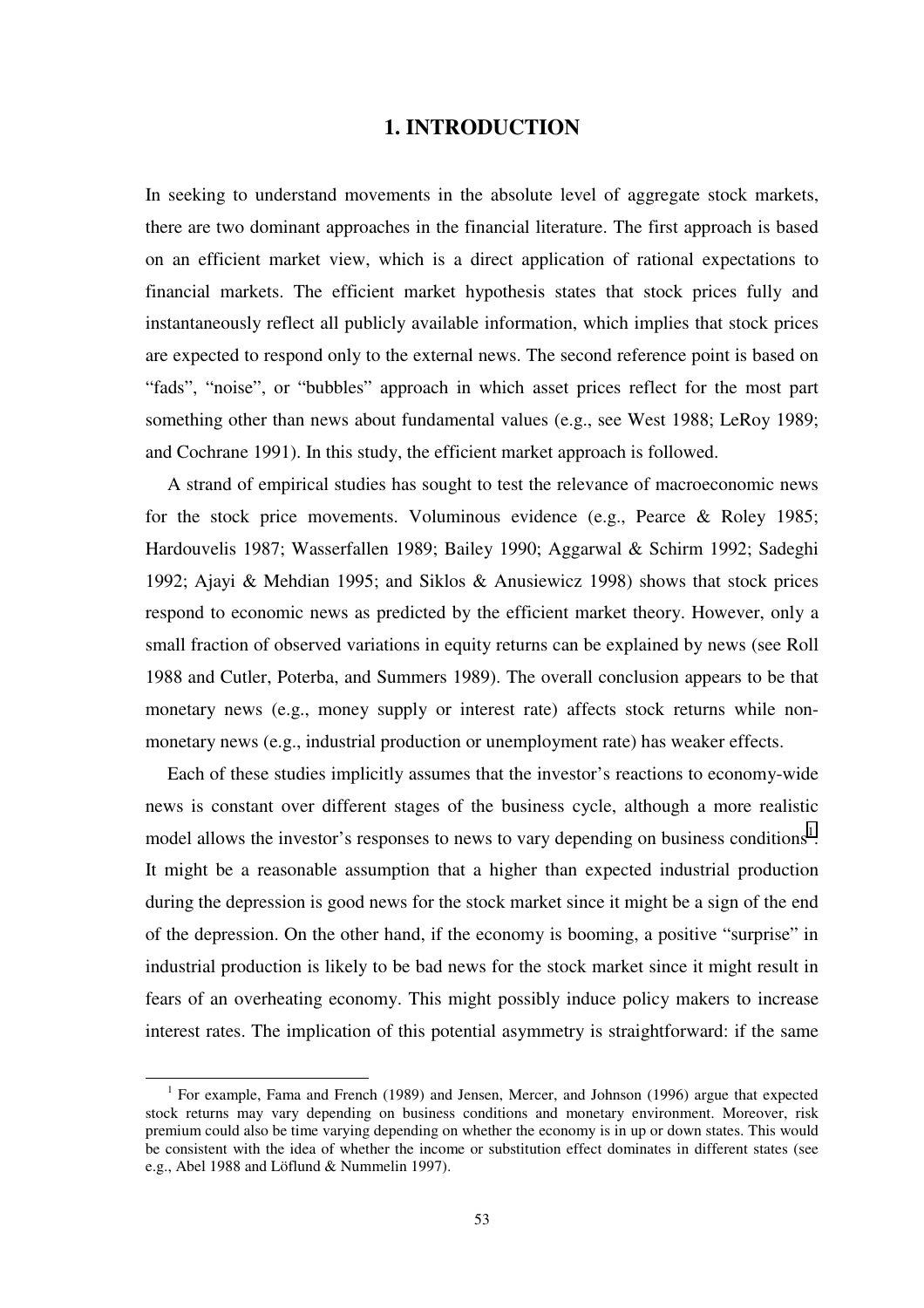# 1. INTRODUCTION

In seeking to understand movements in the absolute level of aggregate stock markets, there are two dominant approaches in the financial literature. The first approach is based on an efficient market view, which is a direct application of rational expectations to financial markets. The efficient market hypothesis states that stock prices fully and instantaneously reflect all publicly available information, which implies that stock prices are expected to respond only to the external news. The second reference point is based on "fads", "noise", or "bubbles" approach in which asset prices reflect for the most part something other than news about fundamental values (e.g., see West 1988; LeRoy 1989; and Cochrane 1991). In this study, the efficient market approach is followed.

A strand of empirical studies has sought to test the relevance of macroeconomic news for the stock price movements. Voluminous evidence (e.g., Pearce & Roley 1985; Hardouvelis 1987; Wasserfallen 1989; Bailey 1990; Aggarwal & Schirm 1992; Sadeghi 1992; Ajayi & Mehdian 1995; and Siklos & Anusiewicz 1998) shows that stock prices respond to economic news as predicted by the efficient market theory. However, only a small fraction of observed variations in equity returns can be explained by news (see Roll 1988 and Cutler, Poterba, and Summers 1989). The overall conclusion appears to be that monetary news (e.g., money supply or interest rate) affects stock returns while non-monetary news (e.g., industrial production or unemployment rate) has weaker effects.

Each of these studies implicitly assumes that the investor's reactions to economy-wide news is constant over different stages of the business cycle, although a more realistic model allows the investor's responses to news to vary depending on business conditions[1]. It might be a reasonable assumption that a higher than expected industrial production during the depression is good news for the stock market since it might be a sign of the end of the depression. On the other hand, if the economy is booming, a positive "surprise" in industrial production is likely to be bad news for the stock market since it might result in fears of an overheating economy. This might possibly induce policy makers to increase interest rates. The implication of this potential asymmetry is straightforward: if the same

[1] For example, Fama and French (1989) and Jensen, Mercer, and Johnson (1996) argue that expected stock returns may vary depending on business conditions and monetary environment. Moreover, risk premium could also be time varying depending on whether the economy is in up or down states. This would be consistent with the idea of whether the income or substitution effect dominates in different states (see e.g., Abel 1988 and Löflund & Nummelin 1997).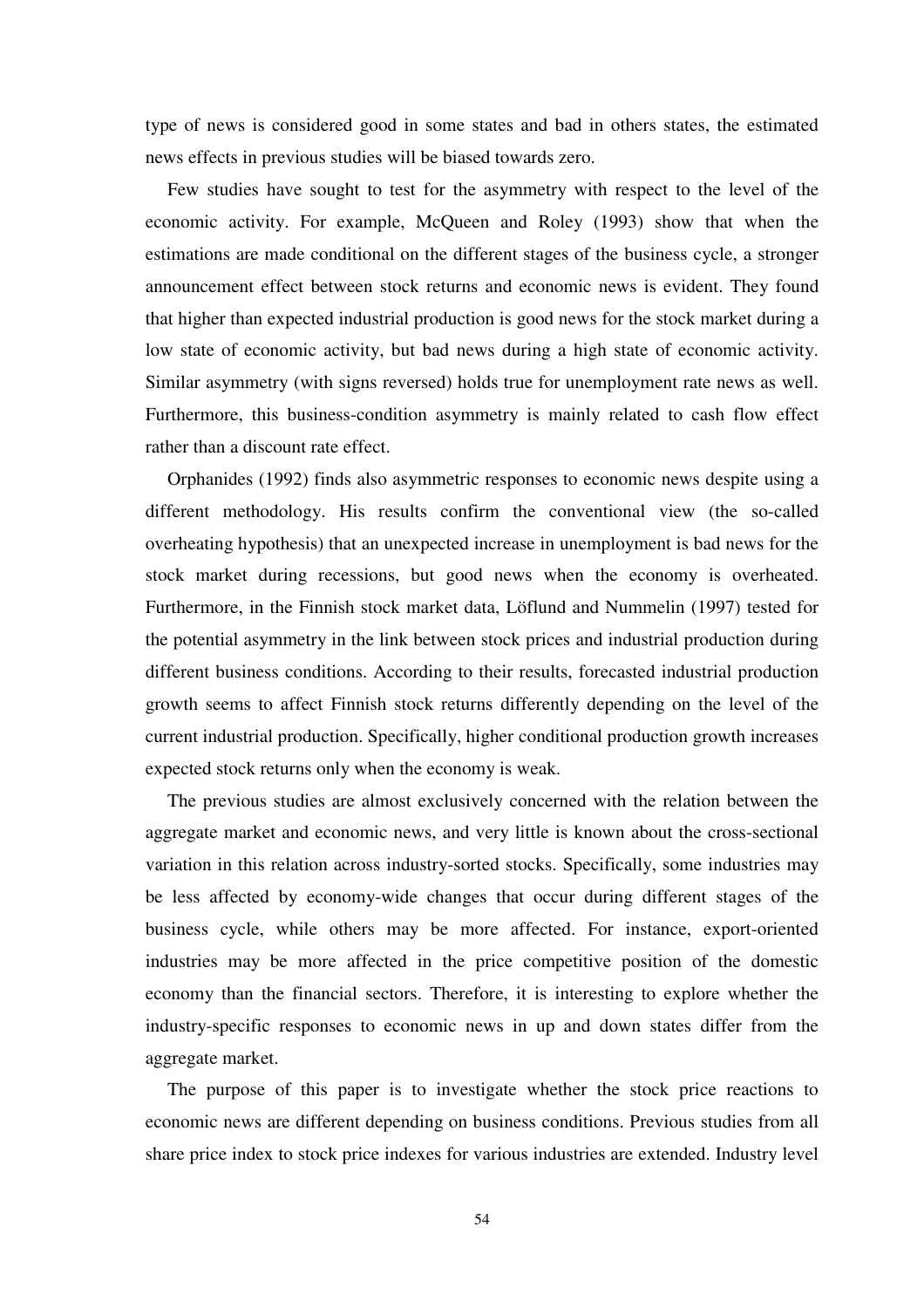type of news is considered good in some states and bad in others states, the estimated news effects in previous studies will be biased towards zero.

Few studies have sought to test for the asymmetry with respect to the level of the economic activity. For example, McQueen and Roley (1993) show that when the estimations are made conditional on the different stages of the business cycle, a stronger announcement effect between stock returns and economic news is evident. They found that higher than expected industrial production is good news for the stock market during a low state of economic activity, but bad news during a high state of economic activity. Similar asymmetry (with signs reversed) holds true for unemployment rate news as well. Furthermore, this business-condition asymmetry is mainly related to cash flow effect rather than a discount rate effect.

Orphanides (1992) finds also asymmetric responses to economic news despite using a different methodology. His results confirm the conventional view (the so-called overheating hypothesis) that an unexpected increase in unemployment is bad news for the stock market during recessions, but good news when the economy is overheated. Furthermore, in the Finnish stock market data, Löflund and Nummelin (1997) tested for the potential asymmetry in the link between stock prices and industrial production during different business conditions. According to their results, forecasted industrial production growth seems to affect Finnish stock returns differently depending on the level of the current industrial production. Specifically, higher conditional production growth increases expected stock returns only when the economy is weak.

The previous studies are almost exclusively concerned with the relation between the aggregate market and economic news, and very little is known about the cross-sectional variation in this relation across industry-sorted stocks. Specifically, some industries may be less affected by economy-wide changes that occur during different stages of the business cycle, while others may be more affected. For instance, export-oriented industries may be more affected in the price competitive position of the domestic economy than the financial sectors. Therefore, it is interesting to explore whether the industry-specific responses to economic news in up and down states differ from the aggregate market.

The purpose of this paper is to investigate whether the stock price reactions to economic news are different depending on business conditions. Previous studies from all share price index to stock price indexes for various industries are extended. Industry level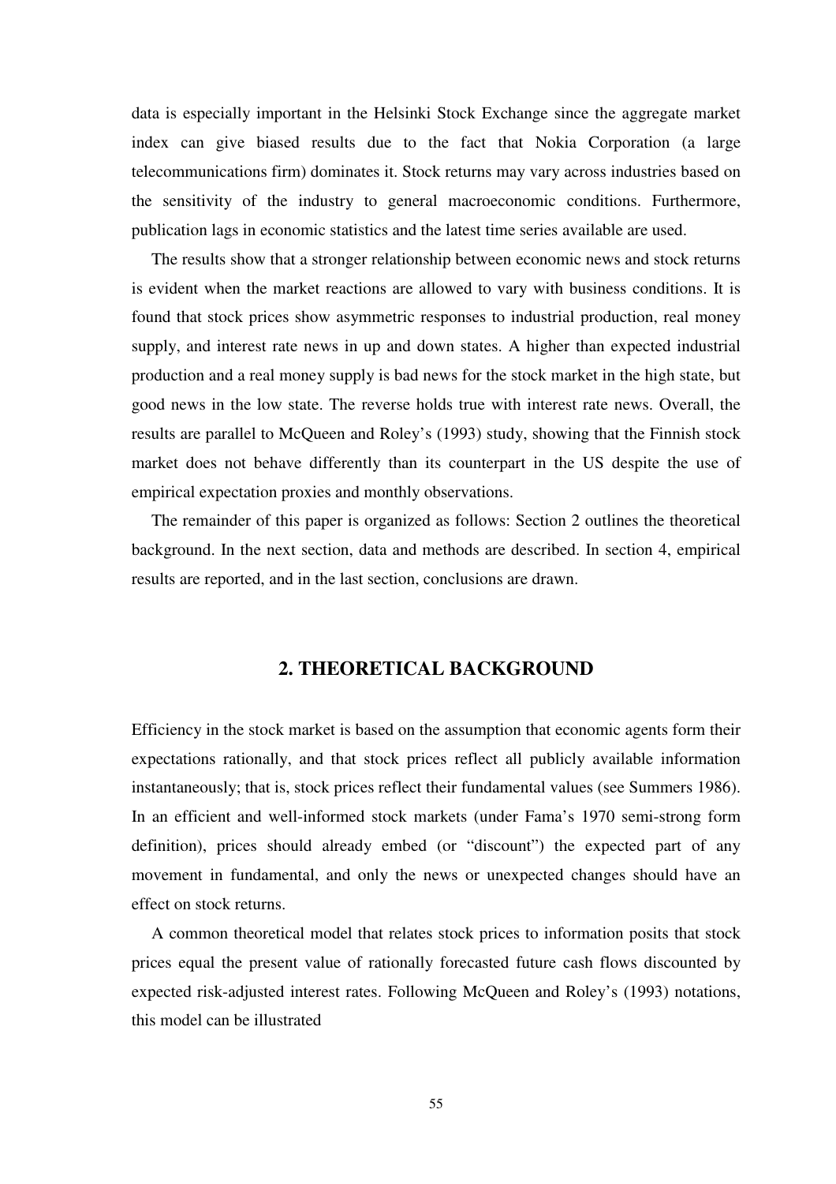data is especially important in the Helsinki Stock Exchange since the aggregate market index can give biased results due to the fact that Nokia Corporation (a large telecommunications firm) dominates it. Stock returns may vary across industries based on the sensitivity of the industry to general macroeconomic conditions. Furthermore, publication lags in economic statistics and the latest time series available are used.

The results show that a stronger relationship between economic news and stock returns is evident when the market reactions are allowed to vary with business conditions. It is found that stock prices show asymmetric responses to industrial production, real money supply, and interest rate news in up and down states. A higher than expected industrial production and a real money supply is bad news for the stock market in the high state, but good news in the low state. The reverse holds true with interest rate news. Overall, the results are parallel to McQueen and Roley's (1993) study, showing that the Finnish stock market does not behave differently than its counterpart in the US despite the use of empirical expectation proxies and monthly observations.

The remainder of this paper is organized as follows: Section 2 outlines the theoretical background. In the next section, data and methods are described. In section 4, empirical results are reported, and in the last section, conclusions are drawn.

## 2. THEORETICAL BACKGROUND

Efficiency in the stock market is based on the assumption that economic agents form their expectations rationally, and that stock prices reflect all publicly available information instantaneously; that is, stock prices reflect their fundamental values (see Summers 1986). In an efficient and well-informed stock markets (under Fama's 1970 semi-strong form definition), prices should already embed (or "discount") the expected part of any movement in fundamental, and only the news or unexpected changes should have an effect on stock returns.

A common theoretical model that relates stock prices to information posits that stock prices equal the present value of rationally forecasted future cash flows discounted by expected risk-adjusted interest rates. Following McQueen and Roley's (1993) notations, this model can be illustrated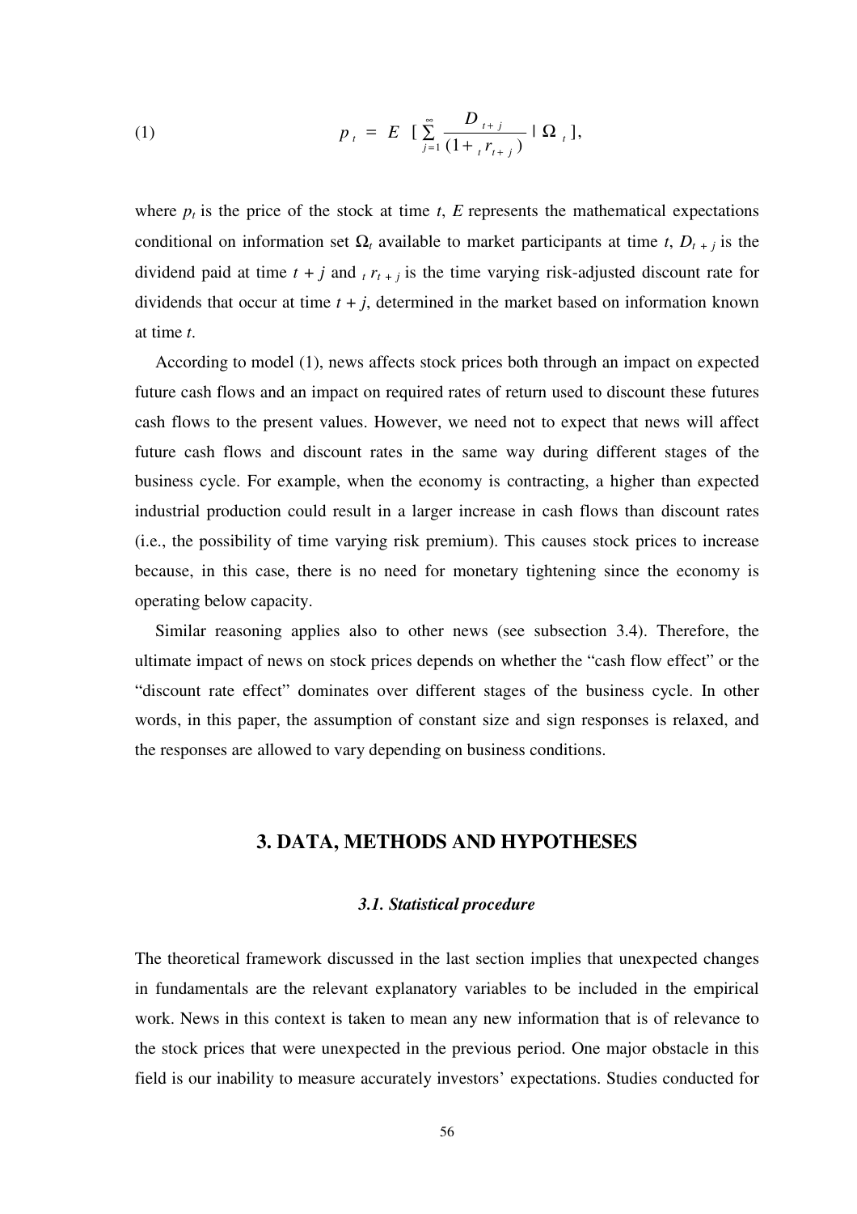$$(1) \qquad p_t = E\left[\sum_{j=1}^{\infty} \frac{D_{t+j}}{(1+{}_t r_{t+j})} \mid \Omega_t\right],$$

where $p_t$ is the price of the stock at time $t$, $E$ represents the mathematical expectations conditional on information set $\Omega_t$ available to market participants at time $t$, $D_{t+j}$ is the dividend paid at time $t + j$ and ${}_t r_{t+j}$ is the time varying risk-adjusted discount rate for dividends that occur at time $t + j$, determined in the market based on information known at time $t$.

According to model (1), news affects stock prices both through an impact on expected future cash flows and an impact on required rates of return used to discount these futures cash flows to the present values. However, we need not to expect that news will affect future cash flows and discount rates in the same way during different stages of the business cycle. For example, when the economy is contracting, a higher than expected industrial production could result in a larger increase in cash flows than discount rates (i.e., the possibility of time varying risk premium). This causes stock prices to increase because, in this case, there is no need for monetary tightening since the economy is operating below capacity.

Similar reasoning applies also to other news (see subsection 3.4). Therefore, the ultimate impact of news on stock prices depends on whether the "cash flow effect" or the "discount rate effect" dominates over different stages of the business cycle. In other words, in this paper, the assumption of constant size and sign responses is relaxed, and the responses are allowed to vary depending on business conditions.

## 3. DATA, METHODS AND HYPOTHESES

### *3.1. Statistical procedure*

The theoretical framework discussed in the last section implies that unexpected changes in fundamentals are the relevant explanatory variables to be included in the empirical work. News in this context is taken to mean any new information that is of relevance to the stock prices that were unexpected in the previous period. One major obstacle in this field is our inability to measure accurately investors' expectations. Studies conducted for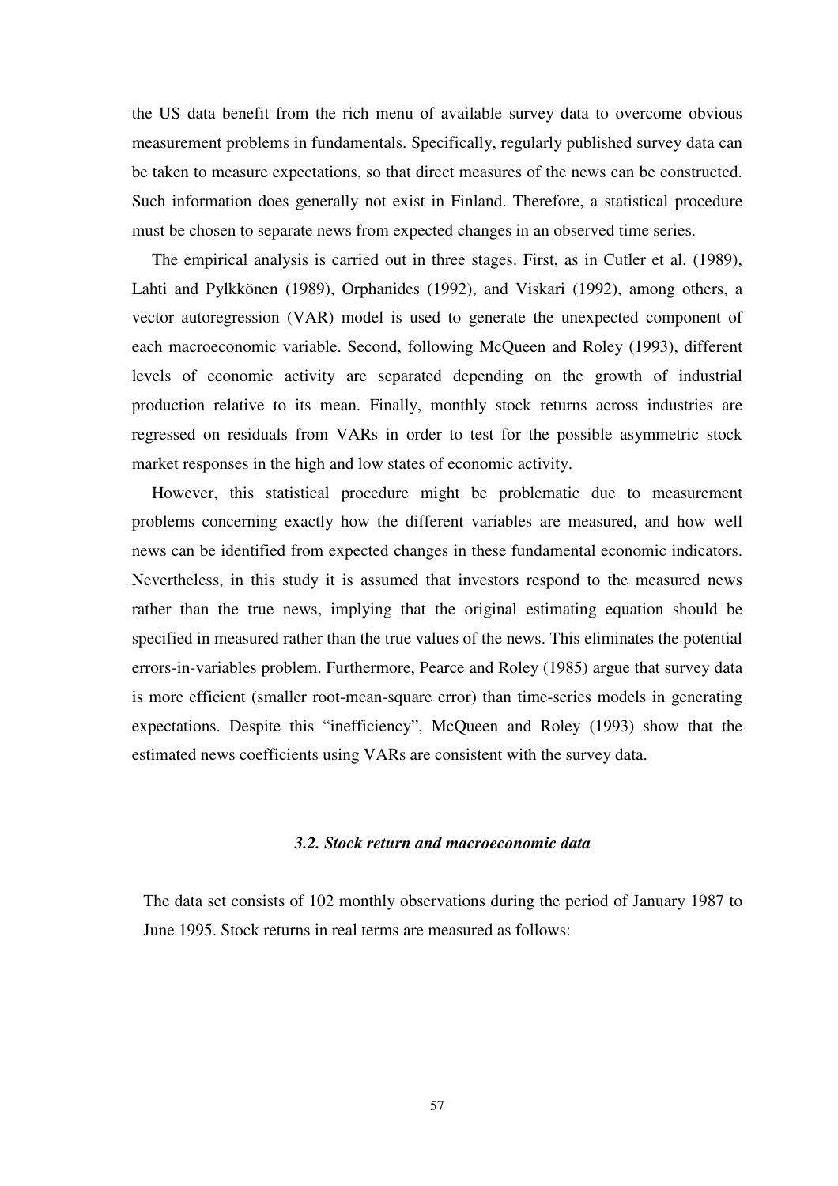the US data benefit from the rich menu of available survey data to overcome obvious measurement problems in fundamentals. Specifically, regularly published survey data can be taken to measure expectations, so that direct measures of the news can be constructed. Such information does generally not exist in Finland. Therefore, a statistical procedure must be chosen to separate news from expected changes in an observed time series.

The empirical analysis is carried out in three stages. First, as in Cutler et al. (1989), Lahti and Pylkkönen (1989), Orphanides (1992), and Viskari (1992), among others, a vector autoregression (VAR) model is used to generate the unexpected component of each macroeconomic variable. Second, following McQueen and Roley (1993), different levels of economic activity are separated depending on the growth of industrial production relative to its mean. Finally, monthly stock returns across industries are regressed on residuals from VARs in order to test for the possible asymmetric stock market responses in the high and low states of economic activity.

However, this statistical procedure might be problematic due to measurement problems concerning exactly how the different variables are measured, and how well news can be identified from expected changes in these fundamental economic indicators. Nevertheless, in this study it is assumed that investors respond to the measured news rather than the true news, implying that the original estimating equation should be specified in measured rather than the true values of the news. This eliminates the potential errors-in-variables problem. Furthermore, Pearce and Roley (1985) argue that survey data is more efficient (smaller root-mean-square error) than time-series models in generating expectations. Despite this "inefficiency", McQueen and Roley (1993) show that the estimated news coefficients using VARs are consistent with the survey data.

### *3.2. Stock return and macroeconomic data*

The data set consists of 102 monthly observations during the period of January 1987 to June 1995. Stock returns in real terms are measured as follows: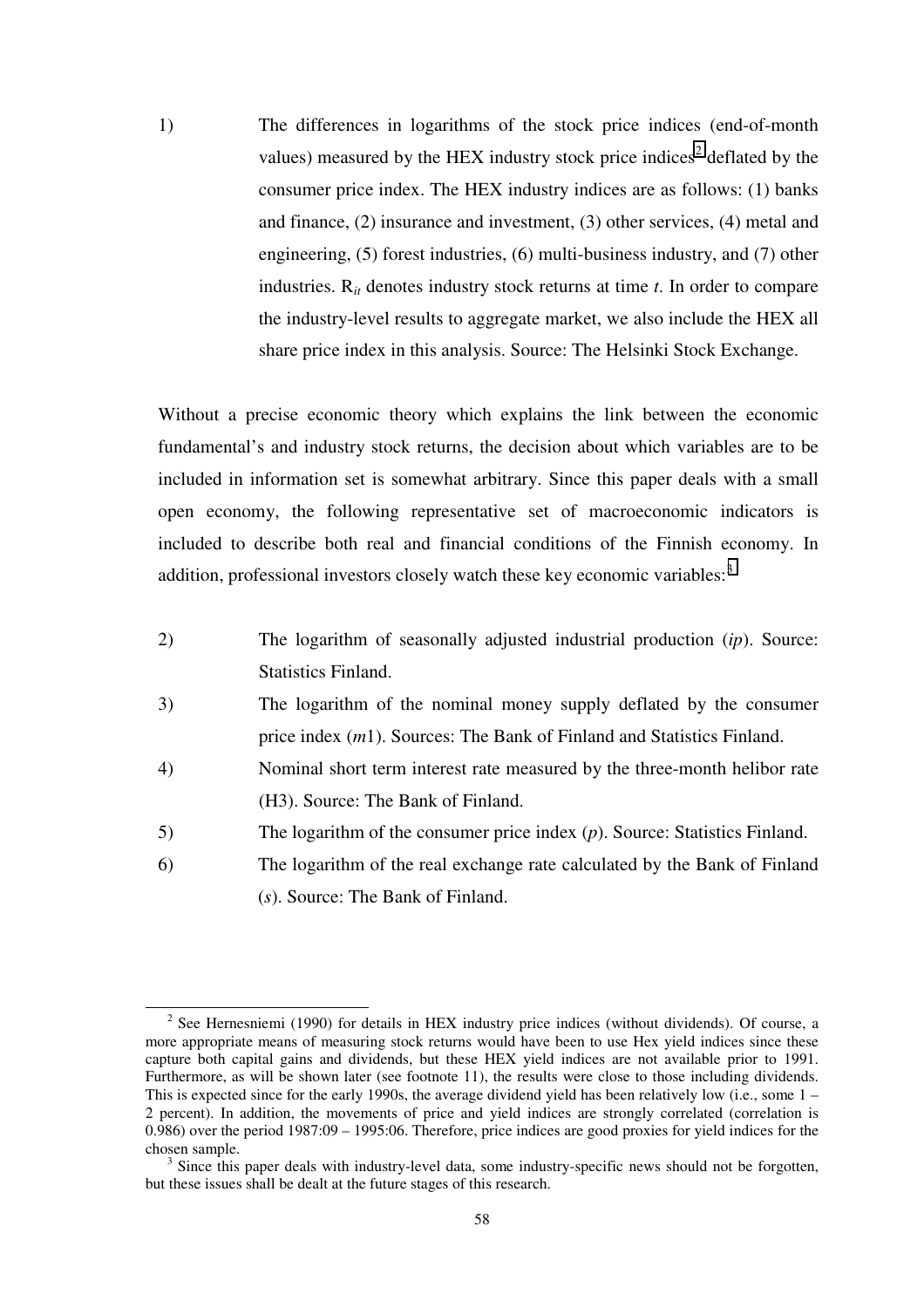1) The differences in logarithms of the stock price indices (end-of-month values) measured by the HEX industry stock price indices[2] deflated by the consumer price index. The HEX industry indices are as follows: (1) banks and finance, (2) insurance and investment, (3) other services, (4) metal and engineering, (5) forest industries, (6) multi-business industry, and (7) other industries. $R_{it}$ denotes industry stock returns at time *t*. In order to compare the industry-level results to aggregate market, we also include the HEX all share price index in this analysis. Source: The Helsinki Stock Exchange.

Without a precise economic theory which explains the link between the economic fundamental's and industry stock returns, the decision about which variables are to be included in information set is somewhat arbitrary. Since this paper deals with a small open economy, the following representative set of macroeconomic indicators is included to describe both real and financial conditions of the Finnish economy. In addition, professional investors closely watch these key economic variables:[3]

2) The logarithm of seasonally adjusted industrial production (*ip*). Source: Statistics Finland.
3) The logarithm of the nominal money supply deflated by the consumer price index (*m*1). Sources: The Bank of Finland and Statistics Finland.
4) Nominal short term interest rate measured by the three-month helibor rate (H3). Source: The Bank of Finland.
5) The logarithm of the consumer price index (*p*). Source: Statistics Finland.
6) The logarithm of the real exchange rate calculated by the Bank of Finland (*s*). Source: The Bank of Finland.

---

[2] See Hernesniemi (1990) for details in HEX industry price indices (without dividends). Of course, a more appropriate means of measuring stock returns would have been to use Hex yield indices since these capture both capital gains and dividends, but these HEX yield indices are not available prior to 1991. Furthermore, as will be shown later (see footnote 11), the results were close to those including dividends. This is expected since for the early 1990s, the average dividend yield has been relatively low (i.e., some 1 – 2 percent). In addition, the movements of price and yield indices are strongly correlated (correlation is 0.986) over the period 1987:09 – 1995:06. Therefore, price indices are good proxies for yield indices for the chosen sample.

[3] Since this paper deals with industry-level data, some industry-specific news should not be forgotten, but these issues shall be dealt at the future stages of this research.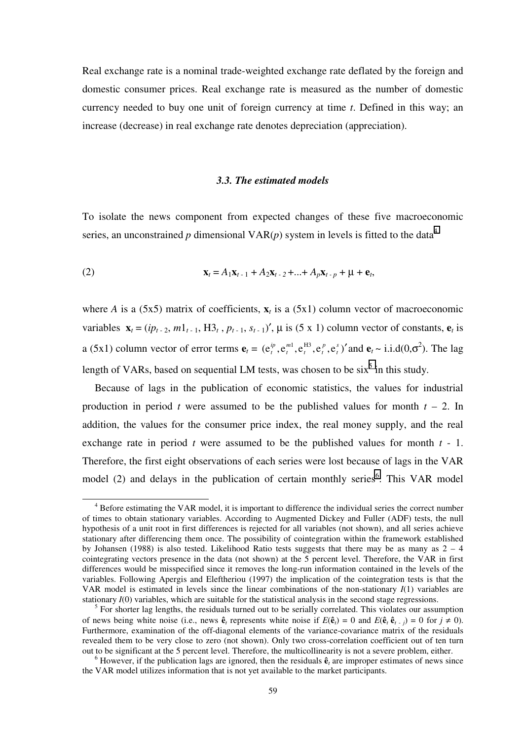Real exchange rate is a nominal trade-weighted exchange rate deflated by the foreign and domestic consumer prices. Real exchange rate is measured as the number of domestic currency needed to buy one unit of foreign currency at time *t*. Defined in this way; an increase (decrease) in real exchange rate denotes depreciation (appreciation).

### *3.3. The estimated models*

To isolate the news component from expected changes of these five macroeconomic series, an unconstrained *p* dimensional VAR(*p*) system in levels is fitted to the data[4]

$$\text{(2)} \qquad \mathbf{x}_t = A_1\mathbf{x}_{t-1} + A_2\mathbf{x}_{t-2} + ... + A_p\mathbf{x}_{t-p} + \mu + \mathbf{e}_t,$$

where *A* is a (5x5) matrix of coefficients, $\mathbf{x}_t$ is a (5x1) column vector of macroeconomic variables $\mathbf{x}_t = (ip_{t-2}, m1_{t-1}, \text{H3}_t, p_{t-1}, s_{t-1})'$, μ is (5 x 1) column vector of constants, $\mathbf{e}_t$ is a (5x1) column vector of error terms $\mathbf{e}_t = (e_t^{ip}, e_t^{m1}, e_t^{\text{H3}}, e_t^{p}, e_t^{s})'$ and $\mathbf{e}_t \sim$ i.i.d($0,\sigma^2$). The lag length of VARs, based on sequential LM tests, was chosen to be six[5] in this study.

Because of lags in the publication of economic statistics, the values for industrial production in period *t* were assumed to be the published values for month *t* – 2. In addition, the values for the consumer price index, the real money supply, and the real exchange rate in period *t* were assumed to be the published values for month *t* - 1. Therefore, the first eight observations of each series were lost because of lags in the VAR model (2) and delays in the publication of certain monthly series[6]. This VAR model

---

[4] Before estimating the VAR model, it is important to difference the individual series the correct number of times to obtain stationary variables. According to Augmented Dickey and Fuller (ADF) tests, the null hypothesis of a unit root in first differences is rejected for all variables (not shown), and all series achieve stationary after differencing them once. The possibility of cointegration within the framework established by Johansen (1988) is also tested. Likelihood Ratio tests suggests that there may be as many as 2 – 4 cointegrating vectors presence in the data (not shown) at the 5 percent level. Therefore, the VAR in first differences would be misspecified since it removes the long-run information contained in the levels of the variables. Following Apergis and Eleftheriou (1997) the implication of the cointegration tests is that the VAR model is estimated in levels since the linear combinations of the non-stationary *I*(1) variables are stationary *I*(0) variables, which are suitable for the statistical analysis in the second stage regressions.

[5] For shorter lag lengths, the residuals turned out to be serially correlated. This violates our assumption of news being white noise (i.e., news $\hat{\mathbf{e}}_t$ represents white noise if $E(\hat{\mathbf{e}}_t) = 0$ and $E(\hat{\mathbf{e}}_t\, \hat{\mathbf{e}}_{t-j}) = 0$ for $j \neq 0$). Furthermore, examination of the off-diagonal elements of the variance-covariance matrix of the residuals revealed them to be very close to zero (not shown). Only two cross-correlation coefficient out of ten turn out to be significant at the 5 percent level. Therefore, the multicollinearity is not a severe problem, either.

[6] However, if the publication lags are ignored, then the residuals $\hat{\mathbf{e}}_t$ are improper estimates of news since the VAR model utilizes information that is not yet available to the market participants.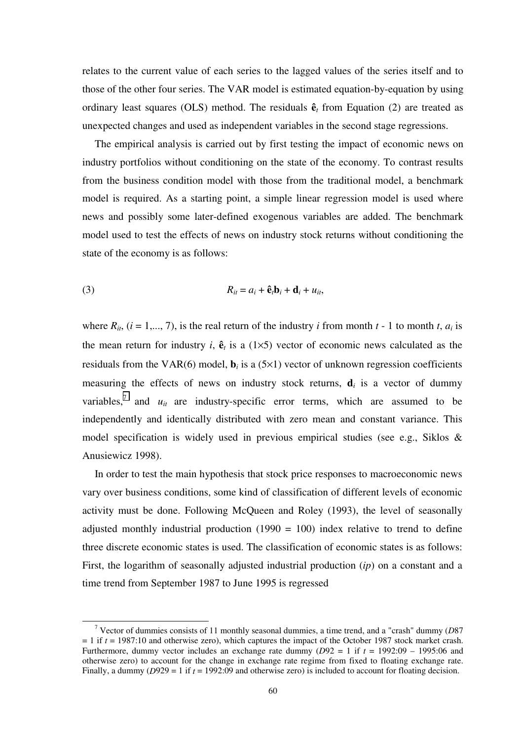relates to the current value of each series to the lagged values of the series itself and to those of the other four series. The VAR model is estimated equation-by-equation by using ordinary least squares (OLS) method. The residuals $\hat{\mathbf{e}}_t$ from Equation (2) are treated as unexpected changes and used as independent variables in the second stage regressions.

The empirical analysis is carried out by first testing the impact of economic news on industry portfolios without conditioning on the state of the economy. To contrast results from the business condition model with those from the traditional model, a benchmark model is required. As a starting point, a simple linear regression model is used where news and possibly some later-defined exogenous variables are added. The benchmark model used to test the effects of news on industry stock returns without conditioning the state of the economy is as follows:

$$R_{it} = a_i + \hat{\mathbf{e}}_t\mathbf{b}_i + \mathbf{d}_i + u_{it}, \tag{3}$$

where $R_{it}$, ($i$ = 1,..., 7), is the real return of the industry $i$ from month $t$ - 1 to month $t$, $a_i$ is the mean return for industry $i$, $\hat{\mathbf{e}}_t$ is a (1×5) vector of economic news calculated as the residuals from the VAR(6) model, $\mathbf{b}_i$ is a (5×1) vector of unknown regression coefficients measuring the effects of news on industry stock returns, $\mathbf{d}_i$ is a vector of dummy variables,[7] and $u_{it}$ are industry-specific error terms, which are assumed to be independently and identically distributed with zero mean and constant variance. This model specification is widely used in previous empirical studies (see e.g., Siklos & Anusiewicz 1998).

In order to test the main hypothesis that stock price responses to macroeconomic news vary over business conditions, some kind of classification of different levels of economic activity must be done. Following McQueen and Roley (1993), the level of seasonally adjusted monthly industrial production (1990 = 100) index relative to trend to define three discrete economic states is used. The classification of economic states is as follows: First, the logarithm of seasonally adjusted industrial production (*ip*) on a constant and a time trend from September 1987 to June 1995 is regressed

---

[7] Vector of dummies consists of 11 monthly seasonal dummies, a time trend, and a "crash" dummy ($D87$ = 1 if $t$ = 1987:10 and otherwise zero), which captures the impact of the October 1987 stock market crash. Furthermore, dummy vector includes an exchange rate dummy ($D92$ = 1 if $t$ = 1992:09 – 1995:06 and otherwise zero) to account for the change in exchange rate regime from fixed to floating exchange rate. Finally, a dummy ($D929$ = 1 if $t$ = 1992:09 and otherwise zero) is included to account for floating decision.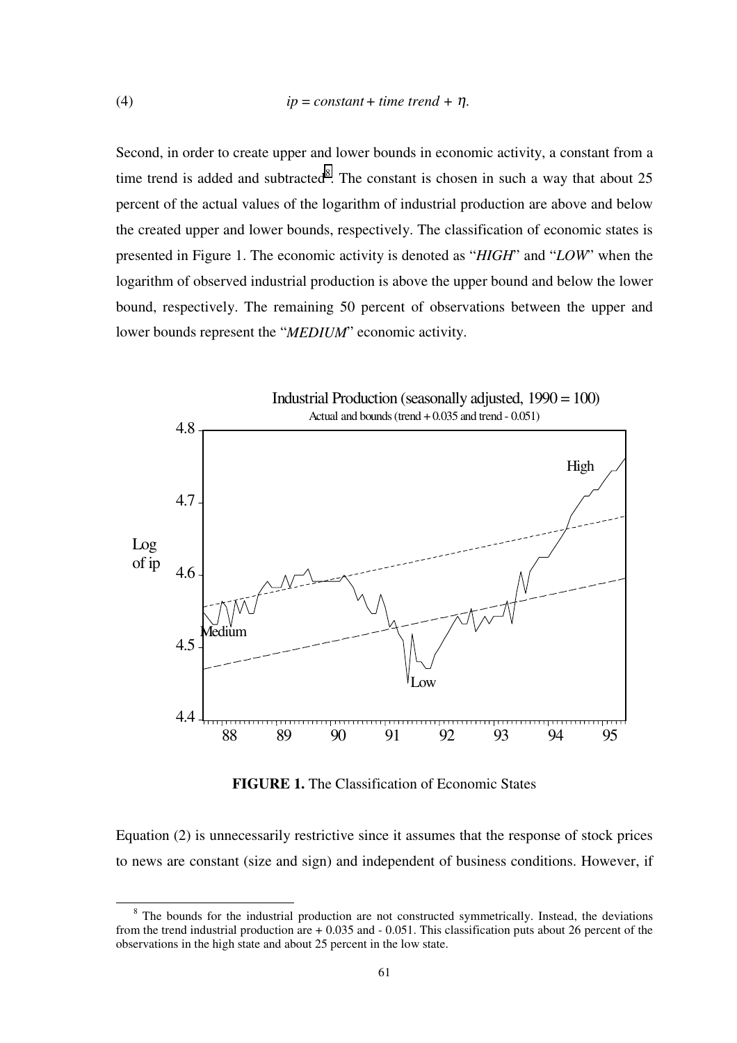$$ip = constant + time\ trend + \eta. \tag{4}$$

Second, in order to create upper and lower bounds in economic activity, a constant from a time trend is added and subtracted[8]. The constant is chosen in such a way that about 25 percent of the actual values of the logarithm of industrial production are above and below the created upper and lower bounds, respectively. The classification of economic states is presented in Figure 1. The economic activity is denoted as "*HIGH*" and "*LOW*" when the logarithm of observed industrial production is above the upper bound and below the lower bound, respectively. The remaining 50 percent of observations between the upper and lower bounds represent the "*MEDIUM*" economic activity.

Industrial Production (seasonally adjusted, 1990 = 100)
Actual and bounds (trend + 0.035 and trend - 0.051)

**FIGURE 1.** The Classification of Economic States

Equation (2) is unnecessarily restrictive since it assumes that the response of stock prices to news are constant (size and sign) and independent of business conditions. However, if

[8] The bounds for the industrial production are not constructed symmetrically. Instead, the deviations from the trend industrial production are + 0.035 and - 0.051. This classification puts about 26 percent of the observations in the high state and about 25 percent in the low state.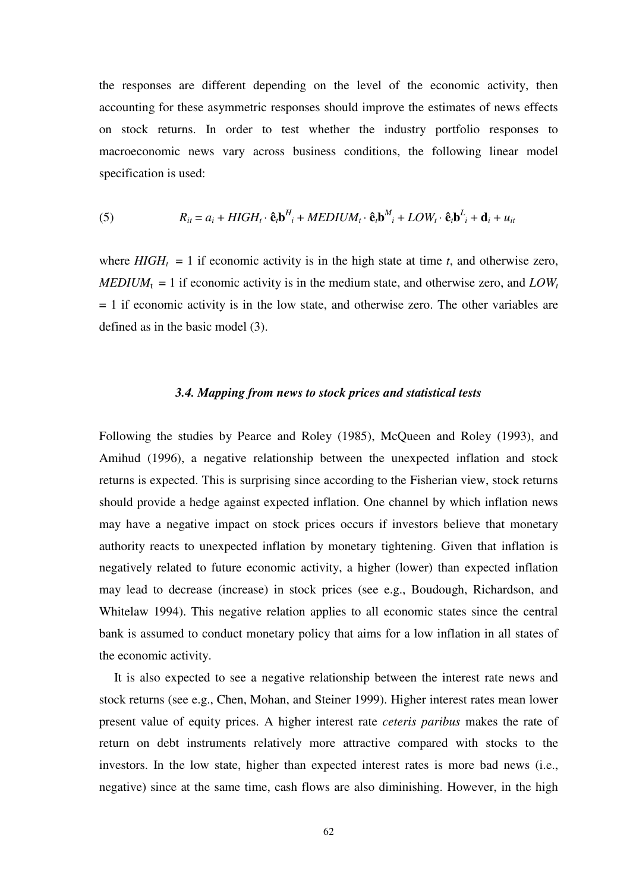the responses are different depending on the level of the economic activity, then accounting for these asymmetric responses should improve the estimates of news effects on stock returns. In order to test whether the industry portfolio responses to macroeconomic news vary across business conditions, the following linear model specification is used:

$$R_{it} = a_i + HIGH_t \cdot \hat{\mathbf{e}}_t\mathbf{b}^H{}_i + MEDIUM_t \cdot \hat{\mathbf{e}}_t\mathbf{b}^M{}_i + LOW_t \cdot \hat{\mathbf{e}}_t\mathbf{b}^L{}_i + \mathbf{d}_i + u_{it} \tag{5}$$

where $HIGH_t = 1$ if economic activity is in the high state at time $t$, and otherwise zero, $MEDIUM_t = 1$ if economic activity is in the medium state, and otherwise zero, and $LOW_t = 1$ if economic activity is in the low state, and otherwise zero. The other variables are defined as in the basic model (3).

### *3.4. Mapping from news to stock prices and statistical tests*

Following the studies by Pearce and Roley (1985), McQueen and Roley (1993), and Amihud (1996), a negative relationship between the unexpected inflation and stock returns is expected. This is surprising since according to the Fisherian view, stock returns should provide a hedge against expected inflation. One channel by which inflation news may have a negative impact on stock prices occurs if investors believe that monetary authority reacts to unexpected inflation by monetary tightening. Given that inflation is negatively related to future economic activity, a higher (lower) than expected inflation may lead to decrease (increase) in stock prices (see e.g., Boudough, Richardson, and Whitelaw 1994). This negative relation applies to all economic states since the central bank is assumed to conduct monetary policy that aims for a low inflation in all states of the economic activity.

It is also expected to see a negative relationship between the interest rate news and stock returns (see e.g., Chen, Mohan, and Steiner 1999). Higher interest rates mean lower present value of equity prices. A higher interest rate *ceteris paribus* makes the rate of return on debt instruments relatively more attractive compared with stocks to the investors. In the low state, higher than expected interest rates is more bad news (i.e., negative) since at the same time, cash flows are also diminishing. However, in the high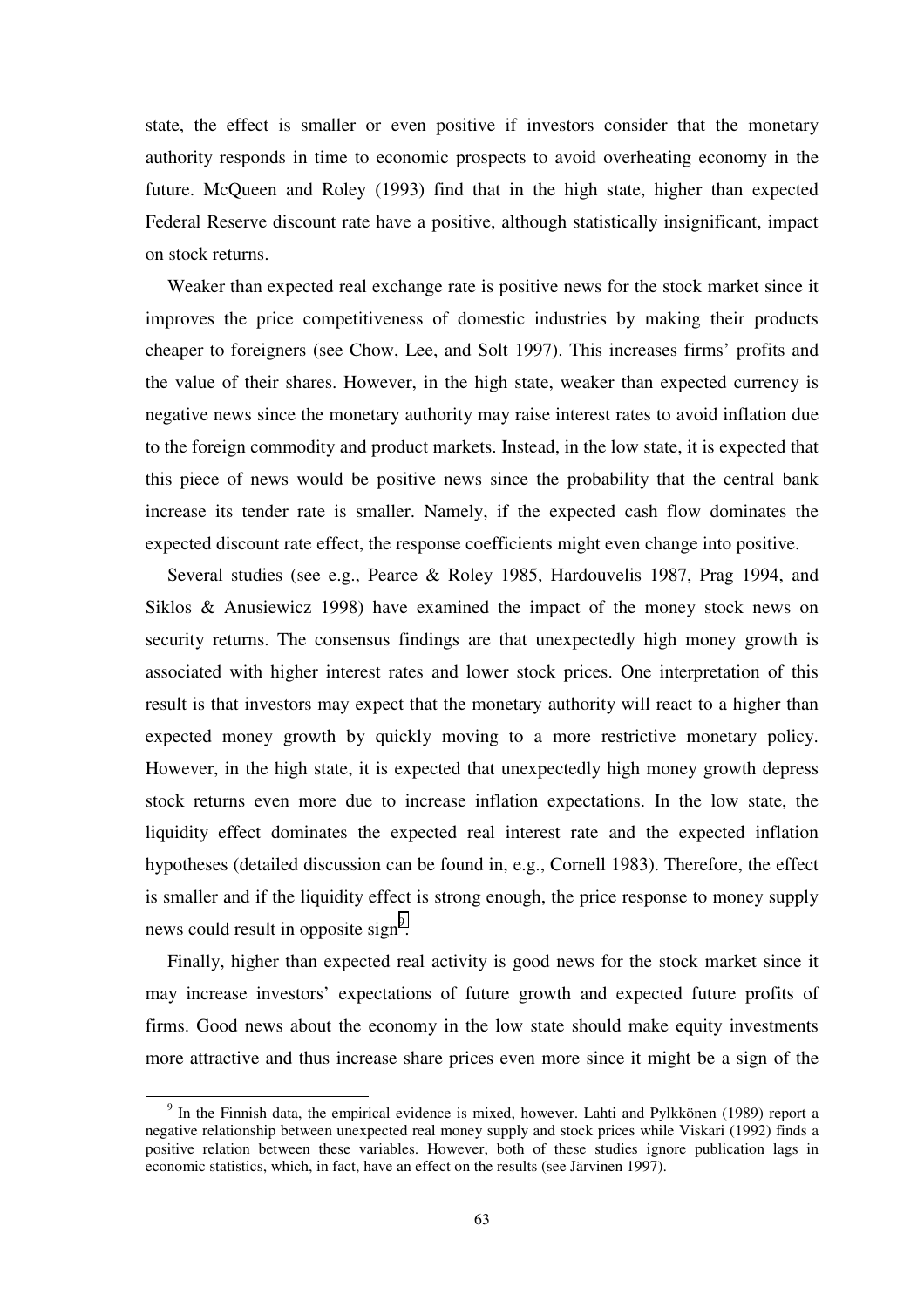state, the effect is smaller or even positive if investors consider that the monetary authority responds in time to economic prospects to avoid overheating economy in the future. McQueen and Roley (1993) find that in the high state, higher than expected Federal Reserve discount rate have a positive, although statistically insignificant, impact on stock returns.

Weaker than expected real exchange rate is positive news for the stock market since it improves the price competitiveness of domestic industries by making their products cheaper to foreigners (see Chow, Lee, and Solt 1997). This increases firms' profits and the value of their shares. However, in the high state, weaker than expected currency is negative news since the monetary authority may raise interest rates to avoid inflation due to the foreign commodity and product markets. Instead, in the low state, it is expected that this piece of news would be positive news since the probability that the central bank increase its tender rate is smaller. Namely, if the expected cash flow dominates the expected discount rate effect, the response coefficients might even change into positive.

Several studies (see e.g., Pearce & Roley 1985, Hardouvelis 1987, Prag 1994, and Siklos & Anusiewicz 1998) have examined the impact of the money stock news on security returns. The consensus findings are that unexpectedly high money growth is associated with higher interest rates and lower stock prices. One interpretation of this result is that investors may expect that the monetary authority will react to a higher than expected money growth by quickly moving to a more restrictive monetary policy. However, in the high state, it is expected that unexpectedly high money growth depress stock returns even more due to increase inflation expectations. In the low state, the liquidity effect dominates the expected real interest rate and the expected inflation hypotheses (detailed discussion can be found in, e.g., Cornell 1983). Therefore, the effect is smaller and if the liquidity effect is strong enough, the price response to money supply news could result in opposite sign[9].

Finally, higher than expected real activity is good news for the stock market since it may increase investors' expectations of future growth and expected future profits of firms. Good news about the economy in the low state should make equity investments more attractive and thus increase share prices even more since it might be a sign of the

---

[9] In the Finnish data, the empirical evidence is mixed, however. Lahti and Pylkkönen (1989) report a negative relationship between unexpected real money supply and stock prices while Viskari (1992) finds a positive relation between these variables. However, both of these studies ignore publication lags in economic statistics, which, in fact, have an effect on the results (see Järvinen 1997).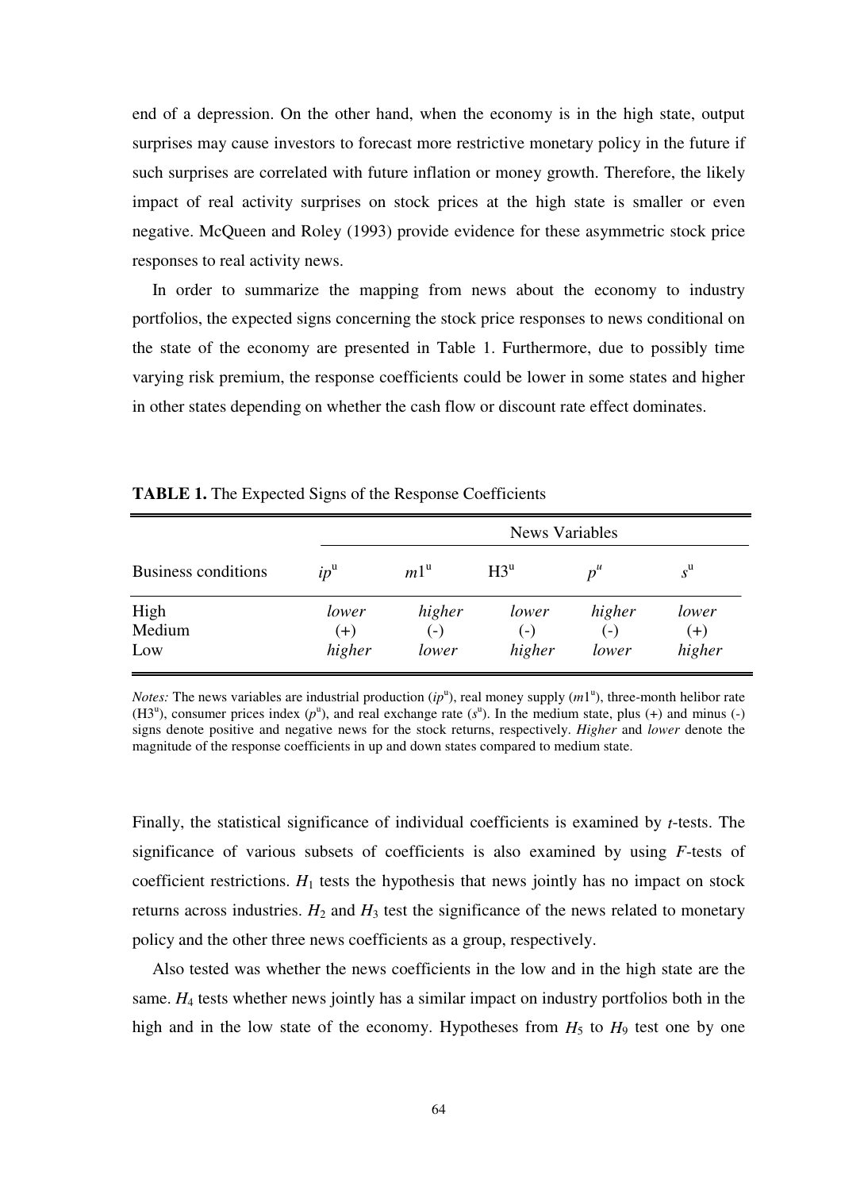end of a depression. On the other hand, when the economy is in the high state, output surprises may cause investors to forecast more restrictive monetary policy in the future if such surprises are correlated with future inflation or money growth. Therefore, the likely impact of real activity surprises on stock prices at the high state is smaller or even negative. McQueen and Roley (1993) provide evidence for these asymmetric stock price responses to real activity news.

In order to summarize the mapping from news about the economy to industry portfolios, the expected signs concerning the stock price responses to news conditional on the state of the economy are presented in Table 1. Furthermore, due to possibly time varying risk premium, the response coefficients could be lower in some states and higher in other states depending on whether the cash flow or discount rate effect dominates.

**TABLE 1.** The Expected Signs of the Response Coefficients

| | News Variables | | | | |
|---|---|---|---|---|---|
| Business conditions | $ip^u$ | $m1^u$ | $H3^u$ | $p^u$ | $s^u$ |
| High | *lower* | *higher* | *lower* | *higher* | *lower* |
| Medium | (+) | (-) | (-) | (-) | (+) |
| Low | *higher* | *lower* | *higher* | *lower* | *higher* |

*Notes:* The news variables are industrial production ($ip^u$), real money supply ($m1^u$), three-month helibor rate ($H3^u$), consumer prices index ($p^u$), and real exchange rate ($s^u$). In the medium state, plus (+) and minus (-) signs denote positive and negative news for the stock returns, respectively. *Higher* and *lower* denote the magnitude of the response coefficients in up and down states compared to medium state.

Finally, the statistical significance of individual coefficients is examined by *t*-tests. The significance of various subsets of coefficients is also examined by using *F*-tests of coefficient restrictions. $H_1$ tests the hypothesis that news jointly has no impact on stock returns across industries. $H_2$ and $H_3$ test the significance of the news related to monetary policy and the other three news coefficients as a group, respectively.

Also tested was whether the news coefficients in the low and in the high state are the same. $H_4$ tests whether news jointly has a similar impact on industry portfolios both in the high and in the low state of the economy. Hypotheses from $H_5$ to $H_9$ test one by one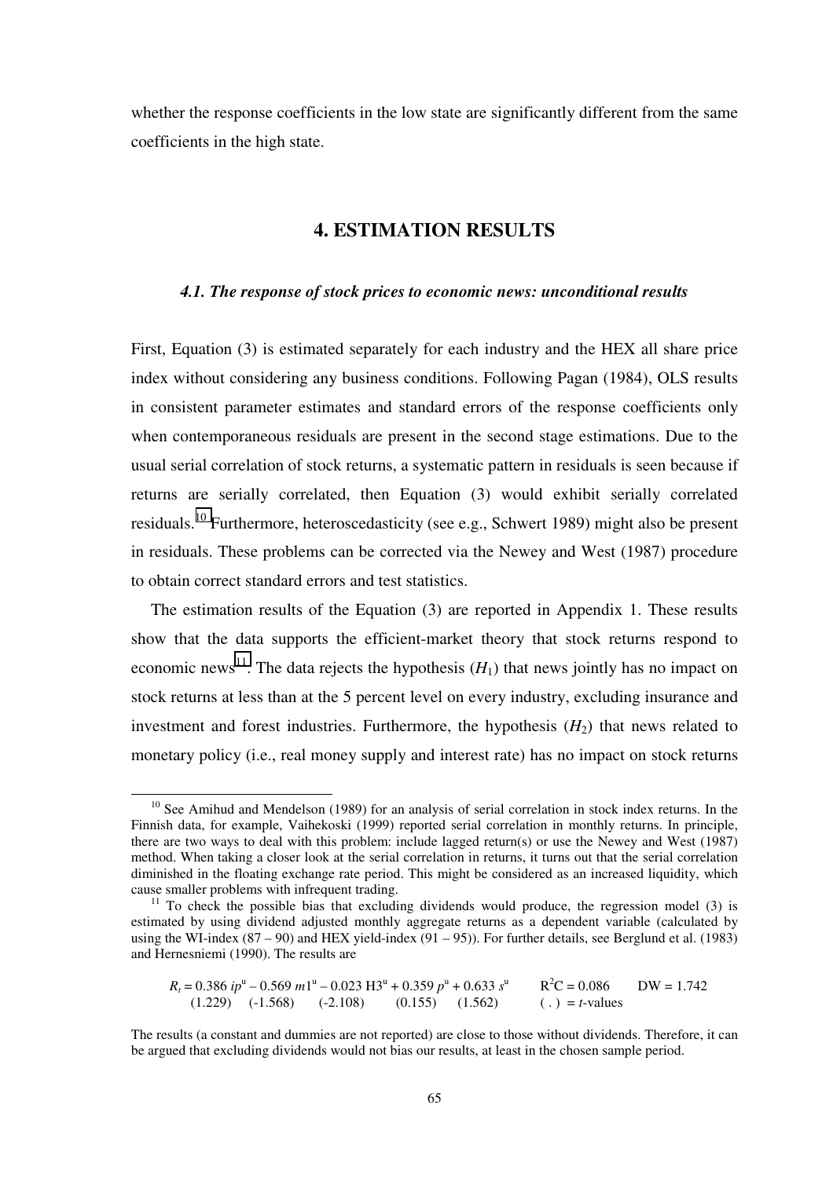whether the response coefficients in the low state are significantly different from the same coefficients in the high state.

## 4. ESTIMATION RESULTS

### *4.1. The response of stock prices to economic news: unconditional results*

First, Equation (3) is estimated separately for each industry and the HEX all share price index without considering any business conditions. Following Pagan (1984), OLS results in consistent parameter estimates and standard errors of the response coefficients only when contemporaneous residuals are present in the second stage estimations. Due to the usual serial correlation of stock returns, a systematic pattern in residuals is seen because if returns are serially correlated, then Equation (3) would exhibit serially correlated residuals.[10] Furthermore, heteroscedasticity (see e.g., Schwert 1989) might also be present in residuals. These problems can be corrected via the Newey and West (1987) procedure to obtain correct standard errors and test statistics.

The estimation results of the Equation (3) are reported in Appendix 1. These results show that the data supports the efficient-market theory that stock returns respond to economic news[11]. The data rejects the hypothesis ($H_1$) that news jointly has no impact on stock returns at less than at the 5 percent level on every industry, excluding insurance and investment and forest industries. Furthermore, the hypothesis ($H_2$) that news related to monetary policy (i.e., real money supply and interest rate) has no impact on stock returns

---

[10] See Amihud and Mendelson (1989) for an analysis of serial correlation in stock index returns. In the Finnish data, for example, Vaihekoski (1999) reported serial correlation in monthly returns. In principle, there are two ways to deal with this problem: include lagged return(s) or use the Newey and West (1987) method. When taking a closer look at the serial correlation in returns, it turns out that the serial correlation diminished in the floating exchange rate period. This might be considered as an increased liquidity, which cause smaller problems with infrequent trading.

[11] To check the possible bias that excluding dividends would produce, the regression model (3) is estimated by using dividend adjusted monthly aggregate returns as a dependent variable (calculated by using the WI-index (87 – 90) and HEX yield-index (91 – 95)). For further details, see Berglund et al. (1983) and Hernesniemi (1990). The results are

$$R_t = \underset{(1.229)}{0.386}\, ip^u - \underset{(-1.568)}{0.569}\, m1^u - \underset{(-2.108)}{0.023}\, H3^u + \underset{(0.155)}{0.359}\, p^u + \underset{(1.562)}{0.633}\, s^u \qquad R^2C = 0.086 \qquad DW = 1.742$$

( . ) = *t*-values

The results (a constant and dummies are not reported) are close to those without dividends. Therefore, it can be argued that excluding dividends would not bias our results, at least in the chosen sample period.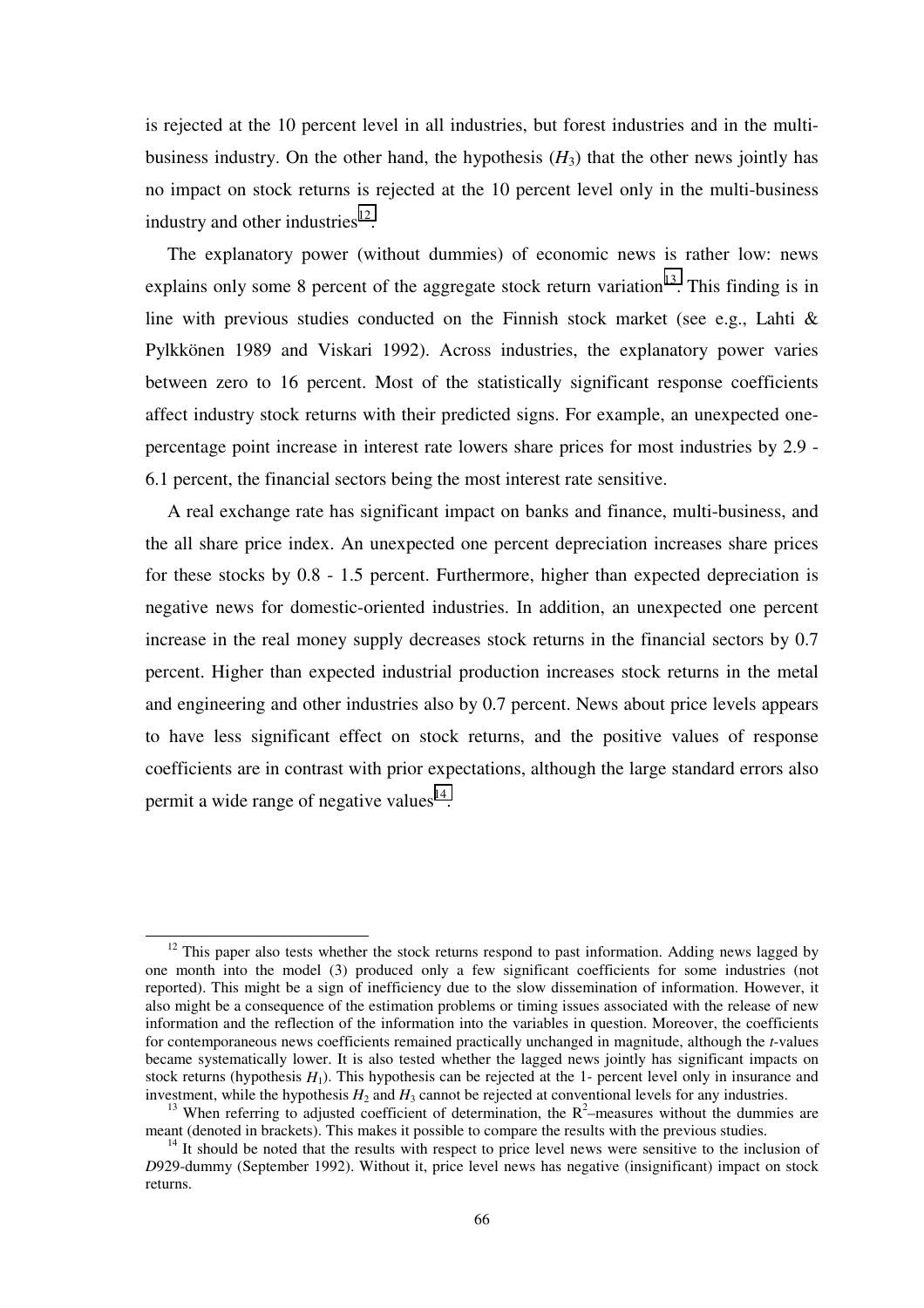is rejected at the 10 percent level in all industries, but forest industries and in the multi-business industry. On the other hand, the hypothesis ($H_3$) that the other news jointly has no impact on stock returns is rejected at the 10 percent level only in the multi-business industry and other industries[12].

The explanatory power (without dummies) of economic news is rather low: news explains only some 8 percent of the aggregate stock return variation[13]. This finding is in line with previous studies conducted on the Finnish stock market (see e.g., Lahti & Pylkkönen 1989 and Viskari 1992). Across industries, the explanatory power varies between zero to 16 percent. Most of the statistically significant response coefficients affect industry stock returns with their predicted signs. For example, an unexpected one-percentage point increase in interest rate lowers share prices for most industries by 2.9 - 6.1 percent, the financial sectors being the most interest rate sensitive.

A real exchange rate has significant impact on banks and finance, multi-business, and the all share price index. An unexpected one percent depreciation increases share prices for these stocks by 0.8 - 1.5 percent. Furthermore, higher than expected depreciation is negative news for domestic-oriented industries. In addition, an unexpected one percent increase in the real money supply decreases stock returns in the financial sectors by 0.7 percent. Higher than expected industrial production increases stock returns in the metal and engineering and other industries also by 0.7 percent. News about price levels appears to have less significant effect on stock returns, and the positive values of response coefficients are in contrast with prior expectations, although the large standard errors also permit a wide range of negative values[14].

---

[12] This paper also tests whether the stock returns respond to past information. Adding news lagged by one month into the model (3) produced only a few significant coefficients for some industries (not reported). This might be a sign of inefficiency due to the slow dissemination of information. However, it also might be a consequence of the estimation problems or timing issues associated with the release of new information and the reflection of the information into the variables in question. Moreover, the coefficients for contemporaneous news coefficients remained practically unchanged in magnitude, although the *t*-values became systematically lower. It is also tested whether the lagged news jointly has significant impacts on stock returns (hypothesis $H_1$). This hypothesis can be rejected at the 1- percent level only in insurance and investment, while the hypothesis $H_2$ and $H_3$ cannot be rejected at conventional levels for any industries.

[13] When referring to adjusted coefficient of determination, the $R^2$–measures without the dummies are meant (denoted in brackets). This makes it possible to compare the results with the previous studies.

[14] It should be noted that the results with respect to price level news were sensitive to the inclusion of *D*929-dummy (September 1992). Without it, price level news has negative (insignificant) impact on stock returns.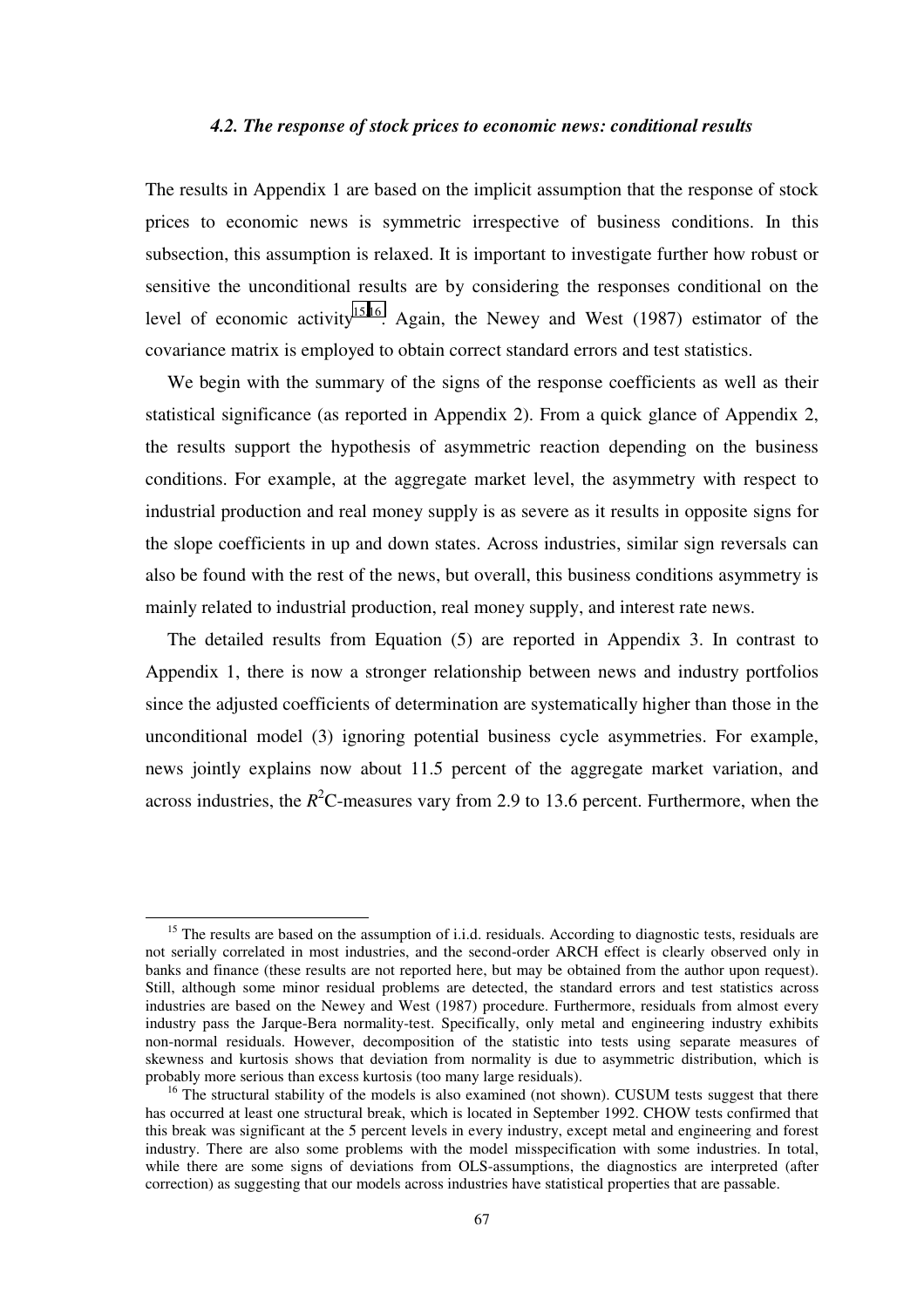#### *4.2. The response of stock prices to economic news: conditional results*

The results in Appendix 1 are based on the implicit assumption that the response of stock prices to economic news is symmetric irrespective of business conditions. In this subsection, this assumption is relaxed. It is important to investigate further how robust or sensitive the unconditional results are by considering the responses conditional on the level of economic activity[15][16]. Again, the Newey and West (1987) estimator of the covariance matrix is employed to obtain correct standard errors and test statistics.

We begin with the summary of the signs of the response coefficients as well as their statistical significance (as reported in Appendix 2). From a quick glance of Appendix 2, the results support the hypothesis of asymmetric reaction depending on the business conditions. For example, at the aggregate market level, the asymmetry with respect to industrial production and real money supply is as severe as it results in opposite signs for the slope coefficients in up and down states. Across industries, similar sign reversals can also be found with the rest of the news, but overall, this business conditions asymmetry is mainly related to industrial production, real money supply, and interest rate news.

The detailed results from Equation (5) are reported in Appendix 3. In contrast to Appendix 1, there is now a stronger relationship between news and industry portfolios since the adjusted coefficients of determination are systematically higher than those in the unconditional model (3) ignoring potential business cycle asymmetries. For example, news jointly explains now about 11.5 percent of the aggregate market variation, and across industries, the $R^2$C-measures vary from 2.9 to 13.6 percent. Furthermore, when the

---

[15] The results are based on the assumption of i.i.d. residuals. According to diagnostic tests, residuals are not serially correlated in most industries, and the second-order ARCH effect is clearly observed only in banks and finance (these results are not reported here, but may be obtained from the author upon request). Still, although some minor residual problems are detected, the standard errors and test statistics across industries are based on the Newey and West (1987) procedure. Furthermore, residuals from almost every industry pass the Jarque-Bera normality-test. Specifically, only metal and engineering industry exhibits non-normal residuals. However, decomposition of the statistic into tests using separate measures of skewness and kurtosis shows that deviation from normality is due to asymmetric distribution, which is probably more serious than excess kurtosis (too many large residuals).

[16] The structural stability of the models is also examined (not shown). CUSUM tests suggest that there has occurred at least one structural break, which is located in September 1992. CHOW tests confirmed that this break was significant at the 5 percent levels in every industry, except metal and engineering and forest industry. There are also some problems with the model misspecification with some industries. In total, while there are some signs of deviations from OLS-assumptions, the diagnostics are interpreted (after correction) as suggesting that our models across industries have statistical properties that are passable.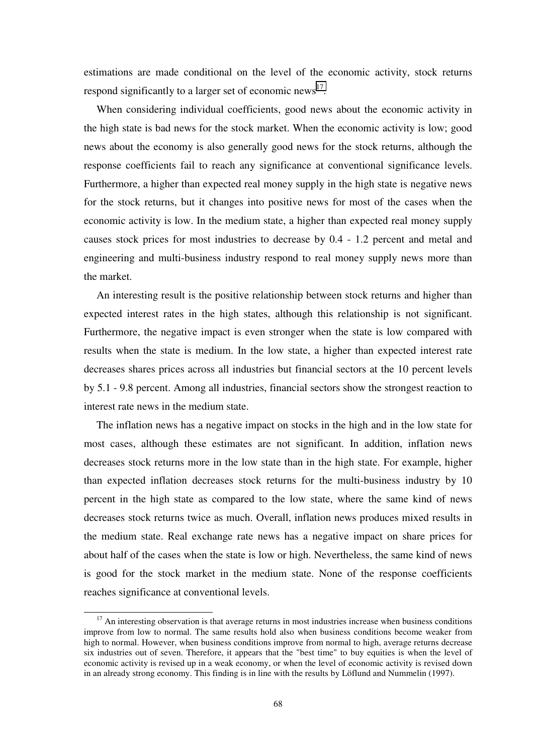estimations are made conditional on the level of the economic activity, stock returns respond significantly to a larger set of economic news[17].

When considering individual coefficients, good news about the economic activity in the high state is bad news for the stock market. When the economic activity is low; good news about the economy is also generally good news for the stock returns, although the response coefficients fail to reach any significance at conventional significance levels. Furthermore, a higher than expected real money supply in the high state is negative news for the stock returns, but it changes into positive news for most of the cases when the economic activity is low. In the medium state, a higher than expected real money supply causes stock prices for most industries to decrease by 0.4 - 1.2 percent and metal and engineering and multi-business industry respond to real money supply news more than the market.

An interesting result is the positive relationship between stock returns and higher than expected interest rates in the high states, although this relationship is not significant. Furthermore, the negative impact is even stronger when the state is low compared with results when the state is medium. In the low state, a higher than expected interest rate decreases shares prices across all industries but financial sectors at the 10 percent levels by 5.1 - 9.8 percent. Among all industries, financial sectors show the strongest reaction to interest rate news in the medium state.

The inflation news has a negative impact on stocks in the high and in the low state for most cases, although these estimates are not significant. In addition, inflation news decreases stock returns more in the low state than in the high state. For example, higher than expected inflation decreases stock returns for the multi-business industry by 10 percent in the high state as compared to the low state, where the same kind of news decreases stock returns twice as much. Overall, inflation news produces mixed results in the medium state. Real exchange rate news has a negative impact on share prices for about half of the cases when the state is low or high. Nevertheless, the same kind of news is good for the stock market in the medium state. None of the response coefficients reaches significance at conventional levels.

---

[17] An interesting observation is that average returns in most industries increase when business conditions improve from low to normal. The same results hold also when business conditions become weaker from high to normal. However, when business conditions improve from normal to high, average returns decrease six industries out of seven. Therefore, it appears that the "best time" to buy equities is when the level of economic activity is revised up in a weak economy, or when the level of economic activity is revised down in an already strong economy. This finding is in line with the results by Löflund and Nummelin (1997).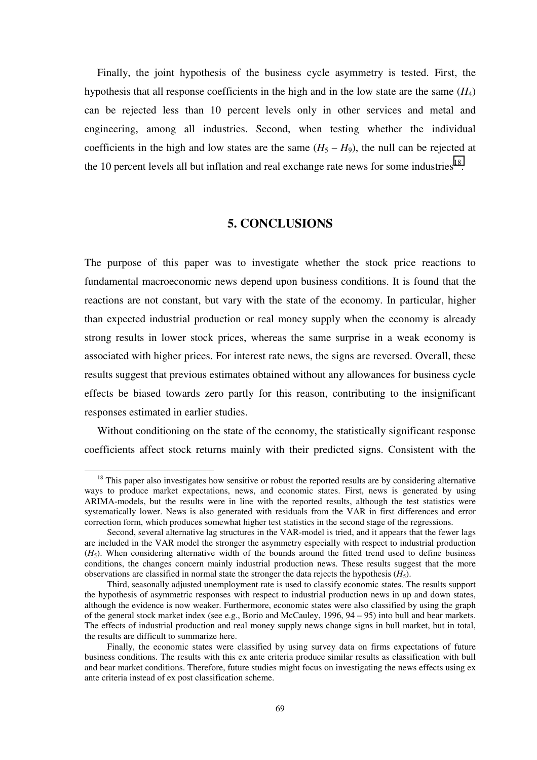Finally, the joint hypothesis of the business cycle asymmetry is tested. First, the hypothesis that all response coefficients in the high and in the low state are the same ($H_4$) can be rejected less than 10 percent levels only in other services and metal and engineering, among all industries. Second, when testing whether the individual coefficients in the high and low states are the same ($H_5$ – $H_9$), the null can be rejected at the 10 percent levels all but inflation and real exchange rate news for some industries[18].

## 5. CONCLUSIONS

The purpose of this paper was to investigate whether the stock price reactions to fundamental macroeconomic news depend upon business conditions. It is found that the reactions are not constant, but vary with the state of the economy. In particular, higher than expected industrial production or real money supply when the economy is already strong results in lower stock prices, whereas the same surprise in a weak economy is associated with higher prices. For interest rate news, the signs are reversed. Overall, these results suggest that previous estimates obtained without any allowances for business cycle effects be biased towards zero partly for this reason, contributing to the insignificant responses estimated in earlier studies.

Without conditioning on the state of the economy, the statistically significant response coefficients affect stock returns mainly with their predicted signs. Consistent with the

---

[18] This paper also investigates how sensitive or robust the reported results are by considering alternative ways to produce market expectations, news, and economic states. First, news is generated by using ARIMA-models, but the results were in line with the reported results, although the test statistics were systematically lower. News is also generated with residuals from the VAR in first differences and error correction form, which produces somewhat higher test statistics in the second stage of the regressions.

Second, several alternative lag structures in the VAR-model is tried, and it appears that the fewer lags are included in the VAR model the stronger the asymmetry especially with respect to industrial production ($H_5$). When considering alternative width of the bounds around the fitted trend used to define business conditions, the changes concern mainly industrial production news. These results suggest that the more observations are classified in normal state the stronger the data rejects the hypothesis ($H_5$).

Third, seasonally adjusted unemployment rate is used to classify economic states. The results support the hypothesis of asymmetric responses with respect to industrial production news in up and down states, although the evidence is now weaker. Furthermore, economic states were also classified by using the graph of the general stock market index (see e.g., Borio and McCauley, 1996, 94 – 95) into bull and bear markets. The effects of industrial production and real money supply news change signs in bull market, but in total, the results are difficult to summarize here.

Finally, the economic states were classified by using survey data on firms expectations of future business conditions. The results with this ex ante criteria produce similar results as classification with bull and bear market conditions. Therefore, future studies might focus on investigating the news effects using ex ante criteria instead of ex post classification scheme.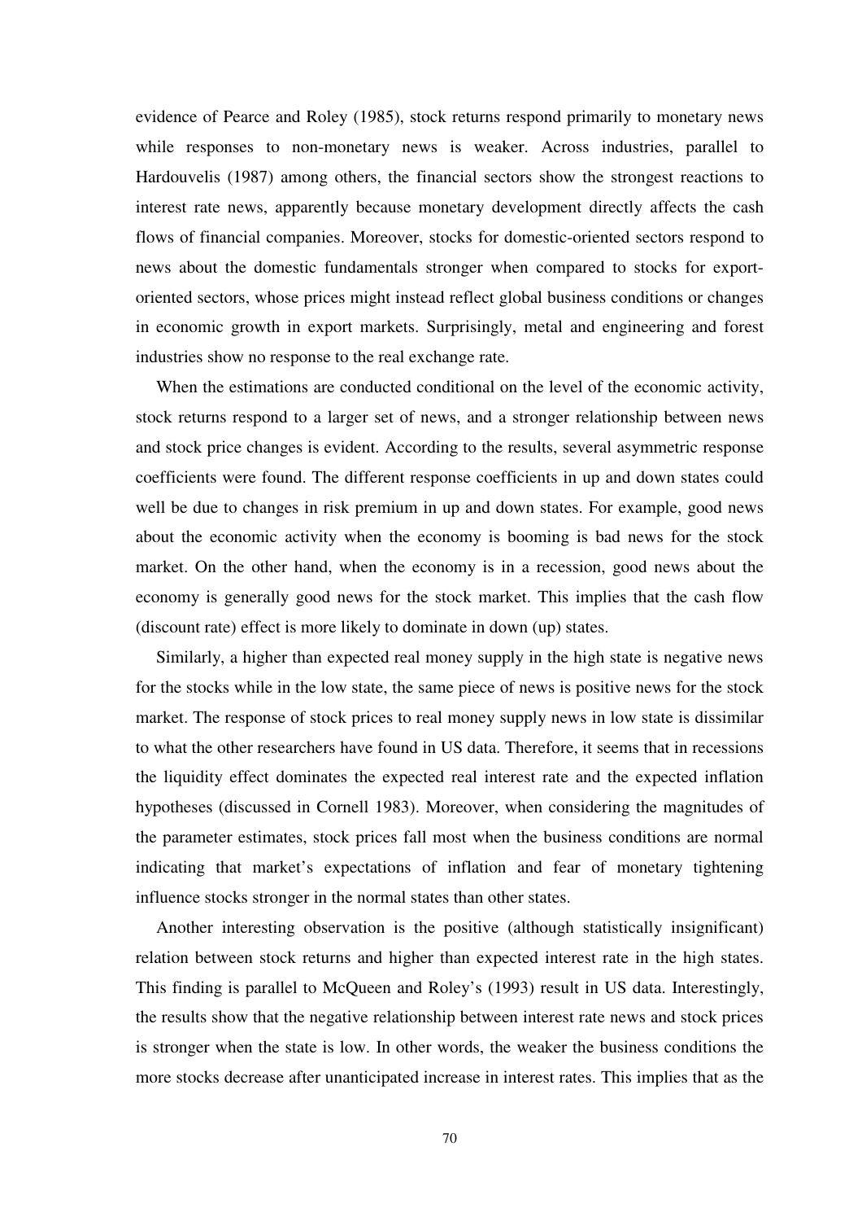evidence of Pearce and Roley (1985), stock returns respond primarily to monetary news while responses to non-monetary news is weaker. Across industries, parallel to Hardouvelis (1987) among others, the financial sectors show the strongest reactions to interest rate news, apparently because monetary development directly affects the cash flows of financial companies. Moreover, stocks for domestic-oriented sectors respond to news about the domestic fundamentals stronger when compared to stocks for export-oriented sectors, whose prices might instead reflect global business conditions or changes in economic growth in export markets. Surprisingly, metal and engineering and forest industries show no response to the real exchange rate.

When the estimations are conducted conditional on the level of the economic activity, stock returns respond to a larger set of news, and a stronger relationship between news and stock price changes is evident. According to the results, several asymmetric response coefficients were found. The different response coefficients in up and down states could well be due to changes in risk premium in up and down states. For example, good news about the economic activity when the economy is booming is bad news for the stock market. On the other hand, when the economy is in a recession, good news about the economy is generally good news for the stock market. This implies that the cash flow (discount rate) effect is more likely to dominate in down (up) states.

Similarly, a higher than expected real money supply in the high state is negative news for the stocks while in the low state, the same piece of news is positive news for the stock market. The response of stock prices to real money supply news in low state is dissimilar to what the other researchers have found in US data. Therefore, it seems that in recessions the liquidity effect dominates the expected real interest rate and the expected inflation hypotheses (discussed in Cornell 1983). Moreover, when considering the magnitudes of the parameter estimates, stock prices fall most when the business conditions are normal indicating that market's expectations of inflation and fear of monetary tightening influence stocks stronger in the normal states than other states.

Another interesting observation is the positive (although statistically insignificant) relation between stock returns and higher than expected interest rate in the high states. This finding is parallel to McQueen and Roley's (1993) result in US data. Interestingly, the results show that the negative relationship between interest rate news and stock prices is stronger when the state is low. In other words, the weaker the business conditions the more stocks decrease after unanticipated increase in interest rates. This implies that as the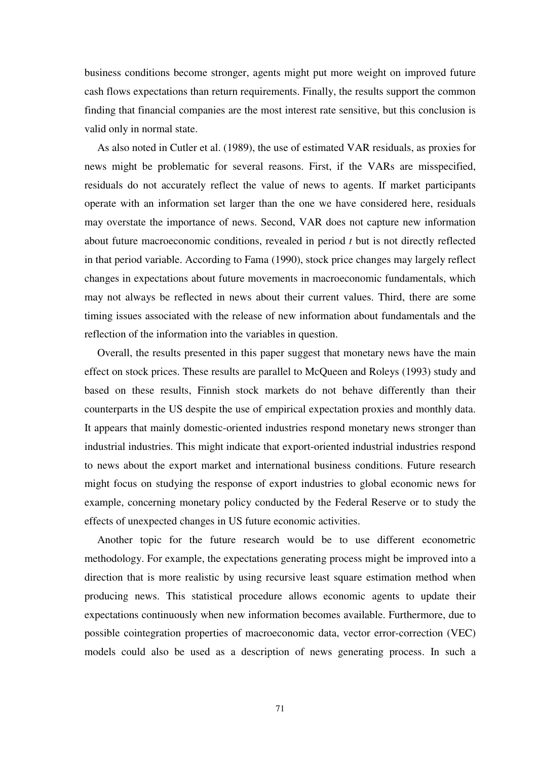business conditions become stronger, agents might put more weight on improved future cash flows expectations than return requirements. Finally, the results support the common finding that financial companies are the most interest rate sensitive, but this conclusion is valid only in normal state.

As also noted in Cutler et al. (1989), the use of estimated VAR residuals, as proxies for news might be problematic for several reasons. First, if the VARs are misspecified, residuals do not accurately reflect the value of news to agents. If market participants operate with an information set larger than the one we have considered here, residuals may overstate the importance of news. Second, VAR does not capture new information about future macroeconomic conditions, revealed in period *t* but is not directly reflected in that period variable. According to Fama (1990), stock price changes may largely reflect changes in expectations about future movements in macroeconomic fundamentals, which may not always be reflected in news about their current values. Third, there are some timing issues associated with the release of new information about fundamentals and the reflection of the information into the variables in question.

Overall, the results presented in this paper suggest that monetary news have the main effect on stock prices. These results are parallel to McQueen and Roleys (1993) study and based on these results, Finnish stock markets do not behave differently than their counterparts in the US despite the use of empirical expectation proxies and monthly data. It appears that mainly domestic-oriented industries respond monetary news stronger than industrial industries. This might indicate that export-oriented industrial industries respond to news about the export market and international business conditions. Future research might focus on studying the response of export industries to global economic news for example, concerning monetary policy conducted by the Federal Reserve or to study the effects of unexpected changes in US future economic activities.

Another topic for the future research would be to use different econometric methodology. For example, the expectations generating process might be improved into a direction that is more realistic by using recursive least square estimation method when producing news. This statistical procedure allows economic agents to update their expectations continuously when new information becomes available. Furthermore, due to possible cointegration properties of macroeconomic data, vector error-correction (VEC) models could also be used as a description of news generating process. In such a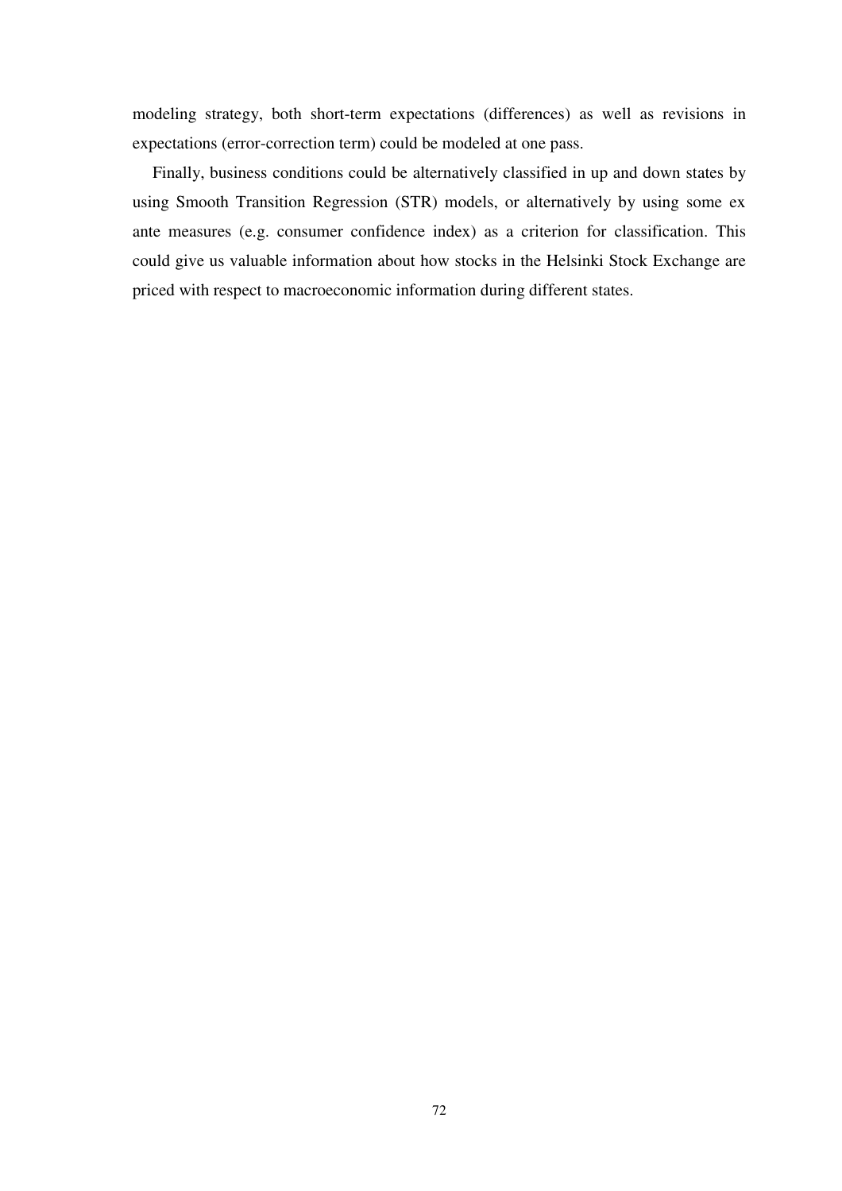modeling strategy, both short-term expectations (differences) as well as revisions in expectations (error-correction term) could be modeled at one pass.

Finally, business conditions could be alternatively classified in up and down states by using Smooth Transition Regression (STR) models, or alternatively by using some ex ante measures (e.g. consumer confidence index) as a criterion for classification. This could give us valuable information about how stocks in the Helsinki Stock Exchange are priced with respect to macroeconomic information during different states.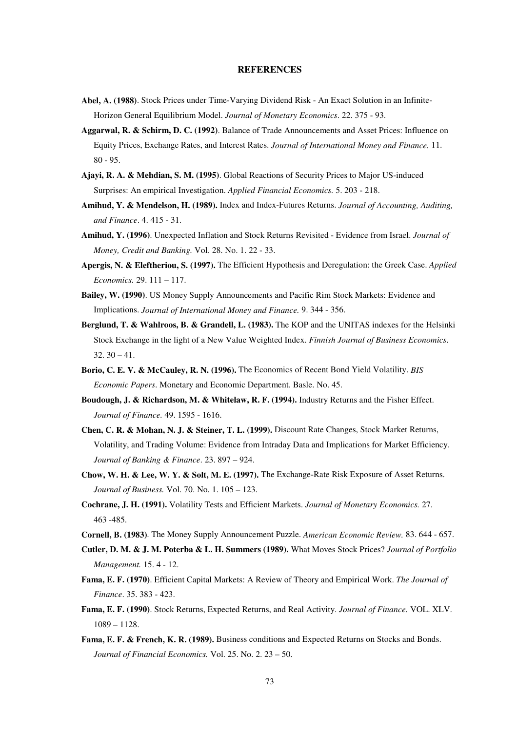# REFERENCES

**Abel, A. (1988)**. Stock Prices under Time-Varying Dividend Risk - An Exact Solution in an Infinite-Horizon General Equilibrium Model. *Journal of Monetary Economics*. 22. 375 - 93.

**Aggarwal, R. & Schirm, D. C. (1992)**. Balance of Trade Announcements and Asset Prices: Influence on Equity Prices, Exchange Rates, and Interest Rates. *Journal of International Money and Finance.* 11. 80 - 95.

**Ajayi, R. A. & Mehdian, S. M. (1995)**. Global Reactions of Security Prices to Major US-induced Surprises: An empirical Investigation. *Applied Financial Economics.* 5. 203 - 218.

**Amihud, Y. & Mendelson, H. (1989).** Index and Index-Futures Returns. *Journal of Accounting, Auditing, and Finance*. 4. 415 - 31.

**Amihud, Y. (1996)**. Unexpected Inflation and Stock Returns Revisited - Evidence from Israel. *Journal of Money, Credit and Banking.* Vol. 28. No. 1. 22 - 33.

**Apergis, N. & Eleftheriou, S. (1997).** The Efficient Hypothesis and Deregulation: the Greek Case. *Applied Economics.* 29. 111 – 117.

**Bailey, W. (1990)**. US Money Supply Announcements and Pacific Rim Stock Markets: Evidence and Implications. *Journal of International Money and Finance.* 9. 344 - 356.

**Berglund, T. & Wahlroos, B. & Grandell, L. (1983).** The KOP and the UNITAS indexes for the Helsinki Stock Exchange in the light of a New Value Weighted Index. *Finnish Journal of Business Economics*. 32. 30 – 41.

**Borio, C. E. V. & McCauley, R. N. (1996).** The Economics of Recent Bond Yield Volatility. *BIS Economic Papers*. Monetary and Economic Department. Basle. No. 45.

**Boudough, J. & Richardson, M. & Whitelaw, R. F. (1994).** Industry Returns and the Fisher Effect. *Journal of Finance.* 49. 1595 - 1616.

**Chen, C. R. & Mohan, N. J. & Steiner, T. L. (1999).** Discount Rate Changes, Stock Market Returns, Volatility, and Trading Volume: Evidence from Intraday Data and Implications for Market Efficiency. *Journal of Banking & Finance*. 23. 897 – 924.

**Chow, W. H. & Lee, W. Y. & Solt, M. E. (1997).** The Exchange-Rate Risk Exposure of Asset Returns. *Journal of Business.* Vol. 70. No. 1. 105 – 123.

**Cochrane, J. H. (1991).** Volatility Tests and Efficient Markets. *Journal of Monetary Economics.* 27. 463 -485.

**Cornell, B. (1983)**. The Money Supply Announcement Puzzle. *American Economic Review.* 83. 644 - 657.

**Cutler, D. M. & J. M. Poterba & L. H. Summers (1989).** What Moves Stock Prices? *Journal of Portfolio Management.* 15. 4 - 12.

**Fama, E. F. (1970)**. Efficient Capital Markets: A Review of Theory and Empirical Work. *The Journal of Finance*. 35. 383 - 423.

**Fama, E. F. (1990)**. Stock Returns, Expected Returns, and Real Activity. *Journal of Finance.* VOL. XLV. 1089 – 1128.

**Fama, E. F. & French, K. R. (1989).** Business conditions and Expected Returns on Stocks and Bonds. *Journal of Financial Economics.* Vol. 25. No. 2. 23 – 50.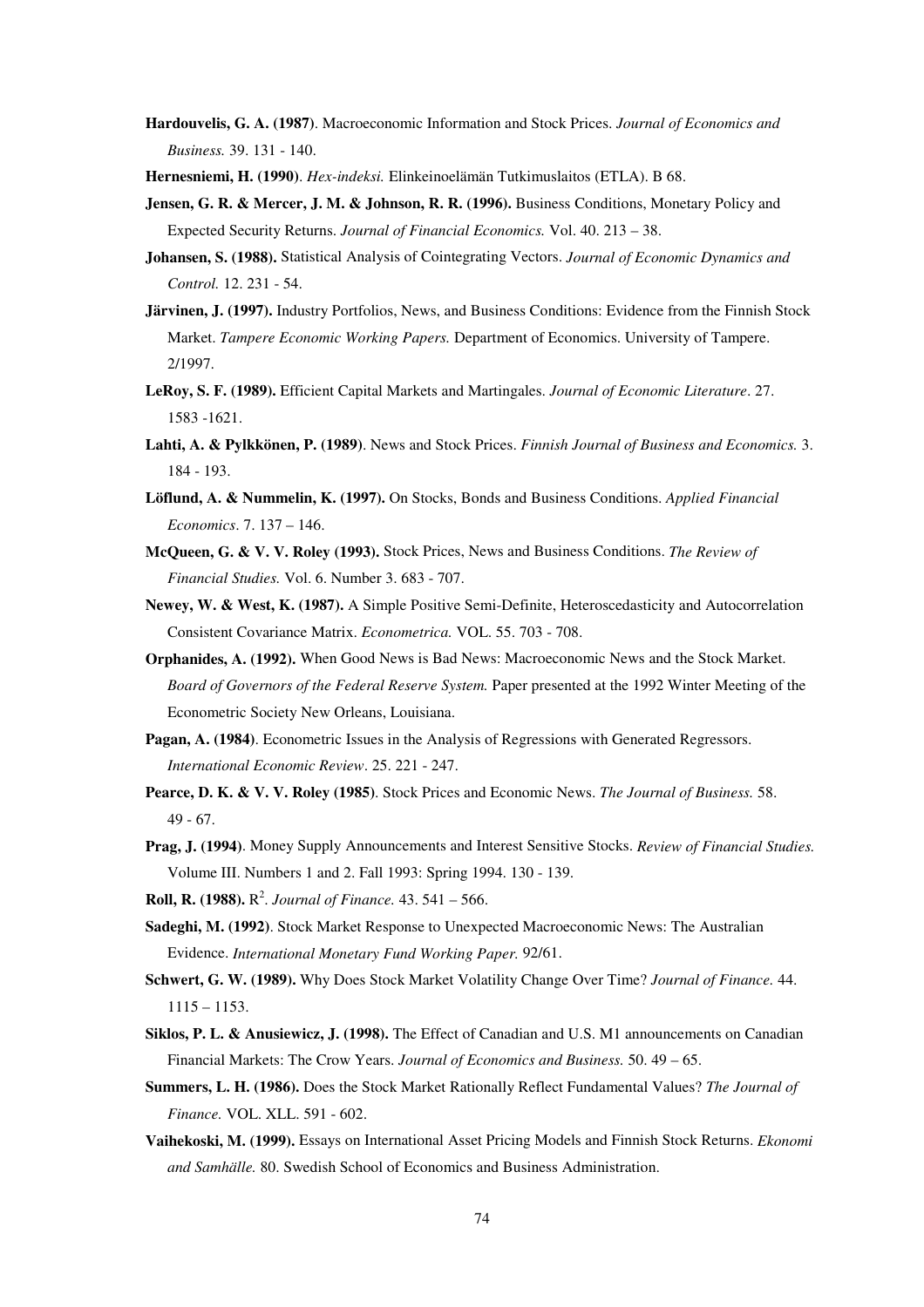**Hardouvelis, G. A. (1987)**. Macroeconomic Information and Stock Prices. *Journal of Economics and Business.* 39. 131 - 140.

**Hernesniemi, H. (1990)**. *Hex-indeksi.* Elinkeinoelämän Tutkimuslaitos (ETLA). B 68.

**Jensen, G. R. & Mercer, J. M. & Johnson, R. R. (1996).** Business Conditions, Monetary Policy and Expected Security Returns. *Journal of Financial Economics.* Vol. 40. 213 – 38.

**Johansen, S. (1988).** Statistical Analysis of Cointegrating Vectors. *Journal of Economic Dynamics and Control.* 12. 231 - 54.

**Järvinen, J. (1997).** Industry Portfolios, News, and Business Conditions: Evidence from the Finnish Stock Market. *Tampere Economic Working Papers.* Department of Economics. University of Tampere. 2/1997.

**LeRoy, S. F. (1989).** Efficient Capital Markets and Martingales. *Journal of Economic Literature*. 27. 1583 -1621.

**Lahti, A. & Pylkkönen, P. (1989)**. News and Stock Prices. *Finnish Journal of Business and Economics.* 3. 184 - 193.

**Löflund, A. & Nummelin, K. (1997).** On Stocks, Bonds and Business Conditions. *Applied Financial Economics*. 7. 137 – 146.

**McQueen, G. & V. V. Roley (1993).** Stock Prices, News and Business Conditions. *The Review of Financial Studies.* Vol. 6. Number 3. 683 - 707.

**Newey, W. & West, K. (1987).** A Simple Positive Semi-Definite, Heteroscedasticity and Autocorrelation Consistent Covariance Matrix. *Econometrica.* VOL. 55. 703 - 708.

**Orphanides, A. (1992).** When Good News is Bad News: Macroeconomic News and the Stock Market. *Board of Governors of the Federal Reserve System.* Paper presented at the 1992 Winter Meeting of the Econometric Society New Orleans, Louisiana.

**Pagan, A. (1984)**. Econometric Issues in the Analysis of Regressions with Generated Regressors. *International Economic Review*. 25. 221 - 247.

**Pearce, D. K. & V. V. Roley (1985)**. Stock Prices and Economic News. *The Journal of Business.* 58. 49 - 67.

**Prag, J. (1994)**. Money Supply Announcements and Interest Sensitive Stocks. *Review of Financial Studies.* Volume III. Numbers 1 and 2. Fall 1993: Spring 1994. 130 - 139.

**Roll, R. (1988).** $R^2$. *Journal of Finance.* 43. 541 – 566.

**Sadeghi, M. (1992)**. Stock Market Response to Unexpected Macroeconomic News: The Australian Evidence. *International Monetary Fund Working Paper.* 92/61.

**Schwert, G. W. (1989).** Why Does Stock Market Volatility Change Over Time? *Journal of Finance.* 44. 1115 – 1153.

**Siklos, P. L. & Anusiewicz, J. (1998).** The Effect of Canadian and U.S. M1 announcements on Canadian Financial Markets: The Crow Years. *Journal of Economics and Business.* 50. 49 – 65.

**Summers, L. H. (1986).** Does the Stock Market Rationally Reflect Fundamental Values? *The Journal of Finance.* VOL. XLL. 591 - 602.

**Vaihekoski, M. (1999).** Essays on International Asset Pricing Models and Finnish Stock Returns. *Ekonomi and Samhälle.* 80. Swedish School of Economics and Business Administration.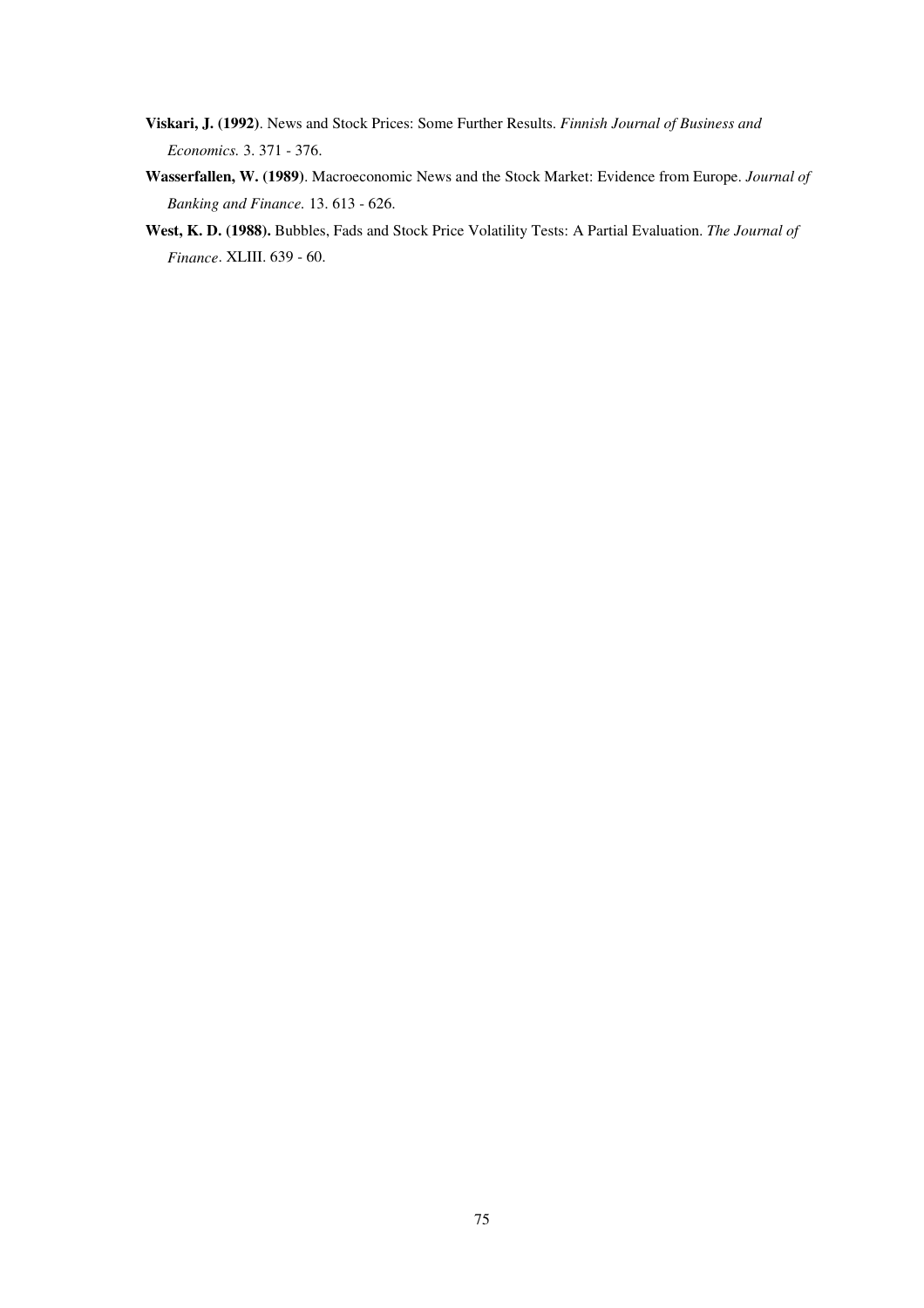**Viskari, J. (1992)**. News and Stock Prices: Some Further Results. *Finnish Journal of Business and Economics.* 3. 371 - 376.

**Wasserfallen, W. (1989)**. Macroeconomic News and the Stock Market: Evidence from Europe. *Journal of Banking and Finance.* 13. 613 - 626.

**West, K. D. (1988).** Bubbles, Fads and Stock Price Volatility Tests: A Partial Evaluation. *The Journal of Finance*. XLIII. 639 - 60.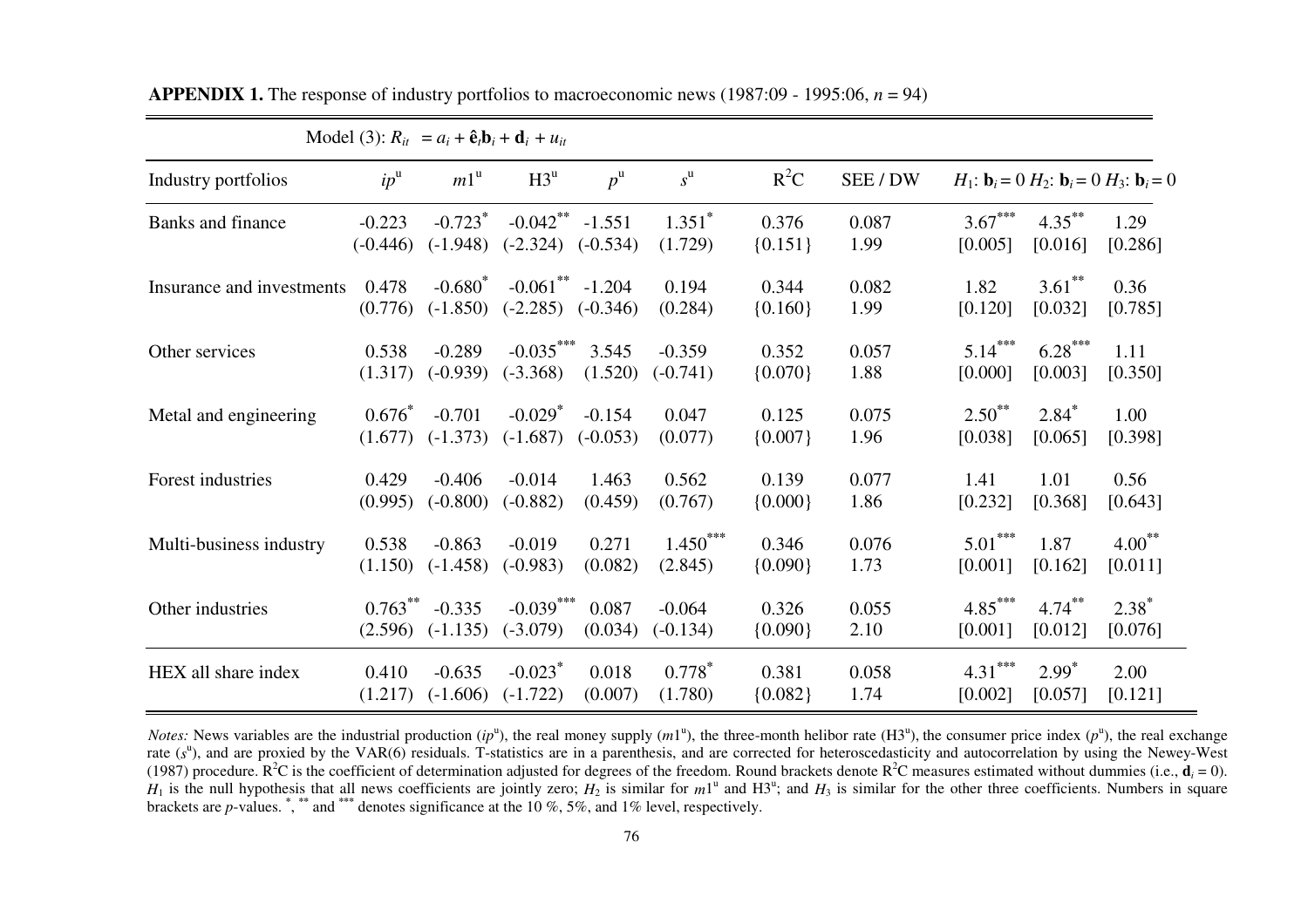**APPENDIX 1.** The response of industry portfolios to macroeconomic news (1987:09 - 1995:06, $n$ = 94)

Model (3): $R_{it} = a_i + \hat{\mathbf{e}}_t\mathbf{b}_i + \mathbf{d}_i + u_{it}$

| Industry portfolios | $ip^u$ | $m1^u$ | $H3^u$ | $p^u$ | $s^u$ | $R^2C$ | SEE / DW | $H_1$: $\mathbf{b}_i = 0$ | $H_2$: $\mathbf{b}_i = 0$ | $H_3$: $\mathbf{b}_i = 0$ |
|---|---|---|---|---|---|---|---|---|---|---|
| Banks and finance | -0.223 | -0.723* | -0.042** | -1.551 | 1.351* | 0.376 | 0.087 | 3.67*** | 4.35** | 1.29 |
| | (-0.446) | (-1.948) | (-2.324) | (-0.534) | (1.729) | {0.151} | 1.99 | [0.005] | [0.016] | [0.286] |
| Insurance and investments | 0.478 | -0.680* | -0.061** | -1.204 | 0.194 | 0.344 | 0.082 | 1.82 | 3.61** | 0.36 |
| | (0.776) | (-1.850) | (-2.285) | (-0.346) | (0.284) | {0.160} | 1.99 | [0.120] | [0.032] | [0.785] |
| Other services | 0.538 | -0.289 | -0.035*** | 3.545 | -0.359 | 0.352 | 0.057 | 5.14*** | 6.28*** | 1.11 |
| | (1.317) | (-0.939) | (-3.368) | (1.520) | (-0.741) | {0.070} | 1.88 | [0.000] | [0.003] | [0.350] |
| Metal and engineering | 0.676* | -0.701 | -0.029* | -0.154 | 0.047 | 0.125 | 0.075 | 2.50** | 2.84* | 1.00 |
| | (1.677) | (-1.373) | (-1.687) | (-0.053) | (0.077) | {0.007} | 1.96 | [0.038] | [0.065] | [0.398] |
| Forest industries | 0.429 | -0.406 | -0.014 | 1.463 | 0.562 | 0.139 | 0.077 | 1.41 | 1.01 | 0.56 |
| | (0.995) | (-0.800) | (-0.882) | (0.459) | (0.767) | {0.000} | 1.86 | [0.232] | [0.368] | [0.643] |
| Multi-business industry | 0.538 | -0.863 | -0.019 | 0.271 | 1.450*** | 0.346 | 0.076 | 5.01*** | 1.87 | 4.00** |
| | (1.150) | (-1.458) | (-0.983) | (0.082) | (2.845) | {0.090} | 1.73 | [0.001] | [0.162] | [0.011] |
| Other industries | 0.763** | -0.335 | -0.039*** | 0.087 | -0.064 | 0.326 | 0.055 | 4.85*** | 4.74** | 2.38* |
| | (2.596) | (-1.135) | (-3.079) | (0.034) | (-0.134) | {0.090} | 2.10 | [0.001] | [0.012] | [0.076] |
| HEX all share index | 0.410 | -0.635 | -0.023* | 0.018 | 0.778* | 0.381 | 0.058 | 4.31*** | 2.99* | 2.00 |
| | (1.217) | (-1.606) | (-1.722) | (0.007) | (1.780) | {0.082} | 1.74 | [0.002] | [0.057] | [0.121] |

*Notes:* News variables are the industrial production ($ip^u$), the real money supply ($m1^u$), the three-month helibor rate ($H3^u$), the consumer price index ($p^u$), the real exchange rate ($s^u$), and are proxied by the VAR(6) residuals. T-statistics are in a parenthesis, and are corrected for heteroscedasticity and autocorrelation by using the Newey-West (1987) procedure. $R^2C$ is the coefficient of determination adjusted for degrees of the freedom. Round brackets denote $R^2C$ measures estimated without dummies (i.e., $\mathbf{d}_i = 0$). $H_1$ is the null hypothesis that all news coefficients are jointly zero; $H_2$ is similar for $m1^u$ and $H3^u$; and $H_3$ is similar for the other three coefficients. Numbers in square brackets are $p$-values. *, ** and *** denotes significance at the 10 %, 5%, and 1% level, respectively.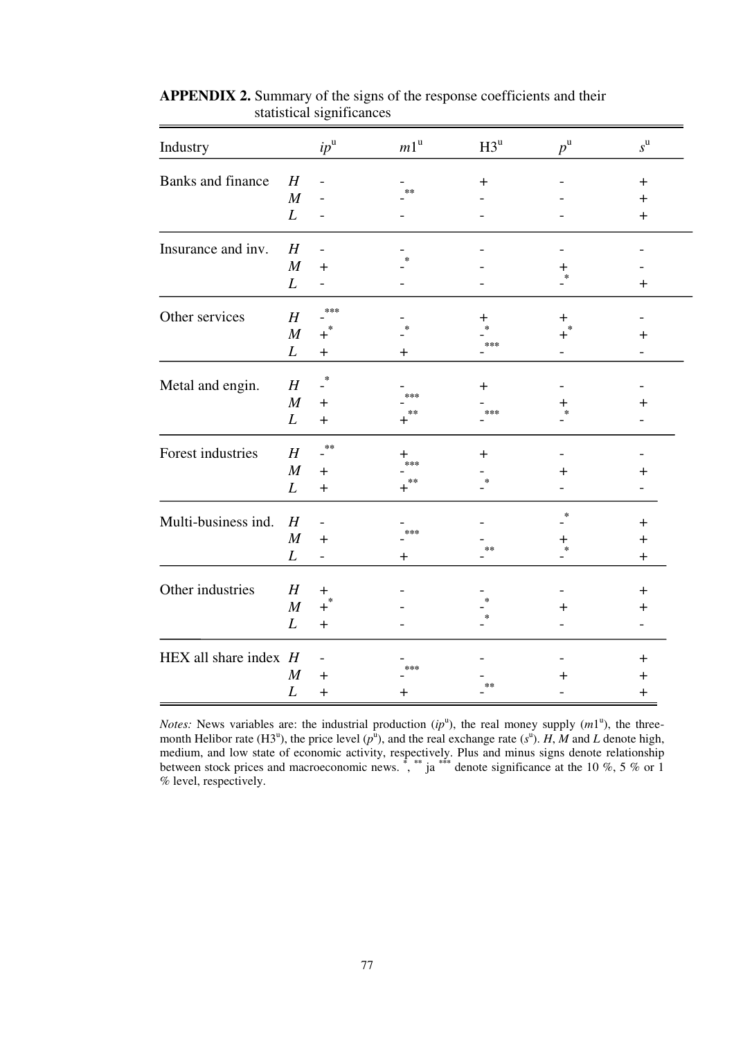**APPENDIX 2.** Summary of the signs of the response coefficients and their statistical significances

| Industry | | $ip^{u}$ | $m1^{u}$ | $H3^{u}$ | $p^{u}$ | $s^{u}$ |
|---|---|---|---|---|---|---|
| Banks and finance | *H* | - | - | + | - | + |
| | *M* | - | -** | - | - | + |
| | *L* | - | - | - | - | + |
| Insurance and inv. | *H* | - | - | - | - | - |
| | *M* | + | -* | - | + | - |
| | *L* | - | - | - | -* | + |
| Other services | *H* | -*** | - | + | + | - |
| | *M* | +* | -* | -* | +* | + |
| | *L* | + | + | -*** | - | - |
| Metal and engin. | *H* | -* | - | + | - | - |
| | *M* | + | -*** | - | + | + |
| | *L* | + | +** | -*** | -* | - |
| Forest industries | *H* | -** | + | + | - | - |
| | *M* | + | -*** | - | + | + |
| | *L* | + | +** | -* | - | - |
| Multi-business ind. | *H* | - | - | - | -* | + |
| | *M* | + | -*** | - | + | + |
| | *L* | - | + | -** | -* | + |
| Other industries | *H* | + | - | - | - | + |
| | *M* | +* | - | -* | + | + |
| | *L* | + | - | -* | - | - |
| HEX all share index | *H* | - | - | - | - | + |
| | *M* | + | -*** | - | + | + |
| | *L* | + | + | -** | - | + |

*Notes:* News variables are: the industrial production ($ip^{u}$), the real money supply ($m1^{u}$), the three-month Helibor rate ($H3^{u}$), the price level ($p^{u}$), and the real exchange rate ($s^{u}$). *H*, *M* and *L* denote high, medium, and low state of economic activity, respectively. Plus and minus signs denote relationship between stock prices and macroeconomic news. *, ** ja *** denote significance at the 10 %, 5 % or 1 % level, respectively.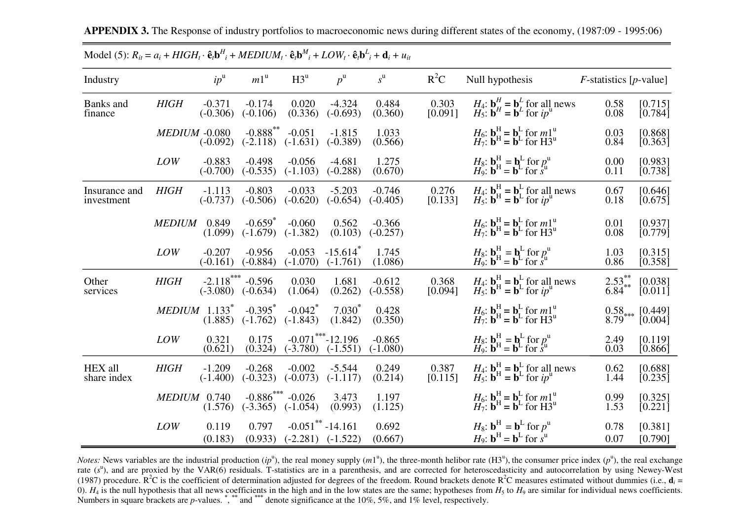**APPENDIX 3.** The Response of industry portfolios to macroeconomic news during different states of the economy, (1987:09 - 1995:06)

Model (5): $R_{it} = a_i + HIGH_t \cdot \hat{\mathbf{e}}_t\mathbf{b}^H_i + MEDIUM_t \cdot \hat{\mathbf{e}}_t\mathbf{b}^M_i + LOW_t \cdot \hat{\mathbf{e}}_t\mathbf{b}^L_i + \mathbf{d}_i + u_{it}$

| Industry | | $ip^u$ | $m1^u$ | H3$^u$ | $p^u$ | $s^u$ | $R^2C$ | Null hypothesis | *F*-statistics | [*p*-value] |
|---|---|---|---|---|---|---|---|---|---|---|
| Banks and finance | *HIGH* | -0.371 (-0.306) | -0.174 (-0.106) | 0.020 (0.336) | -4.324 (-0.693) | 0.484 (0.360) | 0.303 [0.091] | $H_4$: $\mathbf{b}^H = \mathbf{b}^L$ for all news<br>$H_5$: $\mathbf{b}^H = \mathbf{b}^L$ for $ip^u$ | 0.58<br>0.08 | [0.715]<br>[0.784] |
| | *MEDIUM* | -0.080 (-0.092) | -0.888** (-2.118) | -0.051 (-1.631) | -1.815 (-0.389) | 1.033 (0.566) | | $H_6$: $\mathbf{b}^H = \mathbf{b}^L$ for $m1^u$<br>$H_7$: $\mathbf{b}^H = \mathbf{b}^L$ for H3$^u$ | 0.03<br>0.84 | [0.868]<br>[0.363] |
| | *LOW* | -0.883 (-0.700) | -0.498 (-0.535) | -0.056 (-1.103) | -4.681 (-0.288) | 1.275 (0.670) | | $H_8$: $\mathbf{b}^H = \mathbf{b}^L$ for $p^u$<br>$H_9$: $\mathbf{b}^H = \mathbf{b}^L$ for $s^u$ | 0.00<br>0.11 | [0.983]<br>[0.738] |
| Insurance and investment | *HIGH* | -1.113 (-0.737) | -0.803 (-0.506) | -0.033 (-0.620) | -5.203 (-0.654) | -0.746 (-0.405) | 0.276 [0.133] | $H_4$: $\mathbf{b}^H = \mathbf{b}^L$ for all news<br>$H_5$: $\mathbf{b}^H = \mathbf{b}^L$ for $ip^u$ | 0.67<br>0.18 | [0.646]<br>[0.675] |
| | *MEDIUM* | 0.849 (1.099) | -0.659* (-1.679) | -0.060 (-1.382) | 0.562 (0.103) | -0.366 (-0.257) | | $H_6$: $\mathbf{b}^H = \mathbf{b}^L$ for $m1^u$<br>$H_7$: $\mathbf{b}^H = \mathbf{b}^L$ for H3$^u$ | 0.01<br>0.08 | [0.937]<br>[0.779] |
| | *LOW* | -0.207 (-0.161) | -0.956 (-0.884) | -0.053 (-1.070) | -15.614* (-1.761) | 1.745 (1.086) | | $H_8$: $\mathbf{b}^H = \mathbf{b}^L$ for $p^u$<br>$H_9$: $\mathbf{b}^H = \mathbf{b}^L$ for $s^u$ | 1.03<br>0.86 | [0.315]<br>[0.358] |
| Other services | *HIGH* | -2.118*** (-3.080) | -0.596 (-0.634) | 0.030 (1.064) | 1.681 (0.262) | -0.612 (-0.558) | 0.368 [0.094] | $H_4$: $\mathbf{b}^H = \mathbf{b}^L$ for all news<br>$H_5$: $\mathbf{b}^H = \mathbf{b}^L$ for $ip^u$ | 2.53**<br>6.84** | [0.038]<br>[0.011] |
| | *MEDIUM* | 1.133* (1.885) | -0.395* (-1.762) | -0.042* (-1.843) | 7.030* (1.842) | 0.428 (0.350) | | $H_6$: $\mathbf{b}^H = \mathbf{b}^L$ for $m1^u$<br>$H_7$: $\mathbf{b}^H = \mathbf{b}^L$ for H3$^u$ | 0.58<br>8.79*** | [0.449]<br>[0.004] |
| | *LOW* | 0.321 (0.621) | 0.175 (0.324) | -0.071*** (-3.780) | -12.196 (-1.551) | -0.865 (-1.080) | | $H_8$: $\mathbf{b}^H = \mathbf{b}^L$ for $p^u$<br>$H_9$: $\mathbf{b}^H = \mathbf{b}^L$ for $s^u$ | 2.49<br>0.03 | [0.119]<br>[0.866] |
| HEX all share index | *HIGH* | -1.209 (-1.400) | -0.268 (-0.323) | -0.002 (-0.073) | -5.544 (-1.117) | 0.249 (0.214) | 0.387 [0.115] | $H_4$: $\mathbf{b}^H = \mathbf{b}^L$ for all news<br>$H_5$: $\mathbf{b}^H = \mathbf{b}^L$ for $ip^u$ | 0.62<br>1.44 | [0.688]<br>[0.235] |
| | *MEDIUM* | 0.740 (1.576) | -0.886*** (-3.365) | -0.026 (-1.054) | 3.473 (0.993) | 1.197 (1.125) | | $H_6$: $\mathbf{b}^H = \mathbf{b}^L$ for $m1^u$<br>$H_7$: $\mathbf{b}^H = \mathbf{b}^L$ for H3$^u$ | 0.99<br>1.53 | [0.325]<br>[0.221] |
| | *LOW* | 0.119 (0.183) | 0.797 (0.933) | -0.051** (-2.281) | -14.161 (-1.522) | 0.692 (0.667) | | $H_8$: $\mathbf{b}^H = \mathbf{b}^L$ for $p^u$<br>$H_9$: $\mathbf{b}^H = \mathbf{b}^L$ for $s^u$ | 0.78<br>0.07 | [0.381]<br>[0.790] |

*Notes:* News variables are the industrial production ($ip^u$), the real money supply ($m1^u$), the three-month helibor rate (H3$^u$), the consumer price index ($p^u$), the real exchange rate ($s^u$), and are proxied by the VAR(6) residuals. T-statistics are in a parenthesis, and are corrected for heteroscedasticity and autocorrelation by using Newey-West (1987) procedure. $R^2C$ is the coefficient of determination adjusted for degrees of the freedom. Round brackets denote $R^2C$ measures estimated without dummies (i.e., $\mathbf{d}_i$ = 0). $H_4$ is the null hypothesis that all news coefficients in the high and in the low states are the same; hypotheses from $H_5$ to $H_9$ are similar for individual news coefficients. Numbers in square brackets are *p*-values. *, ** and *** denote significance at the 10%, 5%, and 1% level, respectively.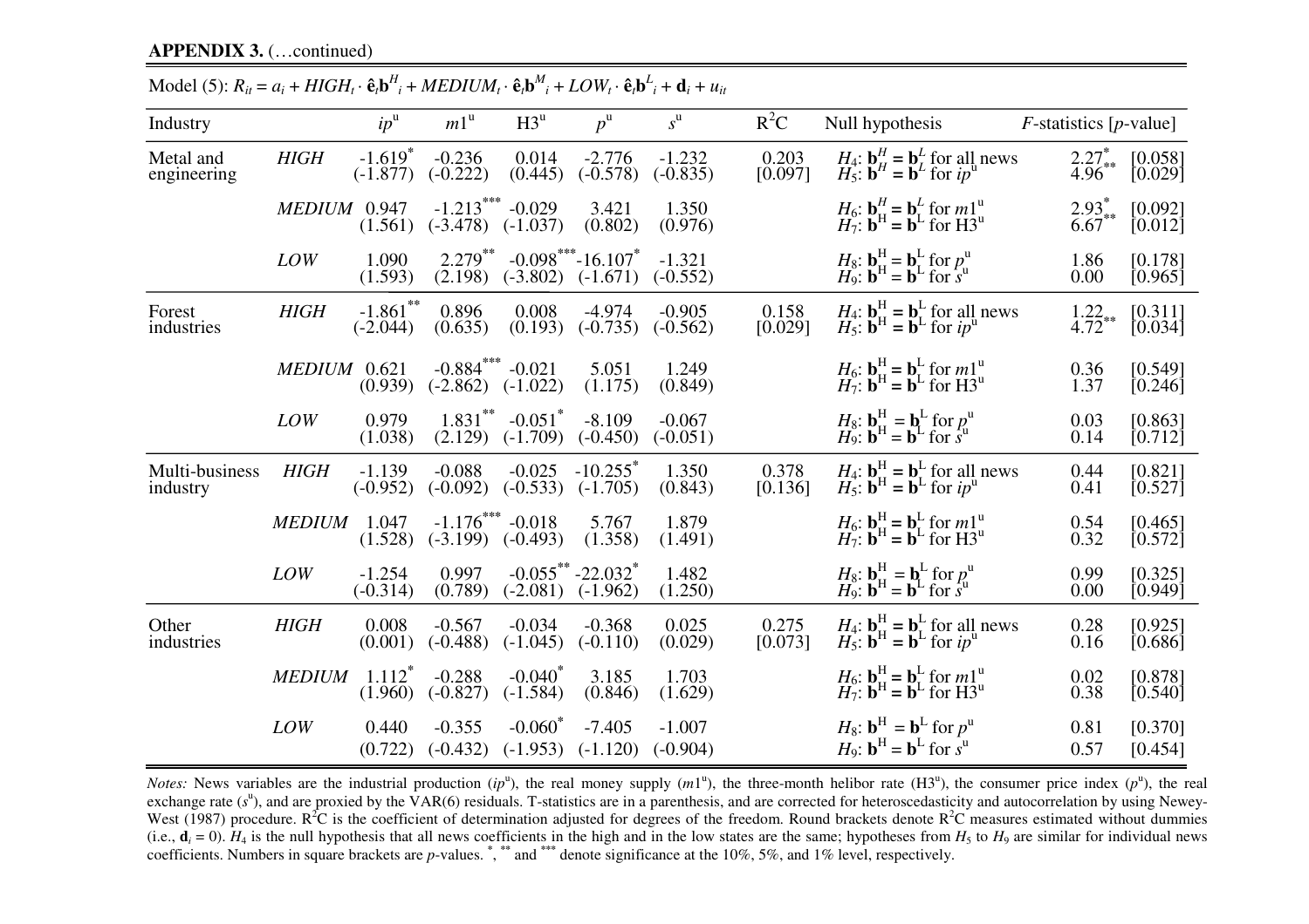**APPENDIX 3.** (…continued)

Model (5): $R_{it} = a_i + HIGH_t \cdot \hat{\mathbf{e}}_t\mathbf{b}^H_i + MEDIUM_t \cdot \hat{\mathbf{e}}_t\mathbf{b}^M_i + LOW_t \cdot \hat{\mathbf{e}}_t\mathbf{b}^L_i + \mathbf{d}_i + u_{it}$

| Industry | | $ip^u$ | $m1^u$ | $H3^u$ | $p^u$ | $s^u$ | $R^2C$ | Null hypothesis | F-statistics [p-value] | |
|---|---|---|---|---|---|---|---|---|---|---|
| Metal and engineering | *HIGH* | -1.619* (-1.877) | -0.236 (-0.222) | 0.014 (0.445) | -2.776 (-0.578) | -1.232 (-0.835) | 0.203 [0.097] | $H_4$: $\mathbf{b}^H = \mathbf{b}^L$ for all news<br>$H_5$: $\mathbf{b}^H = \mathbf{b}^L$ for $ip^u$ | 2.27*<br>4.96** | [0.058]<br>[0.029] |
| | *MEDIUM* | 0.947 (1.561) | -1.213*** (-3.478) | -0.029 (-1.037) | 3.421 (0.802) | 1.350 (0.976) | | $H_6$: $\mathbf{b}^H = \mathbf{b}^L$ for $m1^u$<br>$H_7$: $\mathbf{b}^H = \mathbf{b}^L$ for $H3^u$ | 2.93*<br>6.67** | [0.092]<br>[0.012] |
| | *LOW* | 1.090 (1.593) | 2.279** (2.198) | -0.098*** (-3.802) | -16.107* (-1.671) | -1.321 (-0.552) | | $H_8$: $\mathbf{b}^H = \mathbf{b}^L$ for $p^u$<br>$H_9$: $\mathbf{b}^H = \mathbf{b}^L$ for $s^u$ | 1.86<br>0.00 | [0.178]<br>[0.965] |
| Forest industries | *HIGH* | -1.861** (-2.044) | 0.896 (0.635) | 0.008 (0.193) | -4.974 (-0.735) | -0.905 (-0.562) | 0.158 [0.029] | $H_4$: $\mathbf{b}^H = \mathbf{b}^L$ for all news<br>$H_5$: $\mathbf{b}^H = \mathbf{b}^L$ for $ip^u$ | 1.22<br>4.72** | [0.311]<br>[0.034] |
| | *MEDIUM* | 0.621 (0.939) | -0.884*** (-2.862) | -0.021 (-1.022) | 5.051 (1.175) | 1.249 (0.849) | | $H_6$: $\mathbf{b}^H = \mathbf{b}^L$ for $m1^u$<br>$H_7$: $\mathbf{b}^H = \mathbf{b}^L$ for $H3^u$ | 0.36<br>1.37 | [0.549]<br>[0.246] |
| | *LOW* | 0.979 (1.038) | 1.831** (2.129) | -0.051* (-1.709) | -8.109 (-0.450) | -0.067 (-0.051) | | $H_8$: $\mathbf{b}^H = \mathbf{b}^L$ for $p^u$<br>$H_9$: $\mathbf{b}^H = \mathbf{b}^L$ for $s^u$ | 0.03<br>0.14 | [0.863]<br>[0.712] |
| Multi-business industry | *HIGH* | -1.139 (-0.952) | -0.088 (-0.092) | -0.025 (-0.533) | -10.255* (-1.705) | 1.350 (0.843) | 0.378 [0.136] | $H_4$: $\mathbf{b}^H = \mathbf{b}^L$ for all news<br>$H_5$: $\mathbf{b}^H = \mathbf{b}^L$ for $ip^u$ | 0.44<br>0.41 | [0.821]<br>[0.527] |
| | *MEDIUM* | 1.047 (1.528) | -1.176*** (-3.199) | -0.018 (-0.493) | 5.767 (1.358) | 1.879 (1.491) | | $H_6$: $\mathbf{b}^H = \mathbf{b}^L$ for $m1^u$<br>$H_7$: $\mathbf{b}^H = \mathbf{b}^L$ for $H3^u$ | 0.54<br>0.32 | [0.465]<br>[0.572] |
| | *LOW* | -1.254 (-0.314) | 0.997 (0.789) | -0.055** (-2.081) | -22.032* (-1.962) | 1.482 (1.250) | | $H_8$: $\mathbf{b}^H = \mathbf{b}^L$ for $p^u$<br>$H_9$: $\mathbf{b}^H = \mathbf{b}^L$ for $s^u$ | 0.99<br>0.00 | [0.325]<br>[0.949] |
| Other industries | *HIGH* | 0.008 (0.001) | -0.567 (-0.488) | -0.034 (-1.045) | -0.368 (-0.110) | 0.025 (0.029) | 0.275 [0.073] | $H_4$: $\mathbf{b}^H = \mathbf{b}^L$ for all news<br>$H_5$: $\mathbf{b}^H = \mathbf{b}^L$ for $ip^u$ | 0.28<br>0.16 | [0.925]<br>[0.686] |
| | *MEDIUM* | 1.112* (1.960) | -0.288 (-0.827) | -0.040* (-1.584) | 3.185 (0.846) | 1.703 (1.629) | | $H_6$: $\mathbf{b}^H = \mathbf{b}^L$ for $m1^u$<br>$H_7$: $\mathbf{b}^H = \mathbf{b}^L$ for $H3^u$ | 0.02<br>0.38 | [0.878]<br>[0.540] |
| | *LOW* | 0.440 (0.722) | -0.355 (-0.432) | -0.060* (-1.953) | -7.405 (-1.120) | -1.007 (-0.904) | | $H_8$: $\mathbf{b}^H = \mathbf{b}^L$ for $p^u$<br>$H_9$: $\mathbf{b}^H = \mathbf{b}^L$ for $s^u$ | 0.81<br>0.57 | [0.370]<br>[0.454] |

*Notes:* News variables are the industrial production ($ip^u$), the real money supply ($m1^u$), the three-month helibor rate ($H3^u$), the consumer price index ($p^u$), the real exchange rate ($s^u$), and are proxied by the VAR(6) residuals. T-statistics are in a parenthesis, and are corrected for heteroscedasticity and autocorrelation by using Newey-West (1987) procedure. $R^2C$ is the coefficient of determination adjusted for degrees of the freedom. Round brackets denote $R^2C$ measures estimated without dummies (i.e., $\mathbf{d}_i = 0$). $H_4$ is the null hypothesis that all news coefficients in the high and in the low states are the same; hypotheses from $H_5$ to $H_9$ are similar for individual news coefficients. Numbers in square brackets are p-values. *, ** and *** denote significance at the 10%, 5%, and 1% level, respectively.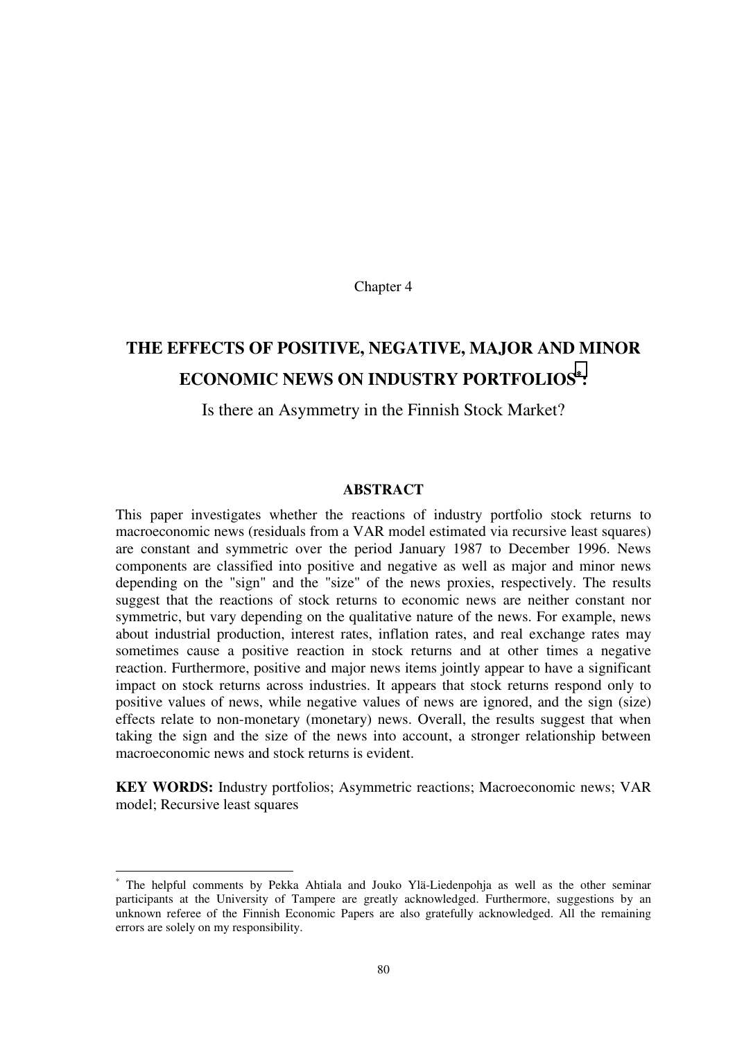Chapter 4

# THE EFFECTS OF POSITIVE, NEGATIVE, MAJOR AND MINOR ECONOMIC NEWS ON INDUSTRY PORTFOLIOS[*]:

Is there an Asymmetry in the Finnish Stock Market?

## ABSTRACT

This paper investigates whether the reactions of industry portfolio stock returns to macroeconomic news (residuals from a VAR model estimated via recursive least squares) are constant and symmetric over the period January 1987 to December 1996. News components are classified into positive and negative as well as major and minor news depending on the "sign" and the "size" of the news proxies, respectively. The results suggest that the reactions of stock returns to economic news are neither constant nor symmetric, but vary depending on the qualitative nature of the news. For example, news about industrial production, interest rates, inflation rates, and real exchange rates may sometimes cause a positive reaction in stock returns and at other times a negative reaction. Furthermore, positive and major news items jointly appear to have a significant impact on stock returns across industries. It appears that stock returns respond only to positive values of news, while negative values of news are ignored, and the sign (size) effects relate to non-monetary (monetary) news. Overall, the results suggest that when taking the sign and the size of the news into account, a stronger relationship between macroeconomic news and stock returns is evident.

**KEY WORDS:** Industry portfolios; Asymmetric reactions; Macroeconomic news; VAR model; Recursive least squares

---

[*] The helpful comments by Pekka Ahtiala and Jouko Ylä-Liedenpohja as well as the other seminar participants at the University of Tampere are greatly acknowledged. Furthermore, suggestions by an unknown referee of the Finnish Economic Papers are also gratefully acknowledged. All the remaining errors are solely on my responsibility.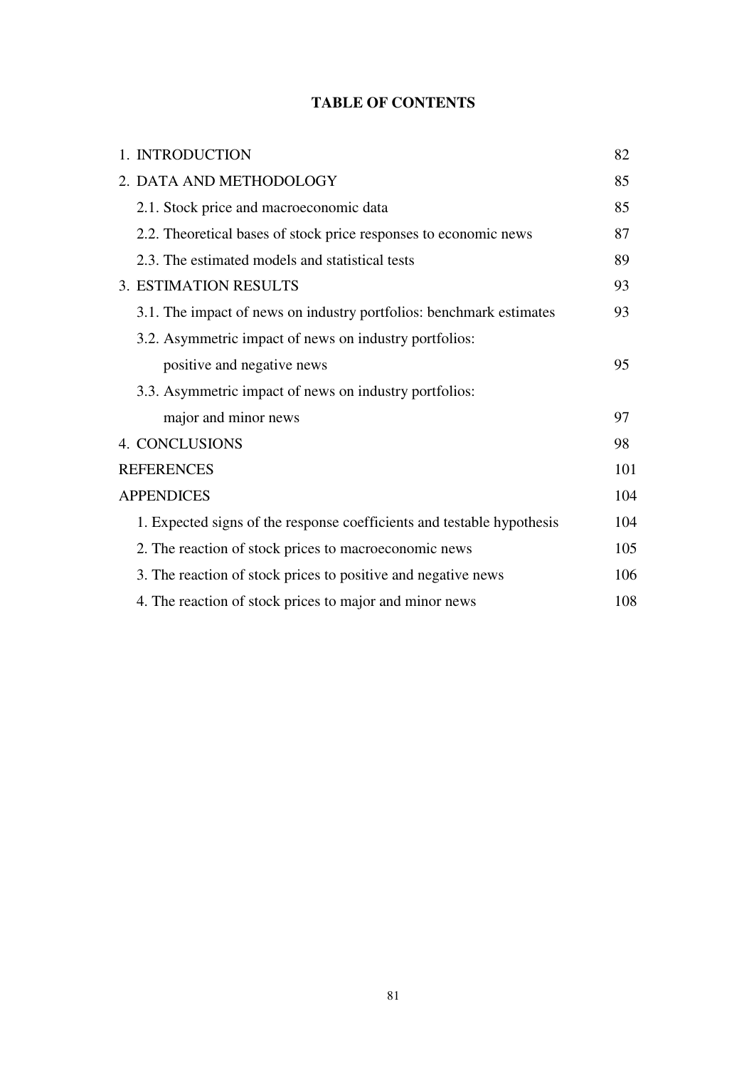# TABLE OF CONTENTS

| | |
|---|---|
| 1. INTRODUCTION | 82 |
| 2. DATA AND METHODOLOGY | 85 |
| 2.1. Stock price and macroeconomic data | 85 |
| 2.2. Theoretical bases of stock price responses to economic news | 87 |
| 2.3. The estimated models and statistical tests | 89 |
| 3. ESTIMATION RESULTS | 93 |
| 3.1. The impact of news on industry portfolios: benchmark estimates | 93 |
| 3.2. Asymmetric impact of news on industry portfolios: positive and negative news | 95 |
| 3.3. Asymmetric impact of news on industry portfolios: major and minor news | 97 |
| 4. CONCLUSIONS | 98 |
| REFERENCES | 101 |
| APPENDICES | 104 |
| 1. Expected signs of the response coefficients and testable hypothesis | 104 |
| 2. The reaction of stock prices to macroeconomic news | 105 |
| 3. The reaction of stock prices to positive and negative news | 106 |
| 4. The reaction of stock prices to major and minor news | 108 |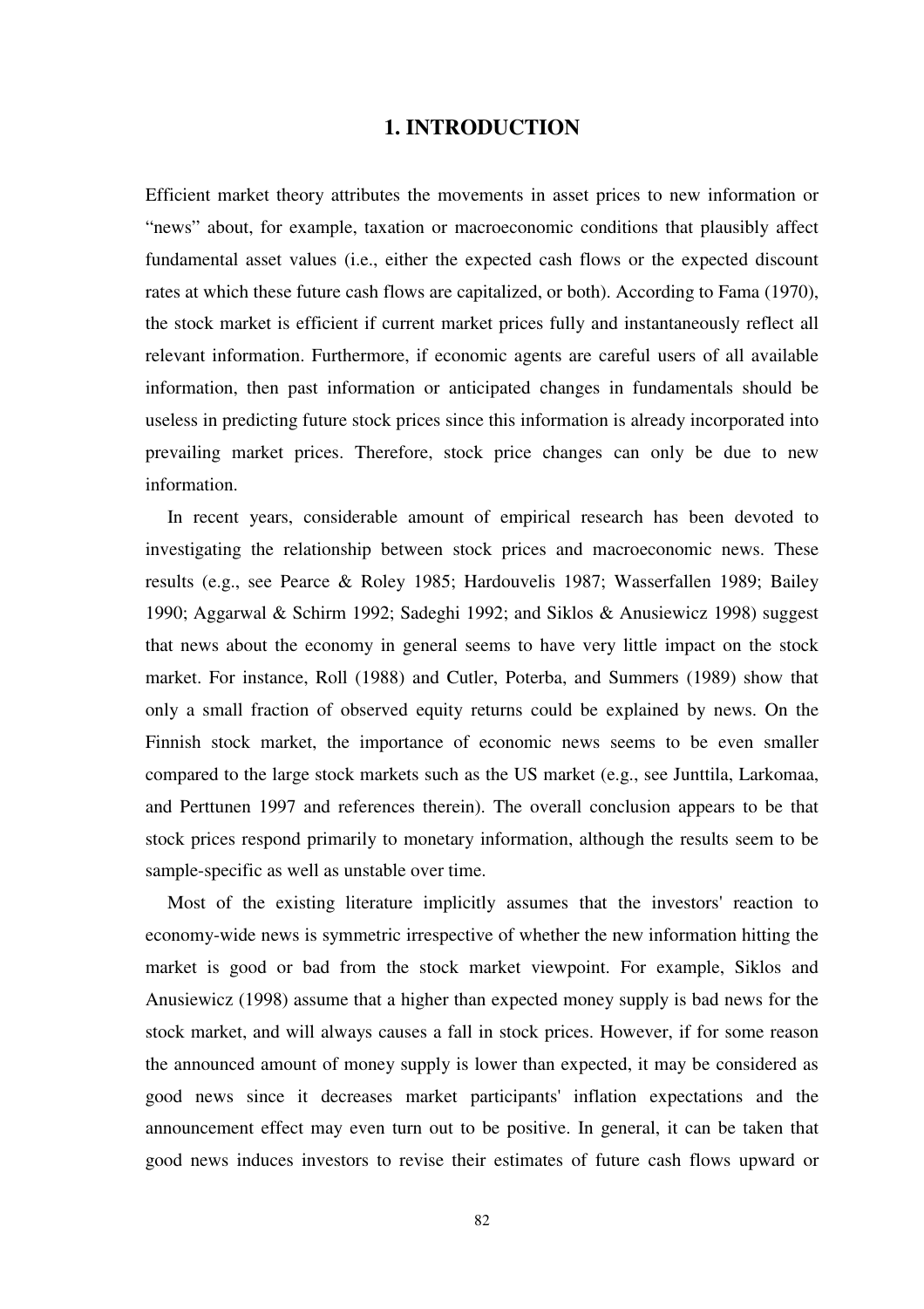# 1. INTRODUCTION

Efficient market theory attributes the movements in asset prices to new information or "news" about, for example, taxation or macroeconomic conditions that plausibly affect fundamental asset values (i.e., either the expected cash flows or the expected discount rates at which these future cash flows are capitalized, or both). According to Fama (1970), the stock market is efficient if current market prices fully and instantaneously reflect all relevant information. Furthermore, if economic agents are careful users of all available information, then past information or anticipated changes in fundamentals should be useless in predicting future stock prices since this information is already incorporated into prevailing market prices. Therefore, stock price changes can only be due to new information.

In recent years, considerable amount of empirical research has been devoted to investigating the relationship between stock prices and macroeconomic news. These results (e.g., see Pearce & Roley 1985; Hardouvelis 1987; Wasserfallen 1989; Bailey 1990; Aggarwal & Schirm 1992; Sadeghi 1992; and Siklos & Anusiewicz 1998) suggest that news about the economy in general seems to have very little impact on the stock market. For instance, Roll (1988) and Cutler, Poterba, and Summers (1989) show that only a small fraction of observed equity returns could be explained by news. On the Finnish stock market, the importance of economic news seems to be even smaller compared to the large stock markets such as the US market (e.g., see Junttila, Larkomaa, and Perttunen 1997 and references therein). The overall conclusion appears to be that stock prices respond primarily to monetary information, although the results seem to be sample-specific as well as unstable over time.

Most of the existing literature implicitly assumes that the investors' reaction to economy-wide news is symmetric irrespective of whether the new information hitting the market is good or bad from the stock market viewpoint. For example, Siklos and Anusiewicz (1998) assume that a higher than expected money supply is bad news for the stock market, and will always causes a fall in stock prices. However, if for some reason the announced amount of money supply is lower than expected, it may be considered as good news since it decreases market participants' inflation expectations and the announcement effect may even turn out to be positive. In general, it can be taken that good news induces investors to revise their estimates of future cash flows upward or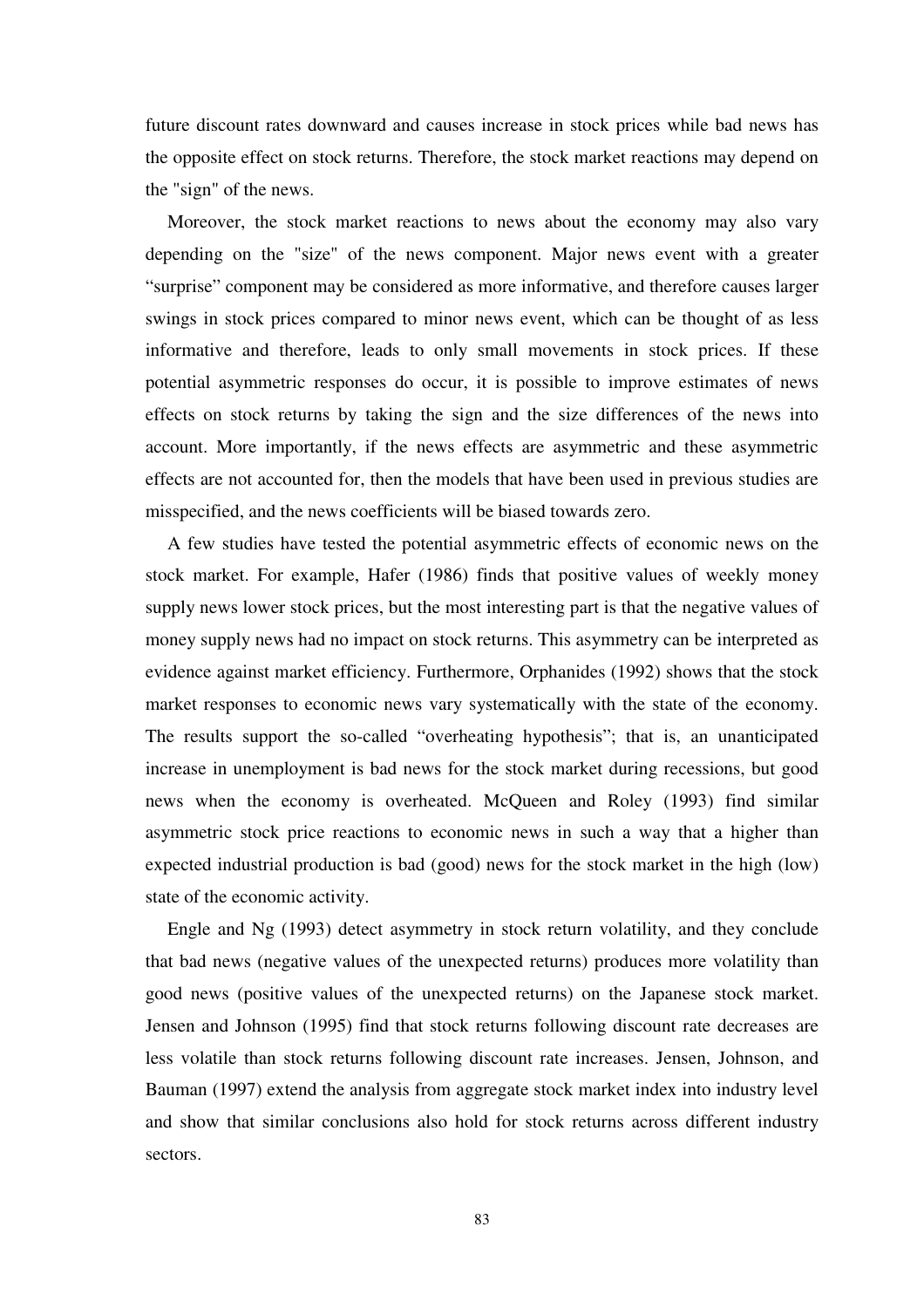future discount rates downward and causes increase in stock prices while bad news has the opposite effect on stock returns. Therefore, the stock market reactions may depend on the "sign" of the news.

Moreover, the stock market reactions to news about the economy may also vary depending on the "size" of the news component. Major news event with a greater "surprise" component may be considered as more informative, and therefore causes larger swings in stock prices compared to minor news event, which can be thought of as less informative and therefore, leads to only small movements in stock prices. If these potential asymmetric responses do occur, it is possible to improve estimates of news effects on stock returns by taking the sign and the size differences of the news into account. More importantly, if the news effects are asymmetric and these asymmetric effects are not accounted for, then the models that have been used in previous studies are misspecified, and the news coefficients will be biased towards zero.

A few studies have tested the potential asymmetric effects of economic news on the stock market. For example, Hafer (1986) finds that positive values of weekly money supply news lower stock prices, but the most interesting part is that the negative values of money supply news had no impact on stock returns. This asymmetry can be interpreted as evidence against market efficiency. Furthermore, Orphanides (1992) shows that the stock market responses to economic news vary systematically with the state of the economy. The results support the so-called "overheating hypothesis"; that is, an unanticipated increase in unemployment is bad news for the stock market during recessions, but good news when the economy is overheated. McQueen and Roley (1993) find similar asymmetric stock price reactions to economic news in such a way that a higher than expected industrial production is bad (good) news for the stock market in the high (low) state of the economic activity.

Engle and Ng (1993) detect asymmetry in stock return volatility, and they conclude that bad news (negative values of the unexpected returns) produces more volatility than good news (positive values of the unexpected returns) on the Japanese stock market. Jensen and Johnson (1995) find that stock returns following discount rate decreases are less volatile than stock returns following discount rate increases. Jensen, Johnson, and Bauman (1997) extend the analysis from aggregate stock market index into industry level and show that similar conclusions also hold for stock returns across different industry sectors.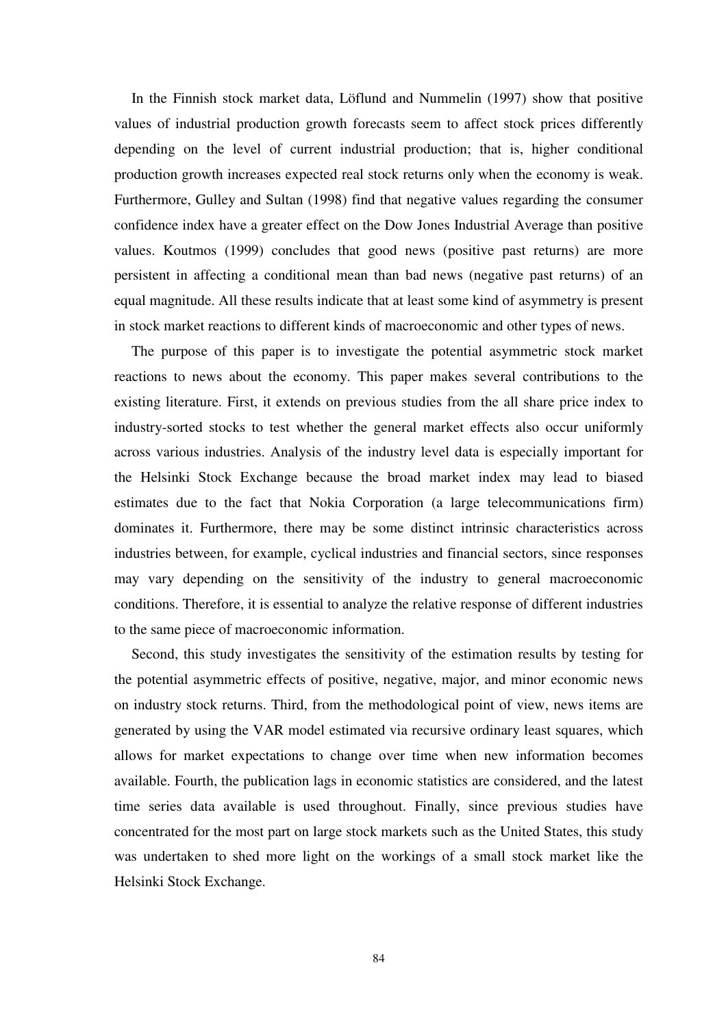In the Finnish stock market data, Löflund and Nummelin (1997) show that positive values of industrial production growth forecasts seem to affect stock prices differently depending on the level of current industrial production; that is, higher conditional production growth increases expected real stock returns only when the economy is weak. Furthermore, Gulley and Sultan (1998) find that negative values regarding the consumer confidence index have a greater effect on the Dow Jones Industrial Average than positive values. Koutmos (1999) concludes that good news (positive past returns) are more persistent in affecting a conditional mean than bad news (negative past returns) of an equal magnitude. All these results indicate that at least some kind of asymmetry is present in stock market reactions to different kinds of macroeconomic and other types of news.

The purpose of this paper is to investigate the potential asymmetric stock market reactions to news about the economy. This paper makes several contributions to the existing literature. First, it extends on previous studies from the all share price index to industry-sorted stocks to test whether the general market effects also occur uniformly across various industries. Analysis of the industry level data is especially important for the Helsinki Stock Exchange because the broad market index may lead to biased estimates due to the fact that Nokia Corporation (a large telecommunications firm) dominates it. Furthermore, there may be some distinct intrinsic characteristics across industries between, for example, cyclical industries and financial sectors, since responses may vary depending on the sensitivity of the industry to general macroeconomic conditions. Therefore, it is essential to analyze the relative response of different industries to the same piece of macroeconomic information.

Second, this study investigates the sensitivity of the estimation results by testing for the potential asymmetric effects of positive, negative, major, and minor economic news on industry stock returns. Third, from the methodological point of view, news items are generated by using the VAR model estimated via recursive ordinary least squares, which allows for market expectations to change over time when new information becomes available. Fourth, the publication lags in economic statistics are considered, and the latest time series data available is used throughout. Finally, since previous studies have concentrated for the most part on large stock markets such as the United States, this study was undertaken to shed more light on the workings of a small stock market like the Helsinki Stock Exchange.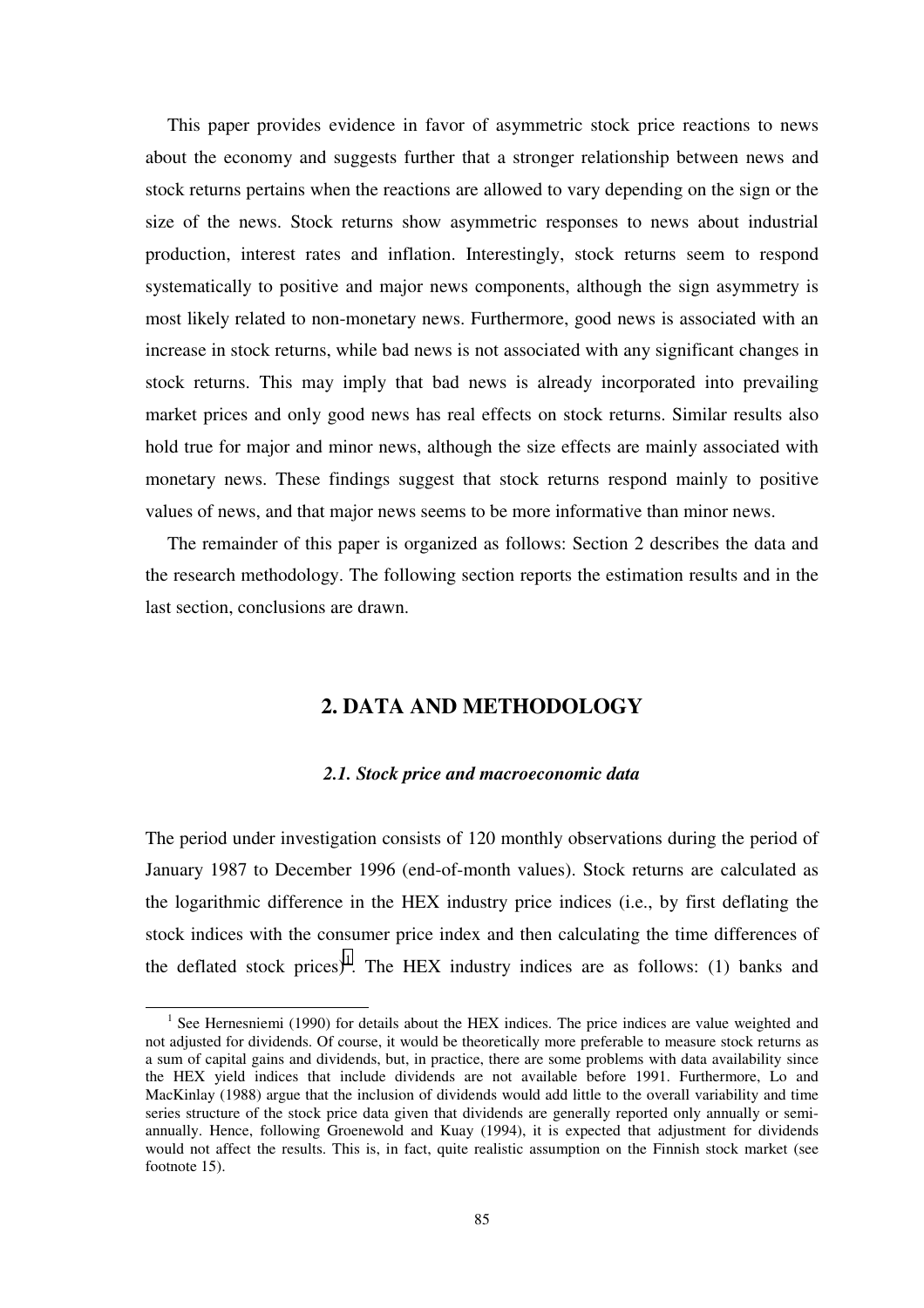This paper provides evidence in favor of asymmetric stock price reactions to news about the economy and suggests further that a stronger relationship between news and stock returns pertains when the reactions are allowed to vary depending on the sign or the size of the news. Stock returns show asymmetric responses to news about industrial production, interest rates and inflation. Interestingly, stock returns seem to respond systematically to positive and major news components, although the sign asymmetry is most likely related to non-monetary news. Furthermore, good news is associated with an increase in stock returns, while bad news is not associated with any significant changes in stock returns. This may imply that bad news is already incorporated into prevailing market prices and only good news has real effects on stock returns. Similar results also hold true for major and minor news, although the size effects are mainly associated with monetary news. These findings suggest that stock returns respond mainly to positive values of news, and that major news seems to be more informative than minor news.

The remainder of this paper is organized as follows: Section 2 describes the data and the research methodology. The following section reports the estimation results and in the last section, conclusions are drawn.

## 2. DATA AND METHODOLOGY

### *2.1. Stock price and macroeconomic data*

The period under investigation consists of 120 monthly observations during the period of January 1987 to December 1996 (end-of-month values). Stock returns are calculated as the logarithmic difference in the HEX industry price indices (i.e., by first deflating the stock indices with the consumer price index and then calculating the time differences of the deflated stock prices)[1]. The HEX industry indices are as follows: (1) banks and

[1] See Hernesniemi (1990) for details about the HEX indices. The price indices are value weighted and not adjusted for dividends. Of course, it would be theoretically more preferable to measure stock returns as a sum of capital gains and dividends, but, in practice, there are some problems with data availability since the HEX yield indices that include dividends are not available before 1991. Furthermore, Lo and MacKinlay (1988) argue that the inclusion of dividends would add little to the overall variability and time series structure of the stock price data given that dividends are generally reported only annually or semi-annually. Hence, following Groenewold and Kuay (1994), it is expected that adjustment for dividends would not affect the results. This is, in fact, quite realistic assumption on the Finnish stock market (see footnote 15).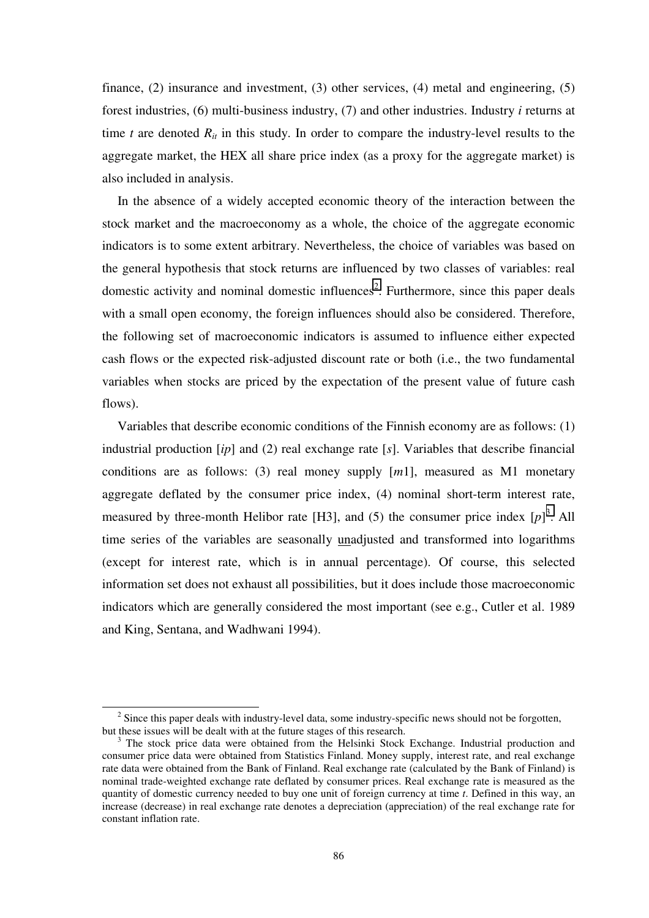finance, (2) insurance and investment, (3) other services, (4) metal and engineering, (5) forest industries, (6) multi-business industry, (7) and other industries. Industry *i* returns at time *t* are denoted $R_{it}$ in this study. In order to compare the industry-level results to the aggregate market, the HEX all share price index (as a proxy for the aggregate market) is also included in analysis.

In the absence of a widely accepted economic theory of the interaction between the stock market and the macroeconomy as a whole, the choice of the aggregate economic indicators is to some extent arbitrary. Nevertheless, the choice of variables was based on the general hypothesis that stock returns are influenced by two classes of variables: real domestic activity and nominal domestic influences[2]. Furthermore, since this paper deals with a small open economy, the foreign influences should also be considered. Therefore, the following set of macroeconomic indicators is assumed to influence either expected cash flows or the expected risk-adjusted discount rate or both (i.e., the two fundamental variables when stocks are priced by the expectation of the present value of future cash flows).

Variables that describe economic conditions of the Finnish economy are as follows: (1) industrial production [*ip*] and (2) real exchange rate [*s*]. Variables that describe financial conditions are as follows: (3) real money supply [*m*1], measured as M1 monetary aggregate deflated by the consumer price index, (4) nominal short-term interest rate, measured by three-month Helibor rate [H3], and (5) the consumer price index [*p*][3]. All time series of the variables are seasonally <u>un</u>adjusted and transformed into logarithms (except for interest rate, which is in annual percentage). Of course, this selected information set does not exhaust all possibilities, but it does include those macroeconomic indicators which are generally considered the most important (see e.g., Cutler et al. 1989 and King, Sentana, and Wadhwani 1994).

---

[2] Since this paper deals with industry-level data, some industry-specific news should not be forgotten, but these issues will be dealt with at the future stages of this research.

[3] The stock price data were obtained from the Helsinki Stock Exchange. Industrial production and consumer price data were obtained from Statistics Finland. Money supply, interest rate, and real exchange rate data were obtained from the Bank of Finland. Real exchange rate (calculated by the Bank of Finland) is nominal trade-weighted exchange rate deflated by consumer prices. Real exchange rate is measured as the quantity of domestic currency needed to buy one unit of foreign currency at time *t*. Defined in this way, an increase (decrease) in real exchange rate denotes a depreciation (appreciation) of the real exchange rate for constant inflation rate.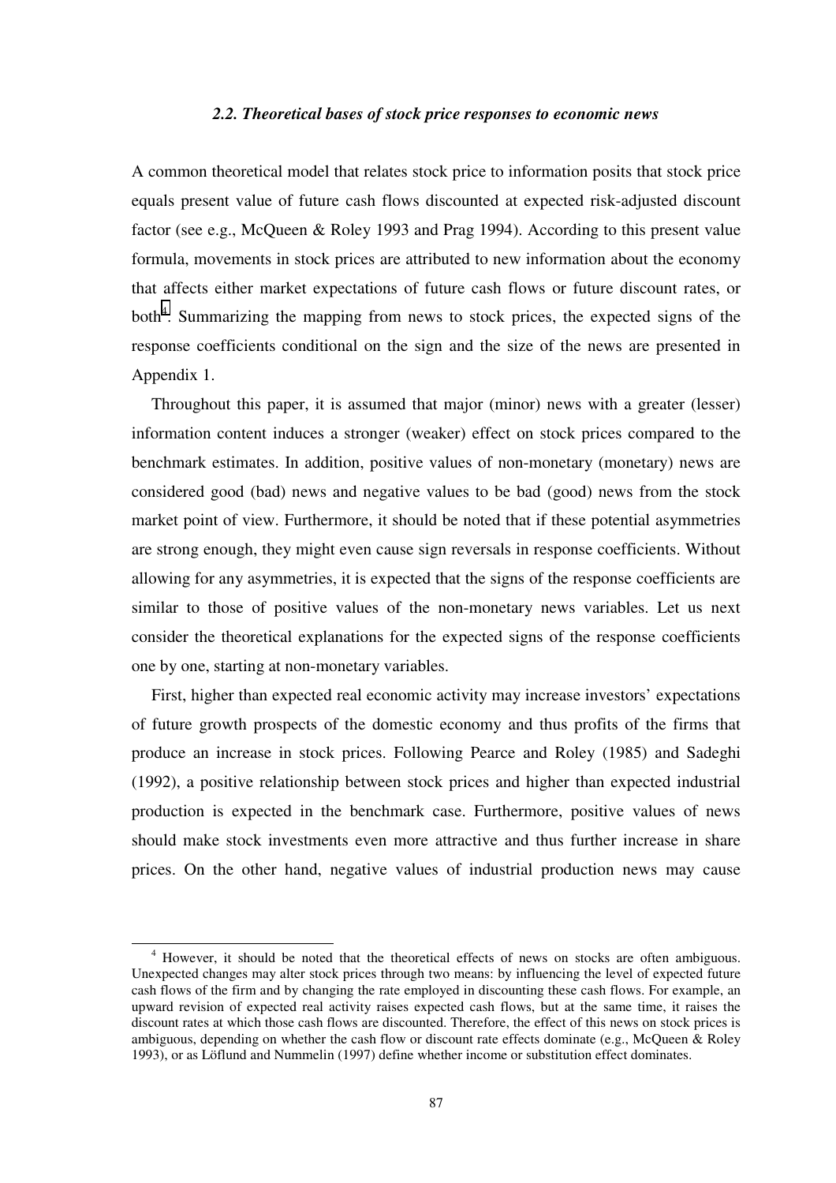### *2.2. Theoretical bases of stock price responses to economic news*

A common theoretical model that relates stock price to information posits that stock price equals present value of future cash flows discounted at expected risk-adjusted discount factor (see e.g., McQueen & Roley 1993 and Prag 1994). According to this present value formula, movements in stock prices are attributed to new information about the economy that affects either market expectations of future cash flows or future discount rates, or both[4]. Summarizing the mapping from news to stock prices, the expected signs of the response coefficients conditional on the sign and the size of the news are presented in Appendix 1.

Throughout this paper, it is assumed that major (minor) news with a greater (lesser) information content induces a stronger (weaker) effect on stock prices compared to the benchmark estimates. In addition, positive values of non-monetary (monetary) news are considered good (bad) news and negative values to be bad (good) news from the stock market point of view. Furthermore, it should be noted that if these potential asymmetries are strong enough, they might even cause sign reversals in response coefficients. Without allowing for any asymmetries, it is expected that the signs of the response coefficients are similar to those of positive values of the non-monetary news variables. Let us next consider the theoretical explanations for the expected signs of the response coefficients one by one, starting at non-monetary variables.

First, higher than expected real economic activity may increase investors' expectations of future growth prospects of the domestic economy and thus profits of the firms that produce an increase in stock prices. Following Pearce and Roley (1985) and Sadeghi (1992), a positive relationship between stock prices and higher than expected industrial production is expected in the benchmark case. Furthermore, positive values of news should make stock investments even more attractive and thus further increase in share prices. On the other hand, negative values of industrial production news may cause

[4] However, it should be noted that the theoretical effects of news on stocks are often ambiguous. Unexpected changes may alter stock prices through two means: by influencing the level of expected future cash flows of the firm and by changing the rate employed in discounting these cash flows. For example, an upward revision of expected real activity raises expected cash flows, but at the same time, it raises the discount rates at which those cash flows are discounted. Therefore, the effect of this news on stock prices is ambiguous, depending on whether the cash flow or discount rate effects dominate (e.g., McQueen & Roley 1993), or as Löflund and Nummelin (1997) define whether income or substitution effect dominates.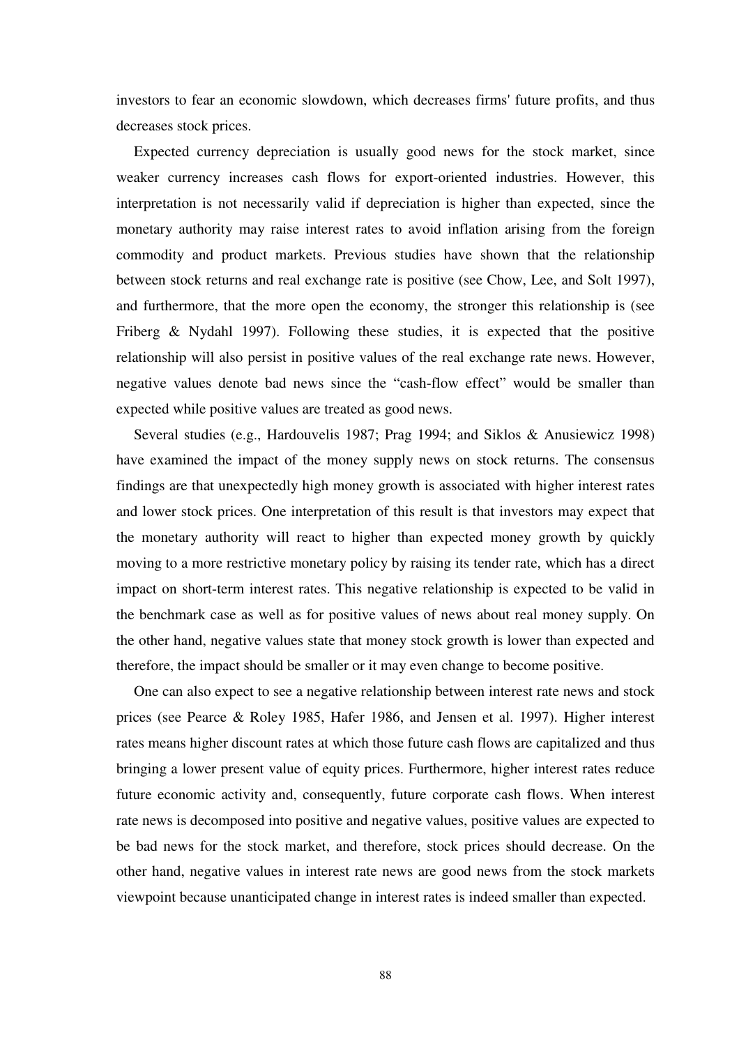investors to fear an economic slowdown, which decreases firms' future profits, and thus decreases stock prices.

Expected currency depreciation is usually good news for the stock market, since weaker currency increases cash flows for export-oriented industries. However, this interpretation is not necessarily valid if depreciation is higher than expected, since the monetary authority may raise interest rates to avoid inflation arising from the foreign commodity and product markets. Previous studies have shown that the relationship between stock returns and real exchange rate is positive (see Chow, Lee, and Solt 1997), and furthermore, that the more open the economy, the stronger this relationship is (see Friberg & Nydahl 1997). Following these studies, it is expected that the positive relationship will also persist in positive values of the real exchange rate news. However, negative values denote bad news since the "cash-flow effect" would be smaller than expected while positive values are treated as good news.

Several studies (e.g., Hardouvelis 1987; Prag 1994; and Siklos & Anusiewicz 1998) have examined the impact of the money supply news on stock returns. The consensus findings are that unexpectedly high money growth is associated with higher interest rates and lower stock prices. One interpretation of this result is that investors may expect that the monetary authority will react to higher than expected money growth by quickly moving to a more restrictive monetary policy by raising its tender rate, which has a direct impact on short-term interest rates. This negative relationship is expected to be valid in the benchmark case as well as for positive values of news about real money supply. On the other hand, negative values state that money stock growth is lower than expected and therefore, the impact should be smaller or it may even change to become positive.

One can also expect to see a negative relationship between interest rate news and stock prices (see Pearce & Roley 1985, Hafer 1986, and Jensen et al. 1997). Higher interest rates means higher discount rates at which those future cash flows are capitalized and thus bringing a lower present value of equity prices. Furthermore, higher interest rates reduce future economic activity and, consequently, future corporate cash flows. When interest rate news is decomposed into positive and negative values, positive values are expected to be bad news for the stock market, and therefore, stock prices should decrease. On the other hand, negative values in interest rate news are good news from the stock markets viewpoint because unanticipated change in interest rates is indeed smaller than expected.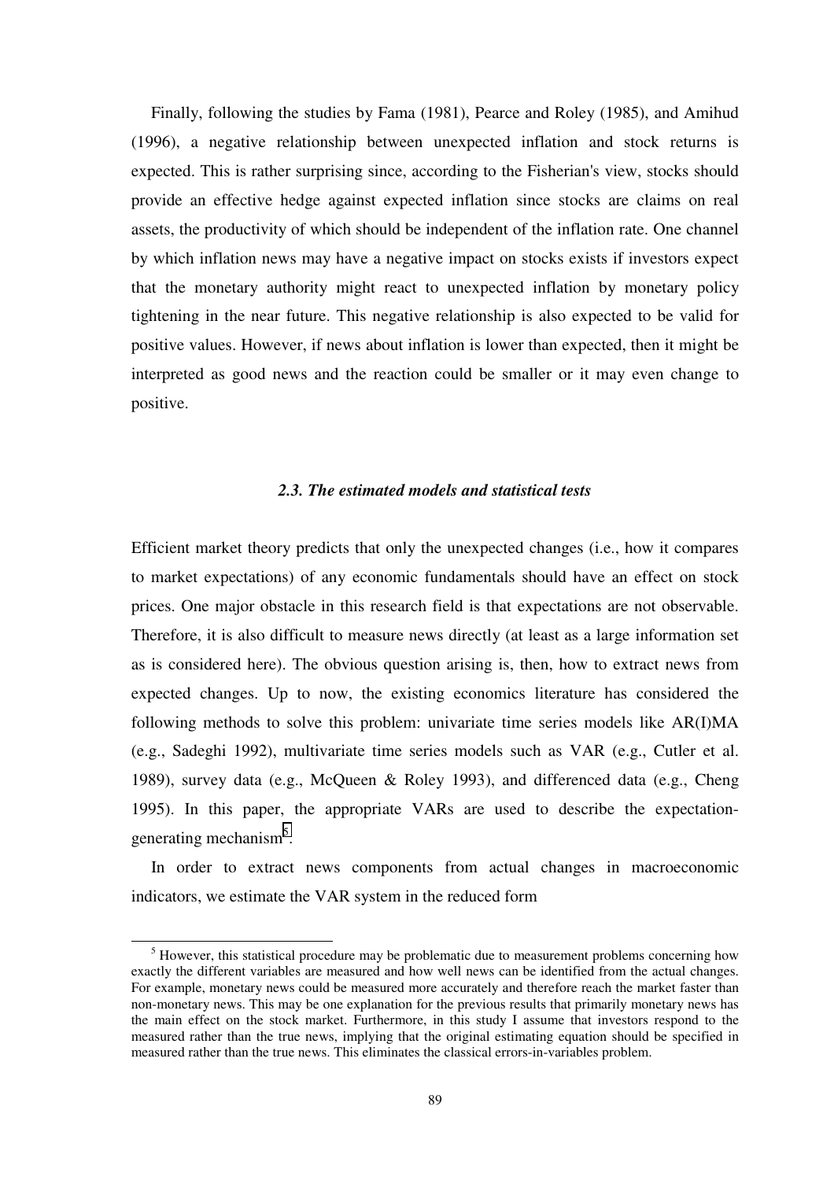Finally, following the studies by Fama (1981), Pearce and Roley (1985), and Amihud (1996), a negative relationship between unexpected inflation and stock returns is expected. This is rather surprising since, according to the Fisherian's view, stocks should provide an effective hedge against expected inflation since stocks are claims on real assets, the productivity of which should be independent of the inflation rate. One channel by which inflation news may have a negative impact on stocks exists if investors expect that the monetary authority might react to unexpected inflation by monetary policy tightening in the near future. This negative relationship is also expected to be valid for positive values. However, if news about inflation is lower than expected, then it might be interpreted as good news and the reaction could be smaller or it may even change to positive.

### *2.3. The estimated models and statistical tests*

Efficient market theory predicts that only the unexpected changes (i.e., how it compares to market expectations) of any economic fundamentals should have an effect on stock prices. One major obstacle in this research field is that expectations are not observable. Therefore, it is also difficult to measure news directly (at least as a large information set as is considered here). The obvious question arising is, then, how to extract news from expected changes. Up to now, the existing economics literature has considered the following methods to solve this problem: univariate time series models like AR(I)MA (e.g., Sadeghi 1992), multivariate time series models such as VAR (e.g., Cutler et al. 1989), survey data (e.g., McQueen & Roley 1993), and differenced data (e.g., Cheng 1995). In this paper, the appropriate VARs are used to describe the expectation-generating mechanism[5].

In order to extract news components from actual changes in macroeconomic indicators, we estimate the VAR system in the reduced form

[5] However, this statistical procedure may be problematic due to measurement problems concerning how exactly the different variables are measured and how well news can be identified from the actual changes. For example, monetary news could be measured more accurately and therefore reach the market faster than non-monetary news. This may be one explanation for the previous results that primarily monetary news has the main effect on the stock market. Furthermore, in this study I assume that investors respond to the measured rather than the true news, implying that the original estimating equation should be specified in measured rather than the true news. This eliminates the classical errors-in-variables problem.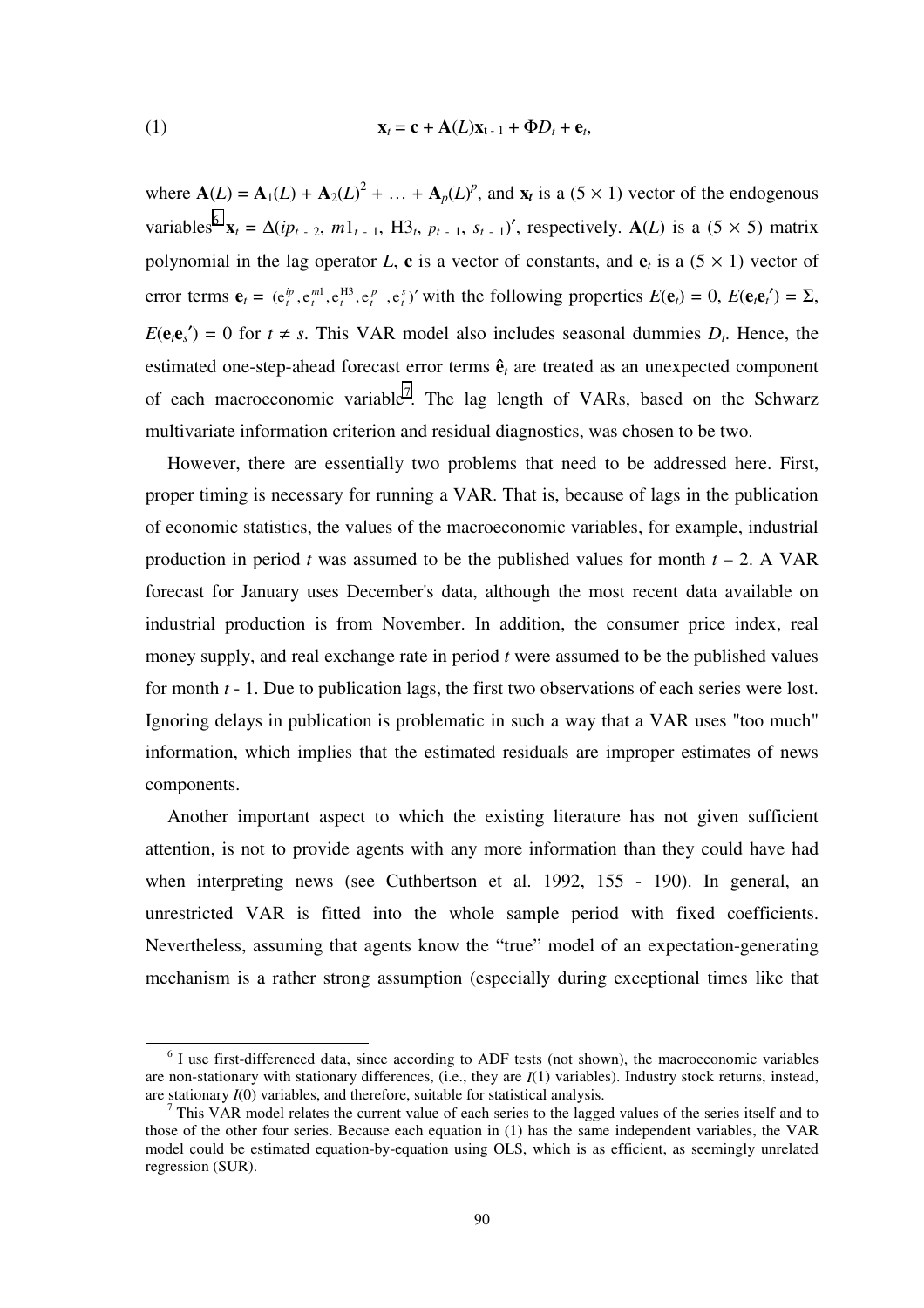$$\mathbf{x}_t = \mathbf{c} + \mathbf{A}(L)\mathbf{x}_{t-1} + \Phi D_t + \mathbf{e}_t, \tag{1}$$

where $\mathbf{A}(L) = \mathbf{A}_1(L) + \mathbf{A}_2(L)^2 + \ldots + \mathbf{A}_p(L)^p$, and $\mathbf{x}_t$ is a $(5 \times 1)$ vector of the endogenous variables[6] $\mathbf{x}_t = \Delta(ip_{t-2}, m1_{t-1}, \text{H3}_t, p_{t-1}, s_{t-1})'$, respectively. $\mathbf{A}(L)$ is a $(5 \times 5)$ matrix polynomial in the lag operator $L$, $\mathbf{c}$ is a vector of constants, and $\mathbf{e}_t$ is a $(5 \times 1)$ vector of error terms $\mathbf{e}_t = (e_t^{ip}, e_t^{m1}, e_t^{\text{H3}}, e_t^{p}, e_t^{s})'$ with the following properties $E(\mathbf{e}_t) = 0$, $E(\mathbf{e}_t\mathbf{e}_t') = \Sigma$, $E(\mathbf{e}_t\mathbf{e}_s') = 0$ for $t \neq s$. This VAR model also includes seasonal dummies $D_t$. Hence, the estimated one-step-ahead forecast error terms $\hat{\mathbf{e}}_t$ are treated as an unexpected component of each macroeconomic variable[7]. The lag length of VARs, based on the Schwarz multivariate information criterion and residual diagnostics, was chosen to be two.

However, there are essentially two problems that need to be addressed here. First, proper timing is necessary for running a VAR. That is, because of lags in the publication of economic statistics, the values of the macroeconomic variables, for example, industrial production in period $t$ was assumed to be the published values for month $t - 2$. A VAR forecast for January uses December's data, although the most recent data available on industrial production is from November. In addition, the consumer price index, real money supply, and real exchange rate in period $t$ were assumed to be the published values for month $t - 1$. Due to publication lags, the first two observations of each series were lost. Ignoring delays in publication is problematic in such a way that a VAR uses "too much" information, which implies that the estimated residuals are improper estimates of news components.

Another important aspect to which the existing literature has not given sufficient attention, is not to provide agents with any more information than they could have had when interpreting news (see Cuthbertson et al. 1992, 155 - 190). In general, an unrestricted VAR is fitted into the whole sample period with fixed coefficients. Nevertheless, assuming that agents know the "true" model of an expectation-generating mechanism is a rather strong assumption (especially during exceptional times like that

[6] I use first-differenced data, since according to ADF tests (not shown), the macroeconomic variables are non-stationary with stationary differences, (i.e., they are $I(1)$ variables). Industry stock returns, instead, are stationary $I(0)$ variables, and therefore, suitable for statistical analysis.

[7] This VAR model relates the current value of each series to the lagged values of the series itself and to those of the other four series. Because each equation in (1) has the same independent variables, the VAR model could be estimated equation-by-equation using OLS, which is as efficient, as seemingly unrelated regression (SUR).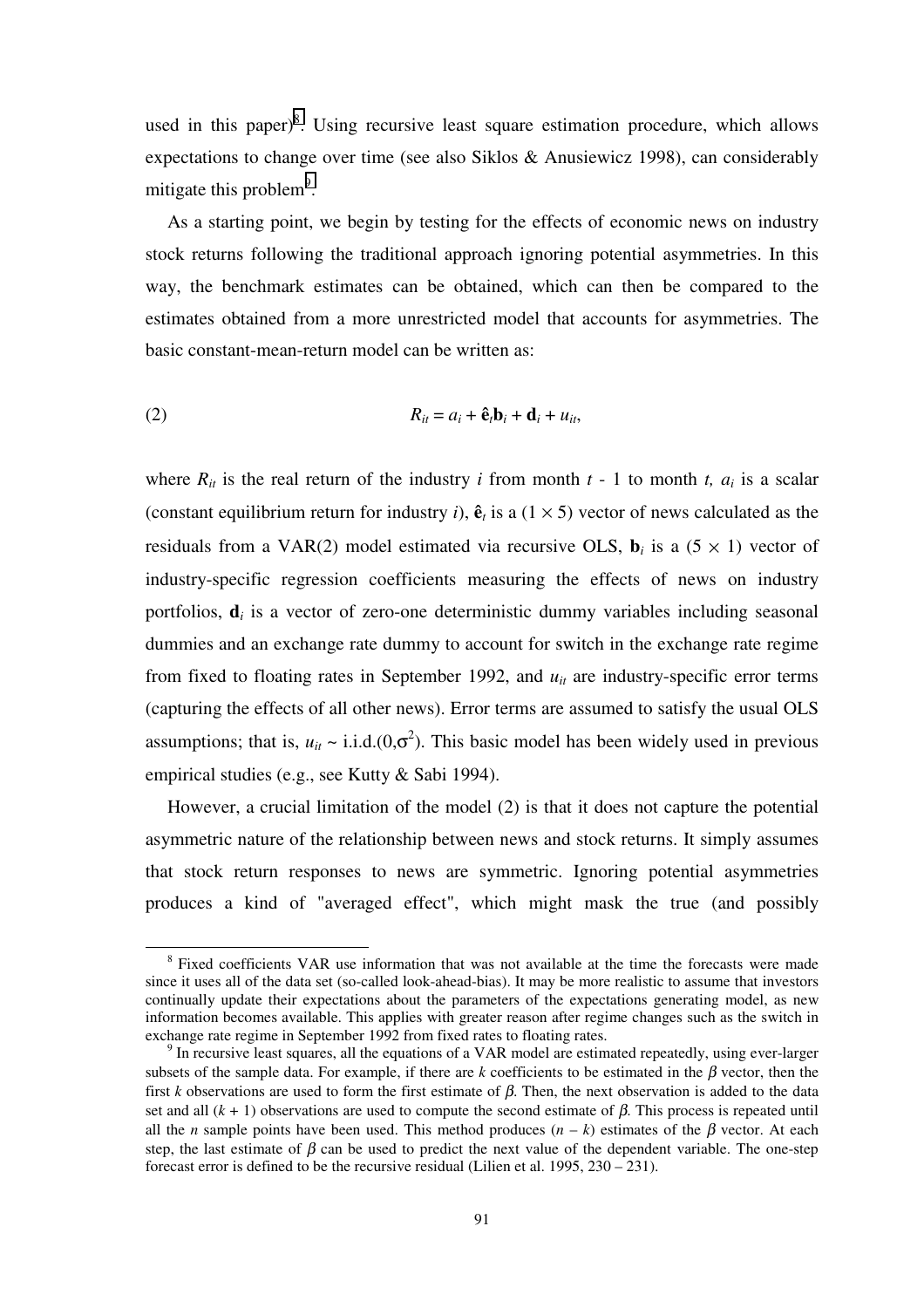used in this paper)[8]. Using recursive least square estimation procedure, which allows expectations to change over time (see also Siklos & Anusiewicz 1998), can considerably mitigate this problem[9].

As a starting point, we begin by testing for the effects of economic news on industry stock returns following the traditional approach ignoring potential asymmetries. In this way, the benchmark estimates can be obtained, which can then be compared to the estimates obtained from a more unrestricted model that accounts for asymmetries. The basic constant-mean-return model can be written as:

$$(2) \qquad R_{it} = a_i + \hat{\mathbf{e}}_t\mathbf{b}_i + \mathbf{d}_i + u_{it},$$

where $R_{it}$ is the real return of the industry $i$ from month $t$ - 1 to month $t$, $a_i$ is a scalar (constant equilibrium return for industry $i$), $\hat{\mathbf{e}}_t$ is a $(1 \times 5)$ vector of news calculated as the residuals from a VAR(2) model estimated via recursive OLS, $\mathbf{b}_i$ is a $(5 \times 1)$ vector of industry-specific regression coefficients measuring the effects of news on industry portfolios, $\mathbf{d}_i$ is a vector of zero-one deterministic dummy variables including seasonal dummies and an exchange rate dummy to account for switch in the exchange rate regime from fixed to floating rates in September 1992, and $u_{it}$ are industry-specific error terms (capturing the effects of all other news). Error terms are assumed to satisfy the usual OLS assumptions; that is, $u_{it}$ ~ i.i.d.$(0,\sigma^2)$. This basic model has been widely used in previous empirical studies (e.g., see Kutty & Sabi 1994).

However, a crucial limitation of the model (2) is that it does not capture the potential asymmetric nature of the relationship between news and stock returns. It simply assumes that stock return responses to news are symmetric. Ignoring potential asymmetries produces a kind of "averaged effect", which might mask the true (and possibly

[8] Fixed coefficients VAR use information that was not available at the time the forecasts were made since it uses all of the data set (so-called look-ahead-bias). It may be more realistic to assume that investors continually update their expectations about the parameters of the expectations generating model, as new information becomes available. This applies with greater reason after regime changes such as the switch in exchange rate regime in September 1992 from fixed rates to floating rates.

[9] In recursive least squares, all the equations of a VAR model are estimated repeatedly, using ever-larger subsets of the sample data. For example, if there are $k$ coefficients to be estimated in the $\beta$ vector, then the first $k$ observations are used to form the first estimate of $\beta$. Then, the next observation is added to the data set and all $(k + 1)$ observations are used to compute the second estimate of $\beta$. This process is repeated until all the $n$ sample points have been used. This method produces $(n - k)$ estimates of the $\beta$ vector. At each step, the last estimate of $\beta$ can be used to predict the next value of the dependent variable. The one-step forecast error is defined to be the recursive residual (Lilien et al. 1995, 230 – 231).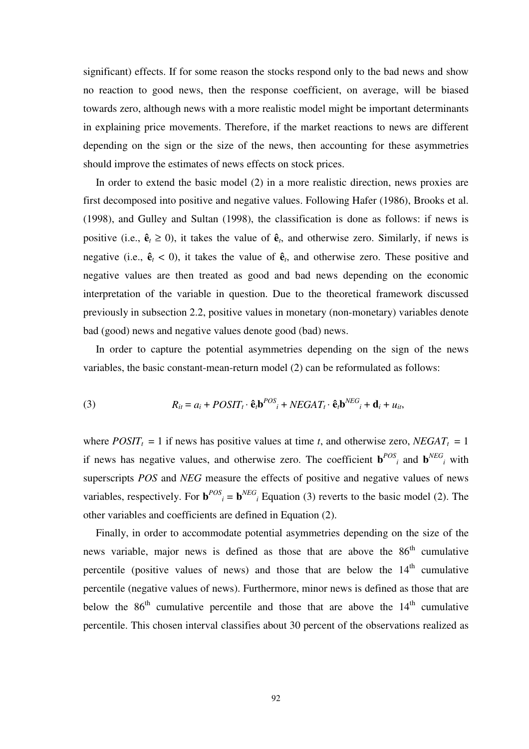significant) effects. If for some reason the stocks respond only to the bad news and show no reaction to good news, then the response coefficient, on average, will be biased towards zero, although news with a more realistic model might be important determinants in explaining price movements. Therefore, if the market reactions to news are different depending on the sign or the size of the news, then accounting for these asymmetries should improve the estimates of news effects on stock prices.

In order to extend the basic model (2) in a more realistic direction, news proxies are first decomposed into positive and negative values. Following Hafer (1986), Brooks et al. (1998), and Gulley and Sultan (1998), the classification is done as follows: if news is positive (i.e., $\hat{\mathbf{e}}_t \geq 0$), it takes the value of $\hat{\mathbf{e}}_t$, and otherwise zero. Similarly, if news is negative (i.e., $\hat{\mathbf{e}}_t < 0$), it takes the value of $\hat{\mathbf{e}}_t$, and otherwise zero. These positive and negative values are then treated as good and bad news depending on the economic interpretation of the variable in question. Due to the theoretical framework discussed previously in subsection 2.2, positive values in monetary (non-monetary) variables denote bad (good) news and negative values denote good (bad) news.

In order to capture the potential asymmetries depending on the sign of the news variables, the basic constant-mean-return model (2) can be reformulated as follows:

$$R_{it} = a_i + POSIT_t \cdot \hat{\mathbf{e}}_t\mathbf{b}^{POS}{}_i + NEGAT_t \cdot \hat{\mathbf{e}}_t\mathbf{b}^{NEG}{}_i + \mathbf{d}_i + u_{it}, \tag{3}$$

where $POSIT_t = 1$ if news has positive values at time $t$, and otherwise zero, $NEGAT_t = 1$ if news has negative values, and otherwise zero. The coefficient $\mathbf{b}^{POS}{}_i$ and $\mathbf{b}^{NEG}{}_i$ with superscripts *POS* and *NEG* measure the effects of positive and negative values of news variables, respectively. For $\mathbf{b}^{POS}{}_i = \mathbf{b}^{NEG}{}_i$ Equation (3) reverts to the basic model (2). The other variables and coefficients are defined in Equation (2).

Finally, in order to accommodate potential asymmetries depending on the size of the news variable, major news is defined as those that are above the 86th cumulative percentile (positive values of news) and those that are below the 14th cumulative percentile (negative values of news). Furthermore, minor news is defined as those that are below the 86th cumulative percentile and those that are above the 14th cumulative percentile. This chosen interval classifies about 30 percent of the observations realized as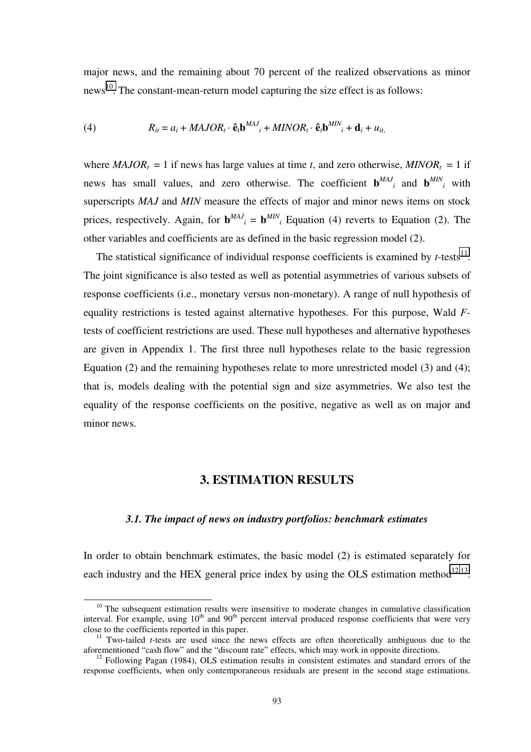major news, and the remaining about 70 percent of the realized observations as minor news[10]. The constant-mean-return model capturing the size effect is as follows:

$$(4) \qquad R_{it} = a_i + MAJOR_t \cdot \hat{\mathbf{e}}_t \mathbf{b}^{MAJ}_i + MINOR_t \cdot \hat{\mathbf{e}}_t \mathbf{b}^{MIN}_i + \mathbf{d}_i + u_{it},$$

where $MAJOR_t = 1$ if news has large values at time $t$, and zero otherwise, $MINOR_t = 1$ if news has small values, and zero otherwise. The coefficient $\mathbf{b}^{MAJ}_i$ and $\mathbf{b}^{MIN}_i$ with superscripts *MAJ* and *MIN* measure the effects of major and minor news items on stock prices, respectively. Again, for $\mathbf{b}^{MAJ}_i = \mathbf{b}^{MIN}_i$ Equation (4) reverts to Equation (2). The other variables and coefficients are as defined in the basic regression model (2).

The statistical significance of individual response coefficients is examined by $t$-tests[11]. The joint significance is also tested as well as potential asymmetries of various subsets of response coefficients (i.e., monetary versus non-monetary). A range of null hypothesis of equality restrictions is tested against alternative hypotheses. For this purpose, Wald $F$-tests of coefficient restrictions are used. These null hypotheses and alternative hypotheses are given in Appendix 1. The first three null hypotheses relate to the basic regression Equation (2) and the remaining hypotheses relate to more unrestricted model (3) and (4); that is, models dealing with the potential sign and size asymmetries. We also test the equality of the response coefficients on the positive, negative as well as on major and minor news.

## 3. ESTIMATION RESULTS

### *3.1. The impact of news on industry portfolios: benchmark estimates*

In order to obtain benchmark estimates, the basic model (2) is estimated separately for each industry and the HEX general price index by using the OLS estimation method[12,13].

---

[10] The subsequent estimation results were insensitive to moderate changes in cumulative classification interval. For example, using 10th and 90th percent interval produced response coefficients that were very close to the coefficients reported in this paper.

[11] Two-tailed $t$-tests are used since the news effects are often theoretically ambiguous due to the aforementioned "cash flow" and the "discount rate" effects, which may work in opposite directions.

[12] Following Pagan (1984), OLS estimation results in consistent estimates and standard errors of the response coefficients, when only contemporaneous residuals are present in the second stage estimations.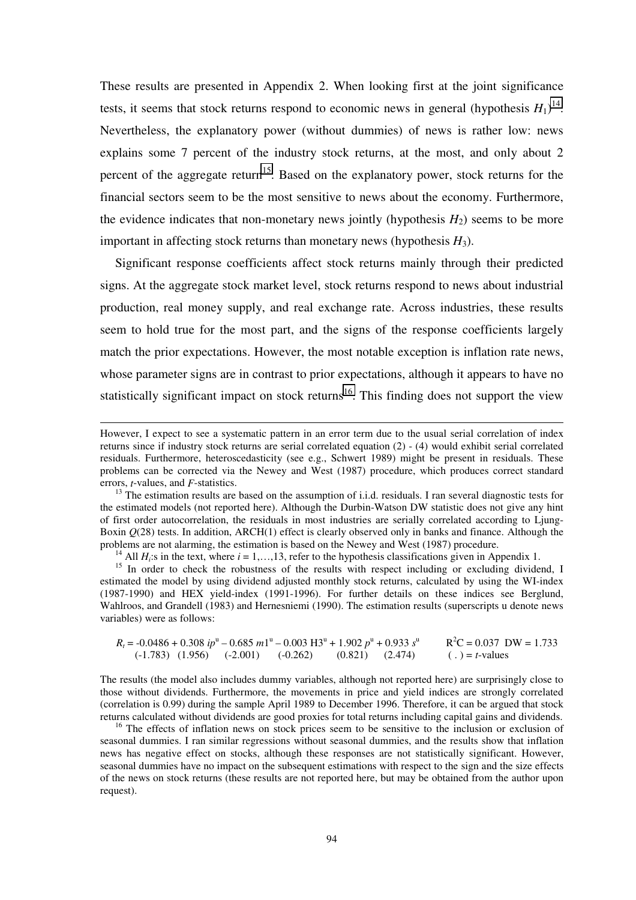These results are presented in Appendix 2. When looking first at the joint significance tests, it seems that stock returns respond to economic news in general (hypothesis $H_1$)[14]. Nevertheless, the explanatory power (without dummies) of news is rather low: news explains some 7 percent of the industry stock returns, at the most, and only about 2 percent of the aggregate return[15]. Based on the explanatory power, stock returns for the financial sectors seem to be the most sensitive to news about the economy. Furthermore, the evidence indicates that non-monetary news jointly (hypothesis $H_2$) seems to be more important in affecting stock returns than monetary news (hypothesis $H_3$).

Significant response coefficients affect stock returns mainly through their predicted signs. At the aggregate stock market level, stock returns respond to news about industrial production, real money supply, and real exchange rate. Across industries, these results seem to hold true for the most part, and the signs of the response coefficients largely match the prior expectations. However, the most notable exception is inflation rate news, whose parameter signs are in contrast to prior expectations, although it appears to have no statistically significant impact on stock returns[16]. This finding does not support the view

---

However, I expect to see a systematic pattern in an error term due to the usual serial correlation of index returns since if industry stock returns are serial correlated equation (2) - (4) would exhibit serial correlated residuals. Furthermore, heteroscedasticity (see e.g., Schwert 1989) might be present in residuals. These problems can be corrected via the Newey and West (1987) procedure, which produces correct standard errors, *t*-values, and *F*-statistics.

[13] The estimation results are based on the assumption of i.i.d. residuals. I ran several diagnostic tests for the estimated models (not reported here). Although the Durbin-Watson DW statistic does not give any hint of first order autocorrelation, the residuals in most industries are serially correlated according to Ljung-Boxin $Q(28)$ tests. In addition, ARCH(1) effect is clearly observed only in banks and finance. Although the problems are not alarming, the estimation is based on the Newey and West (1987) procedure.

[14] All $H_i$:s in the text, where $i = 1,\ldots,13$, refer to the hypothesis classifications given in Appendix 1.

[15] In order to check the robustness of the results with respect including or excluding dividend, I estimated the model by using dividend adjusted monthly stock returns, calculated by using the WI-index (1987-1990) and HEX yield-index (1991-1996). For further details on these indices see Berglund, Wahlroos, and Grandell (1983) and Hernesniemi (1990). The estimation results (superscripts u denote news variables) were as follows:

$$R_t = \underset{(-1.783)}{-0.0486} + \underset{(1.956)}{0.308}\, ip^u - \underset{(-2.001)}{0.685}\, m1^u - \underset{(-0.262)}{0.003}\, H3^u + \underset{(0.821)}{1.902}\, p^u + \underset{(2.474)}{0.933}\, s^u \qquad R^2C = 0.037 \;\; DW = 1.733 \quad (\,.\,) = t\text{-values}$$

The results (the model also includes dummy variables, although not reported here) are surprisingly close to those without dividends. Furthermore, the movements in price and yield indices are strongly correlated (correlation is 0.99) during the sample April 1989 to December 1996. Therefore, it can be argued that stock returns calculated without dividends are good proxies for total returns including capital gains and dividends.

[16] The effects of inflation news on stock prices seem to be sensitive to the inclusion or exclusion of seasonal dummies. I ran similar regressions without seasonal dummies, and the results show that inflation news has negative effect on stocks, although these responses are not statistically significant. However, seasonal dummies have no impact on the subsequent estimations with respect to the sign and the size effects of the news on stock returns (these results are not reported here, but may be obtained from the author upon request).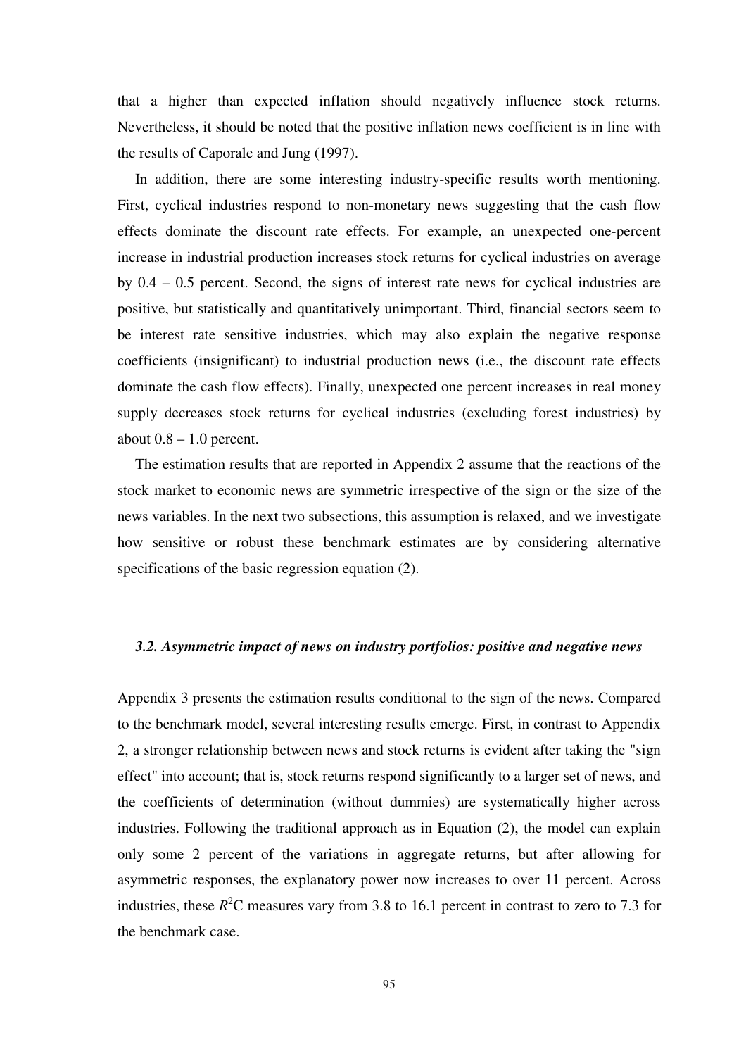that a higher than expected inflation should negatively influence stock returns. Nevertheless, it should be noted that the positive inflation news coefficient is in line with the results of Caporale and Jung (1997).

In addition, there are some interesting industry-specific results worth mentioning. First, cyclical industries respond to non-monetary news suggesting that the cash flow effects dominate the discount rate effects. For example, an unexpected one-percent increase in industrial production increases stock returns for cyclical industries on average by 0.4 – 0.5 percent. Second, the signs of interest rate news for cyclical industries are positive, but statistically and quantitatively unimportant. Third, financial sectors seem to be interest rate sensitive industries, which may also explain the negative response coefficients (insignificant) to industrial production news (i.e., the discount rate effects dominate the cash flow effects). Finally, unexpected one percent increases in real money supply decreases stock returns for cyclical industries (excluding forest industries) by about 0.8 – 1.0 percent.

The estimation results that are reported in Appendix 2 assume that the reactions of the stock market to economic news are symmetric irrespective of the sign or the size of the news variables. In the next two subsections, this assumption is relaxed, and we investigate how sensitive or robust these benchmark estimates are by considering alternative specifications of the basic regression equation (2).

### *3.2. Asymmetric impact of news on industry portfolios: positive and negative news*

Appendix 3 presents the estimation results conditional to the sign of the news. Compared to the benchmark model, several interesting results emerge. First, in contrast to Appendix 2, a stronger relationship between news and stock returns is evident after taking the "sign effect" into account; that is, stock returns respond significantly to a larger set of news, and the coefficients of determination (without dummies) are systematically higher across industries. Following the traditional approach as in Equation (2), the model can explain only some 2 percent of the variations in aggregate returns, but after allowing for asymmetric responses, the explanatory power now increases to over 11 percent. Across industries, these $R^2$C measures vary from 3.8 to 16.1 percent in contrast to zero to 7.3 for the benchmark case.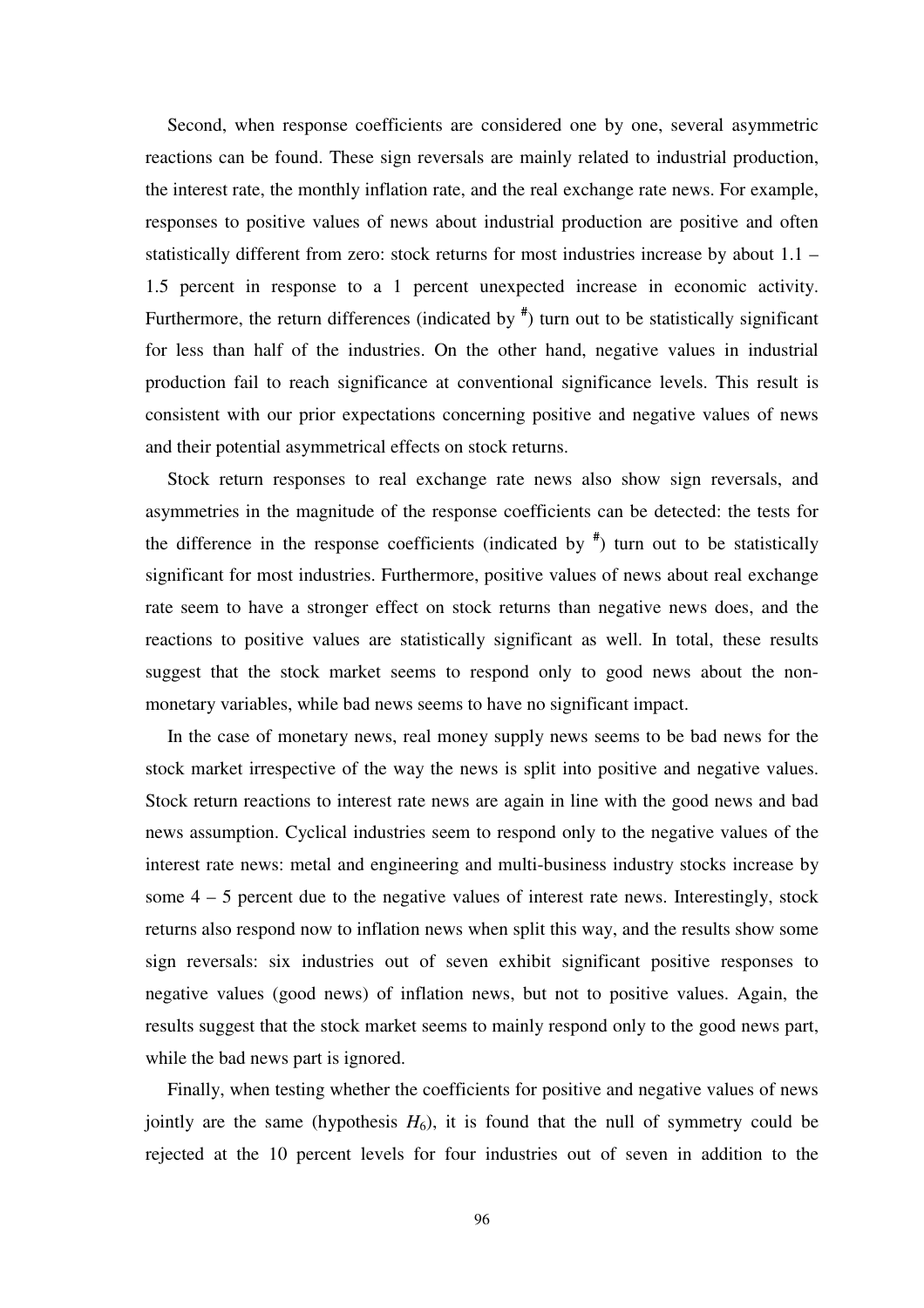Second, when response coefficients are considered one by one, several asymmetric reactions can be found. These sign reversals are mainly related to industrial production, the interest rate, the monthly inflation rate, and the real exchange rate news. For example, responses to positive values of news about industrial production are positive and often statistically different from zero: stock returns for most industries increase by about 1.1 – 1.5 percent in response to a 1 percent unexpected increase in economic activity. Furthermore, the return differences (indicated by $^{\#}$) turn out to be statistically significant for less than half of the industries. On the other hand, negative values in industrial production fail to reach significance at conventional significance levels. This result is consistent with our prior expectations concerning positive and negative values of news and their potential asymmetrical effects on stock returns.

Stock return responses to real exchange rate news also show sign reversals, and asymmetries in the magnitude of the response coefficients can be detected: the tests for the difference in the response coefficients (indicated by $^{\#}$) turn out to be statistically significant for most industries. Furthermore, positive values of news about real exchange rate seem to have a stronger effect on stock returns than negative news does, and the reactions to positive values are statistically significant as well. In total, these results suggest that the stock market seems to respond only to good news about the non-monetary variables, while bad news seems to have no significant impact.

In the case of monetary news, real money supply news seems to be bad news for the stock market irrespective of the way the news is split into positive and negative values. Stock return reactions to interest rate news are again in line with the good news and bad news assumption. Cyclical industries seem to respond only to the negative values of the interest rate news: metal and engineering and multi-business industry stocks increase by some 4 – 5 percent due to the negative values of interest rate news. Interestingly, stock returns also respond now to inflation news when split this way, and the results show some sign reversals: six industries out of seven exhibit significant positive responses to negative values (good news) of inflation news, but not to positive values. Again, the results suggest that the stock market seems to mainly respond only to the good news part, while the bad news part is ignored.

Finally, when testing whether the coefficients for positive and negative values of news jointly are the same (hypothesis $H_6$), it is found that the null of symmetry could be rejected at the 10 percent levels for four industries out of seven in addition to the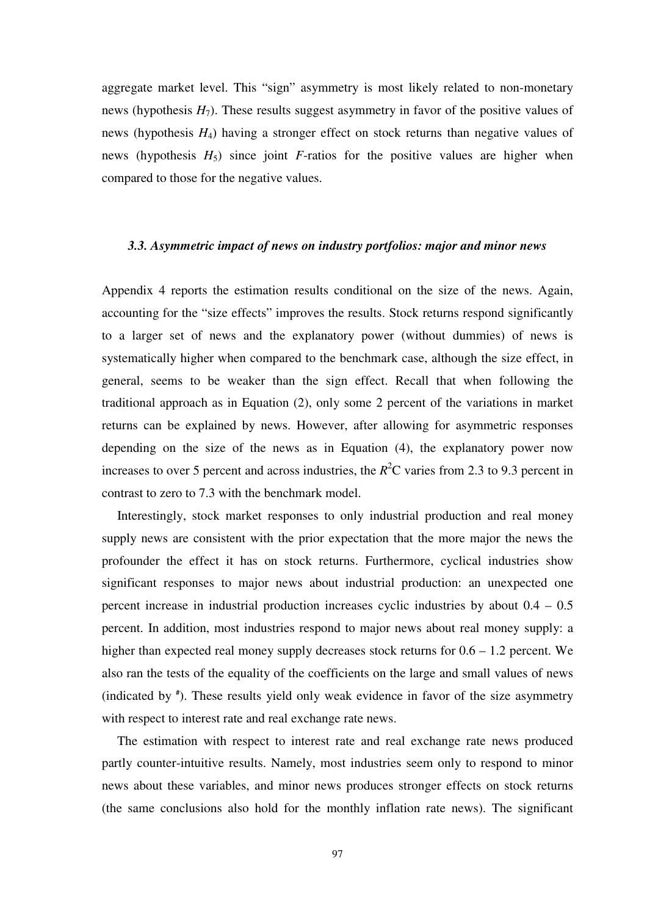aggregate market level. This "sign" asymmetry is most likely related to non-monetary news (hypothesis $H_7$). These results suggest asymmetry in favor of the positive values of news (hypothesis $H_4$) having a stronger effect on stock returns than negative values of news (hypothesis $H_5$) since joint $F$-ratios for the positive values are higher when compared to those for the negative values.

### *3.3. Asymmetric impact of news on industry portfolios: major and minor news*

Appendix 4 reports the estimation results conditional on the size of the news. Again, accounting for the "size effects" improves the results. Stock returns respond significantly to a larger set of news and the explanatory power (without dummies) of news is systematically higher when compared to the benchmark case, although the size effect, in general, seems to be weaker than the sign effect. Recall that when following the traditional approach as in Equation (2), only some 2 percent of the variations in market returns can be explained by news. However, after allowing for asymmetric responses depending on the size of the news as in Equation (4), the explanatory power now increases to over 5 percent and across industries, the $R^2$C varies from 2.3 to 9.3 percent in contrast to zero to 7.3 with the benchmark model.

Interestingly, stock market responses to only industrial production and real money supply news are consistent with the prior expectation that the more major the news the profounder the effect it has on stock returns. Furthermore, cyclical industries show significant responses to major news about industrial production: an unexpected one percent increase in industrial production increases cyclic industries by about 0.4 – 0.5 percent. In addition, most industries respond to major news about real money supply: a higher than expected real money supply decreases stock returns for 0.6 – 1.2 percent. We also ran the tests of the equality of the coefficients on the large and small values of news (indicated by $^{\#}$). These results yield only weak evidence in favor of the size asymmetry with respect to interest rate and real exchange rate news.

The estimation with respect to interest rate and real exchange rate news produced partly counter-intuitive results. Namely, most industries seem only to respond to minor news about these variables, and minor news produces stronger effects on stock returns (the same conclusions also hold for the monthly inflation rate news). The significant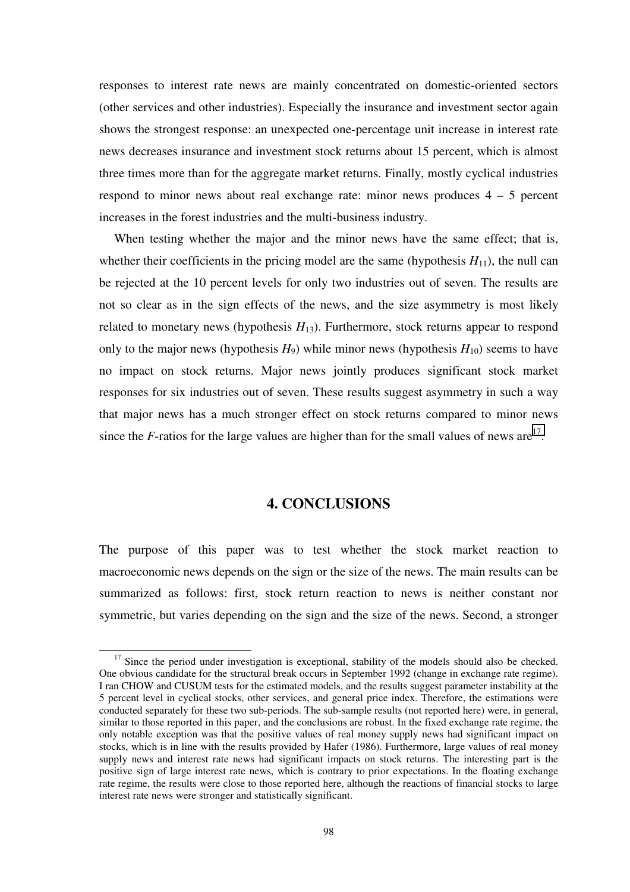responses to interest rate news are mainly concentrated on domestic-oriented sectors (other services and other industries). Especially the insurance and investment sector again shows the strongest response: an unexpected one-percentage unit increase in interest rate news decreases insurance and investment stock returns about 15 percent, which is almost three times more than for the aggregate market returns. Finally, mostly cyclical industries respond to minor news about real exchange rate: minor news produces 4 – 5 percent increases in the forest industries and the multi-business industry.

When testing whether the major and the minor news have the same effect; that is, whether their coefficients in the pricing model are the same (hypothesis $H_{11}$), the null can be rejected at the 10 percent levels for only two industries out of seven. The results are not so clear as in the sign effects of the news, and the size asymmetry is most likely related to monetary news (hypothesis $H_{13}$). Furthermore, stock returns appear to respond only to the major news (hypothesis $H_9$) while minor news (hypothesis $H_{10}$) seems to have no impact on stock returns. Major news jointly produces significant stock market responses for six industries out of seven. These results suggest asymmetry in such a way that major news has a much stronger effect on stock returns compared to minor news since the *F*-ratios for the large values are higher than for the small values of news are[17].

## 4. CONCLUSIONS

The purpose of this paper was to test whether the stock market reaction to macroeconomic news depends on the sign or the size of the news. The main results can be summarized as follows: first, stock return reaction to news is neither constant nor symmetric, but varies depending on the sign and the size of the news. Second, a stronger

---

[17] Since the period under investigation is exceptional, stability of the models should also be checked. One obvious candidate for the structural break occurs in September 1992 (change in exchange rate regime). I ran CHOW and CUSUM tests for the estimated models, and the results suggest parameter instability at the 5 percent level in cyclical stocks, other services, and general price index. Therefore, the estimations were conducted separately for these two sub-periods. The sub-sample results (not reported here) were, in general, similar to those reported in this paper, and the conclusions are robust. In the fixed exchange rate regime, the only notable exception was that the positive values of real money supply news had significant impact on stocks, which is in line with the results provided by Hafer (1986). Furthermore, large values of real money supply news and interest rate news had significant impacts on stock returns. The interesting part is the positive sign of large interest rate news, which is contrary to prior expectations. In the floating exchange rate regime, the results were close to those reported here, although the reactions of financial stocks to large interest rate news were stronger and statistically significant.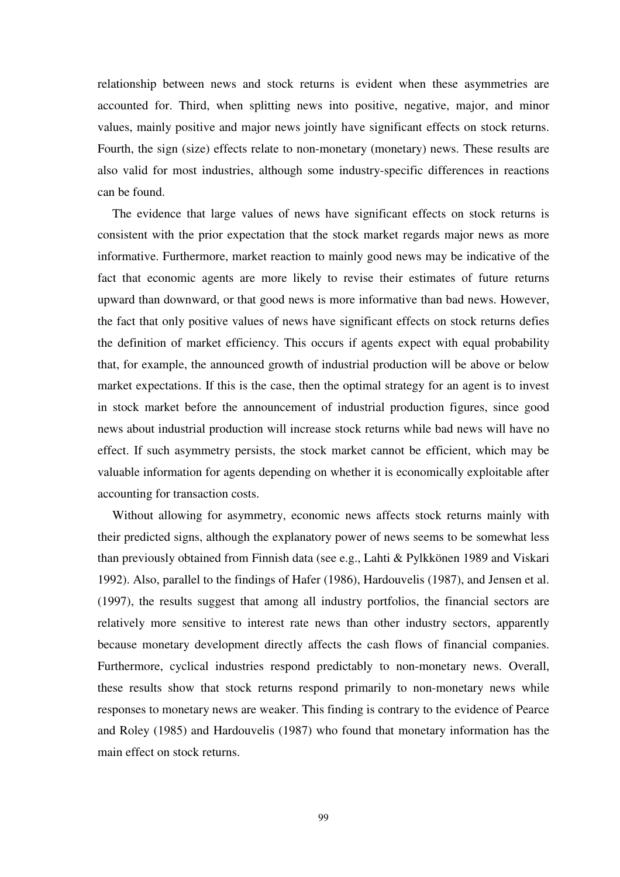relationship between news and stock returns is evident when these asymmetries are accounted for. Third, when splitting news into positive, negative, major, and minor values, mainly positive and major news jointly have significant effects on stock returns. Fourth, the sign (size) effects relate to non-monetary (monetary) news. These results are also valid for most industries, although some industry-specific differences in reactions can be found.

The evidence that large values of news have significant effects on stock returns is consistent with the prior expectation that the stock market regards major news as more informative. Furthermore, market reaction to mainly good news may be indicative of the fact that economic agents are more likely to revise their estimates of future returns upward than downward, or that good news is more informative than bad news. However, the fact that only positive values of news have significant effects on stock returns defies the definition of market efficiency. This occurs if agents expect with equal probability that, for example, the announced growth of industrial production will be above or below market expectations. If this is the case, then the optimal strategy for an agent is to invest in stock market before the announcement of industrial production figures, since good news about industrial production will increase stock returns while bad news will have no effect. If such asymmetry persists, the stock market cannot be efficient, which may be valuable information for agents depending on whether it is economically exploitable after accounting for transaction costs.

Without allowing for asymmetry, economic news affects stock returns mainly with their predicted signs, although the explanatory power of news seems to be somewhat less than previously obtained from Finnish data (see e.g., Lahti & Pylkkönen 1989 and Viskari 1992). Also, parallel to the findings of Hafer (1986), Hardouvelis (1987), and Jensen et al. (1997), the results suggest that among all industry portfolios, the financial sectors are relatively more sensitive to interest rate news than other industry sectors, apparently because monetary development directly affects the cash flows of financial companies. Furthermore, cyclical industries respond predictably to non-monetary news. Overall, these results show that stock returns respond primarily to non-monetary news while responses to monetary news are weaker. This finding is contrary to the evidence of Pearce and Roley (1985) and Hardouvelis (1987) who found that monetary information has the main effect on stock returns.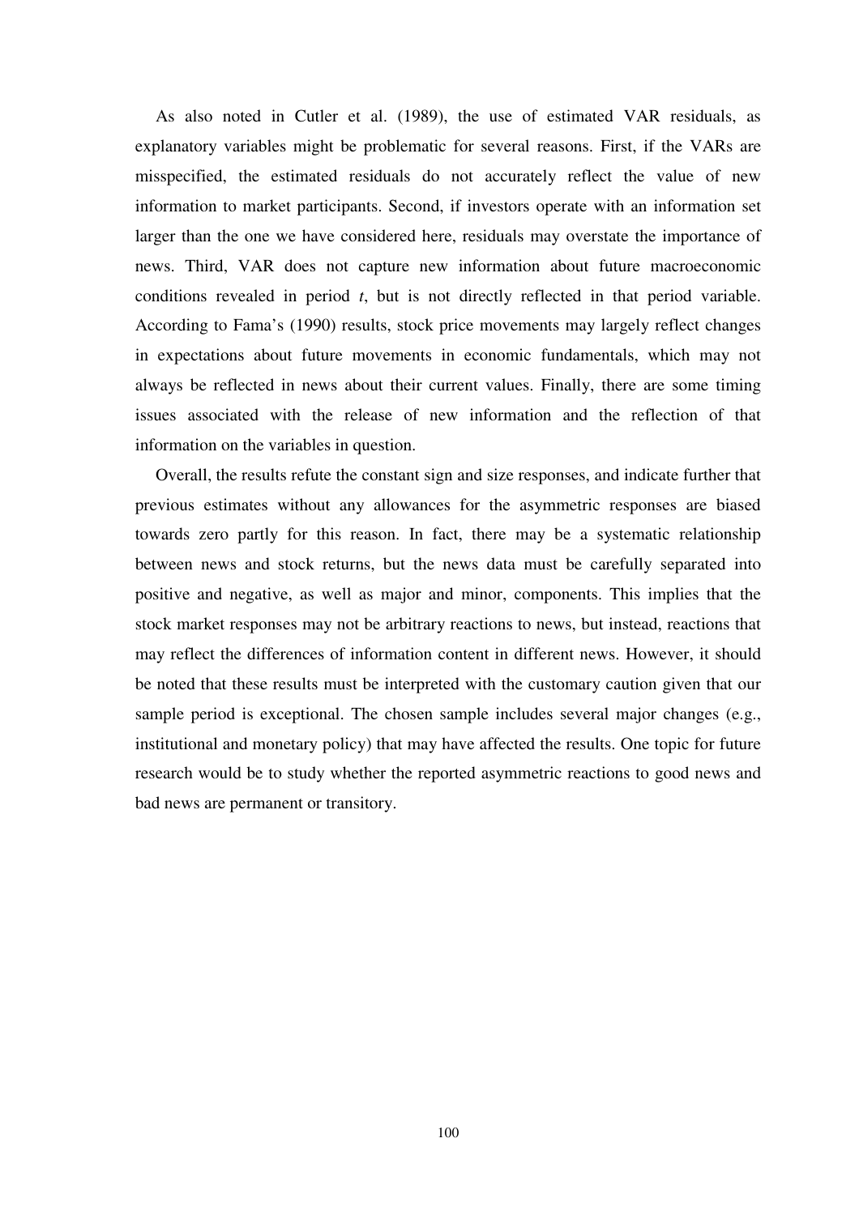As also noted in Cutler et al. (1989), the use of estimated VAR residuals, as explanatory variables might be problematic for several reasons. First, if the VARs are misspecified, the estimated residuals do not accurately reflect the value of new information to market participants. Second, if investors operate with an information set larger than the one we have considered here, residuals may overstate the importance of news. Third, VAR does not capture new information about future macroeconomic conditions revealed in period *t*, but is not directly reflected in that period variable. According to Fama's (1990) results, stock price movements may largely reflect changes in expectations about future movements in economic fundamentals, which may not always be reflected in news about their current values. Finally, there are some timing issues associated with the release of new information and the reflection of that information on the variables in question.

Overall, the results refute the constant sign and size responses, and indicate further that previous estimates without any allowances for the asymmetric responses are biased towards zero partly for this reason. In fact, there may be a systematic relationship between news and stock returns, but the news data must be carefully separated into positive and negative, as well as major and minor, components. This implies that the stock market responses may not be arbitrary reactions to news, but instead, reactions that may reflect the differences of information content in different news. However, it should be noted that these results must be interpreted with the customary caution given that our sample period is exceptional. The chosen sample includes several major changes (e.g., institutional and monetary policy) that may have affected the results. One topic for future research would be to study whether the reported asymmetric reactions to good news and bad news are permanent or transitory.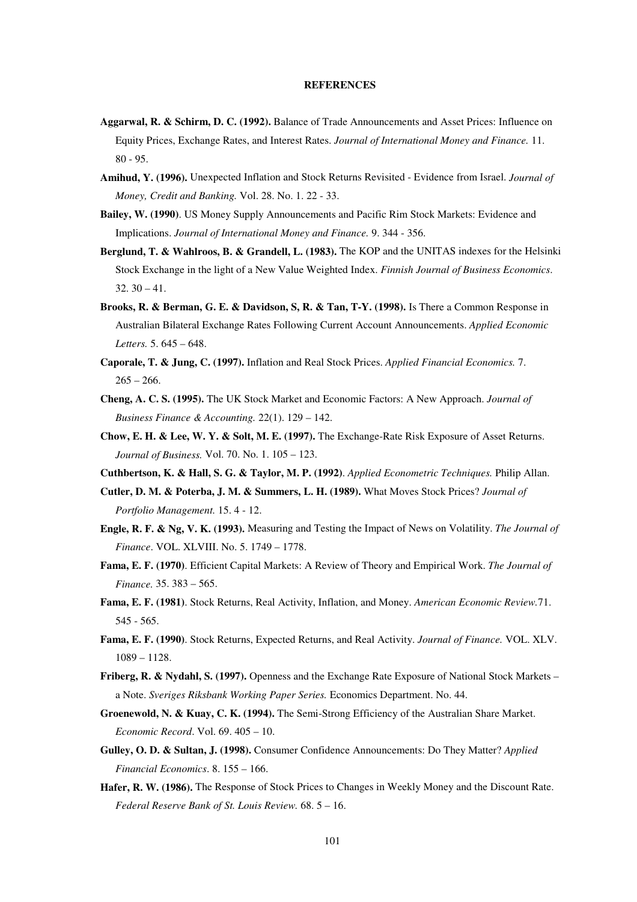# REFERENCES

**Aggarwal, R. & Schirm, D. C. (1992).** Balance of Trade Announcements and Asset Prices: Influence on Equity Prices, Exchange Rates, and Interest Rates. *Journal of International Money and Finance.* 11. 80 - 95.

**Amihud, Y. (1996).** Unexpected Inflation and Stock Returns Revisited - Evidence from Israel. *Journal of Money, Credit and Banking.* Vol. 28. No. 1. 22 - 33.

**Bailey, W. (1990)**. US Money Supply Announcements and Pacific Rim Stock Markets: Evidence and Implications. *Journal of International Money and Finance.* 9. 344 - 356.

**Berglund, T. & Wahlroos, B. & Grandell, L. (1983).** The KOP and the UNITAS indexes for the Helsinki Stock Exchange in the light of a New Value Weighted Index. *Finnish Journal of Business Economics*. 32. 30 – 41.

**Brooks, R. & Berman, G. E. & Davidson, S, R. & Tan, T-Y. (1998).** Is There a Common Response in Australian Bilateral Exchange Rates Following Current Account Announcements. *Applied Economic Letters.* 5. 645 – 648.

**Caporale, T. & Jung, C. (1997).** Inflation and Real Stock Prices. *Applied Financial Economics.* 7. 265 – 266.

**Cheng, A. C. S. (1995).** The UK Stock Market and Economic Factors: A New Approach. *Journal of Business Finance & Accounting.* 22(1). 129 – 142.

**Chow, E. H. & Lee, W. Y. & Solt, M. E. (1997).** The Exchange-Rate Risk Exposure of Asset Returns. *Journal of Business.* Vol. 70. No. 1. 105 – 123.

**Cuthbertson, K. & Hall, S. G. & Taylor, M. P. (1992)**. *Applied Econometric Techniques.* Philip Allan.

**Cutler, D. M. & Poterba, J. M. & Summers, L. H. (1989).** What Moves Stock Prices? *Journal of Portfolio Management.* 15. 4 - 12.

**Engle, R. F. & Ng, V. K. (1993).** Measuring and Testing the Impact of News on Volatility. *The Journal of Finance*. VOL. XLVIII. No. 5. 1749 – 1778.

**Fama, E. F. (1970)**. Efficient Capital Markets: A Review of Theory and Empirical Work. *The Journal of Finance.* 35. 383 – 565.

**Fama, E. F. (1981)**. Stock Returns, Real Activity, Inflation, and Money. *American Economic Review.*71. 545 - 565.

**Fama, E. F. (1990)**. Stock Returns, Expected Returns, and Real Activity. *Journal of Finance.* VOL. XLV. 1089 – 1128.

**Friberg, R. & Nydahl, S. (1997).** Openness and the Exchange Rate Exposure of National Stock Markets – a Note. *Sveriges Riksbank Working Paper Series.* Economics Department. No. 44.

**Groenewold, N. & Kuay, C. K. (1994).** The Semi-Strong Efficiency of the Australian Share Market. *Economic Record*. Vol. 69. 405 – 10.

**Gulley, O. D. & Sultan, J. (1998).** Consumer Confidence Announcements: Do They Matter? *Applied Financial Economics*. 8. 155 – 166.

**Hafer, R. W. (1986).** The Response of Stock Prices to Changes in Weekly Money and the Discount Rate. *Federal Reserve Bank of St. Louis Review.* 68. 5 – 16.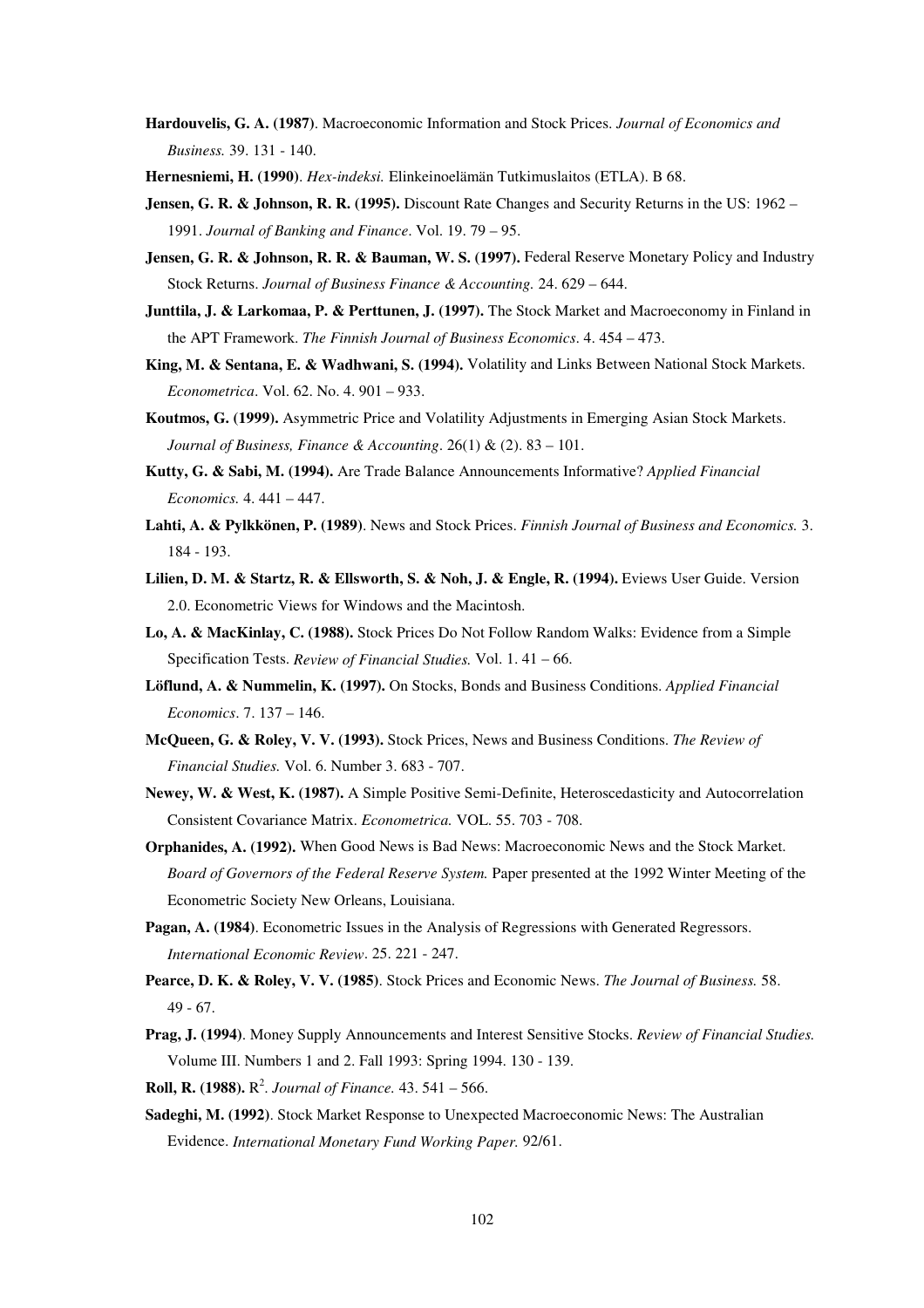**Hardouvelis, G. A. (1987)**. Macroeconomic Information and Stock Prices. *Journal of Economics and Business.* 39. 131 - 140.

**Hernesniemi, H. (1990)**. *Hex-indeksi.* Elinkeinoelämän Tutkimuslaitos (ETLA). B 68.

**Jensen, G. R. & Johnson, R. R. (1995).** Discount Rate Changes and Security Returns in the US: 1962 – 1991. *Journal of Banking and Finance*. Vol. 19. 79 – 95.

**Jensen, G. R. & Johnson, R. R. & Bauman, W. S. (1997).** Federal Reserve Monetary Policy and Industry Stock Returns. *Journal of Business Finance & Accounting.* 24. 629 – 644.

**Junttila, J. & Larkomaa, P. & Perttunen, J. (1997).** The Stock Market and Macroeconomy in Finland in the APT Framework. *The Finnish Journal of Business Economics*. 4. 454 – 473.

**King, M. & Sentana, E. & Wadhwani, S. (1994).** Volatility and Links Between National Stock Markets. *Econometrica*. Vol. 62. No. 4. 901 – 933.

**Koutmos, G. (1999).** Asymmetric Price and Volatility Adjustments in Emerging Asian Stock Markets. *Journal of Business, Finance & Accounting*. 26(1) & (2). 83 – 101.

**Kutty, G. & Sabi, M. (1994).** Are Trade Balance Announcements Informative? *Applied Financial Economics.* 4. 441 – 447.

**Lahti, A. & Pylkkönen, P. (1989)**. News and Stock Prices. *Finnish Journal of Business and Economics.* 3. 184 - 193.

**Lilien, D. M. & Startz, R. & Ellsworth, S. & Noh, J. & Engle, R. (1994).** Eviews User Guide. Version 2.0. Econometric Views for Windows and the Macintosh.

**Lo, A. & MacKinlay, C. (1988).** Stock Prices Do Not Follow Random Walks: Evidence from a Simple Specification Tests. *Review of Financial Studies.* Vol. 1. 41 – 66.

**Löflund, A. & Nummelin, K. (1997).** On Stocks, Bonds and Business Conditions. *Applied Financial Economics*. 7. 137 – 146.

**McQueen, G. & Roley, V. V. (1993).** Stock Prices, News and Business Conditions. *The Review of Financial Studies.* Vol. 6. Number 3. 683 - 707.

**Newey, W. & West, K. (1987).** A Simple Positive Semi-Definite, Heteroscedasticity and Autocorrelation Consistent Covariance Matrix. *Econometrica.* VOL. 55. 703 - 708.

**Orphanides, A. (1992).** When Good News is Bad News: Macroeconomic News and the Stock Market. *Board of Governors of the Federal Reserve System.* Paper presented at the 1992 Winter Meeting of the Econometric Society New Orleans, Louisiana.

**Pagan, A. (1984)**. Econometric Issues in the Analysis of Regressions with Generated Regressors. *International Economic Review*. 25. 221 - 247.

**Pearce, D. K. & Roley, V. V. (1985)**. Stock Prices and Economic News. *The Journal of Business.* 58. 49 - 67.

**Prag, J. (1994)**. Money Supply Announcements and Interest Sensitive Stocks. *Review of Financial Studies.* Volume III. Numbers 1 and 2. Fall 1993: Spring 1994. 130 - 139.

**Roll, R. (1988).** $R^2$. *Journal of Finance.* 43. 541 – 566.

**Sadeghi, M. (1992)**. Stock Market Response to Unexpected Macroeconomic News: The Australian Evidence. *International Monetary Fund Working Paper.* 92/61.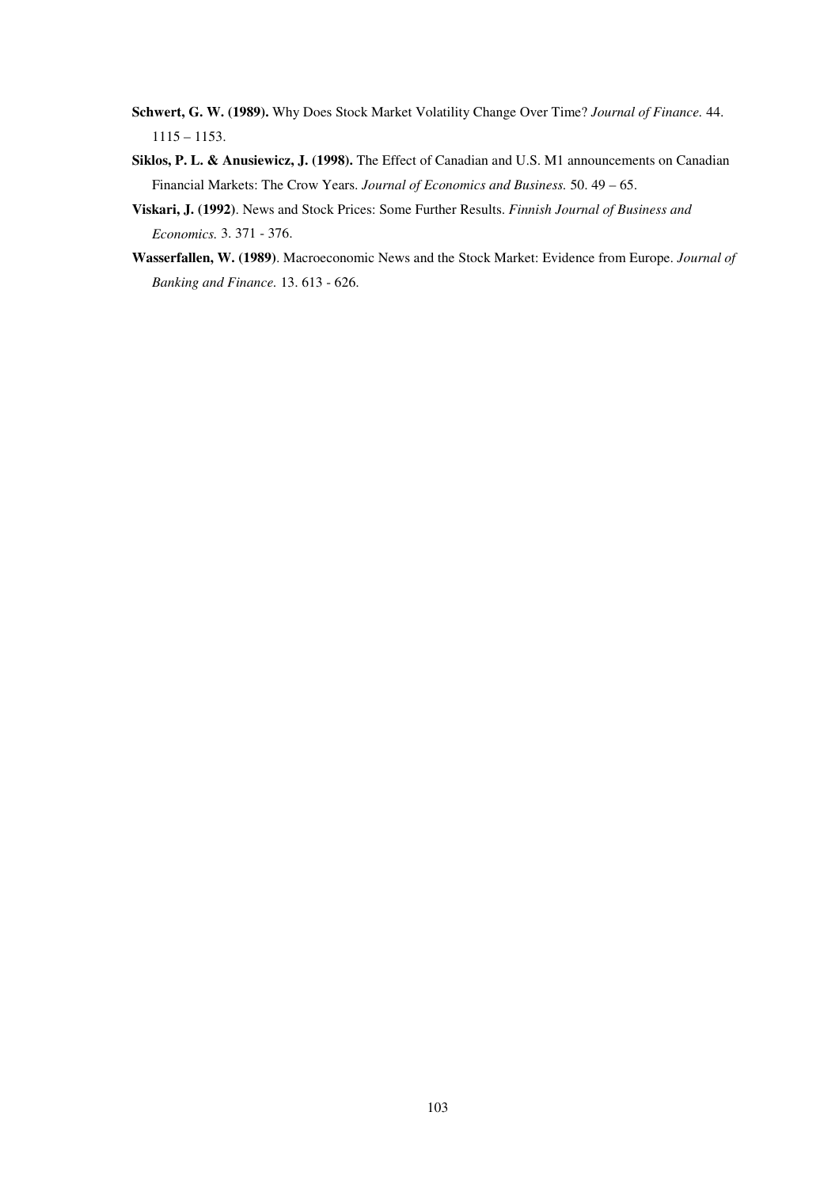**Schwert, G. W. (1989).** Why Does Stock Market Volatility Change Over Time? *Journal of Finance.* 44. 1115 – 1153.

**Siklos, P. L. & Anusiewicz, J. (1998).** The Effect of Canadian and U.S. M1 announcements on Canadian Financial Markets: The Crow Years. *Journal of Economics and Business.* 50. 49 – 65.

**Viskari, J. (1992)**. News and Stock Prices: Some Further Results. *Finnish Journal of Business and Economics.* 3. 371 - 376.

**Wasserfallen, W. (1989)**. Macroeconomic News and the Stock Market: Evidence from Europe. *Journal of Banking and Finance.* 13. 613 - 626.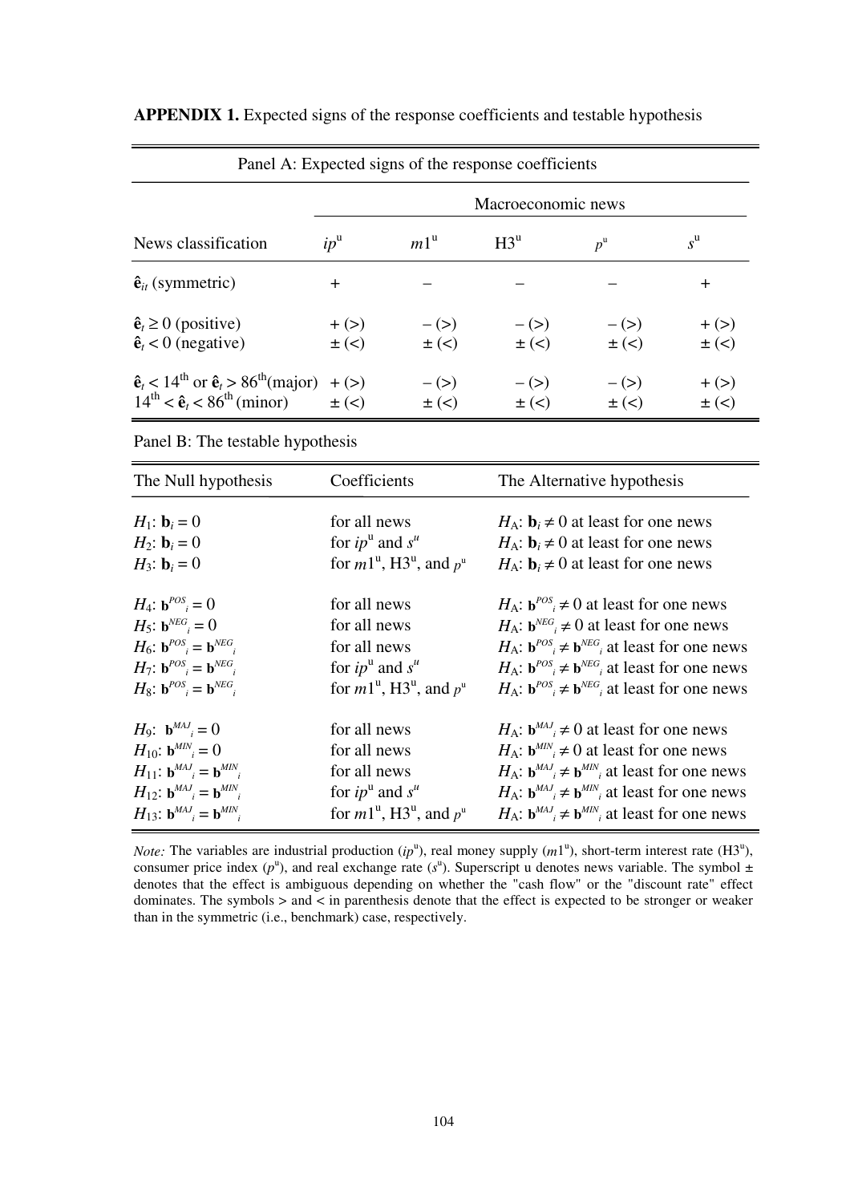**APPENDIX 1.** Expected signs of the response coefficients and testable hypothesis

Panel A: Expected signs of the response coefficients

| | Macroeconomic news | | | | |
|---|---|---|---|---|---|
| News classification | $ip^{\mathrm{u}}$ | $m1^{\mathrm{u}}$ | $\mathrm{H3}^{\mathrm{u}}$ | $p^{\mathrm{u}}$ | $s^{\mathrm{u}}$ |
| $\hat{\mathbf{e}}_{it}$ (symmetric) | + | – | – | – | + |
| $\hat{\mathbf{e}}_t \geq 0$ (positive) | + (>) | – (>) | – (>) | – (>) | + (>) |
| $\hat{\mathbf{e}}_t < 0$ (negative) | ± (<) | ± (<) | ± (<) | ± (<) | ± (<) |
| $\hat{\mathbf{e}}_t < 14^{\text{th}}$ or $\hat{\mathbf{e}}_t > 86^{\text{th}}$(major) | + (>) | – (>) | – (>) | – (>) | + (>) |
| $14^{\text{th}} < \hat{\mathbf{e}}_t < 86^{\text{th}}$ (minor) | ± (<) | ± (<) | ± (<) | ± (<) | ± (<) |

Panel B: The testable hypothesis

| The Null hypothesis | Coefficients | The Alternative hypothesis |
|---|---|---|
| $H_1$: $\mathbf{b}_i = 0$ | for all news | $H_A$: $\mathbf{b}_i \neq 0$ at least for one news |
| $H_2$: $\mathbf{b}_i = 0$ | for $ip^{\mathrm{u}}$ and $s^{u}$ | $H_A$: $\mathbf{b}_i \neq 0$ at least for one news |
| $H_3$: $\mathbf{b}_i = 0$ | for $m1^{\mathrm{u}}$, $\mathrm{H3}^{\mathrm{u}}$, and $p^{\mathrm{u}}$ | $H_A$: $\mathbf{b}_i \neq 0$ at least for one news |
| $H_4$: $\mathbf{b}^{POS}_i = 0$ | for all news | $H_A$: $\mathbf{b}^{POS}_i \neq 0$ at least for one news |
| $H_5$: $\mathbf{b}^{NEG}_i = 0$ | for all news | $H_A$: $\mathbf{b}^{NEG}_i \neq 0$ at least for one news |
| $H_6$: $\mathbf{b}^{POS}_i = \mathbf{b}^{NEG}_i$ | for all news | $H_A$: $\mathbf{b}^{POS}_i \neq \mathbf{b}^{NEG}_i$ at least for one news |
| $H_7$: $\mathbf{b}^{POS}_i = \mathbf{b}^{NEG}_i$ | for $ip^{\mathrm{u}}$ and $s^{u}$ | $H_A$: $\mathbf{b}^{POS}_i \neq \mathbf{b}^{NEG}_i$ at least for one news |
| $H_8$: $\mathbf{b}^{POS}_i = \mathbf{b}^{NEG}_i$ | for $m1^{\mathrm{u}}$, $\mathrm{H3}^{\mathrm{u}}$, and $p^{\mathrm{u}}$ | $H_A$: $\mathbf{b}^{POS}_i \neq \mathbf{b}^{NEG}_i$ at least for one news |
| $H_9$: $\mathbf{b}^{MAJ}_i = 0$ | for all news | $H_A$: $\mathbf{b}^{MAJ}_i \neq 0$ at least for one news |
| $H_{10}$: $\mathbf{b}^{MIN}_i = 0$ | for all news | $H_A$: $\mathbf{b}^{MIN}_i \neq 0$ at least for one news |
| $H_{11}$: $\mathbf{b}^{MAJ}_i = \mathbf{b}^{MIN}_i$ | for all news | $H_A$: $\mathbf{b}^{MAJ}_i \neq \mathbf{b}^{MIN}_i$ at least for one news |
| $H_{12}$: $\mathbf{b}^{MAJ}_i = \mathbf{b}^{MIN}_i$ | for $ip^{\mathrm{u}}$ and $s^{u}$ | $H_A$: $\mathbf{b}^{MAJ}_i \neq \mathbf{b}^{MIN}_i$ at least for one news |
| $H_{13}$: $\mathbf{b}^{MAJ}_i = \mathbf{b}^{MIN}_i$ | for $m1^{\mathrm{u}}$, $\mathrm{H3}^{\mathrm{u}}$, and $p^{\mathrm{u}}$ | $H_A$: $\mathbf{b}^{MAJ}_i \neq \mathbf{b}^{MIN}_i$ at least for one news |

*Note:* The variables are industrial production ($ip^{\mathrm{u}}$), real money supply ($m1^{\mathrm{u}}$), short-term interest rate ($\mathrm{H3}^{\mathrm{u}}$), consumer price index ($p^{\mathrm{u}}$), and real exchange rate ($s^{\mathrm{u}}$). Superscript u denotes news variable. The symbol ± denotes that the effect is ambiguous depending on whether the "cash flow" or the "discount rate" effect dominates. The symbols > and < in parenthesis denote that the effect is expected to be stronger or weaker than in the symmetric (i.e., benchmark) case, respectively.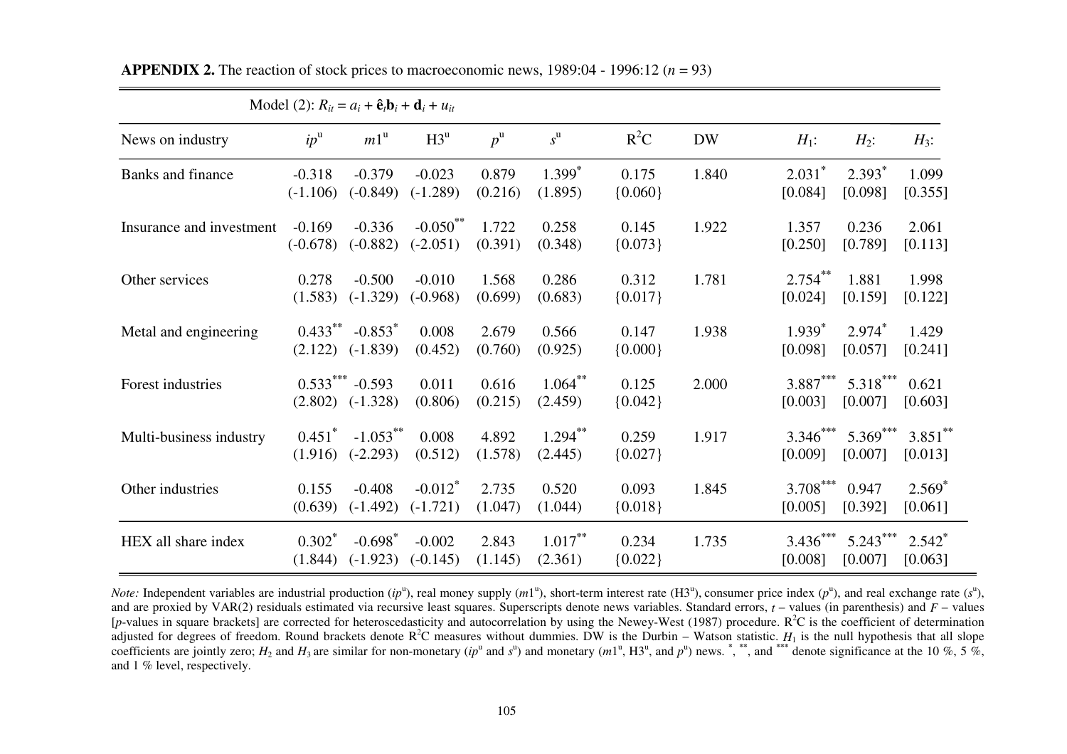**APPENDIX 2.** The reaction of stock prices to macroeconomic news, 1989:04 - 1996:12 ($n$ = 93)

| Model (2): $R_{it} = a_i + \hat{\mathbf{e}}_t\mathbf{b}_i + \mathbf{d}_i + u_{it}$ | | | | | | | | | | |
|---|---|---|---|---|---|---|---|---|---|---|
| News on industry | $ip^u$ | $m1^u$ | $H3^u$ | $p^u$ | $s^u$ | $R^2C$ | DW | $H_1$: | $H_2$: | $H_3$: |
| Banks and finance | -0.318 | -0.379 | -0.023 | 0.879 | 1.399* | 0.175 | 1.840 | 2.031* | 2.393* | 1.099 |
| | (-1.106) | (-0.849) | (-1.289) | (0.216) | (1.895) | {0.060} | | [0.084] | [0.098] | [0.355] |
| Insurance and investment | -0.169 | -0.336 | -0.050** | 1.722 | 0.258 | 0.145 | 1.922 | 1.357 | 0.236 | 2.061 |
| | (-0.678) | (-0.882) | (-2.051) | (0.391) | (0.348) | {0.073} | | [0.250] | [0.789] | [0.113] |
| Other services | 0.278 | -0.500 | -0.010 | 1.568 | 0.286 | 0.312 | 1.781 | 2.754** | 1.881 | 1.998 |
| | (1.583) | (-1.329) | (-0.968) | (0.699) | (0.683) | {0.017} | | [0.024] | [0.159] | [0.122] |
| Metal and engineering | 0.433** | -0.853* | 0.008 | 2.679 | 0.566 | 0.147 | 1.938 | 1.939* | 2.974* | 1.429 |
| | (2.122) | (-1.839) | (0.452) | (0.760) | (0.925) | {0.000} | | [0.098] | [0.057] | [0.241] |
| Forest industries | 0.533*** | -0.593 | 0.011 | 0.616 | 1.064** | 0.125 | 2.000 | 3.887*** | 5.318*** | 0.621 |
| | (2.802) | (-1.328) | (0.806) | (0.215) | (2.459) | {0.042} | | [0.003] | [0.007] | [0.603] |
| Multi-business industry | 0.451* | -1.053** | 0.008 | 4.892 | 1.294** | 0.259 | 1.917 | 3.346*** | 5.369*** | 3.851** |
| | (1.916) | (-2.293) | (0.512) | (1.578) | (2.445) | {0.027} | | [0.009] | [0.007] | [0.013] |
| Other industries | 0.155 | -0.408 | -0.012* | 2.735 | 0.520 | 0.093 | 1.845 | 3.708*** | 0.947 | 2.569* |
| | (0.639) | (-1.492) | (-1.721) | (1.047) | (1.044) | {0.018} | | [0.005] | [0.392] | [0.061] |
| HEX all share index | 0.302* | -0.698* | -0.002 | 2.843 | 1.017** | 0.234 | 1.735 | 3.436*** | 5.243*** | 2.542* |
| | (1.844) | (-1.923) | (-0.145) | (1.145) | (2.361) | {0.022} | | [0.008] | [0.007] | [0.063] |

*Note:* Independent variables are industrial production ($ip^u$), real money supply ($m1^u$), short-term interest rate ($H3^u$), consumer price index ($p^u$), and real exchange rate ($s^u$), and are proxied by VAR(2) residuals estimated via recursive least squares. Superscripts denote news variables. Standard errors, $t$ – values (in parenthesis) and $F$ – values [$p$-values in square brackets] are corrected for heteroscedasticity and autocorrelation by using the Newey-West (1987) procedure. $R^2C$ is the coefficient of determination adjusted for degrees of freedom. Round brackets denote $R^2C$ measures without dummies. DW is the Durbin – Watson statistic. $H_1$ is the null hypothesis that all slope coefficients are jointly zero; $H_2$ and $H_3$ are similar for non-monetary ($ip^u$ and $s^u$) and monetary ($m1^u$, $H3^u$, and $p^u$) news. *, **, and *** denote significance at the 10 %, 5 %, and 1 % level, respectively.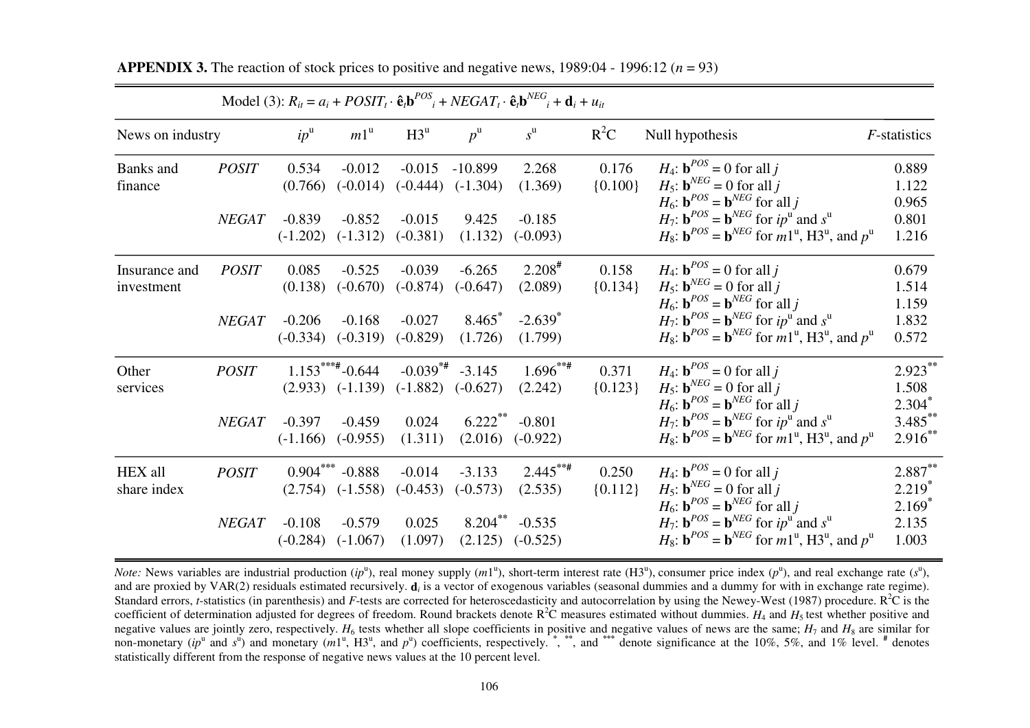**APPENDIX 3.** The reaction of stock prices to positive and negative news, 1989:04 - 1996:12 ($n$ = 93)

Model (3): $R_{it} = a_i + POSIT_t \cdot \hat{\mathbf{e}}_t\mathbf{b}^{POS}_i + NEGAT_t \cdot \hat{\mathbf{e}}_t\mathbf{b}^{NEG}_i + \mathbf{d}_i + u_{it}$

| News on industry | | $ip^u$ | $m1^u$ | H3$^u$ | $p^u$ | $s^u$ | R$^2$C | Null hypothesis | $F$-statistics |
|---|---|---|---|---|---|---|---|---|---|
| Banks and finance | *POSIT* | 0.534 | -0.012 | -0.015 | -10.899 | 2.268 | 0.176 | $H_4$: $\mathbf{b}^{POS} = 0$ for all $j$ | 0.889 |
| | | (0.766) | (-0.014) | (-0.444) | (-1.304) | (1.369) | {0.100} | $H_5$: $\mathbf{b}^{NEG} = 0$ for all $j$ | 1.122 |
| | | | | | | | | $H_6$: $\mathbf{b}^{POS} = \mathbf{b}^{NEG}$ for all $j$ | 0.965 |
| | *NEGAT* | -0.839 | -0.852 | -0.015 | 9.425 | -0.185 | | $H_7$: $\mathbf{b}^{POS} = \mathbf{b}^{NEG}$ for $ip^u$ and $s^u$ | 0.801 |
| | | (-1.202) | (-1.312) | (-0.381) | (1.132) | (-0.093) | | $H_8$: $\mathbf{b}^{POS} = \mathbf{b}^{NEG}$ for $m1^u$, H3$^u$, and $p^u$ | 1.216 |
| Insurance and investment | *POSIT* | 0.085 | -0.525 | -0.039 | -6.265 | 2.208$^{\#}$ | 0.158 | $H_4$: $\mathbf{b}^{POS} = 0$ for all $j$ | 0.679 |
| | | (0.138) | (-0.670) | (-0.874) | (-0.647) | (2.089) | {0.134} | $H_5$: $\mathbf{b}^{NEG} = 0$ for all $j$ | 1.514 |
| | | | | | | | | $H_6$: $\mathbf{b}^{POS} = \mathbf{b}^{NEG}$ for all $j$ | 1.159 |
| | *NEGAT* | -0.206 | -0.168 | -0.027 | 8.465$^{*}$ | -2.639$^{*}$ | | $H_7$: $\mathbf{b}^{POS} = \mathbf{b}^{NEG}$ for $ip^u$ and $s^u$ | 1.832 |
| | | (-0.334) | (-0.319) | (-0.829) | (1.726) | (1.799) | | $H_8$: $\mathbf{b}^{POS} = \mathbf{b}^{NEG}$ for $m1^u$, H3$^u$, and $p^u$ | 0.572 |
| Other services | *POSIT* | 1.153$^{***\#}$ | -0.644 | -0.039$^{*\#}$ | -3.145 | 1.696$^{**\#}$ | 0.371 | $H_4$: $\mathbf{b}^{POS} = 0$ for all $j$ | 2.923$^{**}$ |
| | | (2.933) | (-1.139) | (-1.882) | (-0.627) | (2.242) | {0.123} | $H_5$: $\mathbf{b}^{NEG} = 0$ for all $j$ | 1.508 |
| | | | | | | | | $H_6$: $\mathbf{b}^{POS} = \mathbf{b}^{NEG}$ for all $j$ | 2.304$^{*}$ |
| | *NEGAT* | -0.397 | -0.459 | 0.024 | 6.222$^{**}$ | -0.801 | | $H_7$: $\mathbf{b}^{POS} = \mathbf{b}^{NEG}$ for $ip^u$ and $s^u$ | 3.485$^{**}$ |
| | | (-1.166) | (-0.955) | (1.311) | (2.016) | (-0.922) | | $H_8$: $\mathbf{b}^{POS} = \mathbf{b}^{NEG}$ for $m1^u$, H3$^u$, and $p^u$ | 2.916$^{**}$ |
| HEX all share index | *POSIT* | 0.904$^{***}$ | -0.888 | -0.014 | -3.133 | 2.445$^{**\#}$ | 0.250 | $H_4$: $\mathbf{b}^{POS} = 0$ for all $j$ | 2.887$^{**}$ |
| | | (2.754) | (-1.558) | (-0.453) | (-0.573) | (2.535) | {0.112} | $H_5$: $\mathbf{b}^{NEG} = 0$ for all $j$ | 2.219$^{*}$ |
| | | | | | | | | $H_6$: $\mathbf{b}^{POS} = \mathbf{b}^{NEG}$ for all $j$ | 2.169$^{*}$ |
| | *NEGAT* | -0.108 | -0.579 | 0.025 | 8.204$^{**}$ | -0.535 | | $H_7$: $\mathbf{b}^{POS} = \mathbf{b}^{NEG}$ for $ip^u$ and $s^u$ | 2.135 |
| | | (-0.284) | (-1.067) | (1.097) | (2.125) | (-0.525) | | $H_8$: $\mathbf{b}^{POS} = \mathbf{b}^{NEG}$ for $m1^u$, H3$^u$, and $p^u$ | 1.003 |

*Note:* News variables are industrial production ($ip^u$), real money supply ($m1^u$), short-term interest rate (H3$^u$), consumer price index ($p^u$), and real exchange rate ($s^u$), and are proxied by VAR(2) residuals estimated recursively. $\mathbf{d}_i$ is a vector of exogenous variables (seasonal dummies and a dummy for with in exchange rate regime). Standard errors, $t$-statistics (in parenthesis) and $F$-tests are corrected for heteroscedasticity and autocorrelation by using the Newey-West (1987) procedure. R$^2$C is the coefficient of determination adjusted for degrees of freedom. Round brackets denote R$^2$C measures estimated without dummies. $H_4$ and $H_5$ test whether positive and negative values are jointly zero, respectively. $H_6$ tests whether all slope coefficients in positive and negative values of news are the same; $H_7$ and $H_8$ are similar for non-monetary ($ip^u$ and $s^u$) and monetary ($m1^u$, H3$^u$, and $p^u$) coefficients, respectively. $^{*}$, $^{**}$, and $^{***}$ denote significance at the 10%, 5%, and 1% level. $^{\#}$ denotes statistically different from the response of negative news values at the 10 percent level.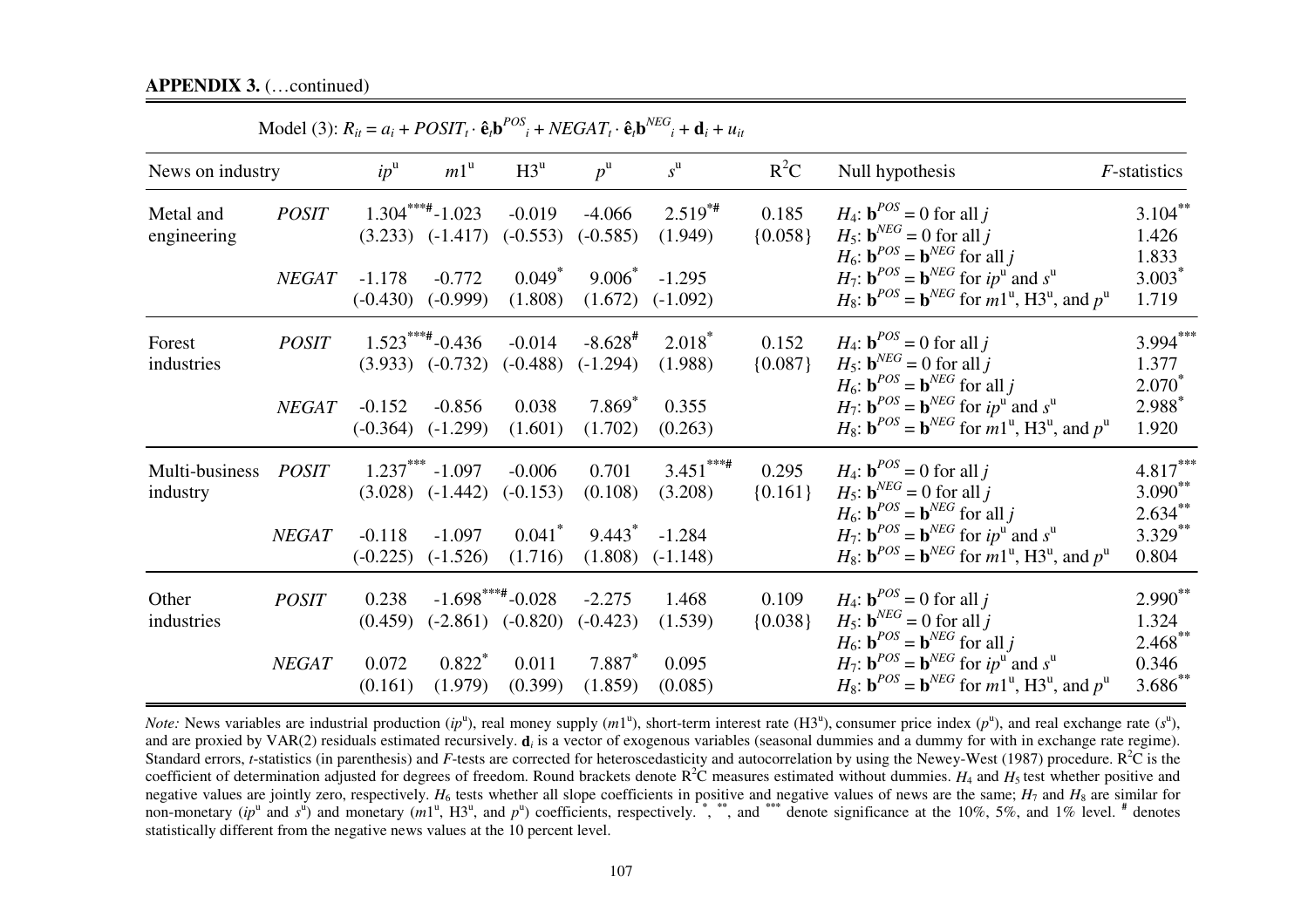**APPENDIX 3.** (…continued)

Model (3): $R_{it} = a_i + POSIT_t \cdot \hat{\mathbf{e}}_t \mathbf{b}^{POS}_i + NEGAT_t \cdot \hat{\mathbf{e}}_t \mathbf{b}^{NEG}_i + \mathbf{d}_i + u_{it}$

| News on industry | | $ip^u$ | $m1^u$ | $H3^u$ | $p^u$ | $s^u$ | $R^2C$ | Null hypothesis | *F*-statistics |
|---|---|---|---|---|---|---|---|---|---|
| Metal and engineering | *POSIT* | 1.304***# | -1.023 | -0.019 | -4.066 | 2.519*# | 0.185 | $H_4$: $\mathbf{b}^{POS} = 0$ for all $j$ | 3.104** |
| | | (3.233) | (-1.417) | (-0.553) | (-0.585) | (1.949) | {0.058} | $H_5$: $\mathbf{b}^{NEG} = 0$ for all $j$ | 1.426 |
| | | | | | | | | $H_6$: $\mathbf{b}^{POS} = \mathbf{b}^{NEG}$ for all $j$ | 1.833 |
| | *NEGAT* | -1.178 | -0.772 | 0.049* | 9.006* | -1.295 | | $H_7$: $\mathbf{b}^{POS} = \mathbf{b}^{NEG}$ for $ip^u$ and $s^u$ | 3.003* |
| | | (-0.430) | (-0.999) | (1.808) | (1.672) | (-1.092) | | $H_8$: $\mathbf{b}^{POS} = \mathbf{b}^{NEG}$ for $m1^u$, $H3^u$, and $p^u$ | 1.719 |
| Forest industries | *POSIT* | 1.523***# | -0.436 | -0.014 | -8.628# | 2.018* | 0.152 | $H_4$: $\mathbf{b}^{POS} = 0$ for all $j$ | 3.994*** |
| | | (3.933) | (-0.732) | (-0.488) | (-1.294) | (1.988) | {0.087} | $H_5$: $\mathbf{b}^{NEG} = 0$ for all $j$ | 1.377 |
| | | | | | | | | $H_6$: $\mathbf{b}^{POS} = \mathbf{b}^{NEG}$ for all $j$ | 2.070* |
| | *NEGAT* | -0.152 | -0.856 | 0.038 | 7.869* | 0.355 | | $H_7$: $\mathbf{b}^{POS} = \mathbf{b}^{NEG}$ for $ip^u$ and $s^u$ | 2.988* |
| | | (-0.364) | (-1.299) | (1.601) | (1.702) | (0.263) | | $H_8$: $\mathbf{b}^{POS} = \mathbf{b}^{NEG}$ for $m1^u$, $H3^u$, and $p^u$ | 1.920 |
| Multi-business industry | *POSIT* | 1.237*** | -1.097 | -0.006 | 0.701 | 3.451***# | 0.295 | $H_4$: $\mathbf{b}^{POS} = 0$ for all $j$ | 4.817*** |
| | | (3.028) | (-1.442) | (-0.153) | (0.108) | (3.208) | {0.161} | $H_5$: $\mathbf{b}^{NEG} = 0$ for all $j$ | 3.090** |
| | | | | | | | | $H_6$: $\mathbf{b}^{POS} = \mathbf{b}^{NEG}$ for all $j$ | 2.634** |
| | *NEGAT* | -0.118 | -1.097 | 0.041* | 9.443* | -1.284 | | $H_7$: $\mathbf{b}^{POS} = \mathbf{b}^{NEG}$ for $ip^u$ and $s^u$ | 3.329** |
| | | (-0.225) | (-1.526) | (1.716) | (1.808) | (-1.148) | | $H_8$: $\mathbf{b}^{POS} = \mathbf{b}^{NEG}$ for $m1^u$, $H3^u$, and $p^u$ | 0.804 |
| Other industries | *POSIT* | 0.238 | -1.698***# | -0.028 | -2.275 | 1.468 | 0.109 | $H_4$: $\mathbf{b}^{POS} = 0$ for all $j$ | 2.990** |
| | | (0.459) | (-2.861) | (-0.820) | (-0.423) | (1.539) | {0.038} | $H_5$: $\mathbf{b}^{NEG} = 0$ for all $j$ | 1.324 |
| | | | | | | | | $H_6$: $\mathbf{b}^{POS} = \mathbf{b}^{NEG}$ for all $j$ | 2.468** |
| | *NEGAT* | 0.072 | 0.822* | 0.011 | 7.887* | 0.095 | | $H_7$: $\mathbf{b}^{POS} = \mathbf{b}^{NEG}$ for $ip^u$ and $s^u$ | 0.346 |
| | | (0.161) | (1.979) | (0.399) | (1.859) | (0.085) | | $H_8$: $\mathbf{b}^{POS} = \mathbf{b}^{NEG}$ for $m1^u$, $H3^u$, and $p^u$ | 3.686** |

*Note:* News variables are industrial production ($ip^u$), real money supply ($m1^u$), short-term interest rate ($H3^u$), consumer price index ($p^u$), and real exchange rate ($s^u$), and are proxied by VAR(2) residuals estimated recursively. $\mathbf{d}_i$ is a vector of exogenous variables (seasonal dummies and a dummy for with in exchange rate regime). Standard errors, *t*-statistics (in parenthesis) and *F*-tests are corrected for heteroscedasticity and autocorrelation by using the Newey-West (1987) procedure. $R^2C$ is the coefficient of determination adjusted for degrees of freedom. Round brackets denote $R^2C$ measures estimated without dummies. $H_4$ and $H_5$ test whether positive and negative values are jointly zero, respectively. $H_6$ tests whether all slope coefficients in positive and negative values of news are the same; $H_7$ and $H_8$ are similar for non-monetary ($ip^u$ and $s^u$) and monetary ($m1^u$, $H3^u$, and $p^u$) coefficients, respectively. *, **, and *** denote significance at the 10%, 5%, and 1% level. # denotes statistically different from the negative news values at the 10 percent level.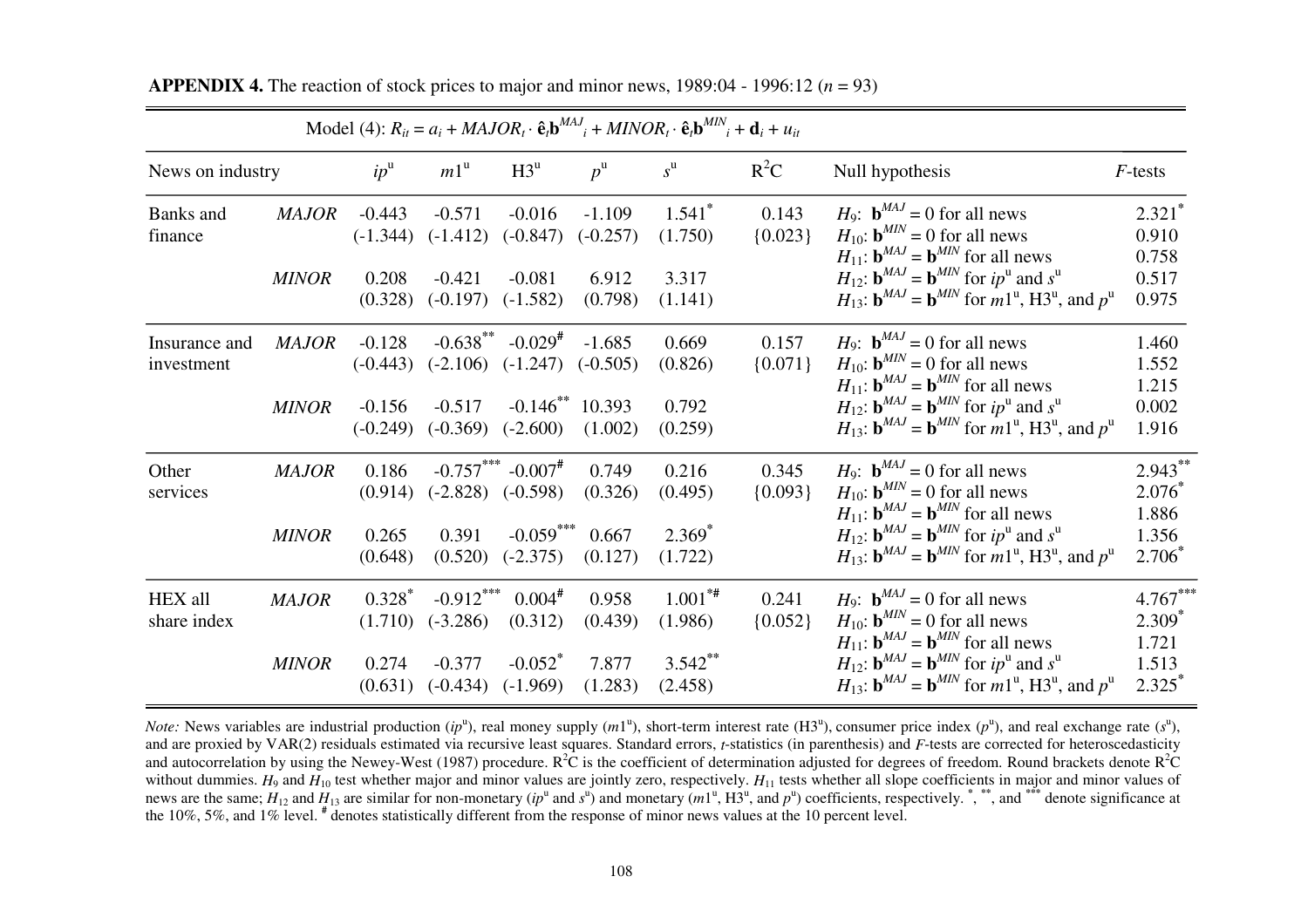**APPENDIX 4.** The reaction of stock prices to major and minor news, 1989:04 - 1996:12 ($n$ = 93)

| | | Model (4): $R_{it} = a_i + MAJOR_t \cdot \hat{\mathbf{e}}_t\mathbf{b}^{MAJ}_i + MINOR_t \cdot \hat{\mathbf{e}}_t\mathbf{b}^{MIN}_i + \mathbf{d}_i + u_{it}$ | | | | | | | |
|---|---|---|---|---|---|---|---|---|---|
| News on industry | | $ip^u$ | $m1^u$ | $H3^u$ | $p^u$ | $s^u$ | $R^2C$ | Null hypothesis | $F$-tests |
| Banks and finance | *MAJOR* | -0.443 (-1.344) | -0.571 (-1.412) | -0.016 (-0.847) | -1.109 (-0.257) | 1.541* (1.750) | 0.143 {0.023} | $H_9$: $\mathbf{b}^{MAJ} = 0$ for all news | 2.321* |
| | | | | | | | | $H_{10}$: $\mathbf{b}^{MIN} = 0$ for all news | 0.910 |
| | | | | | | | | $H_{11}$: $\mathbf{b}^{MAJ} = \mathbf{b}^{MIN}$ for all news | 0.758 |
| | *MINOR* | 0.208 (0.328) | -0.421 (-0.197) | -0.081 (-1.582) | 6.912 (0.798) | 3.317 (1.141) | | $H_{12}$: $\mathbf{b}^{MAJ} = \mathbf{b}^{MIN}$ for $ip^u$ and $s^u$ | 0.517 |
| | | | | | | | | $H_{13}$: $\mathbf{b}^{MAJ} = \mathbf{b}^{MIN}$ for $m1^u$, $H3^u$, and $p^u$ | 0.975 |
| Insurance and investment | *MAJOR* | -0.128 (-0.443) | -0.638** (-2.106) | -0.029# (-1.247) | -1.685 (-0.505) | 0.669 (0.826) | 0.157 {0.071} | $H_9$: $\mathbf{b}^{MAJ} = 0$ for all news | 1.460 |
| | | | | | | | | $H_{10}$: $\mathbf{b}^{MIN} = 0$ for all news | 1.552 |
| | | | | | | | | $H_{11}$: $\mathbf{b}^{MAJ} = \mathbf{b}^{MIN}$ for all news | 1.215 |
| | *MINOR* | -0.156 (-0.249) | -0.517 (-0.369) | -0.146** (-2.600) | 10.393 (1.002) | 0.792 (0.259) | | $H_{12}$: $\mathbf{b}^{MAJ} = \mathbf{b}^{MIN}$ for $ip^u$ and $s^u$ | 0.002 |
| | | | | | | | | $H_{13}$: $\mathbf{b}^{MAJ} = \mathbf{b}^{MIN}$ for $m1^u$, $H3^u$, and $p^u$ | 1.916 |
| Other services | *MAJOR* | 0.186 (0.914) | -0.757*** (-2.828) | -0.007# (-0.598) | 0.749 (0.326) | 0.216 (0.495) | 0.345 {0.093} | $H_9$: $\mathbf{b}^{MAJ} = 0$ for all news | 2.943** |
| | | | | | | | | $H_{10}$: $\mathbf{b}^{MIN} = 0$ for all news | 2.076* |
| | | | | | | | | $H_{11}$: $\mathbf{b}^{MAJ} = \mathbf{b}^{MIN}$ for all news | 1.886 |
| | *MINOR* | 0.265 (0.648) | 0.391 (0.520) | -0.059*** (-2.375) | 0.667 (0.127) | 2.369* (1.722) | | $H_{12}$: $\mathbf{b}^{MAJ} = \mathbf{b}^{MIN}$ for $ip^u$ and $s^u$ | 1.356 |
| | | | | | | | | $H_{13}$: $\mathbf{b}^{MAJ} = \mathbf{b}^{MIN}$ for $m1^u$, $H3^u$, and $p^u$ | 2.706* |
| HEX all share index | *MAJOR* | 0.328* (1.710) | -0.912*** (-3.286) | 0.004# (0.312) | 0.958 (0.439) | 1.001*# (1.986) | 0.241 {0.052} | $H_9$: $\mathbf{b}^{MAJ} = 0$ for all news | 4.767*** |
| | | | | | | | | $H_{10}$: $\mathbf{b}^{MIN} = 0$ for all news | 2.309* |
| | | | | | | | | $H_{11}$: $\mathbf{b}^{MAJ} = \mathbf{b}^{MIN}$ for all news | 1.721 |
| | *MINOR* | 0.274 (0.631) | -0.377 (-0.434) | -0.052* (-1.969) | 7.877 (1.283) | 3.542** (2.458) | | $H_{12}$: $\mathbf{b}^{MAJ} = \mathbf{b}^{MIN}$ for $ip^u$ and $s^u$ | 1.513 |
| | | | | | | | | $H_{13}$: $\mathbf{b}^{MAJ} = \mathbf{b}^{MIN}$ for $m1^u$, $H3^u$, and $p^u$ | 2.325* |

*Note:* News variables are industrial production ($ip^u$), real money supply ($m1^u$), short-term interest rate ($H3^u$), consumer price index ($p^u$), and real exchange rate ($s^u$), and are proxied by VAR(2) residuals estimated via recursive least squares. Standard errors, $t$-statistics (in parenthesis) and $F$-tests are corrected for heteroscedasticity and autocorrelation by using the Newey-West (1987) procedure. $R^2C$ is the coefficient of determination adjusted for degrees of freedom. Round brackets denote $R^2C$ without dummies. $H_9$ and $H_{10}$ test whether major and minor values are jointly zero, respectively. $H_{11}$ tests whether all slope coefficients in major and minor values of news are the same; $H_{12}$ and $H_{13}$ are similar for non-monetary ($ip^u$ and $s^u$) and monetary ($m1^u$, $H3^u$, and $p^u$) coefficients, respectively. *, **, and *** denote significance at the 10%, 5%, and 1% level. # denotes statistically different from the response of minor news values at the 10 percent level.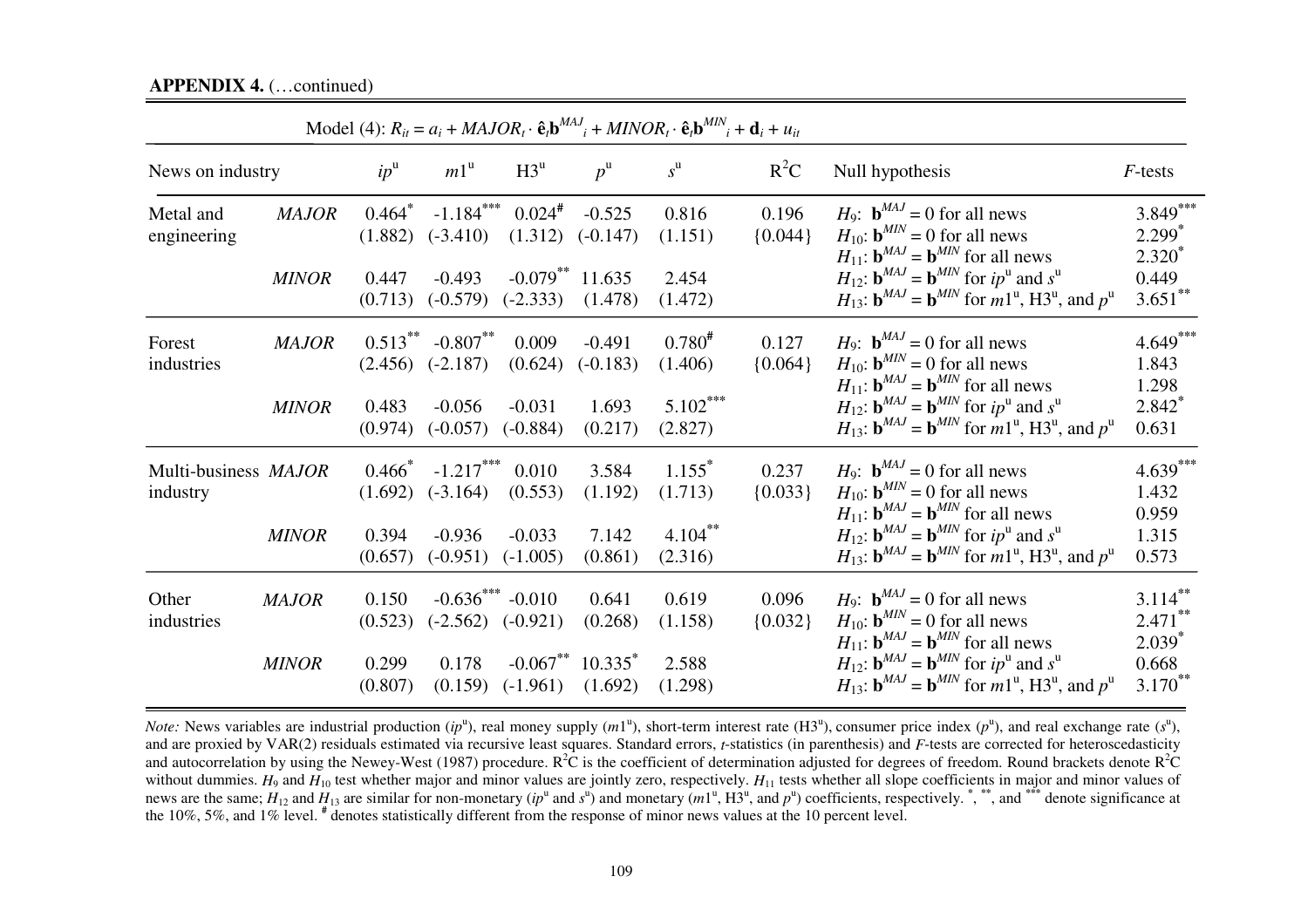**APPENDIX 4.** (…continued)

| | | Model (4): $R_{it} = a_i + MAJOR_t \cdot \hat{\mathbf{e}}_t\mathbf{b}^{MAJ}_i + MINOR_t \cdot \hat{\mathbf{e}}_t\mathbf{b}^{MIN}_i + \mathbf{d}_i + u_{it}$ | | | | | | | |
|---|---|---|---|---|---|---|---|---|---|
| News on industry | | $ip^u$ | $m1^u$ | $H3^u$ | $p^u$ | $s^u$ | $R^2C$ | Null hypothesis | $F$-tests |
| Metal and engineering | *MAJOR* | 0.464* (1.882) | -1.184*** (-3.410) | 0.024# (1.312) | -0.525 (-0.147) | 0.816 (1.151) | 0.196 {0.044} | $H_9$: $\mathbf{b}^{MAJ} = 0$ for all news | 3.849*** |
| | | | | | | | | $H_{10}$: $\mathbf{b}^{MIN} = 0$ for all news | 2.299* |
| | | | | | | | | $H_{11}$: $\mathbf{b}^{MAJ} = \mathbf{b}^{MIN}$ for all news | 2.320* |
| | *MINOR* | 0.447 (0.713) | -0.493 (-0.579) | -0.079** (-2.333) | 11.635 (1.478) | 2.454 (1.472) | | $H_{12}$: $\mathbf{b}^{MAJ} = \mathbf{b}^{MIN}$ for $ip^u$ and $s^u$ | 0.449 |
| | | | | | | | | $H_{13}$: $\mathbf{b}^{MAJ} = \mathbf{b}^{MIN}$ for $m1^u$, $H3^u$, and $p^u$ | 3.651** |
| Forest industries | *MAJOR* | 0.513** (2.456) | -0.807** (-2.187) | 0.009 (0.624) | -0.491 (-0.183) | 0.780# (1.406) | 0.127 {0.064} | $H_9$: $\mathbf{b}^{MAJ} = 0$ for all news | 4.649*** |
| | | | | | | | | $H_{10}$: $\mathbf{b}^{MIN} = 0$ for all news | 1.843 |
| | | | | | | | | $H_{11}$: $\mathbf{b}^{MAJ} = \mathbf{b}^{MIN}$ for all news | 1.298 |
| | *MINOR* | 0.483 (0.974) | -0.056 (-0.057) | -0.031 (-0.884) | 1.693 (0.217) | 5.102*** (2.827) | | $H_{12}$: $\mathbf{b}^{MAJ} = \mathbf{b}^{MIN}$ for $ip^u$ and $s^u$ | 2.842* |
| | | | | | | | | $H_{13}$: $\mathbf{b}^{MAJ} = \mathbf{b}^{MIN}$ for $m1^u$, $H3^u$, and $p^u$ | 0.631 |
| Multi-business industry | *MAJOR* | 0.466* (1.692) | -1.217*** (-3.164) | 0.010 (0.553) | 3.584 (1.192) | 1.155* (1.713) | 0.237 {0.033} | $H_9$: $\mathbf{b}^{MAJ} = 0$ for all news | 4.639*** |
| | | | | | | | | $H_{10}$: $\mathbf{b}^{MIN} = 0$ for all news | 1.432 |
| | | | | | | | | $H_{11}$: $\mathbf{b}^{MAJ} = \mathbf{b}^{MIN}$ for all news | 0.959 |
| | *MINOR* | 0.394 (0.657) | -0.936 (-0.951) | -0.033 (-1.005) | 7.142 (0.861) | 4.104** (2.316) | | $H_{12}$: $\mathbf{b}^{MAJ} = \mathbf{b}^{MIN}$ for $ip^u$ and $s^u$ | 1.315 |
| | | | | | | | | $H_{13}$: $\mathbf{b}^{MAJ} = \mathbf{b}^{MIN}$ for $m1^u$, $H3^u$, and $p^u$ | 0.573 |
| Other industries | *MAJOR* | 0.150 (0.523) | -0.636*** (-2.562) | -0.010 (-0.921) | 0.641 (0.268) | 0.619 (1.158) | 0.096 {0.032} | $H_9$: $\mathbf{b}^{MAJ} = 0$ for all news | 3.114** |
| | | | | | | | | $H_{10}$: $\mathbf{b}^{MIN} = 0$ for all news | 2.471** |
| | | | | | | | | $H_{11}$: $\mathbf{b}^{MAJ} = \mathbf{b}^{MIN}$ for all news | 2.039* |
| | *MINOR* | 0.299 (0.807) | 0.178 (0.159) | -0.067** (-1.961) | 10.335* (1.692) | 2.588 (1.298) | | $H_{12}$: $\mathbf{b}^{MAJ} = \mathbf{b}^{MIN}$ for $ip^u$ and $s^u$ | 0.668 |
| | | | | | | | | $H_{13}$: $\mathbf{b}^{MAJ} = \mathbf{b}^{MIN}$ for $m1^u$, $H3^u$, and $p^u$ | 3.170** |

*Note:* News variables are industrial production ($ip^u$), real money supply ($m1^u$), short-term interest rate ($H3^u$), consumer price index ($p^u$), and real exchange rate ($s^u$), and are proxied by VAR(2) residuals estimated via recursive least squares. Standard errors, $t$-statistics (in parenthesis) and $F$-tests are corrected for heteroscedasticity and autocorrelation by using the Newey-West (1987) procedure. $R^2C$ is the coefficient of determination adjusted for degrees of freedom. Round brackets denote $R^2C$ without dummies. $H_9$ and $H_{10}$ test whether major and minor values are jointly zero, respectively. $H_{11}$ tests whether all slope coefficients in major and minor values of news are the same; $H_{12}$ and $H_{13}$ are similar for non-monetary ($ip^u$ and $s^u$) and monetary ($m1^u$, $H3^u$, and $p^u$) coefficients, respectively. *, **, and *** denote significance at the 10%, 5%, and 1% level. # denotes statistically different from the response of minor news values at the 10 percent level.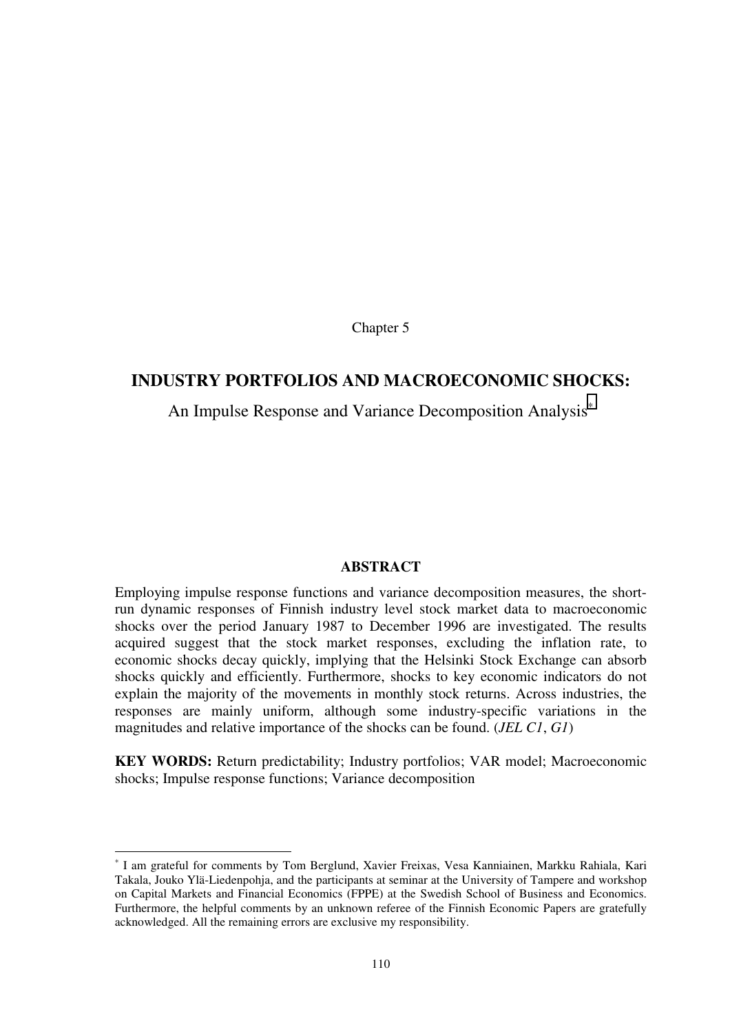Chapter 5

# INDUSTRY PORTFOLIOS AND MACROECONOMIC SHOCKS:

An Impulse Response and Variance Decomposition Analysis[*]

**ABSTRACT**

Employing impulse response functions and variance decomposition measures, the short-run dynamic responses of Finnish industry level stock market data to macroeconomic shocks over the period January 1987 to December 1996 are investigated. The results acquired suggest that the stock market responses, excluding the inflation rate, to economic shocks decay quickly, implying that the Helsinki Stock Exchange can absorb shocks quickly and efficiently. Furthermore, shocks to key economic indicators do not explain the majority of the movements in monthly stock returns. Across industries, the responses are mainly uniform, although some industry-specific variations in the magnitudes and relative importance of the shocks can be found. (*JEL C1*, *G1*)

**KEY WORDS:** Return predictability; Industry portfolios; VAR model; Macroeconomic shocks; Impulse response functions; Variance decomposition

---

[*] I am grateful for comments by Tom Berglund, Xavier Freixas, Vesa Kanniainen, Markku Rahiala, Kari Takala, Jouko Ylä-Liedenpohja, and the participants at seminar at the University of Tampere and workshop on Capital Markets and Financial Economics (FPPE) at the Swedish School of Business and Economics. Furthermore, the helpful comments by an unknown referee of the Finnish Economic Papers are gratefully acknowledged. All the remaining errors are exclusive my responsibility.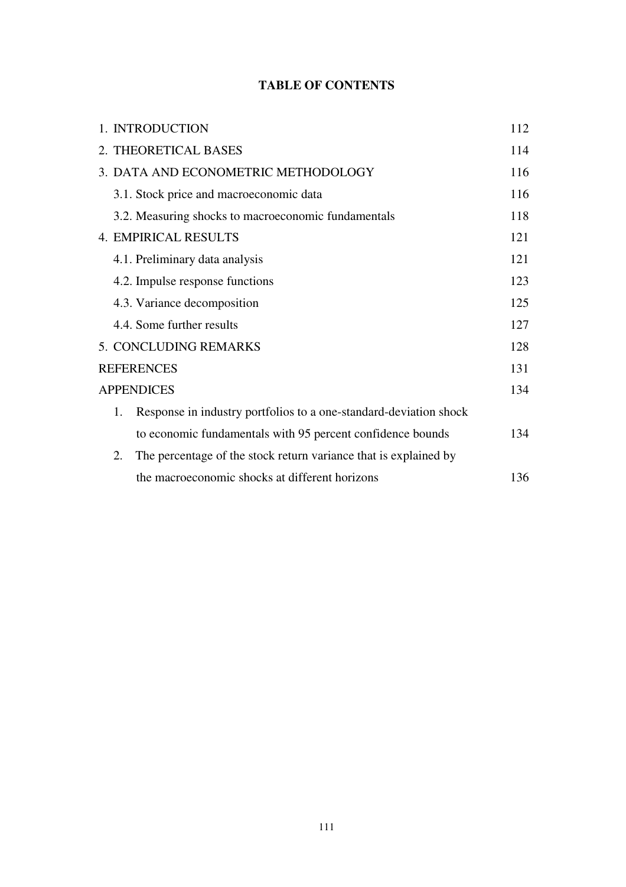# TABLE OF CONTENTS

| | |
|---|---|
| 1. INTRODUCTION | 112 |
| 2. THEORETICAL BASES | 114 |
| 3. DATA AND ECONOMETRIC METHODOLOGY | 116 |
| 3.1. Stock price and macroeconomic data | 116 |
| 3.2. Measuring shocks to macroeconomic fundamentals | 118 |
| 4. EMPIRICAL RESULTS | 121 |
| 4.1. Preliminary data analysis | 121 |
| 4.2. Impulse response functions | 123 |
| 4.3. Variance decomposition | 125 |
| 4.4. Some further results | 127 |
| 5. CONCLUDING REMARKS | 128 |
| REFERENCES | 131 |
| APPENDICES | 134 |
| 1. Response in industry portfolios to a one-standard-deviation shock to economic fundamentals with 95 percent confidence bounds | 134 |
| 2. The percentage of the stock return variance that is explained by the macroeconomic shocks at different horizons | 136 |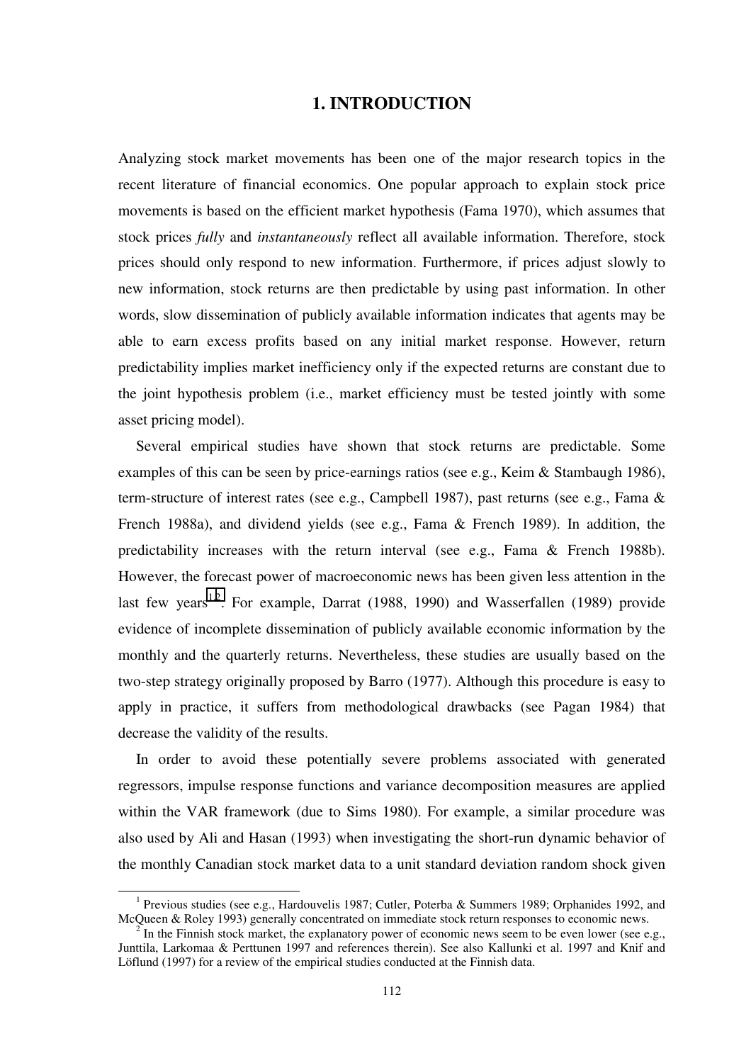# 1. INTRODUCTION

Analyzing stock market movements has been one of the major research topics in the recent literature of financial economics. One popular approach to explain stock price movements is based on the efficient market hypothesis (Fama 1970), which assumes that stock prices *fully* and *instantaneously* reflect all available information. Therefore, stock prices should only respond to new information. Furthermore, if prices adjust slowly to new information, stock returns are then predictable by using past information. In other words, slow dissemination of publicly available information indicates that agents may be able to earn excess profits based on any initial market response. However, return predictability implies market inefficiency only if the expected returns are constant due to the joint hypothesis problem (i.e., market efficiency must be tested jointly with some asset pricing model).

Several empirical studies have shown that stock returns are predictable. Some examples of this can be seen by price-earnings ratios (see e.g., Keim & Stambaugh 1986), term-structure of interest rates (see e.g., Campbell 1987), past returns (see e.g., Fama & French 1988a), and dividend yields (see e.g., Fama & French 1989). In addition, the predictability increases with the return interval (see e.g., Fama & French 1988b). However, the forecast power of macroeconomic news has been given less attention in the last few years[1,2]. For example, Darrat (1988, 1990) and Wasserfallen (1989) provide evidence of incomplete dissemination of publicly available economic information by the monthly and the quarterly returns. Nevertheless, these studies are usually based on the two-step strategy originally proposed by Barro (1977). Although this procedure is easy to apply in practice, it suffers from methodological drawbacks (see Pagan 1984) that decrease the validity of the results.

In order to avoid these potentially severe problems associated with generated regressors, impulse response functions and variance decomposition measures are applied within the VAR framework (due to Sims 1980). For example, a similar procedure was also used by Ali and Hasan (1993) when investigating the short-run dynamic behavior of the monthly Canadian stock market data to a unit standard deviation random shock given

[1] Previous studies (see e.g., Hardouvelis 1987; Cutler, Poterba & Summers 1989; Orphanides 1992, and McQueen & Roley 1993) generally concentrated on immediate stock return responses to economic news.

[2] In the Finnish stock market, the explanatory power of economic news seem to be even lower (see e.g., Junttila, Larkomaa & Perttunen 1997 and references therein). See also Kallunki et al. 1997 and Knif and Löflund (1997) for a review of the empirical studies conducted at the Finnish data.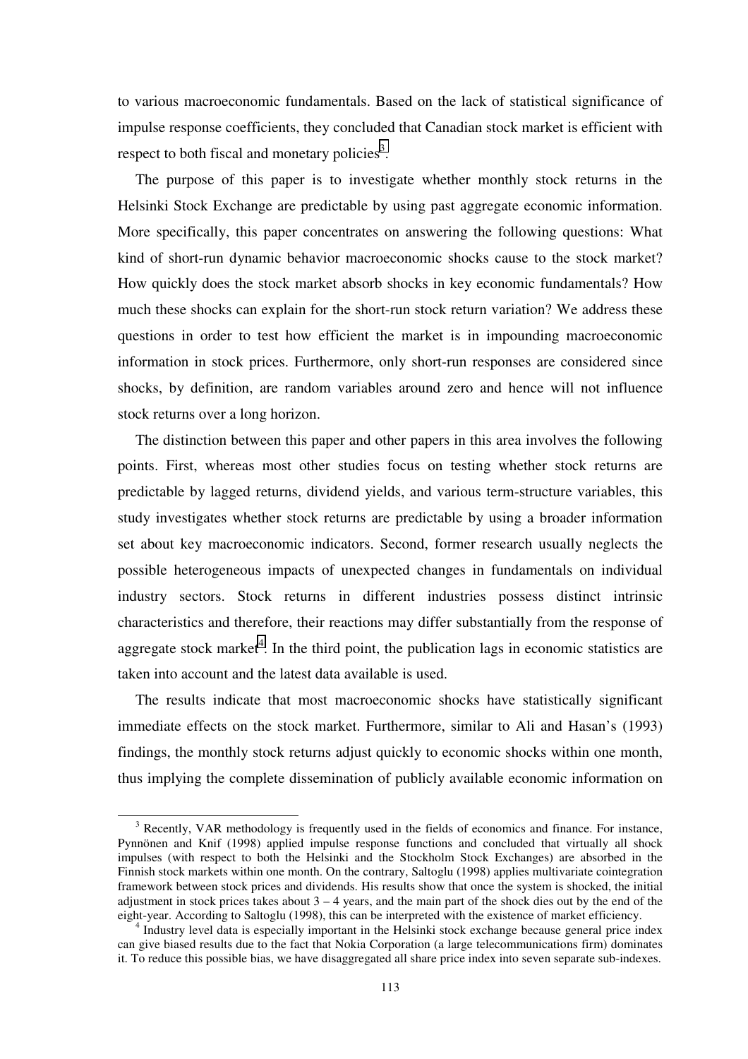to various macroeconomic fundamentals. Based on the lack of statistical significance of impulse response coefficients, they concluded that Canadian stock market is efficient with respect to both fiscal and monetary policies[3].

The purpose of this paper is to investigate whether monthly stock returns in the Helsinki Stock Exchange are predictable by using past aggregate economic information. More specifically, this paper concentrates on answering the following questions: What kind of short-run dynamic behavior macroeconomic shocks cause to the stock market? How quickly does the stock market absorb shocks in key economic fundamentals? How much these shocks can explain for the short-run stock return variation? We address these questions in order to test how efficient the market is in impounding macroeconomic information in stock prices. Furthermore, only short-run responses are considered since shocks, by definition, are random variables around zero and hence will not influence stock returns over a long horizon.

The distinction between this paper and other papers in this area involves the following points. First, whereas most other studies focus on testing whether stock returns are predictable by lagged returns, dividend yields, and various term-structure variables, this study investigates whether stock returns are predictable by using a broader information set about key macroeconomic indicators. Second, former research usually neglects the possible heterogeneous impacts of unexpected changes in fundamentals on individual industry sectors. Stock returns in different industries possess distinct intrinsic characteristics and therefore, their reactions may differ substantially from the response of aggregate stock market[4]. In the third point, the publication lags in economic statistics are taken into account and the latest data available is used.

The results indicate that most macroeconomic shocks have statistically significant immediate effects on the stock market. Furthermore, similar to Ali and Hasan's (1993) findings, the monthly stock returns adjust quickly to economic shocks within one month, thus implying the complete dissemination of publicly available economic information on

---

[3] Recently, VAR methodology is frequently used in the fields of economics and finance. For instance, Pynnönen and Knif (1998) applied impulse response functions and concluded that virtually all shock impulses (with respect to both the Helsinki and the Stockholm Stock Exchanges) are absorbed in the Finnish stock markets within one month. On the contrary, Saltoglu (1998) applies multivariate cointegration framework between stock prices and dividends. His results show that once the system is shocked, the initial adjustment in stock prices takes about 3 – 4 years, and the main part of the shock dies out by the end of the eight-year. According to Saltoglu (1998), this can be interpreted with the existence of market efficiency.

[4] Industry level data is especially important in the Helsinki stock exchange because general price index can give biased results due to the fact that Nokia Corporation (a large telecommunications firm) dominates it. To reduce this possible bias, we have disaggregated all share price index into seven separate sub-indexes.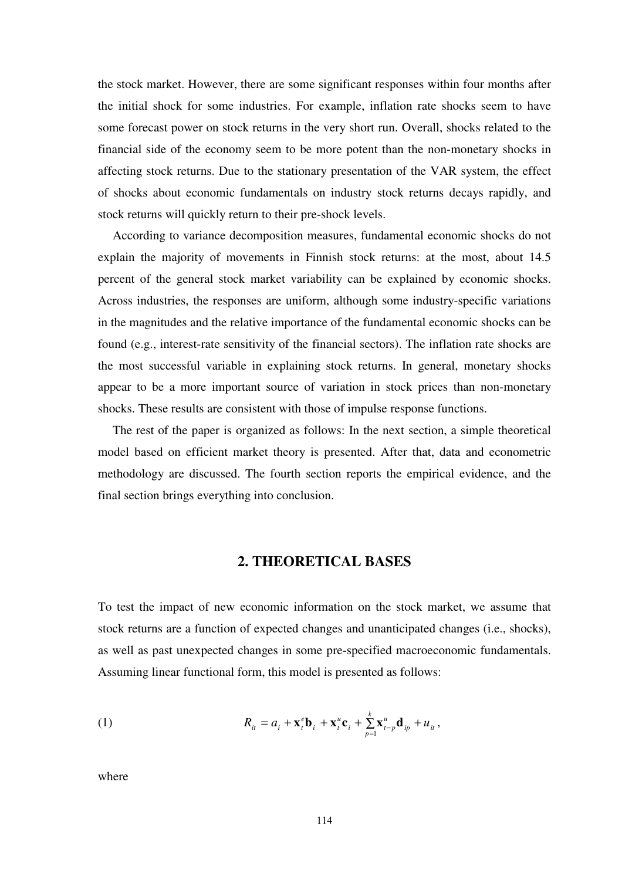the stock market. However, there are some significant responses within four months after the initial shock for some industries. For example, inflation rate shocks seem to have some forecast power on stock returns in the very short run. Overall, shocks related to the financial side of the economy seem to be more potent than the non-monetary shocks in affecting stock returns. Due to the stationary presentation of the VAR system, the effect of shocks about economic fundamentals on industry stock returns decays rapidly, and stock returns will quickly return to their pre-shock levels.

According to variance decomposition measures, fundamental economic shocks do not explain the majority of movements in Finnish stock returns: at the most, about 14.5 percent of the general stock market variability can be explained by economic shocks. Across industries, the responses are uniform, although some industry-specific variations in the magnitudes and the relative importance of the fundamental economic shocks can be found (e.g., interest-rate sensitivity of the financial sectors). The inflation rate shocks are the most successful variable in explaining stock returns. In general, monetary shocks appear to be a more important source of variation in stock prices than non-monetary shocks. These results are consistent with those of impulse response functions.

The rest of the paper is organized as follows: In the next section, a simple theoretical model based on efficient market theory is presented. After that, data and econometric methodology are discussed. The fourth section reports the empirical evidence, and the final section brings everything into conclusion.

## 2. THEORETICAL BASES

To test the impact of new economic information on the stock market, we assume that stock returns are a function of expected changes and unanticipated changes (i.e., shocks), as well as past unexpected changes in some pre-specified macroeconomic fundamentals. Assuming linear functional form, this model is presented as follows:

$$(1) \qquad R_{it} = a_i + \mathbf{x}_t^e \mathbf{b}_i + \mathbf{x}_t^u \mathbf{c}_i + \sum_{p=1}^{k} \mathbf{x}_{t-p}^u \mathbf{d}_{ip} + u_{it},$$

where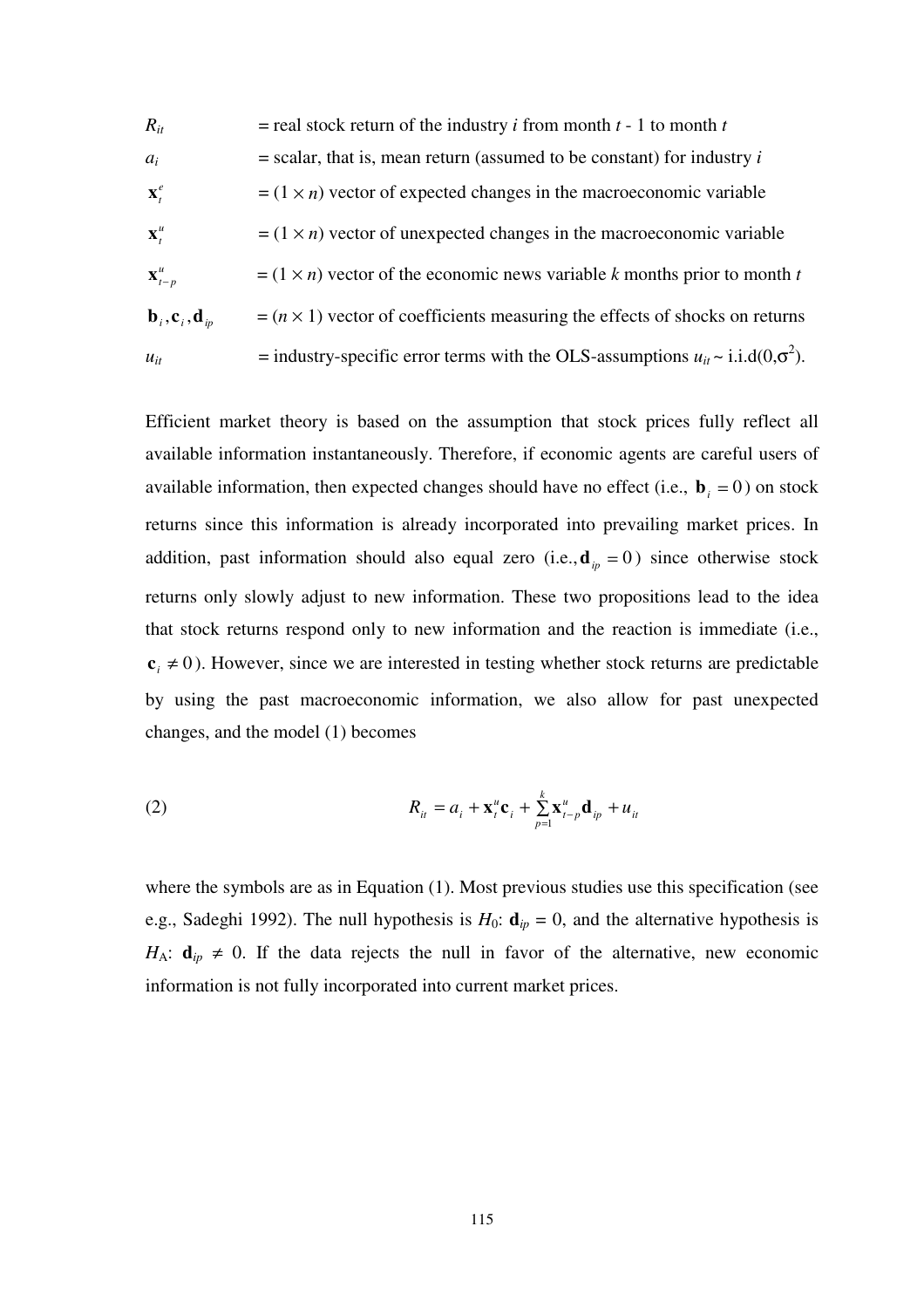$R_{it}$ = real stock return of the industry $i$ from month $t$ - 1 to month $t$

$a_i$ = scalar, that is, mean return (assumed to be constant) for industry $i$

$\mathbf{x}_t^e$ = $(1 \times n)$ vector of expected changes in the macroeconomic variable

$\mathbf{x}_t^u$ = $(1 \times n)$ vector of unexpected changes in the macroeconomic variable

$\mathbf{x}_{t-p}^u$ = $(1 \times n)$ vector of the economic news variable $k$ months prior to month $t$

$\mathbf{b}_i, \mathbf{c}_i, \mathbf{d}_{ip}$ = $(n \times 1)$ vector of coefficients measuring the effects of shocks on returns

$u_{it}$ = industry-specific error terms with the OLS-assumptions $u_{it} \sim$ i.i.d$(0,\sigma^2)$.

Efficient market theory is based on the assumption that stock prices fully reflect all available information instantaneously. Therefore, if economic agents are careful users of available information, then expected changes should have no effect (i.e., $\mathbf{b}_i = 0$) on stock returns since this information is already incorporated into prevailing market prices. In addition, past information should also equal zero (i.e., $\mathbf{d}_{ip} = 0$) since otherwise stock returns only slowly adjust to new information. These two propositions lead to the idea that stock returns respond only to new information and the reaction is immediate (i.e., $\mathbf{c}_i \neq 0$). However, since we are interested in testing whether stock returns are predictable by using the past macroeconomic information, we also allow for past unexpected changes, and the model (1) becomes

$$R_{it} = a_i + \mathbf{x}_t^u \mathbf{c}_i + \sum_{p=1}^{k} \mathbf{x}_{t-p}^u \mathbf{d}_{ip} + u_{it} \tag{2}$$

where the symbols are as in Equation (1). Most previous studies use this specification (see e.g., Sadeghi 1992). The null hypothesis is $H_0$: $\mathbf{d}_{ip} = 0$, and the alternative hypothesis is $H_A$: $\mathbf{d}_{ip} \neq 0$. If the data rejects the null in favor of the alternative, new economic information is not fully incorporated into current market prices.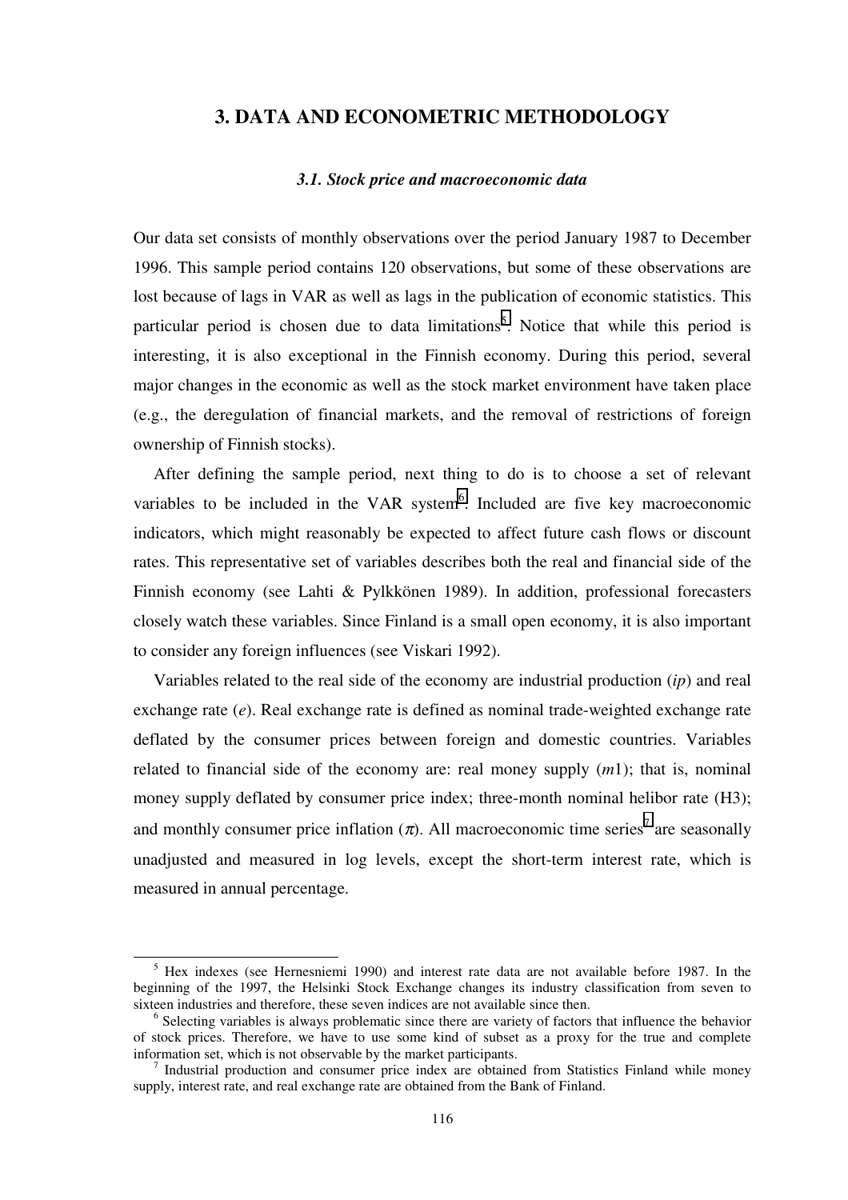## 3. DATA AND ECONOMETRIC METHODOLOGY

### *3.1. Stock price and macroeconomic data*

Our data set consists of monthly observations over the period January 1987 to December 1996. This sample period contains 120 observations, but some of these observations are lost because of lags in VAR as well as lags in the publication of economic statistics. This particular period is chosen due to data limitations[5]. Notice that while this period is interesting, it is also exceptional in the Finnish economy. During this period, several major changes in the economic as well as the stock market environment have taken place (e.g., the deregulation of financial markets, and the removal of restrictions of foreign ownership of Finnish stocks).

After defining the sample period, next thing to do is to choose a set of relevant variables to be included in the VAR system[6]. Included are five key macroeconomic indicators, which might reasonably be expected to affect future cash flows or discount rates. This representative set of variables describes both the real and financial side of the Finnish economy (see Lahti & Pylkkönen 1989). In addition, professional forecasters closely watch these variables. Since Finland is a small open economy, it is also important to consider any foreign influences (see Viskari 1992).

Variables related to the real side of the economy are industrial production (*ip*) and real exchange rate (*e*). Real exchange rate is defined as nominal trade-weighted exchange rate deflated by the consumer prices between foreign and domestic countries. Variables related to financial side of the economy are: real money supply (*m*1); that is, nominal money supply deflated by consumer price index; three-month nominal helibor rate (H3); and monthly consumer price inflation ($\pi$). All macroeconomic time series[7] are seasonally unadjusted and measured in log levels, except the short-term interest rate, which is measured in annual percentage.

---

[5] Hex indexes (see Hernesniemi 1990) and interest rate data are not available before 1987. In the beginning of the 1997, the Helsinki Stock Exchange changes its industry classification from seven to sixteen industries and therefore, these seven indices are not available since then.

[6] Selecting variables is always problematic since there are variety of factors that influence the behavior of stock prices. Therefore, we have to use some kind of subset as a proxy for the true and complete information set, which is not observable by the market participants.

[7] Industrial production and consumer price index are obtained from Statistics Finland while money supply, interest rate, and real exchange rate are obtained from the Bank of Finland.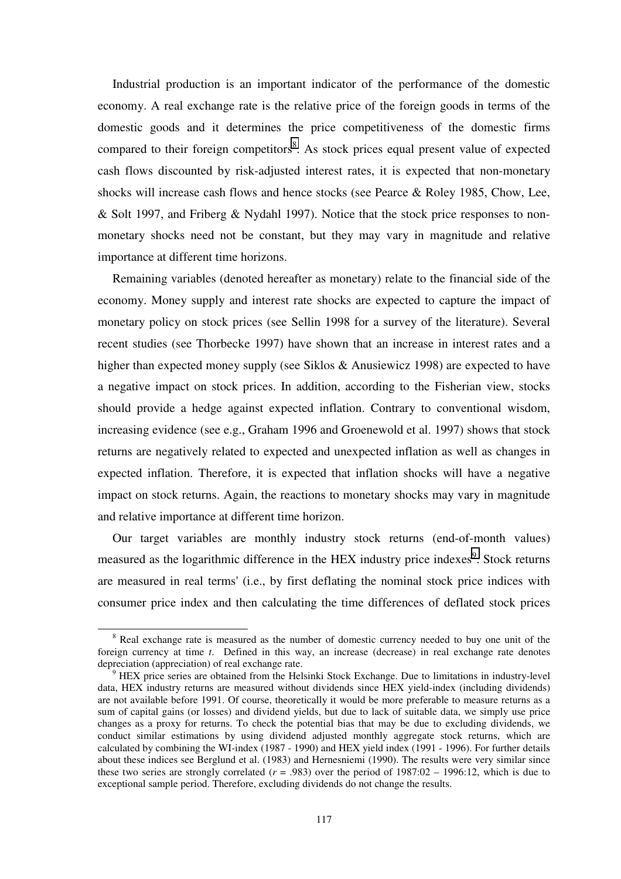Industrial production is an important indicator of the performance of the domestic economy. A real exchange rate is the relative price of the foreign goods in terms of the domestic goods and it determines the price competitiveness of the domestic firms compared to their foreign competitors[8]. As stock prices equal present value of expected cash flows discounted by risk-adjusted interest rates, it is expected that non-monetary shocks will increase cash flows and hence stocks (see Pearce & Roley 1985, Chow, Lee, & Solt 1997, and Friberg & Nydahl 1997). Notice that the stock price responses to non-monetary shocks need not be constant, but they may vary in magnitude and relative importance at different time horizons.

Remaining variables (denoted hereafter as monetary) relate to the financial side of the economy. Money supply and interest rate shocks are expected to capture the impact of monetary policy on stock prices (see Sellin 1998 for a survey of the literature). Several recent studies (see Thorbecke 1997) have shown that an increase in interest rates and a higher than expected money supply (see Siklos & Anusiewicz 1998) are expected to have a negative impact on stock prices. In addition, according to the Fisherian view, stocks should provide a hedge against expected inflation. Contrary to conventional wisdom, increasing evidence (see e.g., Graham 1996 and Groenewold et al. 1997) shows that stock returns are negatively related to expected and unexpected inflation as well as changes in expected inflation. Therefore, it is expected that inflation shocks will have a negative impact on stock returns. Again, the reactions to monetary shocks may vary in magnitude and relative importance at different time horizon.

Our target variables are monthly industry stock returns (end-of-month values) measured as the logarithmic difference in the HEX industry price indexes[9]. Stock returns are measured in real terms' (i.e., by first deflating the nominal stock price indices with consumer price index and then calculating the time differences of deflated stock prices

---

[8] Real exchange rate is measured as the number of domestic currency needed to buy one unit of the foreign currency at time *t*. Defined in this way, an increase (decrease) in real exchange rate denotes depreciation (appreciation) of real exchange rate.

[9] HEX price series are obtained from the Helsinki Stock Exchange. Due to limitations in industry-level data, HEX industry returns are measured without dividends since HEX yield-index (including dividends) are not available before 1991. Of course, theoretically it would be more preferable to measure returns as a sum of capital gains (or losses) and dividend yields, but due to lack of suitable data, we simply use price changes as a proxy for returns. To check the potential bias that may be due to excluding dividends, we conduct similar estimations by using dividend adjusted monthly aggregate stock returns, which are calculated by combining the WI-index (1987 - 1990) and HEX yield index (1991 - 1996). For further details about these indices see Berglund et al. (1983) and Hernesniemi (1990). The results were very similar since these two series are strongly correlated ($r = .983$) over the period of 1987:02 – 1996:12, which is due to exceptional sample period. Therefore, excluding dividends do not change the results.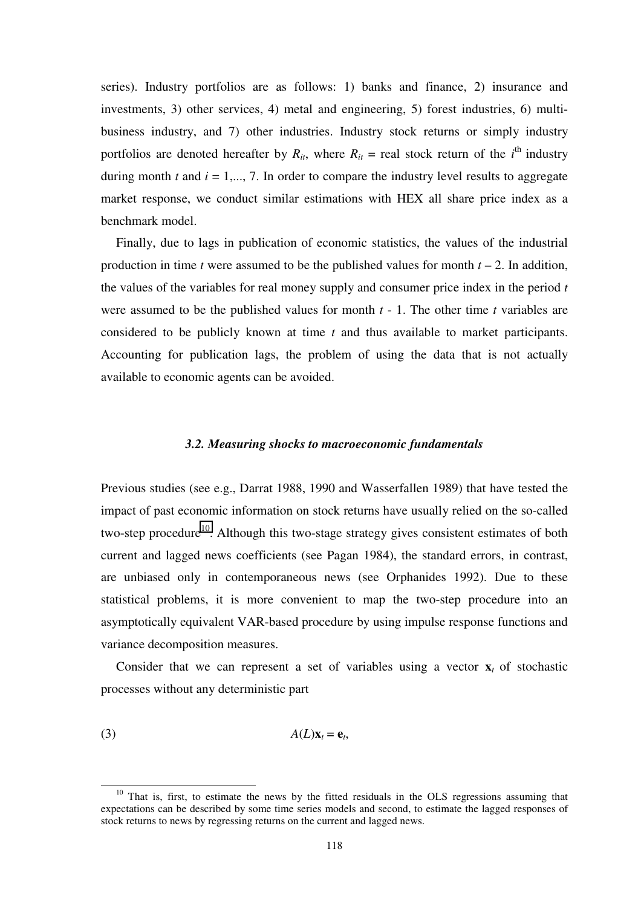series). Industry portfolios are as follows: 1) banks and finance, 2) insurance and investments, 3) other services, 4) metal and engineering, 5) forest industries, 6) multi-business industry, and 7) other industries. Industry stock returns or simply industry portfolios are denoted hereafter by $R_{it}$, where $R_{it}$ = real stock return of the $i^{th}$ industry during month $t$ and $i = 1,..., 7$. In order to compare the industry level results to aggregate market response, we conduct similar estimations with HEX all share price index as a benchmark model.

Finally, due to lags in publication of economic statistics, the values of the industrial production in time $t$ were assumed to be the published values for month $t – 2$. In addition, the values of the variables for real money supply and consumer price index in the period $t$ were assumed to be the published values for month $t$ - 1. The other time $t$ variables are considered to be publicly known at time $t$ and thus available to market participants. Accounting for publication lags, the problem of using the data that is not actually available to economic agents can be avoided.

### *3.2. Measuring shocks to macroeconomic fundamentals*

Previous studies (see e.g., Darrat 1988, 1990 and Wasserfallen 1989) that have tested the impact of past economic information on stock returns have usually relied on the so-called two-step procedure[10]. Although this two-stage strategy gives consistent estimates of both current and lagged news coefficients (see Pagan 1984), the standard errors, in contrast, are unbiased only in contemporaneous news (see Orphanides 1992). Due to these statistical problems, it is more convenient to map the two-step procedure into an asymptotically equivalent VAR-based procedure by using impulse response functions and variance decomposition measures.

Consider that we can represent a set of variables using a vector $\mathbf{x}_t$ of stochastic processes without any deterministic part

$$A(L)\mathbf{x}_t = \mathbf{e}_t, \tag{3}$$

[10] That is, first, to estimate the news by the fitted residuals in the OLS regressions assuming that expectations can be described by some time series models and second, to estimate the lagged responses of stock returns to news by regressing returns on the current and lagged news.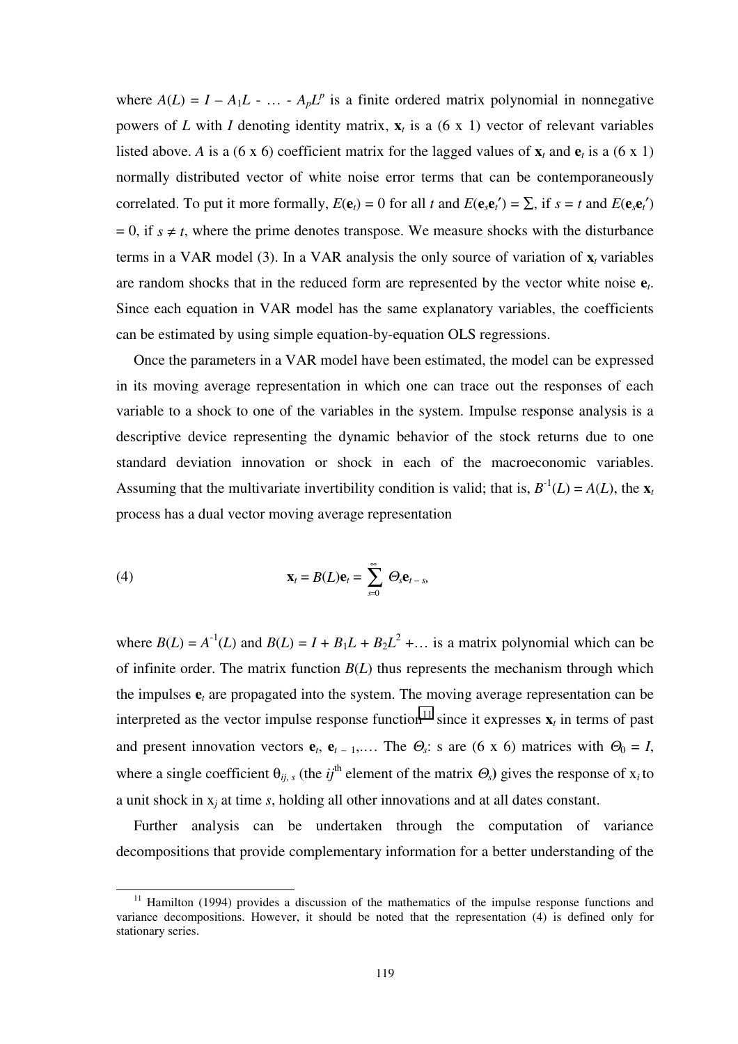where $A(L) = I - A_1L - \ldots - A_pL^p$ is a finite ordered matrix polynomial in nonnegative powers of $L$ with $I$ denoting identity matrix, $\mathbf{x}_t$ is a (6 x 1) vector of relevant variables listed above. $A$ is a (6 x 6) coefficient matrix for the lagged values of $\mathbf{x}_t$ and $\mathbf{e}_t$ is a (6 x 1) normally distributed vector of white noise error terms that can be contemporaneously correlated. To put it more formally, $E(\mathbf{e}_t) = 0$ for all $t$ and $E(\mathbf{e}_s\mathbf{e}_t') = \Sigma$, if $s = t$ and $E(\mathbf{e}_s\mathbf{e}_t') = 0$, if $s \neq t$, where the prime denotes transpose. We measure shocks with the disturbance terms in a VAR model (3). In a VAR analysis the only source of variation of $\mathbf{x}_t$ variables are random shocks that in the reduced form are represented by the vector white noise $\mathbf{e}_t$. Since each equation in VAR model has the same explanatory variables, the coefficients can be estimated by using simple equation-by-equation OLS regressions.

Once the parameters in a VAR model have been estimated, the model can be expressed in its moving average representation in which one can trace out the responses of each variable to a shock to one of the variables in the system. Impulse response analysis is a descriptive device representing the dynamic behavior of the stock returns due to one standard deviation innovation or shock in each of the macroeconomic variables. Assuming that the multivariate invertibility condition is valid; that is, $B^{-1}(L) = A(L)$, the $\mathbf{x}_t$ process has a dual vector moving average representation

$$\mathbf{x}_t = B(L)\mathbf{e}_t = \sum_{s=0}^{\infty} \Theta_s \mathbf{e}_{t-s}, \tag{4}$$

where $B(L) = A^{-1}(L)$ and $B(L) = I + B_1L + B_2L^2 + \ldots$ is a matrix polynomial which can be of infinite order. The matrix function $B(L)$ thus represents the mechanism through which the impulses $\mathbf{e}_t$ are propagated into the system. The moving average representation can be interpreted as the vector impulse response function[11] since it expresses $\mathbf{x}_t$ in terms of past and present innovation vectors $\mathbf{e}_t$, $\mathbf{e}_{t-1}$,…. The $\Theta_s$: s are (6 x 6) matrices with $\Theta_0 = I$, where a single coefficient $\theta_{ij,s}$ (the $ij^{\text{th}}$ element of the matrix $\Theta_s$) gives the response of $x_i$ to a unit shock in $x_j$ at time $s$, holding all other innovations and at all dates constant.

Further analysis can be undertaken through the computation of variance decompositions that provide complementary information for a better understanding of the

---

[11] Hamilton (1994) provides a discussion of the mathematics of the impulse response functions and variance decompositions. However, it should be noted that the representation (4) is defined only for stationary series.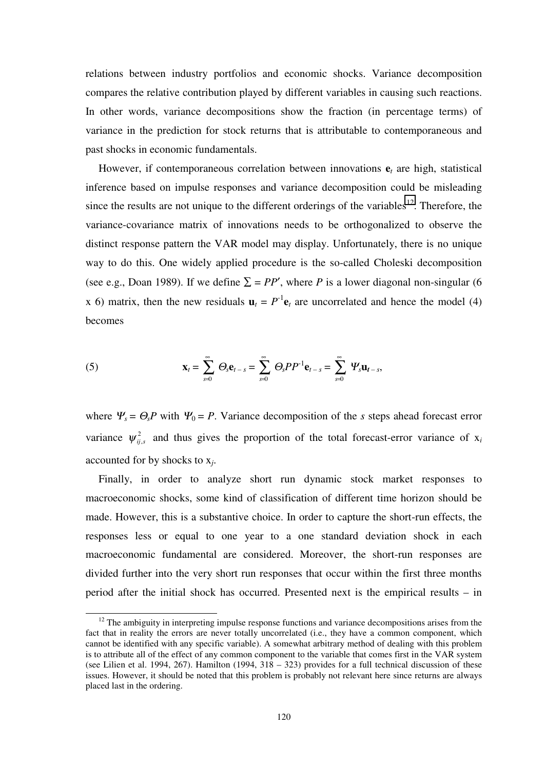relations between industry portfolios and economic shocks. Variance decomposition compares the relative contribution played by different variables in causing such reactions. In other words, variance decompositions show the fraction (in percentage terms) of variance in the prediction for stock returns that is attributable to contemporaneous and past shocks in economic fundamentals.

However, if contemporaneous correlation between innovations $\mathbf{e}_t$ are high, statistical inference based on impulse responses and variance decomposition could be misleading since the results are not unique to the different orderings of the variables[12]. Therefore, the variance-covariance matrix of innovations needs to be orthogonalized to observe the distinct response pattern the VAR model may display. Unfortunately, there is no unique way to do this. One widely applied procedure is the so-called Choleski decomposition (see e.g., Doan 1989). If we define $\Sigma = PP'$, where $P$ is a lower diagonal non-singular (6 x 6) matrix, then the new residuals $\mathbf{u}_t = P^{-1}\mathbf{e}_t$ are uncorrelated and hence the model (4) becomes

$$\text{(5)} \qquad \mathbf{x}_t = \sum_{s=0}^{\infty} \Theta_s \mathbf{e}_{t-s} = \sum_{s=0}^{\infty} \Theta_s PP^{-1} \mathbf{e}_{t-s} = \sum_{s=0}^{\infty} \Psi_s \mathbf{u}_{t-s},$$

where $\Psi_s = \Theta_s P$ with $\Psi_0 = P$. Variance decomposition of the $s$ steps ahead forecast error variance $\psi_{ij,s}^2$ and thus gives the proportion of the total forecast-error variance of $x_i$ accounted for by shocks to $x_j$.

Finally, in order to analyze short run dynamic stock market responses to macroeconomic shocks, some kind of classification of different time horizon should be made. However, this is a substantive choice. In order to capture the short-run effects, the responses less or equal to one year to a one standard deviation shock in each macroeconomic fundamental are considered. Moreover, the short-run responses are divided further into the very short run responses that occur within the first three months period after the initial shock has occurred. Presented next is the empirical results – in

---

[12] The ambiguity in interpreting impulse response functions and variance decompositions arises from the fact that in reality the errors are never totally uncorrelated (i.e., they have a common component, which cannot be identified with any specific variable). A somewhat arbitrary method of dealing with this problem is to attribute all of the effect of any common component to the variable that comes first in the VAR system (see Lilien et al. 1994, 267). Hamilton (1994, 318 – 323) provides for a full technical discussion of these issues. However, it should be noted that this problem is probably not relevant here since returns are always placed last in the ordering.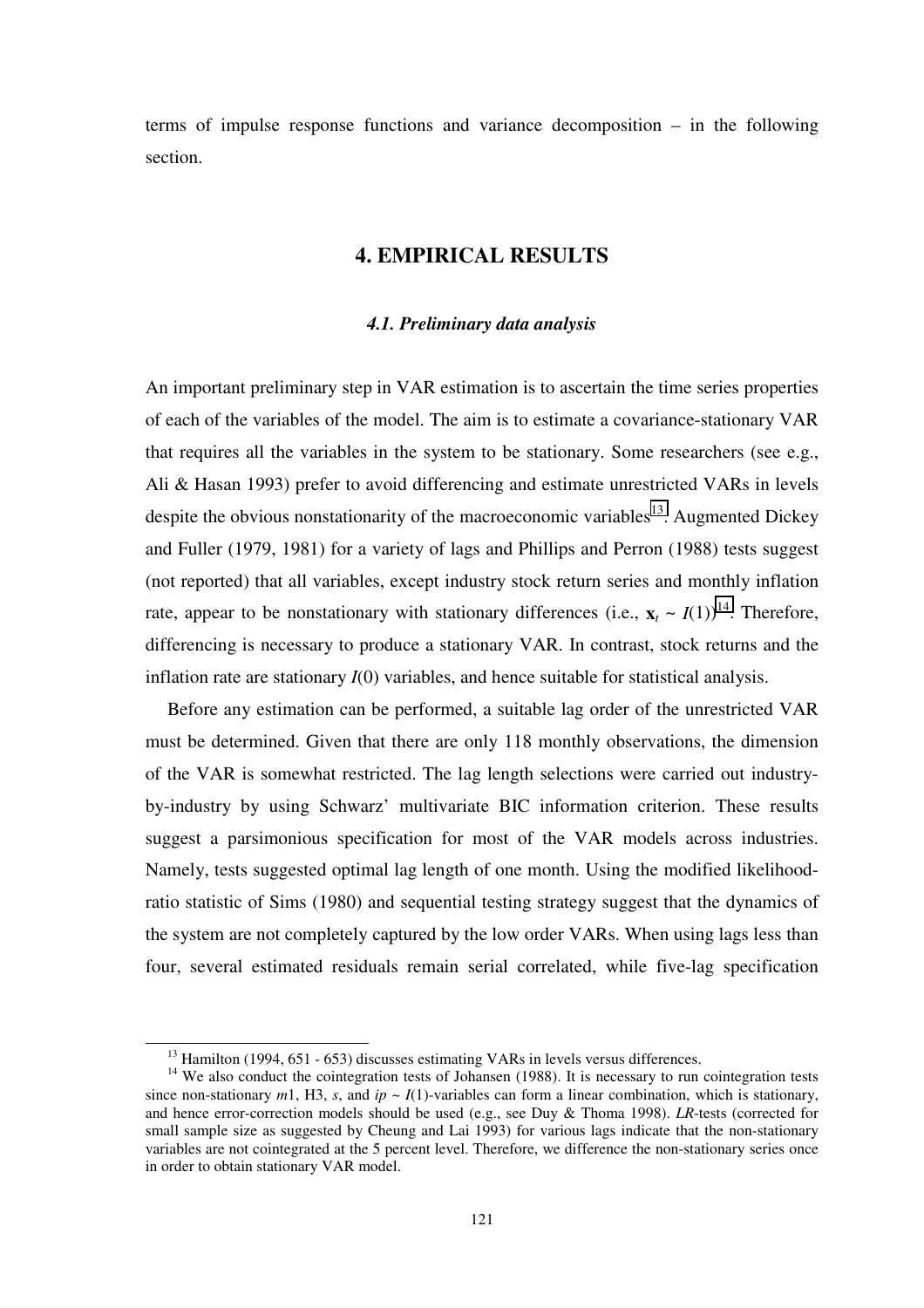terms of impulse response functions and variance decomposition – in the following section.

## 4. EMPIRICAL RESULTS

### *4.1. Preliminary data analysis*

An important preliminary step in VAR estimation is to ascertain the time series properties of each of the variables of the model. The aim is to estimate a covariance-stationary VAR that requires all the variables in the system to be stationary. Some researchers (see e.g., Ali & Hasan 1993) prefer to avoid differencing and estimate unrestricted VARs in levels despite the obvious nonstationarity of the macroeconomic variables[13]. Augmented Dickey and Fuller (1979, 1981) for a variety of lags and Phillips and Perron (1988) tests suggest (not reported) that all variables, except industry stock return series and monthly inflation rate, appear to be nonstationary with stationary differences (i.e., $\mathbf{x}_t \sim I(1)$)[14]. Therefore, differencing is necessary to produce a stationary VAR. In contrast, stock returns and the inflation rate are stationary $I(0)$ variables, and hence suitable for statistical analysis.

Before any estimation can be performed, a suitable lag order of the unrestricted VAR must be determined. Given that there are only 118 monthly observations, the dimension of the VAR is somewhat restricted. The lag length selections were carried out industry-by-industry by using Schwarz' multivariate BIC information criterion. These results suggest a parsimonious specification for most of the VAR models across industries. Namely, tests suggested optimal lag length of one month. Using the modified likelihood-ratio statistic of Sims (1980) and sequential testing strategy suggest that the dynamics of the system are not completely captured by the low order VARs. When using lags less than four, several estimated residuals remain serial correlated, while five-lag specification

---

[13] Hamilton (1994, 651 - 653) discusses estimating VARs in levels versus differences.

[14] We also conduct the cointegration tests of Johansen (1988). It is necessary to run cointegration tests since non-stationary *m*1, H3, *s*, and $ip \sim I(1)$-variables can form a linear combination, which is stationary, and hence error-correction models should be used (e.g., see Duy & Thoma 1998). *LR*-tests (corrected for small sample size as suggested by Cheung and Lai 1993) for various lags indicate that the non-stationary variables are not cointegrated at the 5 percent level. Therefore, we difference the non-stationary series once in order to obtain stationary VAR model.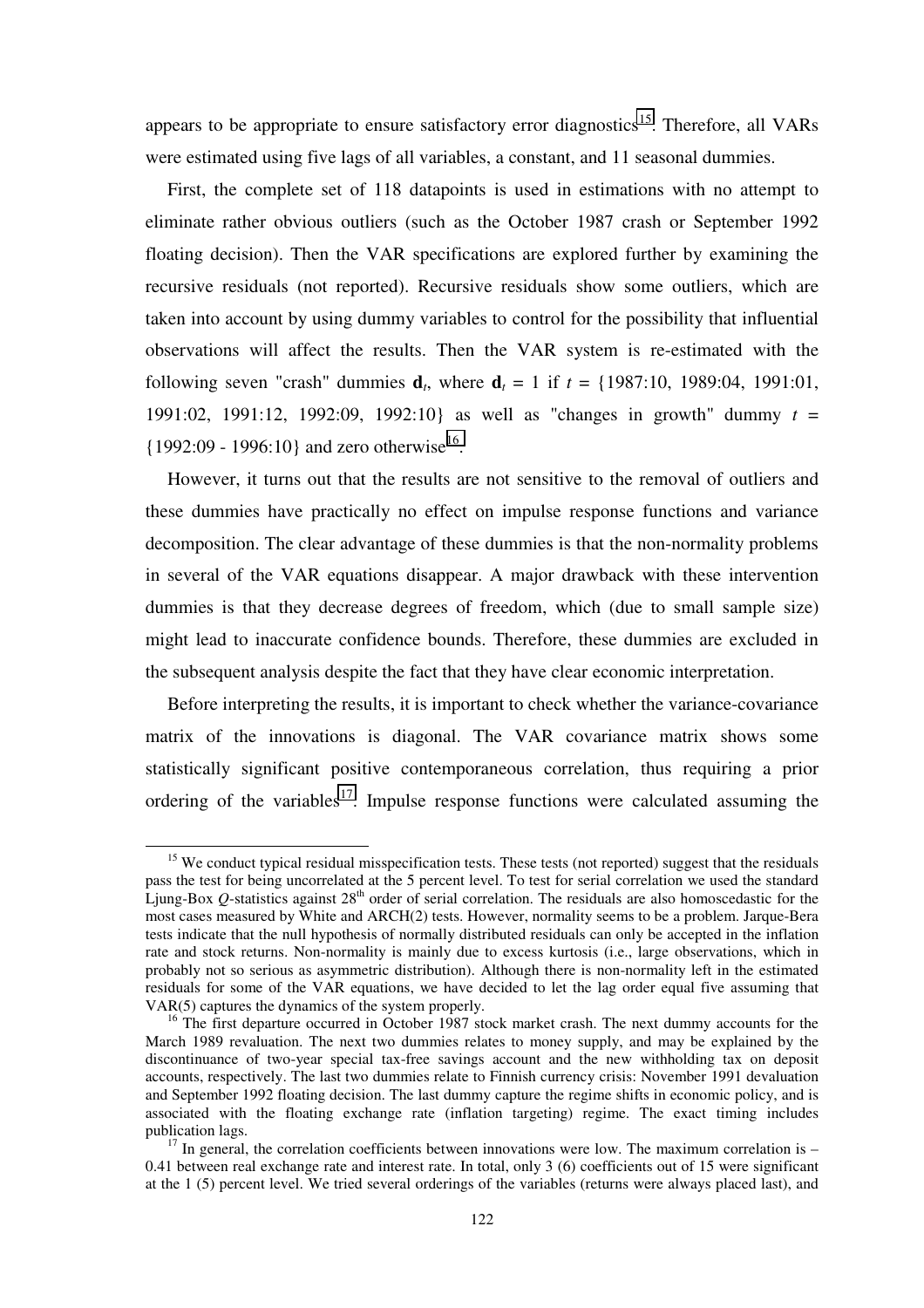appears to be appropriate to ensure satisfactory error diagnostics[15]. Therefore, all VARs were estimated using five lags of all variables, a constant, and 11 seasonal dummies.

First, the complete set of 118 datapoints is used in estimations with no attempt to eliminate rather obvious outliers (such as the October 1987 crash or September 1992 floating decision). Then the VAR specifications are explored further by examining the recursive residuals (not reported). Recursive residuals show some outliers, which are taken into account by using dummy variables to control for the possibility that influential observations will affect the results. Then the VAR system is re-estimated with the following seven "crash" dummies $\mathbf{d}_t$, where $\mathbf{d}_t = 1$ if $t$ = {1987:10, 1989:04, 1991:01, 1991:02, 1991:12, 1992:09, 1992:10} as well as "changes in growth" dummy $t$ = {1992:09 - 1996:10} and zero otherwise[16].

However, it turns out that the results are not sensitive to the removal of outliers and these dummies have practically no effect on impulse response functions and variance decomposition. The clear advantage of these dummies is that the non-normality problems in several of the VAR equations disappear. A major drawback with these intervention dummies is that they decrease degrees of freedom, which (due to small sample size) might lead to inaccurate confidence bounds. Therefore, these dummies are excluded in the subsequent analysis despite the fact that they have clear economic interpretation.

Before interpreting the results, it is important to check whether the variance-covariance matrix of the innovations is diagonal. The VAR covariance matrix shows some statistically significant positive contemporaneous correlation, thus requiring a prior ordering of the variables[17]. Impulse response functions were calculated assuming the

---

[15] We conduct typical residual misspecification tests. These tests (not reported) suggest that the residuals pass the test for being uncorrelated at the 5 percent level. To test for serial correlation we used the standard Ljung-Box $Q$-statistics against 28th order of serial correlation. The residuals are also homoscedastic for the most cases measured by White and ARCH(2) tests. However, normality seems to be a problem. Jarque-Bera tests indicate that the null hypothesis of normally distributed residuals can only be accepted in the inflation rate and stock returns. Non-normality is mainly due to excess kurtosis (i.e., large observations, which in probably not so serious as asymmetric distribution). Although there is non-normality left in the estimated residuals for some of the VAR equations, we have decided to let the lag order equal five assuming that VAR(5) captures the dynamics of the system properly.

[16] The first departure occurred in October 1987 stock market crash. The next dummy accounts for the March 1989 revaluation. The next two dummies relates to money supply, and may be explained by the discontinuance of two-year special tax-free savings account and the new withholding tax on deposit accounts, respectively. The last two dummies relate to Finnish currency crisis: November 1991 devaluation and September 1992 floating decision. The last dummy capture the regime shifts in economic policy, and is associated with the floating exchange rate (inflation targeting) regime. The exact timing includes publication lags.

[17] In general, the correlation coefficients between innovations were low. The maximum correlation is –0.41 between real exchange rate and interest rate. In total, only 3 (6) coefficients out of 15 were significant at the 1 (5) percent level. We tried several orderings of the variables (returns were always placed last), and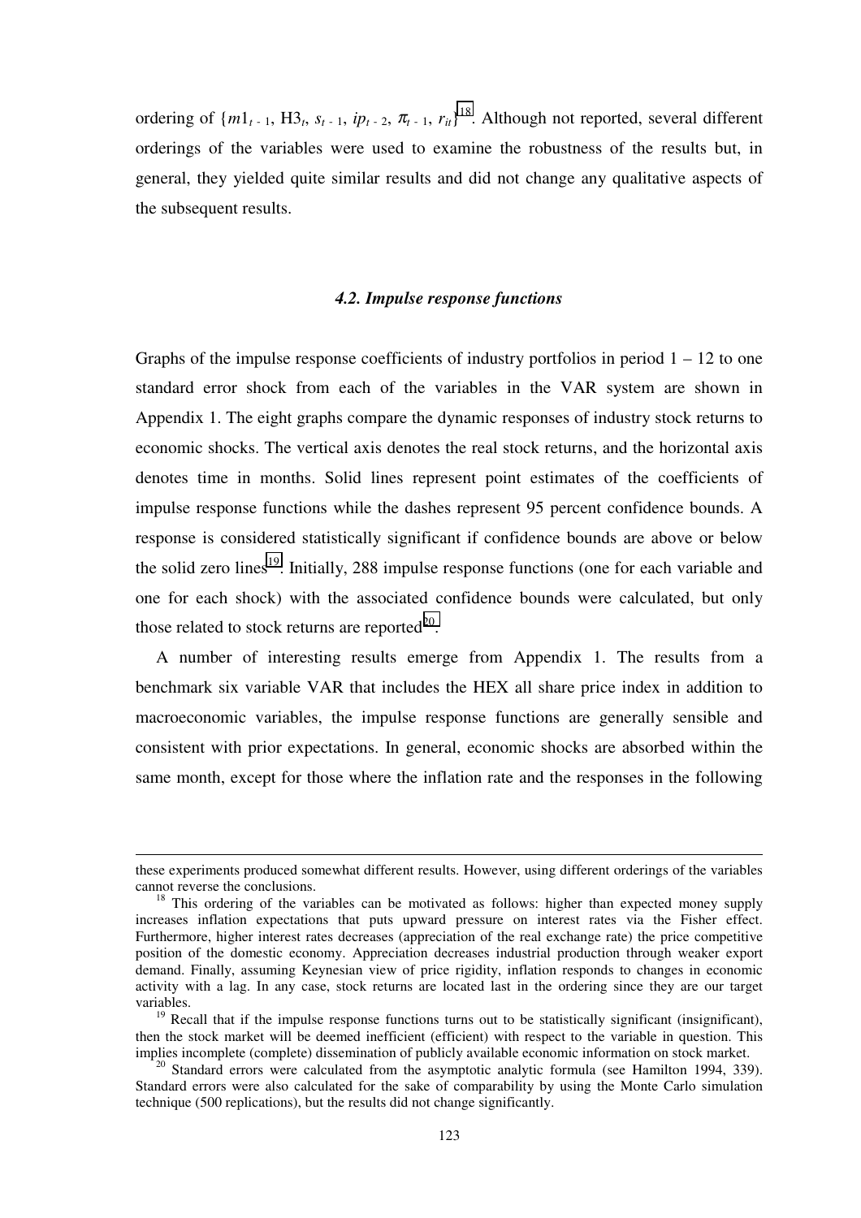ordering of $\{m1_{t-1}, H3_t, s_{t-1}, ip_{t-2}, \pi_{t-1}, r_{it}\}$[18]. Although not reported, several different orderings of the variables were used to examine the robustness of the results but, in general, they yielded quite similar results and did not change any qualitative aspects of the subsequent results.

### *4.2. Impulse response functions*

Graphs of the impulse response coefficients of industry portfolios in period 1 – 12 to one standard error shock from each of the variables in the VAR system are shown in Appendix 1. The eight graphs compare the dynamic responses of industry stock returns to economic shocks. The vertical axis denotes the real stock returns, and the horizontal axis denotes time in months. Solid lines represent point estimates of the coefficients of impulse response functions while the dashes represent 95 percent confidence bounds. A response is considered statistically significant if confidence bounds are above or below the solid zero lines[19]. Initially, 288 impulse response functions (one for each variable and one for each shock) with the associated confidence bounds were calculated, but only those related to stock returns are reported[20].

A number of interesting results emerge from Appendix 1. The results from a benchmark six variable VAR that includes the HEX all share price index in addition to macroeconomic variables, the impulse response functions are generally sensible and consistent with prior expectations. In general, economic shocks are absorbed within the same month, except for those where the inflation rate and the responses in the following

---

these experiments produced somewhat different results. However, using different orderings of the variables cannot reverse the conclusions.

[18] This ordering of the variables can be motivated as follows: higher than expected money supply increases inflation expectations that puts upward pressure on interest rates via the Fisher effect. Furthermore, higher interest rates decreases (appreciation of the real exchange rate) the price competitive position of the domestic economy. Appreciation decreases industrial production through weaker export demand. Finally, assuming Keynesian view of price rigidity, inflation responds to changes in economic activity with a lag. In any case, stock returns are located last in the ordering since they are our target variables.

[19] Recall that if the impulse response functions turns out to be statistically significant (insignificant), then the stock market will be deemed inefficient (efficient) with respect to the variable in question. This implies incomplete (complete) dissemination of publicly available economic information on stock market.

[20] Standard errors were calculated from the asymptotic analytic formula (see Hamilton 1994, 339). Standard errors were also calculated for the sake of comparability by using the Monte Carlo simulation technique (500 replications), but the results did not change significantly.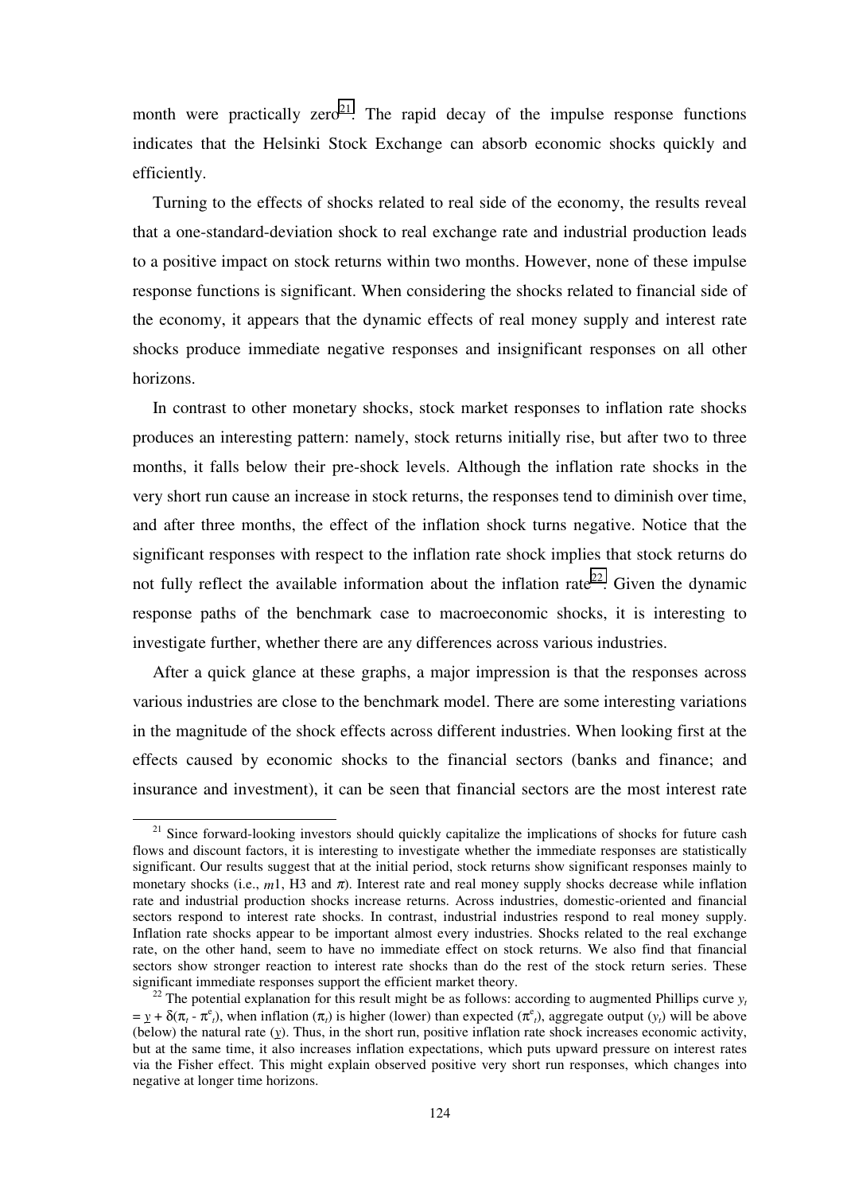month were practically zero[21]. The rapid decay of the impulse response functions indicates that the Helsinki Stock Exchange can absorb economic shocks quickly and efficiently.

Turning to the effects of shocks related to real side of the economy, the results reveal that a one-standard-deviation shock to real exchange rate and industrial production leads to a positive impact on stock returns within two months. However, none of these impulse response functions is significant. When considering the shocks related to financial side of the economy, it appears that the dynamic effects of real money supply and interest rate shocks produce immediate negative responses and insignificant responses on all other horizons.

In contrast to other monetary shocks, stock market responses to inflation rate shocks produces an interesting pattern: namely, stock returns initially rise, but after two to three months, it falls below their pre-shock levels. Although the inflation rate shocks in the very short run cause an increase in stock returns, the responses tend to diminish over time, and after three months, the effect of the inflation shock turns negative. Notice that the significant responses with respect to the inflation rate shock implies that stock returns do not fully reflect the available information about the inflation rate[22]. Given the dynamic response paths of the benchmark case to macroeconomic shocks, it is interesting to investigate further, whether there are any differences across various industries.

After a quick glance at these graphs, a major impression is that the responses across various industries are close to the benchmark model. There are some interesting variations in the magnitude of the shock effects across different industries. When looking first at the effects caused by economic shocks to the financial sectors (banks and finance; and insurance and investment), it can be seen that financial sectors are the most interest rate

---

[21] Since forward-looking investors should quickly capitalize the implications of shocks for future cash flows and discount factors, it is interesting to investigate whether the immediate responses are statistically significant. Our results suggest that at the initial period, stock returns show significant responses mainly to monetary shocks (i.e., $m1$, H3 and $\pi$). Interest rate and real money supply shocks decrease while inflation rate and industrial production shocks increase returns. Across industries, domestic-oriented and financial sectors respond to interest rate shocks. In contrast, industrial industries respond to real money supply. Inflation rate shocks appear to be important almost every industries. Shocks related to the real exchange rate, on the other hand, seem to have no immediate effect on stock returns. We also find that financial sectors show stronger reaction to interest rate shocks than do the rest of the stock return series. These significant immediate responses support the efficient market theory.

[22] The potential explanation for this result might be as follows: according to augmented Phillips curve $y_t = \underline{y} + \delta(\pi_t - \pi^e_t)$, when inflation ($\pi_t$) is higher (lower) than expected ($\pi^e_t$), aggregate output ($y_t$) will be above (below) the natural rate ($\underline{y}$). Thus, in the short run, positive inflation rate shock increases economic activity, but at the same time, it also increases inflation expectations, which puts upward pressure on interest rates via the Fisher effect. This might explain observed positive very short run responses, which changes into negative at longer time horizons.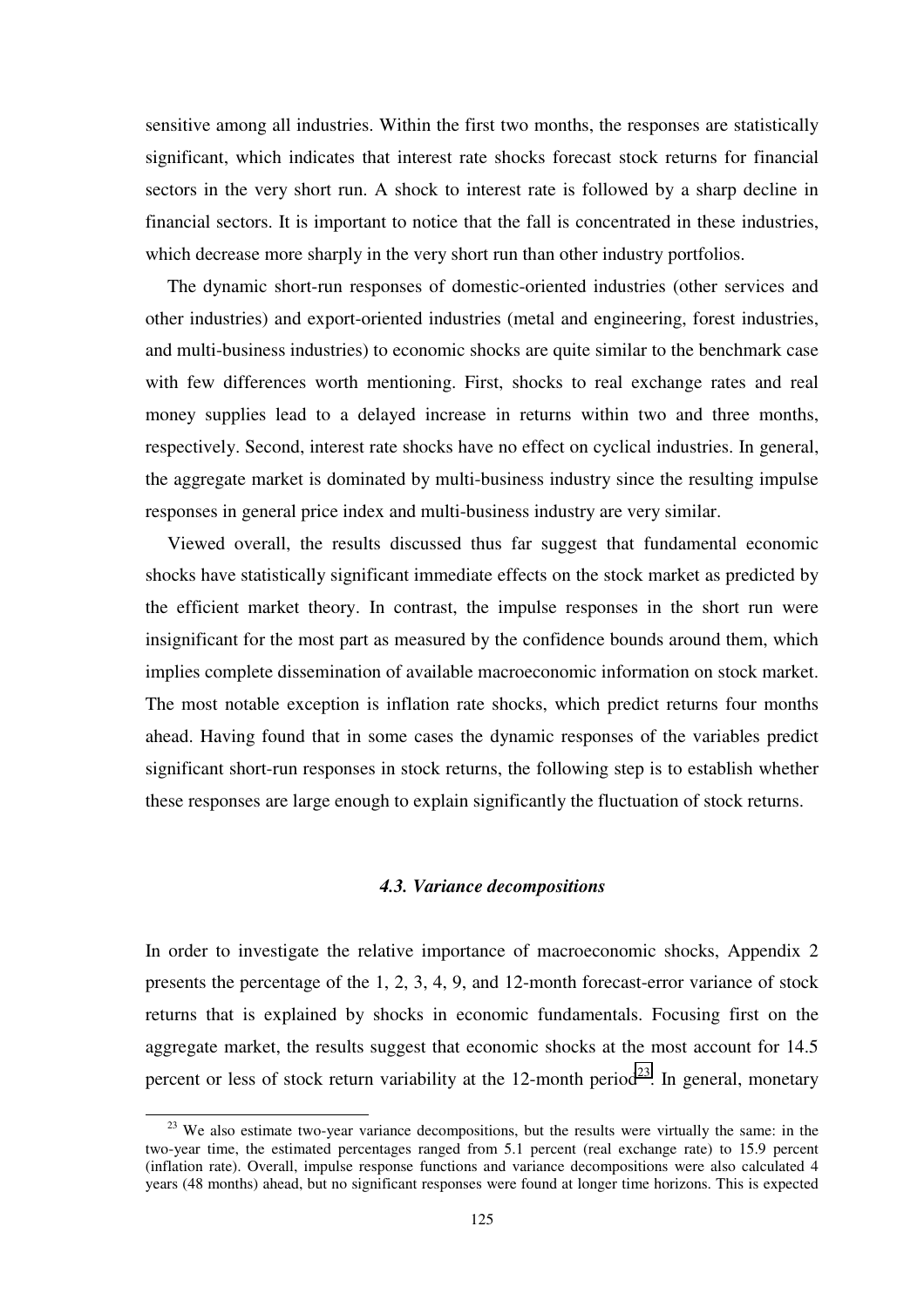sensitive among all industries. Within the first two months, the responses are statistically significant, which indicates that interest rate shocks forecast stock returns for financial sectors in the very short run. A shock to interest rate is followed by a sharp decline in financial sectors. It is important to notice that the fall is concentrated in these industries, which decrease more sharply in the very short run than other industry portfolios.

The dynamic short-run responses of domestic-oriented industries (other services and other industries) and export-oriented industries (metal and engineering, forest industries, and multi-business industries) to economic shocks are quite similar to the benchmark case with few differences worth mentioning. First, shocks to real exchange rates and real money supplies lead to a delayed increase in returns within two and three months, respectively. Second, interest rate shocks have no effect on cyclical industries. In general, the aggregate market is dominated by multi-business industry since the resulting impulse responses in general price index and multi-business industry are very similar.

Viewed overall, the results discussed thus far suggest that fundamental economic shocks have statistically significant immediate effects on the stock market as predicted by the efficient market theory. In contrast, the impulse responses in the short run were insignificant for the most part as measured by the confidence bounds around them, which implies complete dissemination of available macroeconomic information on stock market. The most notable exception is inflation rate shocks, which predict returns four months ahead. Having found that in some cases the dynamic responses of the variables predict significant short-run responses in stock returns, the following step is to establish whether these responses are large enough to explain significantly the fluctuation of stock returns.

### *4.3. Variance decompositions*

In order to investigate the relative importance of macroeconomic shocks, Appendix 2 presents the percentage of the 1, 2, 3, 4, 9, and 12-month forecast-error variance of stock returns that is explained by shocks in economic fundamentals. Focusing first on the aggregate market, the results suggest that economic shocks at the most account for 14.5 percent or less of stock return variability at the 12-month period[23]. In general, monetary

[23] We also estimate two-year variance decompositions, but the results were virtually the same: in the two-year time, the estimated percentages ranged from 5.1 percent (real exchange rate) to 15.9 percent (inflation rate). Overall, impulse response functions and variance decompositions were also calculated 4 years (48 months) ahead, but no significant responses were found at longer time horizons. This is expected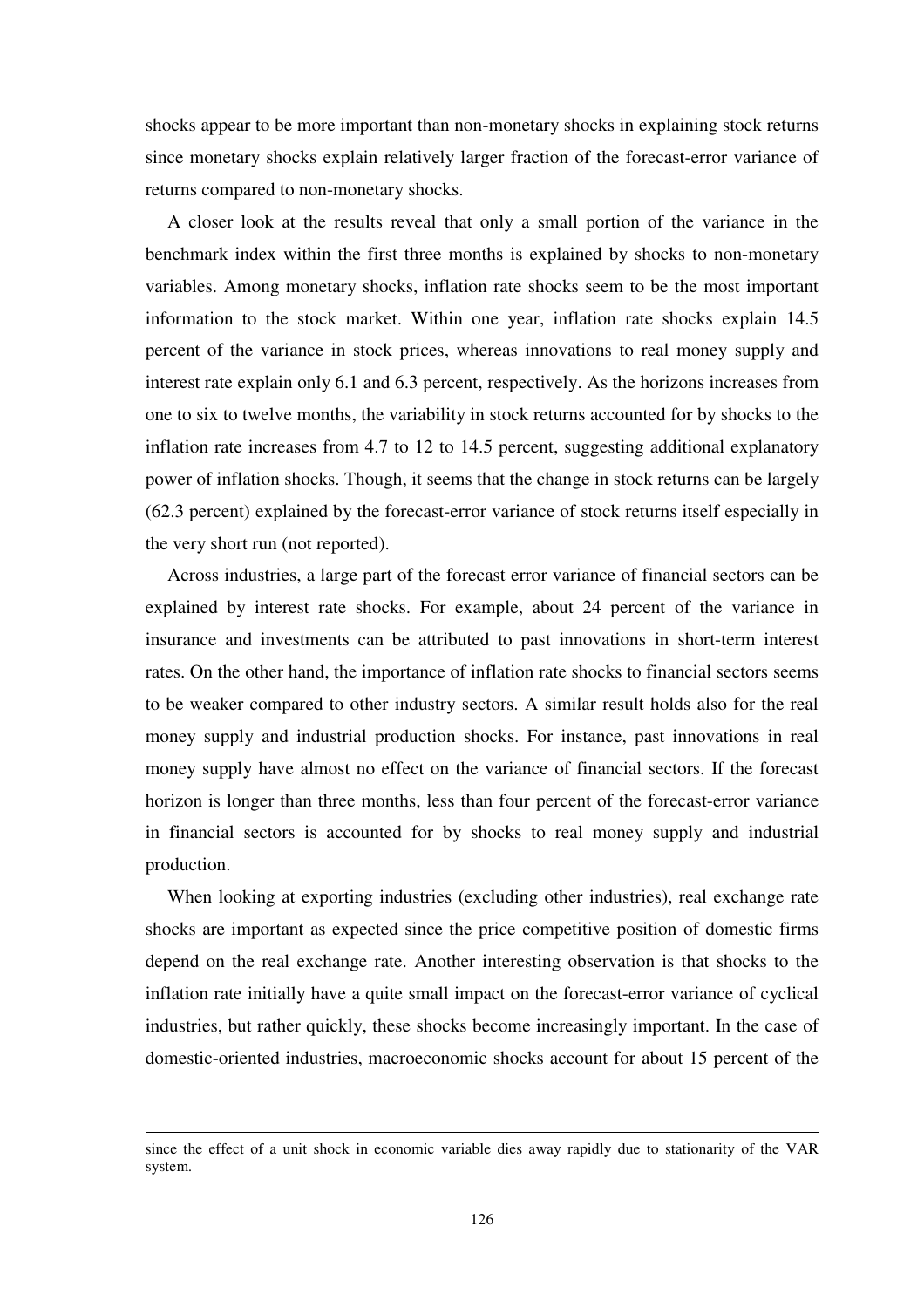shocks appear to be more important than non-monetary shocks in explaining stock returns since monetary shocks explain relatively larger fraction of the forecast-error variance of returns compared to non-monetary shocks.

A closer look at the results reveal that only a small portion of the variance in the benchmark index within the first three months is explained by shocks to non-monetary variables. Among monetary shocks, inflation rate shocks seem to be the most important information to the stock market. Within one year, inflation rate shocks explain 14.5 percent of the variance in stock prices, whereas innovations to real money supply and interest rate explain only 6.1 and 6.3 percent, respectively. As the horizons increases from one to six to twelve months, the variability in stock returns accounted for by shocks to the inflation rate increases from 4.7 to 12 to 14.5 percent, suggesting additional explanatory power of inflation shocks. Though, it seems that the change in stock returns can be largely (62.3 percent) explained by the forecast-error variance of stock returns itself especially in the very short run (not reported).

Across industries, a large part of the forecast error variance of financial sectors can be explained by interest rate shocks. For example, about 24 percent of the variance in insurance and investments can be attributed to past innovations in short-term interest rates. On the other hand, the importance of inflation rate shocks to financial sectors seems to be weaker compared to other industry sectors. A similar result holds also for the real money supply and industrial production shocks. For instance, past innovations in real money supply have almost no effect on the variance of financial sectors. If the forecast horizon is longer than three months, less than four percent of the forecast-error variance in financial sectors is accounted for by shocks to real money supply and industrial production.

When looking at exporting industries (excluding other industries), real exchange rate shocks are important as expected since the price competitive position of domestic firms depend on the real exchange rate. Another interesting observation is that shocks to the inflation rate initially have a quite small impact on the forecast-error variance of cyclical industries, but rather quickly, these shocks become increasingly important. In the case of domestic-oriented industries, macroeconomic shocks account for about 15 percent of the

---

since the effect of a unit shock in economic variable dies away rapidly due to stationarity of the VAR system.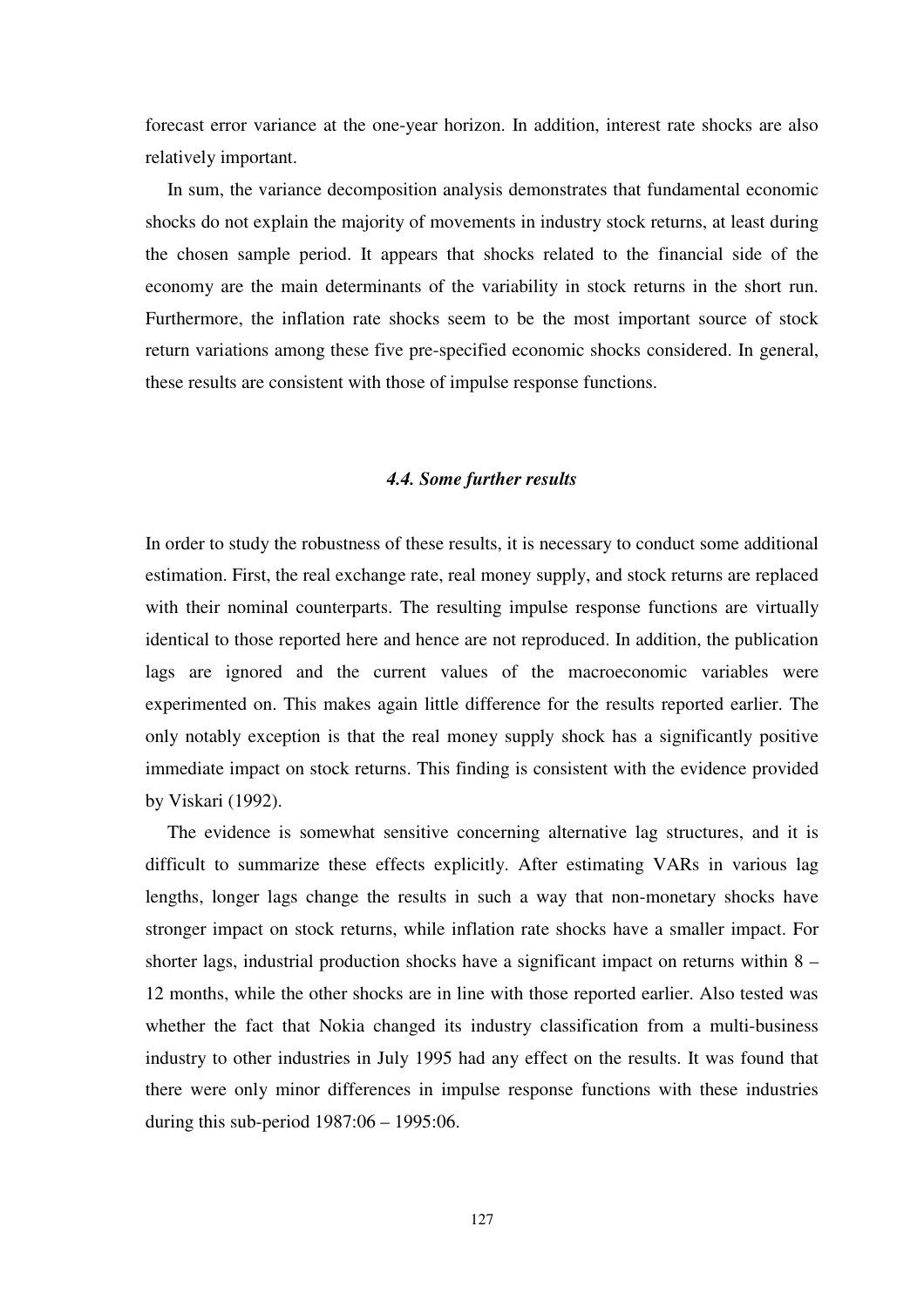forecast error variance at the one-year horizon. In addition, interest rate shocks are also relatively important.

In sum, the variance decomposition analysis demonstrates that fundamental economic shocks do not explain the majority of movements in industry stock returns, at least during the chosen sample period. It appears that shocks related to the financial side of the economy are the main determinants of the variability in stock returns in the short run. Furthermore, the inflation rate shocks seem to be the most important source of stock return variations among these five pre-specified economic shocks considered. In general, these results are consistent with those of impulse response functions.

### *4.4. Some further results*

In order to study the robustness of these results, it is necessary to conduct some additional estimation. First, the real exchange rate, real money supply, and stock returns are replaced with their nominal counterparts. The resulting impulse response functions are virtually identical to those reported here and hence are not reproduced. In addition, the publication lags are ignored and the current values of the macroeconomic variables were experimented on. This makes again little difference for the results reported earlier. The only notably exception is that the real money supply shock has a significantly positive immediate impact on stock returns. This finding is consistent with the evidence provided by Viskari (1992).

The evidence is somewhat sensitive concerning alternative lag structures, and it is difficult to summarize these effects explicitly. After estimating VARs in various lag lengths, longer lags change the results in such a way that non-monetary shocks have stronger impact on stock returns, while inflation rate shocks have a smaller impact. For shorter lags, industrial production shocks have a significant impact on returns within 8 – 12 months, while the other shocks are in line with those reported earlier. Also tested was whether the fact that Nokia changed its industry classification from a multi-business industry to other industries in July 1995 had any effect on the results. It was found that there were only minor differences in impulse response functions with these industries during this sub-period 1987:06 – 1995:06.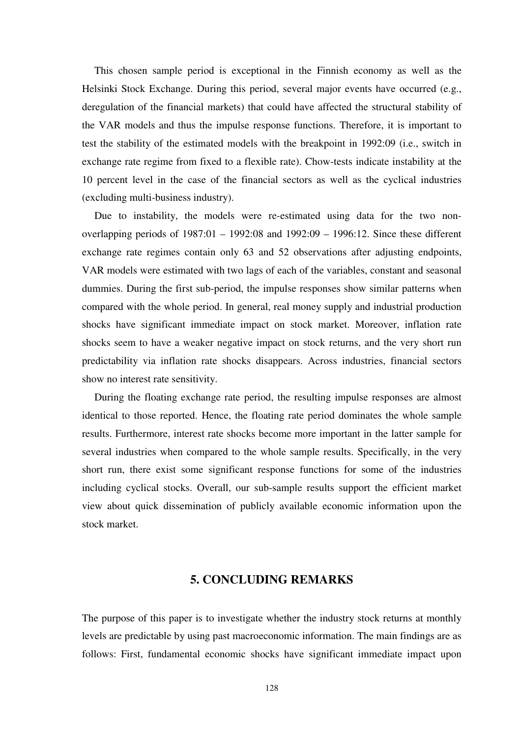This chosen sample period is exceptional in the Finnish economy as well as the Helsinki Stock Exchange. During this period, several major events have occurred (e.g., deregulation of the financial markets) that could have affected the structural stability of the VAR models and thus the impulse response functions. Therefore, it is important to test the stability of the estimated models with the breakpoint in 1992:09 (i.e., switch in exchange rate regime from fixed to a flexible rate). Chow-tests indicate instability at the 10 percent level in the case of the financial sectors as well as the cyclical industries (excluding multi-business industry).

Due to instability, the models were re-estimated using data for the two non-overlapping periods of 1987:01 – 1992:08 and 1992:09 – 1996:12. Since these different exchange rate regimes contain only 63 and 52 observations after adjusting endpoints, VAR models were estimated with two lags of each of the variables, constant and seasonal dummies. During the first sub-period, the impulse responses show similar patterns when compared with the whole period. In general, real money supply and industrial production shocks have significant immediate impact on stock market. Moreover, inflation rate shocks seem to have a weaker negative impact on stock returns, and the very short run predictability via inflation rate shocks disappears. Across industries, financial sectors show no interest rate sensitivity.

During the floating exchange rate period, the resulting impulse responses are almost identical to those reported. Hence, the floating rate period dominates the whole sample results. Furthermore, interest rate shocks become more important in the latter sample for several industries when compared to the whole sample results. Specifically, in the very short run, there exist some significant response functions for some of the industries including cyclical stocks. Overall, our sub-sample results support the efficient market view about quick dissemination of publicly available economic information upon the stock market.

## 5. CONCLUDING REMARKS

The purpose of this paper is to investigate whether the industry stock returns at monthly levels are predictable by using past macroeconomic information. The main findings are as follows: First, fundamental economic shocks have significant immediate impact upon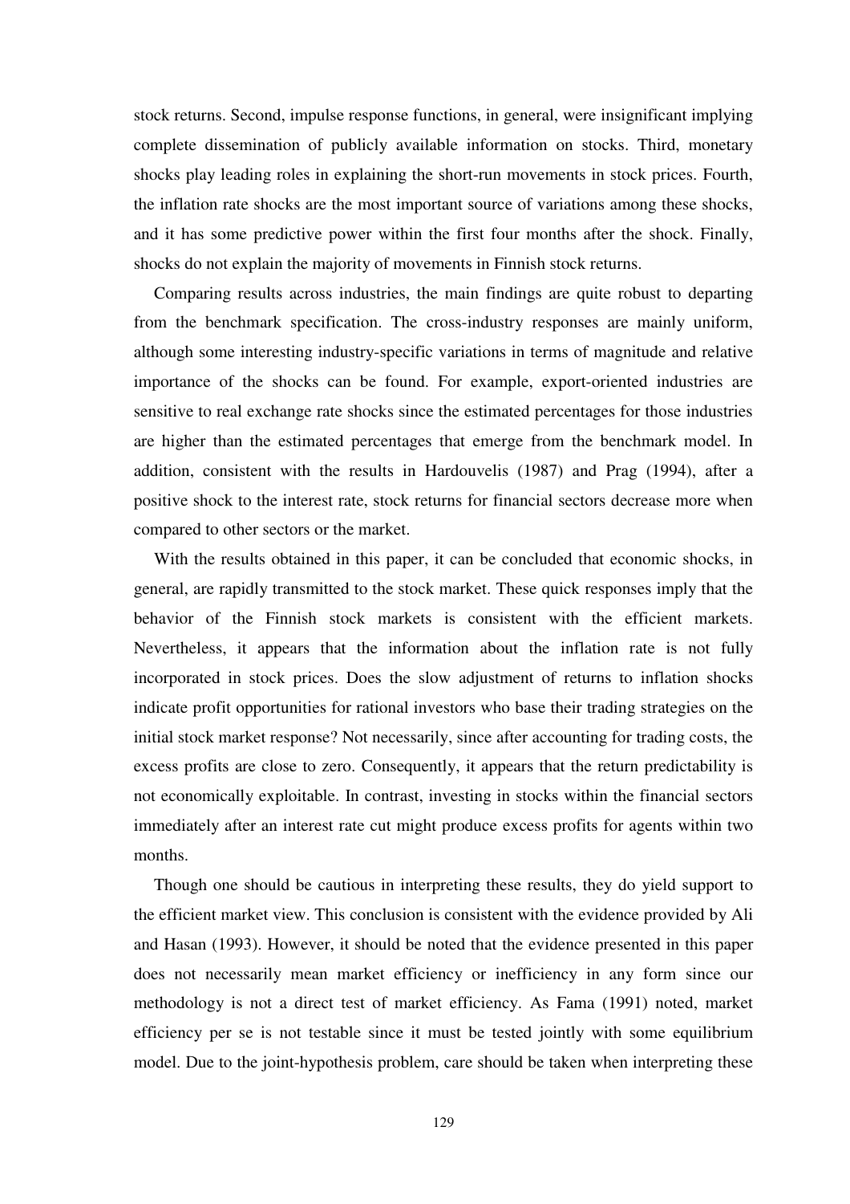stock returns. Second, impulse response functions, in general, were insignificant implying complete dissemination of publicly available information on stocks. Third, monetary shocks play leading roles in explaining the short-run movements in stock prices. Fourth, the inflation rate shocks are the most important source of variations among these shocks, and it has some predictive power within the first four months after the shock. Finally, shocks do not explain the majority of movements in Finnish stock returns.

Comparing results across industries, the main findings are quite robust to departing from the benchmark specification. The cross-industry responses are mainly uniform, although some interesting industry-specific variations in terms of magnitude and relative importance of the shocks can be found. For example, export-oriented industries are sensitive to real exchange rate shocks since the estimated percentages for those industries are higher than the estimated percentages that emerge from the benchmark model. In addition, consistent with the results in Hardouvelis (1987) and Prag (1994), after a positive shock to the interest rate, stock returns for financial sectors decrease more when compared to other sectors or the market.

With the results obtained in this paper, it can be concluded that economic shocks, in general, are rapidly transmitted to the stock market. These quick responses imply that the behavior of the Finnish stock markets is consistent with the efficient markets. Nevertheless, it appears that the information about the inflation rate is not fully incorporated in stock prices. Does the slow adjustment of returns to inflation shocks indicate profit opportunities for rational investors who base their trading strategies on the initial stock market response? Not necessarily, since after accounting for trading costs, the excess profits are close to zero. Consequently, it appears that the return predictability is not economically exploitable. In contrast, investing in stocks within the financial sectors immediately after an interest rate cut might produce excess profits for agents within two months.

Though one should be cautious in interpreting these results, they do yield support to the efficient market view. This conclusion is consistent with the evidence provided by Ali and Hasan (1993). However, it should be noted that the evidence presented in this paper does not necessarily mean market efficiency or inefficiency in any form since our methodology is not a direct test of market efficiency. As Fama (1991) noted, market efficiency per se is not testable since it must be tested jointly with some equilibrium model. Due to the joint-hypothesis problem, care should be taken when interpreting these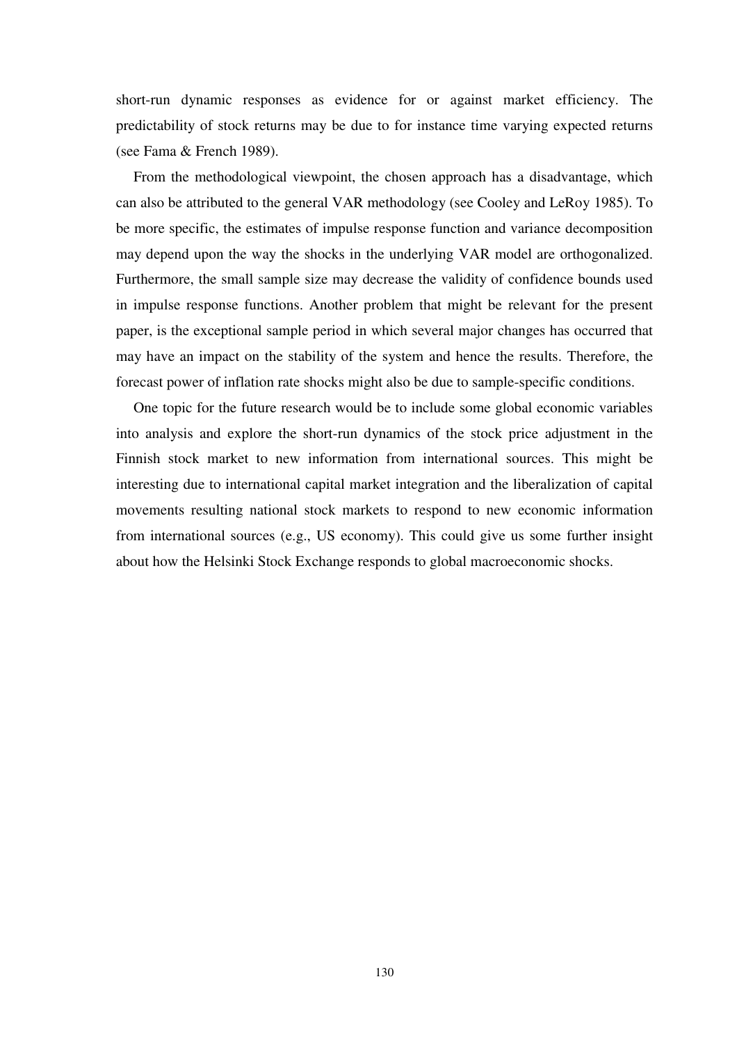short-run dynamic responses as evidence for or against market efficiency. The predictability of stock returns may be due to for instance time varying expected returns (see Fama & French 1989).

From the methodological viewpoint, the chosen approach has a disadvantage, which can also be attributed to the general VAR methodology (see Cooley and LeRoy 1985). To be more specific, the estimates of impulse response function and variance decomposition may depend upon the way the shocks in the underlying VAR model are orthogonalized. Furthermore, the small sample size may decrease the validity of confidence bounds used in impulse response functions. Another problem that might be relevant for the present paper, is the exceptional sample period in which several major changes has occurred that may have an impact on the stability of the system and hence the results. Therefore, the forecast power of inflation rate shocks might also be due to sample-specific conditions.

One topic for the future research would be to include some global economic variables into analysis and explore the short-run dynamics of the stock price adjustment in the Finnish stock market to new information from international sources. This might be interesting due to international capital market integration and the liberalization of capital movements resulting national stock markets to respond to new economic information from international sources (e.g., US economy). This could give us some further insight about how the Helsinki Stock Exchange responds to global macroeconomic shocks.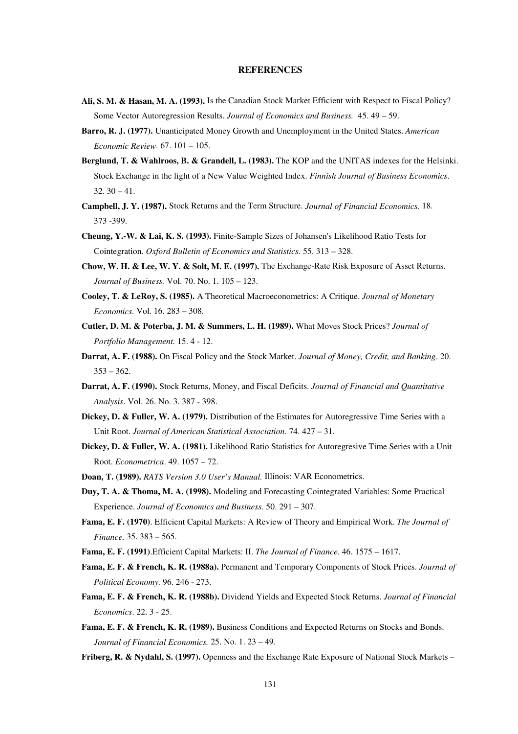# REFERENCES

**Ali, S. M. & Hasan, M. A. (1993).** Is the Canadian Stock Market Efficient with Respect to Fiscal Policy? Some Vector Autoregression Results. *Journal of Economics and Business.* 45. 49 – 59.

**Barro, R. J. (1977).** Unanticipated Money Growth and Unemployment in the United States. *American Economic Review*. 67. 101 – 105.

**Berglund, T. & Wahlroos, B. & Grandell, L. (1983).** The KOP and the UNITAS indexes for the Helsinki. Stock Exchange in the light of a New Value Weighted Index. *Finnish Journal of Business Economics*. 32. 30 – 41.

**Campbell, J. Y. (1987).** Stock Returns and the Term Structure. *Journal of Financial Economics.* 18. 373 -399.

**Cheung, Y.-W. & Lai, K. S. (1993).** Finite-Sample Sizes of Johansen's Likelihood Ratio Tests for Cointegration. *Oxford Bulletin of Economics and Statistics*. 55. 313 – 328.

**Chow, W. H. & Lee, W. Y. & Solt, M. E. (1997).** The Exchange-Rate Risk Exposure of Asset Returns. *Journal of Business.* Vol. 70. No. 1. 105 – 123.

**Cooley, T. & LeRoy, S. (1985).** A Theoretical Macroeconometrics: A Critique. *Journal of Monetary Economics.* Vol. 16. 283 – 308.

**Cutler, D. M. & Poterba, J. M. & Summers, L. H. (1989).** What Moves Stock Prices? *Journal of Portfolio Management.* 15. 4 - 12.

**Darrat, A. F. (1988).** On Fiscal Policy and the Stock Market. *Journal of Money, Credit, and Banking*. 20. 353 – 362.

**Darrat, A. F. (1990).** Stock Returns, Money, and Fiscal Deficits. *Journal of Financial and Quantitative Analysis*. Vol. 26. No. 3. 387 - 398.

**Dickey, D. & Fuller, W. A. (1979).** Distribution of the Estimates for Autoregressive Time Series with a Unit Root. *Journal of American Statistical Association*. 74. 427 – 31.

**Dickey, D. & Fuller, W. A. (1981).** Likelihood Ratio Statistics for Autoregresive Time Series with a Unit Root. *Econometrica*. 49. 1057 – 72.

**Doan, T. (1989).** *RATS Version 3.0 User's Manual.* Illinois: VAR Econometrics.

**Duy, T. A. & Thoma, M. A. (1998).** Modeling and Forecasting Cointegrated Variables: Some Practical Experience. *Journal of Economics and Business.* 50. 291 – 307.

**Fama, E. F. (1970)**. Efficient Capital Markets: A Review of Theory and Empirical Work. *The Journal of Finance.* 35. 383 – 565.

**Fama, E. F. (1991)**.Efficient Capital Markets: II. *The Journal of Finance.* 46. 1575 – 1617.

**Fama, E. F. & French, K. R. (1988a).** Permanent and Temporary Components of Stock Prices. *Journal of Political Economy*. 96. 246 - 273.

**Fama, E. F. & French, K. R. (1988b).** Dividend Yields and Expected Stock Returns. *Journal of Financial Economics*. 22. 3 - 25.

**Fama, E. F. & French, K. R. (1989).** Business Conditions and Expected Returns on Stocks and Bonds. *Journal of Financial Economics.* 25. No. 1. 23 – 49.

**Friberg, R. & Nydahl, S. (1997).** Openness and the Exchange Rate Exposure of National Stock Markets –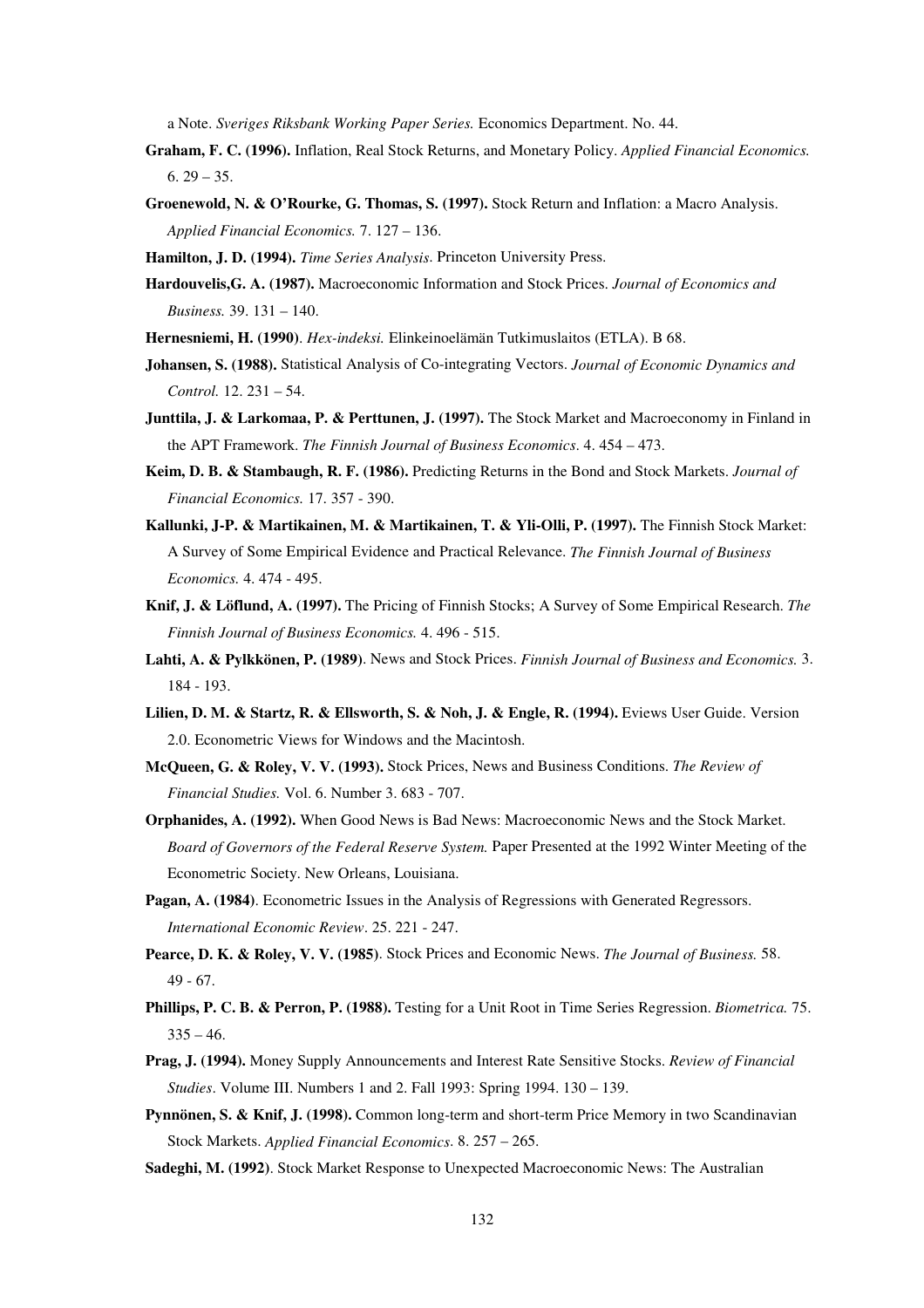a Note. *Sveriges Riksbank Working Paper Series.* Economics Department. No. 44.

**Graham, F. C. (1996).** Inflation, Real Stock Returns, and Monetary Policy. *Applied Financial Economics.* 6. 29 – 35.

**Groenewold, N. & O'Rourke, G. Thomas, S. (1997).** Stock Return and Inflation: a Macro Analysis. *Applied Financial Economics.* 7. 127 – 136.

**Hamilton, J. D. (1994).** *Time Series Analysis*. Princeton University Press.

**Hardouvelis,G. A. (1987).** Macroeconomic Information and Stock Prices. *Journal of Economics and Business.* 39. 131 – 140.

**Hernesniemi, H. (1990)**. *Hex-indeksi.* Elinkeinoelämän Tutkimuslaitos (ETLA). B 68.

**Johansen, S. (1988).** Statistical Analysis of Co-integrating Vectors. *Journal of Economic Dynamics and Control.* 12. 231 – 54.

**Junttila, J. & Larkomaa, P. & Perttunen, J. (1997).** The Stock Market and Macroeconomy in Finland in the APT Framework. *The Finnish Journal of Business Economics*. 4. 454 – 473.

**Keim, D. B. & Stambaugh, R. F. (1986).** Predicting Returns in the Bond and Stock Markets. *Journal of Financial Economics.* 17. 357 - 390.

**Kallunki, J-P. & Martikainen, M. & Martikainen, T. & Yli-Olli, P. (1997).** The Finnish Stock Market: A Survey of Some Empirical Evidence and Practical Relevance. *The Finnish Journal of Business Economics.* 4. 474 - 495.

**Knif, J. & Löflund, A. (1997).** The Pricing of Finnish Stocks; A Survey of Some Empirical Research. *The Finnish Journal of Business Economics.* 4. 496 - 515.

**Lahti, A. & Pylkkönen, P. (1989)**. News and Stock Prices. *Finnish Journal of Business and Economics.* 3. 184 - 193.

**Lilien, D. M. & Startz, R. & Ellsworth, S. & Noh, J. & Engle, R. (1994).** Eviews User Guide. Version 2.0. Econometric Views for Windows and the Macintosh.

**McQueen, G. & Roley, V. V. (1993).** Stock Prices, News and Business Conditions. *The Review of Financial Studies.* Vol. 6. Number 3. 683 - 707.

**Orphanides, A. (1992).** When Good News is Bad News: Macroeconomic News and the Stock Market. *Board of Governors of the Federal Reserve System.* Paper Presented at the 1992 Winter Meeting of the Econometric Society. New Orleans, Louisiana.

**Pagan, A. (1984)**. Econometric Issues in the Analysis of Regressions with Generated Regressors. *International Economic Review*. 25. 221 - 247.

**Pearce, D. K. & Roley, V. V. (1985)**. Stock Prices and Economic News. *The Journal of Business.* 58. 49 - 67.

**Phillips, P. C. B. & Perron, P. (1988).** Testing for a Unit Root in Time Series Regression. *Biometrica.* 75. 335 – 46.

**Prag, J. (1994).** Money Supply Announcements and Interest Rate Sensitive Stocks. *Review of Financial Studies*. Volume III. Numbers 1 and 2. Fall 1993: Spring 1994. 130 – 139.

**Pynnönen, S. & Knif, J. (1998).** Common long-term and short-term Price Memory in two Scandinavian Stock Markets. *Applied Financial Economics*. 8. 257 – 265.

**Sadeghi, M. (1992)**. Stock Market Response to Unexpected Macroeconomic News: The Australian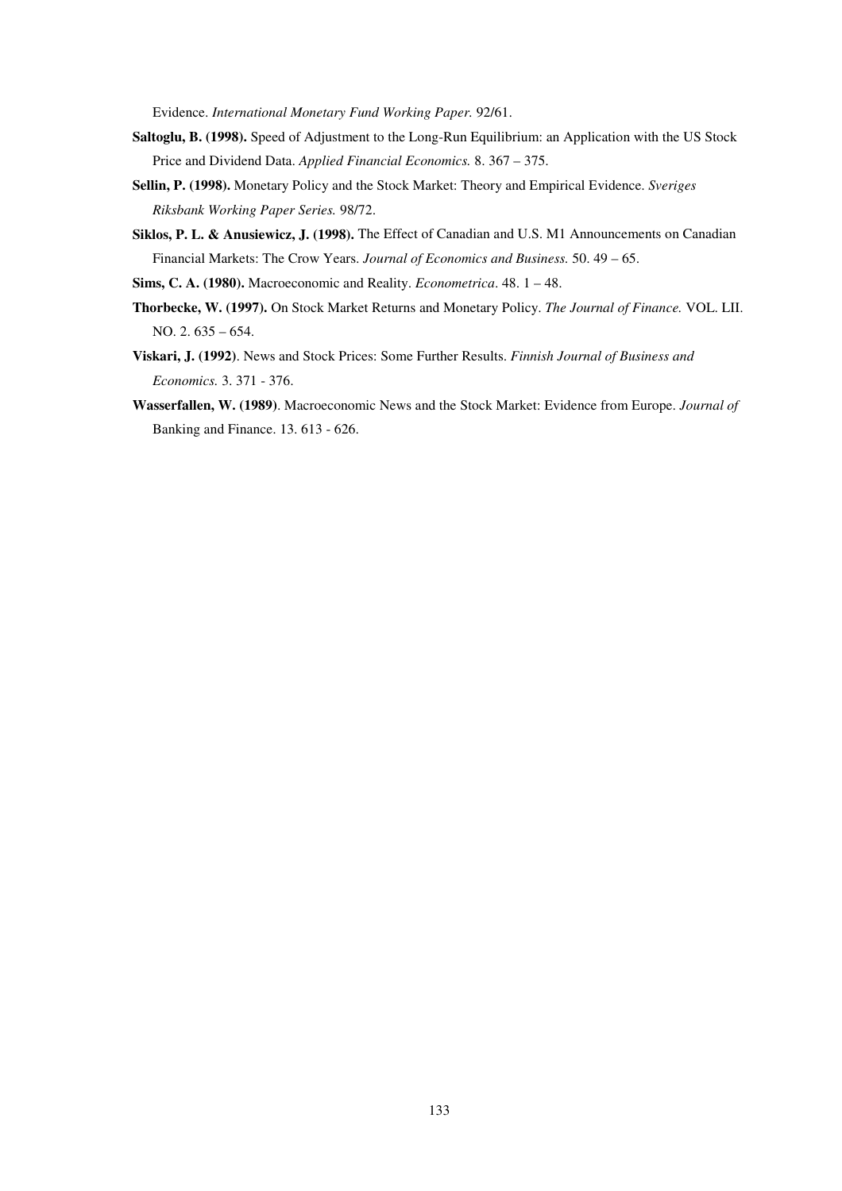Evidence. *International Monetary Fund Working Paper.* 92/61.

**Saltoglu, B. (1998).** Speed of Adjustment to the Long-Run Equilibrium: an Application with the US Stock Price and Dividend Data. *Applied Financial Economics.* 8. 367 – 375.

**Sellin, P. (1998).** Monetary Policy and the Stock Market: Theory and Empirical Evidence. *Sveriges Riksbank Working Paper Series.* 98/72.

**Siklos, P. L. & Anusiewicz, J. (1998).** The Effect of Canadian and U.S. M1 Announcements on Canadian Financial Markets: The Crow Years. *Journal of Economics and Business.* 50. 49 – 65.

**Sims, C. A. (1980).** Macroeconomic and Reality. *Econometrica*. 48. 1 – 48.

**Thorbecke, W. (1997).** On Stock Market Returns and Monetary Policy. *The Journal of Finance.* VOL. LII. NO. 2. 635 – 654.

**Viskari, J. (1992)**. News and Stock Prices: Some Further Results. *Finnish Journal of Business and Economics.* 3. 371 - 376.

**Wasserfallen, W. (1989)**. Macroeconomic News and the Stock Market: Evidence from Europe. *Journal of* Banking and Finance. 13. 613 - 626.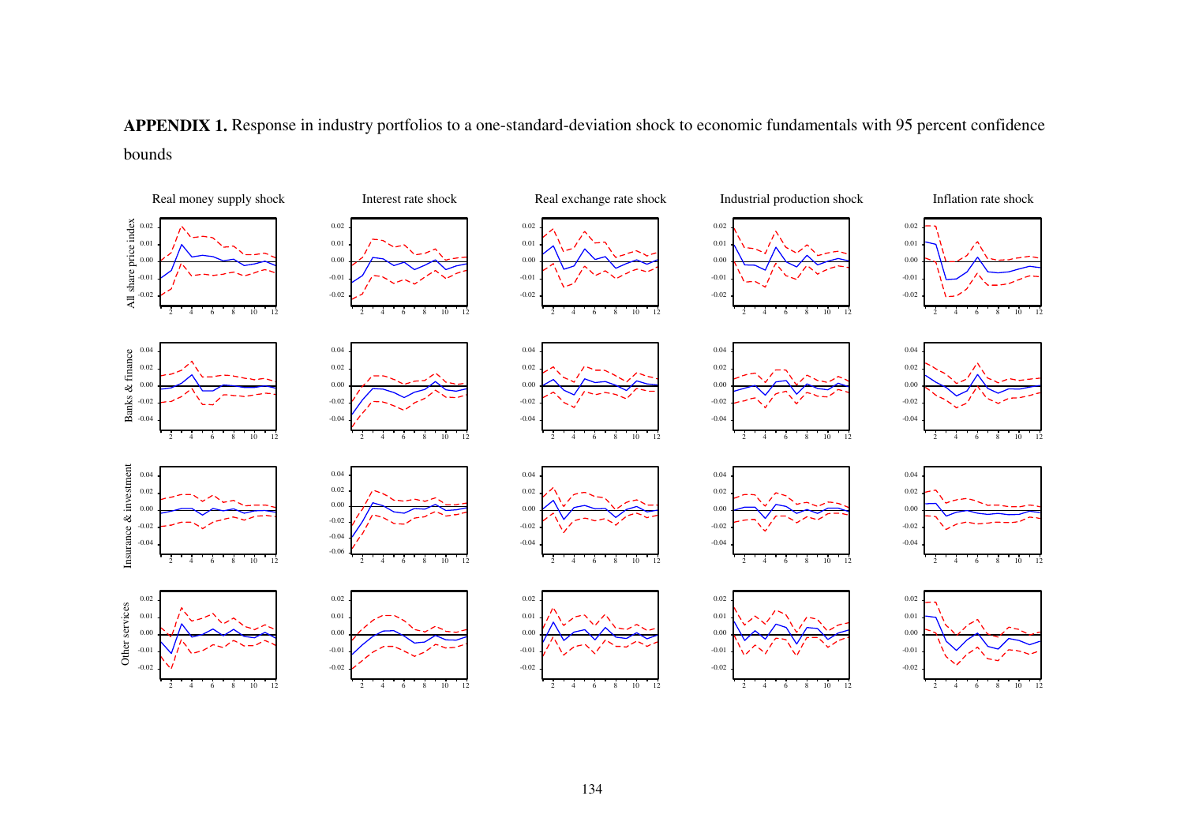**APPENDIX 1.** Response in industry portfolios to a one-standard-deviation shock to economic fundamentals with 95 percent confidence bounds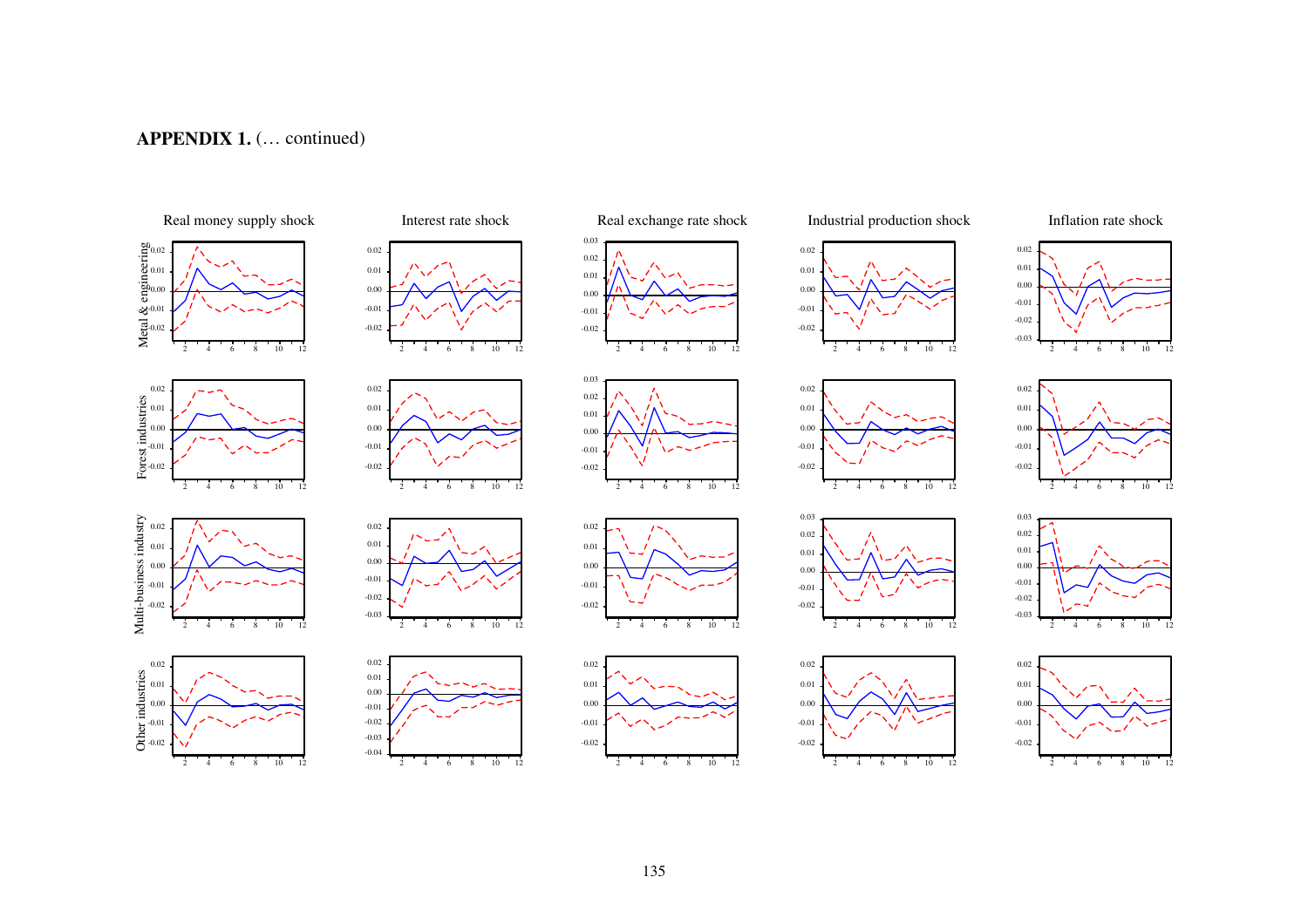**APPENDIX 1.** (… continued)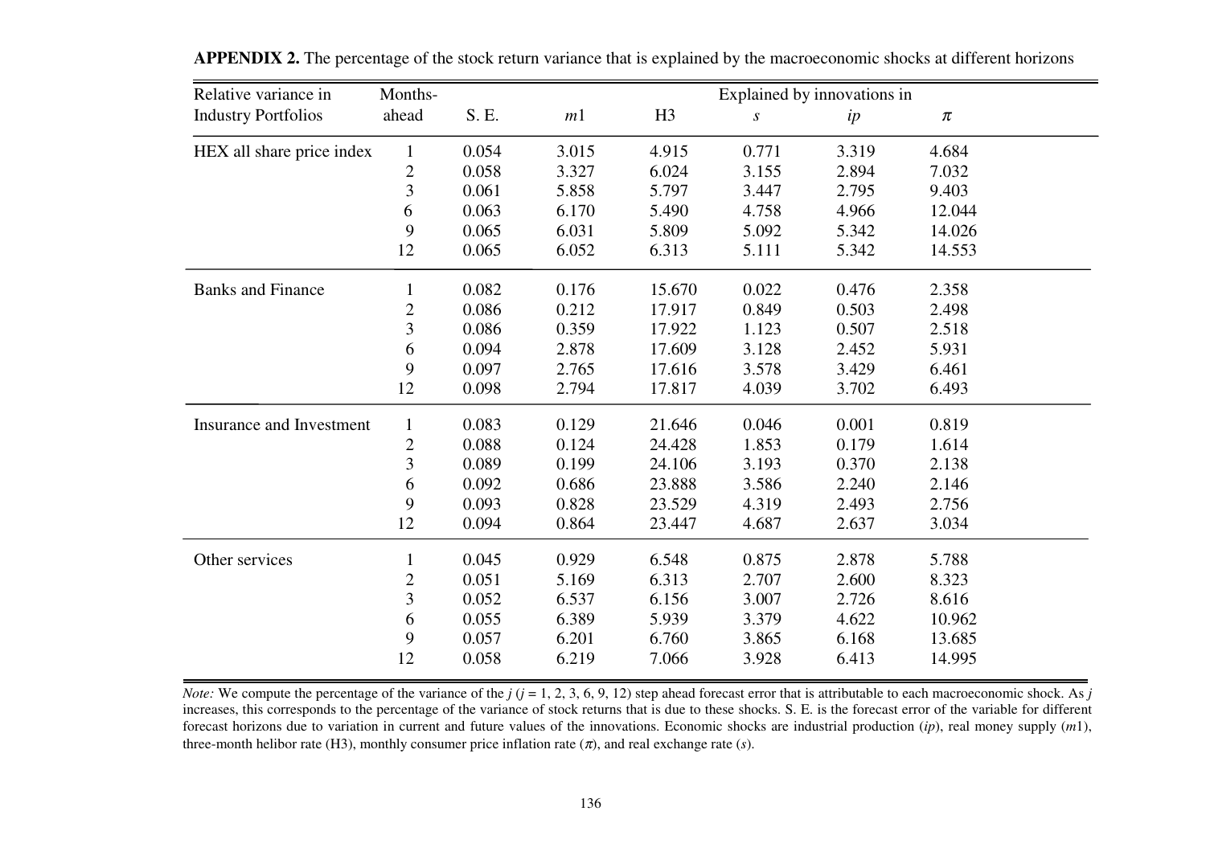**APPENDIX 2.** The percentage of the stock return variance that is explained by the macroeconomic shocks at different horizons

| Relative variance in Industry Portfolios | Months-ahead | S. E. | Explained by innovations in $m1$ | H3 | $s$ | $ip$ | $\pi$ |
|---|---|---|---|---|---|---|---|
| HEX all share price index | 1 | 0.054 | 3.015 | 4.915 | 0.771 | 3.319 | 4.684 |
| | 2 | 0.058 | 3.327 | 6.024 | 3.155 | 2.894 | 7.032 |
| | 3 | 0.061 | 5.858 | 5.797 | 3.447 | 2.795 | 9.403 |
| | 6 | 0.063 | 6.170 | 5.490 | 4.758 | 4.966 | 12.044 |
| | 9 | 0.065 | 6.031 | 5.809 | 5.092 | 5.342 | 14.026 |
| | 12 | 0.065 | 6.052 | 6.313 | 5.111 | 5.342 | 14.553 |
| Banks and Finance | 1 | 0.082 | 0.176 | 15.670 | 0.022 | 0.476 | 2.358 |
| | 2 | 0.086 | 0.212 | 17.917 | 0.849 | 0.503 | 2.498 |
| | 3 | 0.086 | 0.359 | 17.922 | 1.123 | 0.507 | 2.518 |
| | 6 | 0.094 | 2.878 | 17.609 | 3.128 | 2.452 | 5.931 |
| | 9 | 0.097 | 2.765 | 17.616 | 3.578 | 3.429 | 6.461 |
| | 12 | 0.098 | 2.794 | 17.817 | 4.039 | 3.702 | 6.493 |
| Insurance and Investment | 1 | 0.083 | 0.129 | 21.646 | 0.046 | 0.001 | 0.819 |
| | 2 | 0.088 | 0.124 | 24.428 | 1.853 | 0.179 | 1.614 |
| | 3 | 0.089 | 0.199 | 24.106 | 3.193 | 0.370 | 2.138 |
| | 6 | 0.092 | 0.686 | 23.888 | 3.586 | 2.240 | 2.146 |
| | 9 | 0.093 | 0.828 | 23.529 | 4.319 | 2.493 | 2.756 |
| | 12 | 0.094 | 0.864 | 23.447 | 4.687 | 2.637 | 3.034 |
| Other services | 1 | 0.045 | 0.929 | 6.548 | 0.875 | 2.878 | 5.788 |
| | 2 | 0.051 | 5.169 | 6.313 | 2.707 | 2.600 | 8.323 |
| | 3 | 0.052 | 6.537 | 6.156 | 3.007 | 2.726 | 8.616 |
| | 6 | 0.055 | 6.389 | 5.939 | 3.379 | 4.622 | 10.962 |
| | 9 | 0.057 | 6.201 | 6.760 | 3.865 | 6.168 | 13.685 |
| | 12 | 0.058 | 6.219 | 7.066 | 3.928 | 6.413 | 14.995 |

*Note:* We compute the percentage of the variance of the $j$ ($j$ = 1, 2, 3, 6, 9, 12) step ahead forecast error that is attributable to each macroeconomic shock. As $j$ increases, this corresponds to the percentage of the variance of stock returns that is due to these shocks. S. E. is the forecast error of the variable for different forecast horizons due to variation in current and future values of the innovations. Economic shocks are industrial production ($ip$), real money supply ($m1$), three-month helibor rate (H3), monthly consumer price inflation rate ($\pi$), and real exchange rate ($s$).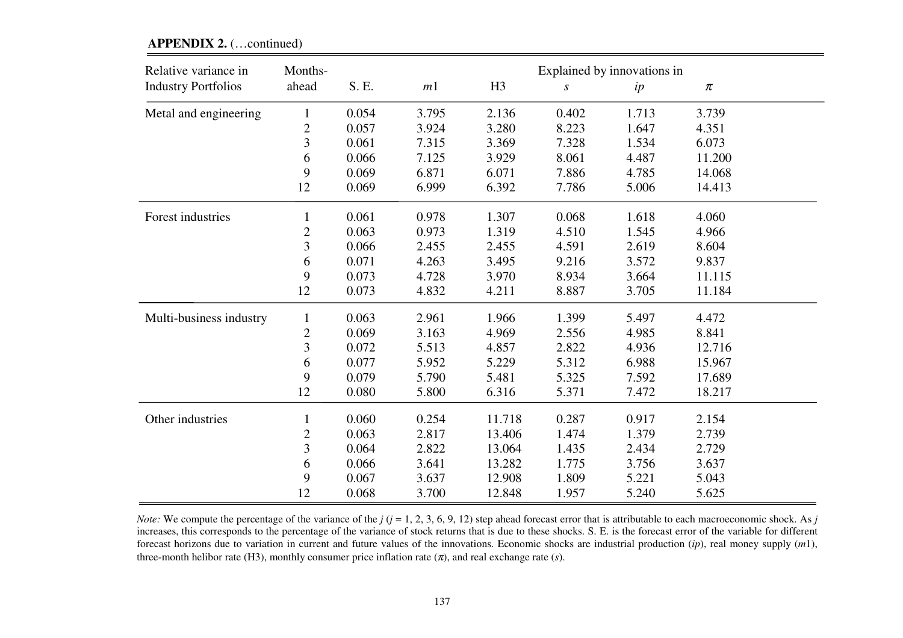**APPENDIX 2.** (…continued)

| Relative variance in Industry Portfolios | Months-ahead | S. E. | $m1$ | H3 | $s$ | $ip$ | $\pi$ |
|---|---|---|---|---|---|---|---|
| | | | Explained by innovations in | | | | |
| Metal and engineering | 1 | 0.054 | 3.795 | 2.136 | 0.402 | 1.713 | 3.739 |
| | 2 | 0.057 | 3.924 | 3.280 | 8.223 | 1.647 | 4.351 |
| | 3 | 0.061 | 7.315 | 3.369 | 7.328 | 1.534 | 6.073 |
| | 6 | 0.066 | 7.125 | 3.929 | 8.061 | 4.487 | 11.200 |
| | 9 | 0.069 | 6.871 | 6.071 | 7.886 | 4.785 | 14.068 |
| | 12 | 0.069 | 6.999 | 6.392 | 7.786 | 5.006 | 14.413 |
| Forest industries | 1 | 0.061 | 0.978 | 1.307 | 0.068 | 1.618 | 4.060 |
| | 2 | 0.063 | 0.973 | 1.319 | 4.510 | 1.545 | 4.966 |
| | 3 | 0.066 | 2.455 | 2.455 | 4.591 | 2.619 | 8.604 |
| | 6 | 0.071 | 4.263 | 3.495 | 9.216 | 3.572 | 9.837 |
| | 9 | 0.073 | 4.728 | 3.970 | 8.934 | 3.664 | 11.115 |
| | 12 | 0.073 | 4.832 | 4.211 | 8.887 | 3.705 | 11.184 |
| Multi-business industry | 1 | 0.063 | 2.961 | 1.966 | 1.399 | 5.497 | 4.472 |
| | 2 | 0.069 | 3.163 | 4.969 | 2.556 | 4.985 | 8.841 |
| | 3 | 0.072 | 5.513 | 4.857 | 2.822 | 4.936 | 12.716 |
| | 6 | 0.077 | 5.952 | 5.229 | 5.312 | 6.988 | 15.967 |
| | 9 | 0.079 | 5.790 | 5.481 | 5.325 | 7.592 | 17.689 |
| | 12 | 0.080 | 5.800 | 6.316 | 5.371 | 7.472 | 18.217 |
| Other industries | 1 | 0.060 | 0.254 | 11.718 | 0.287 | 0.917 | 2.154 |
| | 2 | 0.063 | 2.817 | 13.406 | 1.474 | 1.379 | 2.739 |
| | 3 | 0.064 | 2.822 | 13.064 | 1.435 | 2.434 | 2.729 |
| | 6 | 0.066 | 3.641 | 13.282 | 1.775 | 3.756 | 3.637 |
| | 9 | 0.067 | 3.637 | 12.908 | 1.809 | 5.221 | 5.043 |
| | 12 | 0.068 | 3.700 | 12.848 | 1.957 | 5.240 | 5.625 |

*Note:* We compute the percentage of the variance of the $j$ ($j$ = 1, 2, 3, 6, 9, 12) step ahead forecast error that is attributable to each macroeconomic shock. As $j$ increases, this corresponds to the percentage of the variance of stock returns that is due to these shocks. S. E. is the forecast error of the variable for different forecast horizons due to variation in current and future values of the innovations. Economic shocks are industrial production ($ip$), real money supply ($m1$), three-month helibor rate (H3), monthly consumer price inflation rate ($\pi$), and real exchange rate ($s$).